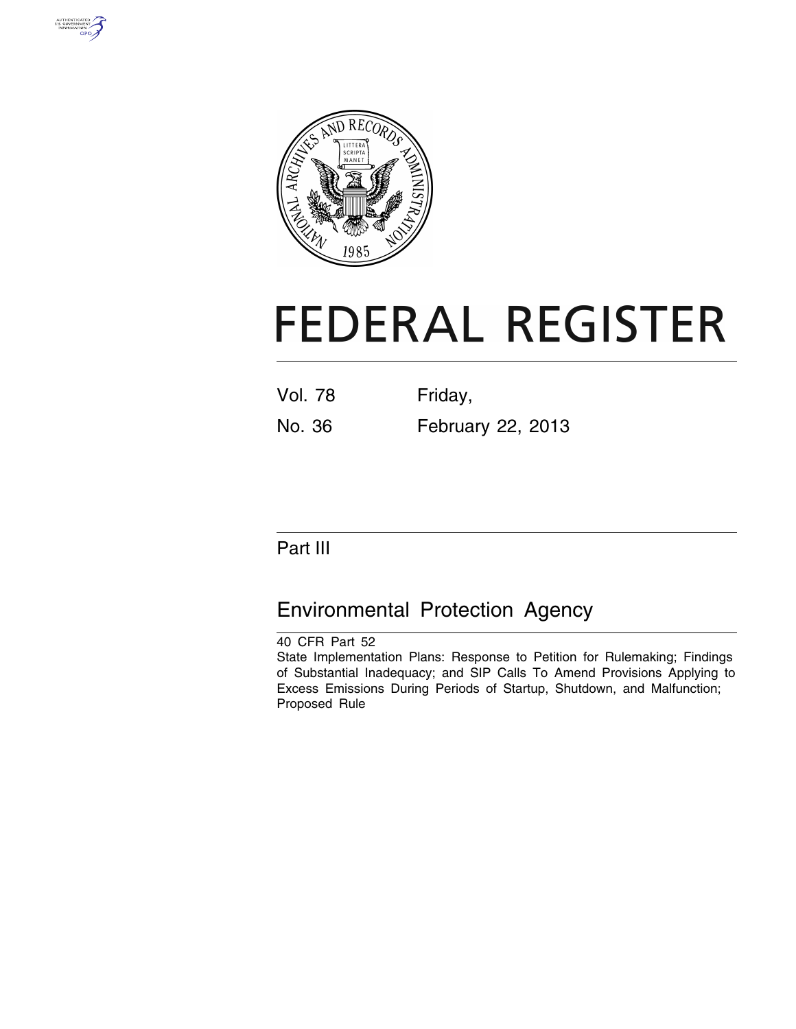# FEDERAL REGISTER

Vol. 78 Friday,

No. 36 February 22, 2013

## Part III

## Environmental Protection Agency

40 CFR Part 52

State Implementation Plans: Response to Petition for Rulemaking; Findings of Substantial Inadequacy; and SIP Calls To Amend Provisions Applying to Excess Emissions During Periods of Startup, Shutdown, and Malfunction; Proposed Rule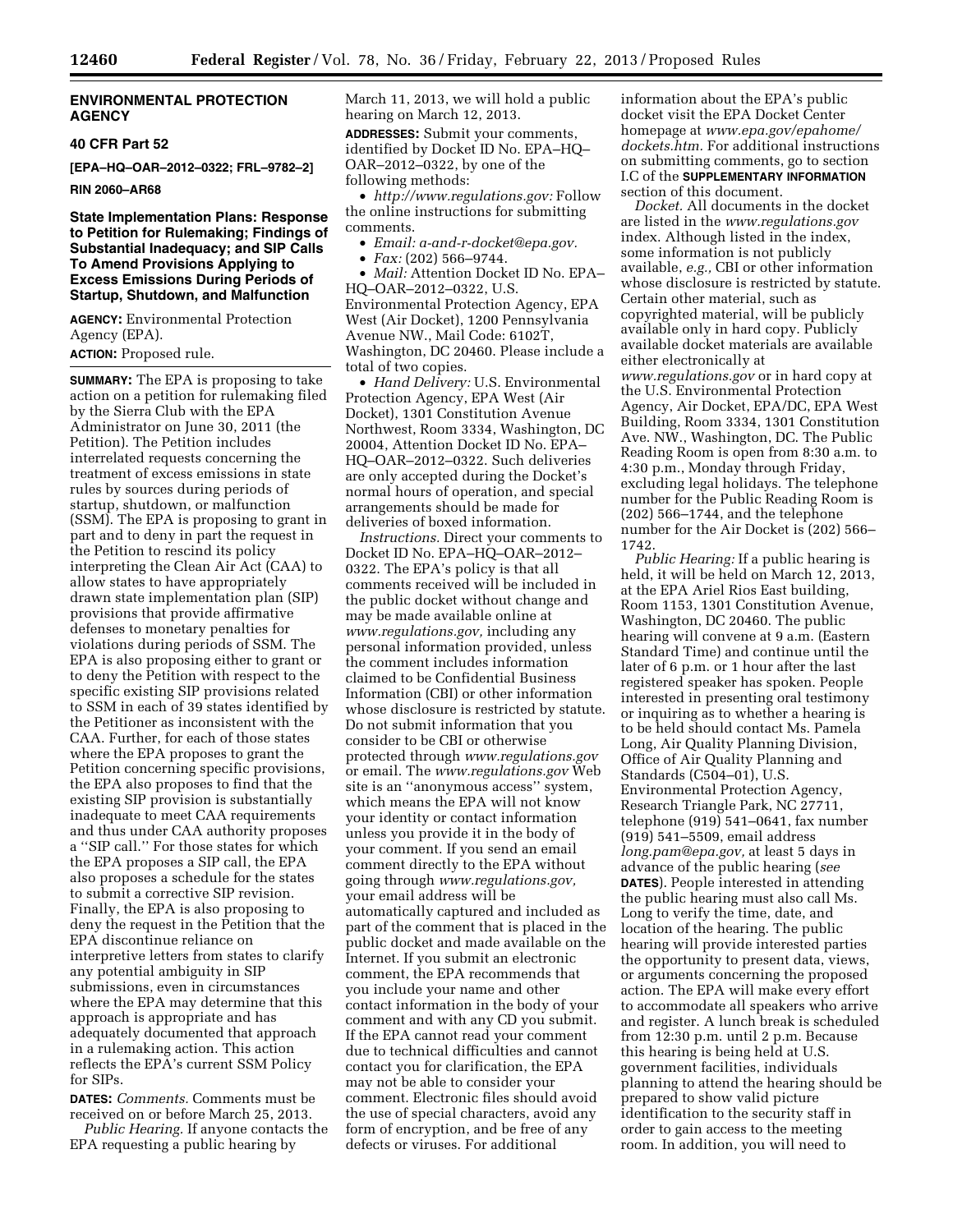## ENVIRONMENTAL PROTECTION AGENCY

### 40 CFR Part 52

**[EPA–HQ–OAR–2012–0322; FRL–9782–2]**

**RIN 2060–AR68**

### State Implementation Plans: Response to Petition for Rulemaking; Findings of Substantial Inadequacy; and SIP Calls To Amend Provisions Applying to Excess Emissions During Periods of Startup, Shutdown, and Malfunction

**AGENCY:** Environmental Protection Agency (EPA).

**ACTION:** Proposed rule.

**SUMMARY:** The EPA is proposing to take action on a petition for rulemaking filed by the Sierra Club with the EPA Administrator on June 30, 2011 (the Petition). The Petition includes interrelated requests concerning the treatment of excess emissions in state rules by sources during periods of startup, shutdown, or malfunction (SSM). The EPA is proposing to grant in part and to deny in part the request in the Petition to rescind its policy interpreting the Clean Air Act (CAA) to allow states to have appropriately drawn state implementation plan (SIP) provisions that provide affirmative defenses to monetary penalties for violations during periods of SSM. The EPA is also proposing either to grant or to deny the Petition with respect to the specific existing SIP provisions related to SSM in each of 39 states identified by the Petitioner as inconsistent with the CAA. Further, for each of those states where the EPA proposes to grant the Petition concerning specific provisions, the EPA also proposes to find that the existing SIP provision is substantially inadequate to meet CAA requirements and thus under CAA authority proposes a ''SIP call.'' For those states for which the EPA proposes a SIP call, the EPA also proposes a schedule for the states to submit a corrective SIP revision. Finally, the EPA is also proposing to deny the request in the Petition that the EPA discontinue reliance on interpretive letters from states to clarify any potential ambiguity in SIP submissions, even in circumstances where the EPA may determine that this approach is appropriate and has adequately documented that approach in a rulemaking action. This action reflects the EPA's current SSM Policy for SIPs.

**DATES:** *Comments.* Comments must be received on or before March 25, 2013.

*Public Hearing.* If anyone contacts the EPA requesting a public hearing by March 11, 2013, we will hold a public hearing on March 12, 2013.

**ADDRESSES:** Submit your comments, identified by Docket ID No. EPA–HQ–OAR–2012–0322, by one of the following methods:

- *http://www.regulations.gov:* Follow the online instructions for submitting comments.
- *Email: a-and-r-docket@epa.gov.*
- *Fax:* (202) 566–9744.
- *Mail:* Attention Docket ID No. EPA–HQ–OAR–2012–0322, U.S. Environmental Protection Agency, EPA West (Air Docket), 1200 Pennsylvania Avenue NW., Mail Code: 6102T, Washington, DC 20460. Please include a total of two copies.
- *Hand Delivery:* U.S. Environmental Protection Agency, EPA West (Air Docket), 1301 Constitution Avenue Northwest, Room 3334, Washington, DC 20004, Attention Docket ID No. EPA–HQ–OAR–2012–0322. Such deliveries are only accepted during the Docket's normal hours of operation, and special arrangements should be made for deliveries of boxed information.

*Instructions.* Direct your comments to Docket ID No. EPA–HQ–OAR–2012–0322. The EPA's policy is that all comments received will be included in the public docket without change and may be made available online at *www.regulations.gov,* including any personal information provided, unless the comment includes information claimed to be Confidential Business Information (CBI) or other information whose disclosure is restricted by statute. Do not submit information that you consider to be CBI or otherwise protected through *www.regulations.gov* or email. The *www.regulations.gov* Web site is an ''anonymous access'' system, which means the EPA will not know your identity or contact information unless you provide it in the body of your comment. If you send an email comment directly to the EPA without going through *www.regulations.gov,* your email address will be automatically captured and included as part of the comment that is placed in the public docket and made available on the Internet. If you submit an electronic comment, the EPA recommends that you include your name and other contact information in the body of your comment and with any CD you submit. If the EPA cannot read your comment due to technical difficulties and cannot contact you for clarification, the EPA may not be able to consider your comment. Electronic files should avoid the use of special characters, avoid any form of encryption, and be free of any defects or viruses. For additional information about the EPA's public docket visit the EPA Docket Center homepage at *www.epa.gov/epahome/dockets.htm.* For additional instructions on submitting comments, go to section I.C of the **SUPPLEMENTARY INFORMATION** section of this document.

*Docket.* All documents in the docket are listed in the *www.regulations.gov* index. Although listed in the index, some information is not publicly available, *e.g.,* CBI or other information whose disclosure is restricted by statute. Certain other material, such as copyrighted material, will be publicly available only in hard copy. Publicly available docket materials are available either electronically at *www.regulations.gov* or in hard copy at the U.S. Environmental Protection Agency, Air Docket, EPA/DC, EPA West Building, Room 3334, 1301 Constitution Ave. NW., Washington, DC. The Public Reading Room is open from 8:30 a.m. to 4:30 p.m., Monday through Friday, excluding legal holidays. The telephone number for the Public Reading Room is (202) 566–1744, and the telephone number for the Air Docket is (202) 566–1742.

*Public Hearing:* If a public hearing is held, it will be held on March 12, 2013, at the EPA Ariel Rios East building, Room 1153, 1301 Constitution Avenue, Washington, DC 20460. The public hearing will convene at 9 a.m. (Eastern Standard Time) and continue until the later of 6 p.m. or 1 hour after the last registered speaker has spoken. People interested in presenting oral testimony or inquiring as to whether a hearing is to be held should contact Ms. Pamela Long, Air Quality Planning Division, Office of Air Quality Planning and Standards (C504–01), U.S. Environmental Protection Agency, Research Triangle Park, NC 27711, telephone (919) 541–0641, fax number (919) 541–5509, email address *long.pam@epa.gov,* at least 5 days in advance of the public hearing (*see* **DATES**). People interested in attending the public hearing must also call Ms. Long to verify the time, date, and location of the hearing. The public hearing will provide interested parties the opportunity to present data, views, or arguments concerning the proposed action. The EPA will make every effort to accommodate all speakers who arrive and register. A lunch break is scheduled from 12:30 p.m. until 2 p.m. Because this hearing is being held at U.S. government facilities, individuals planning to attend the hearing should be prepared to show valid picture identification to the security staff in order to gain access to the meeting room. In addition, you will need to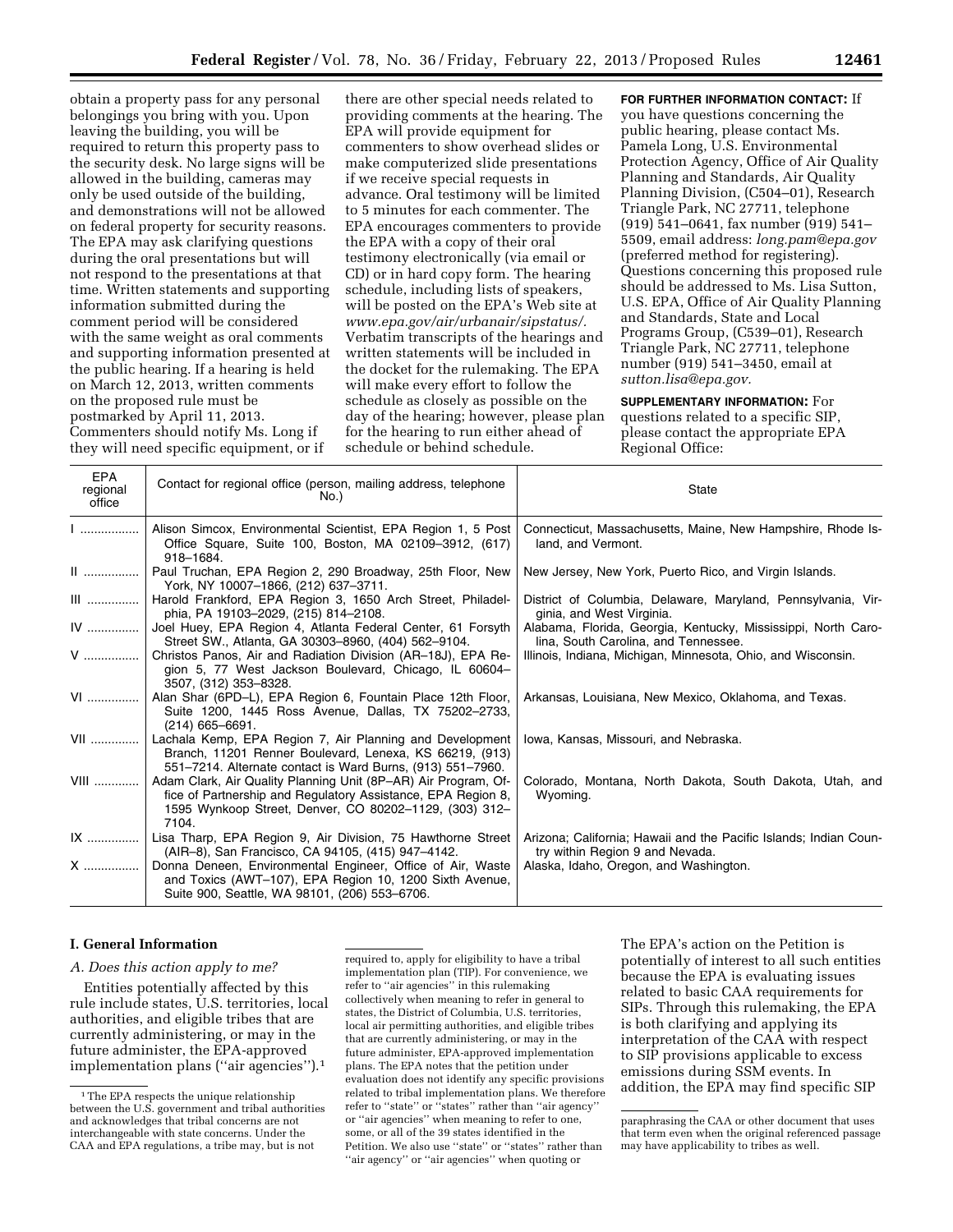obtain a property pass for any personal belongings you bring with you. Upon leaving the building, you will be required to return this property pass to the security desk. No large signs will be allowed in the building, cameras may only be used outside of the building, and demonstrations will not be allowed on federal property for security reasons. The EPA may ask clarifying questions during the oral presentations but will not respond to the presentations at that time. Written statements and supporting information submitted during the comment period will be considered with the same weight as oral comments and supporting information presented at the public hearing. If a hearing is held on March 12, 2013, written comments on the proposed rule must be postmarked by April 11, 2013. Commenters should notify Ms. Long if they will need specific equipment, or if there are other special needs related to providing comments at the hearing. The EPA will provide equipment for commenters to show overhead slides or make computerized slide presentations if we receive special requests in advance. Oral testimony will be limited to 5 minutes for each commenter. The EPA encourages commenters to provide the EPA with a copy of their oral testimony electronically (via email or CD) or in hard copy form. The hearing schedule, including lists of speakers, will be posted on the EPA's Web site at *www.epa.gov/air/urbanair/sipstatus/.* Verbatim transcripts of the hearings and written statements will be included in the docket for the rulemaking. The EPA will make every effort to follow the schedule as closely as possible on the day of the hearing; however, please plan for the hearing to run either ahead of schedule or behind schedule.

**FOR FURTHER INFORMATION CONTACT:** If you have questions concerning the public hearing, please contact Ms. Pamela Long, U.S. Environmental Protection Agency, Office of Air Quality Planning and Standards, Air Quality Planning Division, (C504–01), Research Triangle Park, NC 27711, telephone (919) 541–0641, fax number (919) 541–5509, email address: *long.pam@epa.gov* (preferred method for registering). Questions concerning this proposed rule should be addressed to Ms. Lisa Sutton, U.S. EPA, Office of Air Quality Planning and Standards, State and Local Programs Group, (C539–01), Research Triangle Park, NC 27711, telephone number (919) 541–3450, email at *sutton.lisa@epa.gov.*

**SUPPLEMENTARY INFORMATION:** For questions related to a specific SIP, please contact the appropriate EPA Regional Office:

| EPA regional office | Contact for regional office (person, mailing address, telephone No.) | State |
|---|---|---|
| I | Alison Simcox, Environmental Scientist, EPA Region 1, 5 Post Office Square, Suite 100, Boston, MA 02109–3912, (617) 918–1684. | Connecticut, Massachusetts, Maine, New Hampshire, Rhode Island, and Vermont. |
| II | Paul Truchan, EPA Region 2, 290 Broadway, 25th Floor, New York, NY 10007–1866, (212) 637–3711. | New Jersey, New York, Puerto Rico, and Virgin Islands. |
| III | Harold Frankford, EPA Region 3, 1650 Arch Street, Philadelphia, PA 19103–2029, (215) 814–2108. | District of Columbia, Delaware, Maryland, Pennsylvania, Virginia, and West Virginia. |
| IV | Joel Huey, EPA Region 4, Atlanta Federal Center, 61 Forsyth Street SW., Atlanta, GA 30303–8960, (404) 562–9104. | Alabama, Florida, Georgia, Kentucky, Mississippi, North Carolina, South Carolina, and Tennessee. |
| V | Christos Panos, Air and Radiation Division (AR–18J), EPA Region 5, 77 West Jackson Boulevard, Chicago, IL 60604–3507, (312) 353–8328. | Illinois, Indiana, Michigan, Minnesota, Ohio, and Wisconsin. |
| VI | Alan Shar (6PD–L), EPA Region 6, Fountain Place 12th Floor, Suite 1200, 1445 Ross Avenue, Dallas, TX 75202–2733, (214) 665–6691. | Arkansas, Louisiana, New Mexico, Oklahoma, and Texas. |
| VII | Lachala Kemp, EPA Region 7, Air Planning and Development Branch, 11201 Renner Boulevard, Lenexa, KS 66219, (913) 551–7214. Alternate contact is Ward Burns, (913) 551–7960. | Iowa, Kansas, Missouri, and Nebraska. |
| VIII | Adam Clark, Air Quality Planning Unit (8P–AR) Air Program, Office of Partnership and Regulatory Assistance, EPA Region 8, 1595 Wynkoop Street, Denver, CO 80202–1129, (303) 312–7104. | Colorado, Montana, North Dakota, South Dakota, Utah, and Wyoming. |
| IX | Lisa Tharp, EPA Region 9, Air Division, 75 Hawthorne Street (AIR–8), San Francisco, CA 94105, (415) 947–4142. | Arizona; California; Hawaii and the Pacific Islands; Indian Country within Region 9 and Nevada. |
| X | Donna Deneen, Environmental Engineer, Office of Air, Waste and Toxics (AWT–107), EPA Region 10, 1200 Sixth Avenue, Suite 900, Seattle, WA 98101, (206) 553–6706. | Alaska, Idaho, Oregon, and Washington. |

## I. General Information

### *A. Does this action apply to me?*

Entities potentially affected by this rule include states, U.S. territories, local authorities, and eligible tribes that are currently administering, or may in the future administer, the EPA-approved implementation plans ("air agencies").[1] The EPA's action on the Petition is potentially of interest to all such entities because the EPA is evaluating issues related to basic CAA requirements for SIPs. Through this rulemaking, the EPA is both clarifying and applying its interpretation of the CAA with respect to SIP provisions applicable to excess emissions during SSM events. In addition, the EPA may find specific SIP

[1] The EPA respects the unique relationship between the U.S. government and tribal authorities and acknowledges that tribal concerns are not interchangeable with state concerns. Under the CAA and EPA regulations, a tribe may, but is not required to, apply for eligibility to have a tribal implementation plan (TIP). For convenience, we refer to "air agencies" in this rulemaking collectively when meaning to refer in general to states, the District of Columbia, U.S. territories, local air permitting authorities, and eligible tribes that are currently administering, or may in the future administer, EPA-approved implementation plans. The EPA notes that the petition under evaluation does not identify any specific provisions related to tribal implementation plans. We therefore refer to "state" or "states" rather than "air agency" or "air agencies" when meaning to refer to one, some, or all of the 39 states identified in the Petition. We also use "state" or "states" rather than "air agency" or "air agencies" when quoting or paraphrasing the CAA or other document that uses that term even when the original referenced passage may have applicability to tribes as well.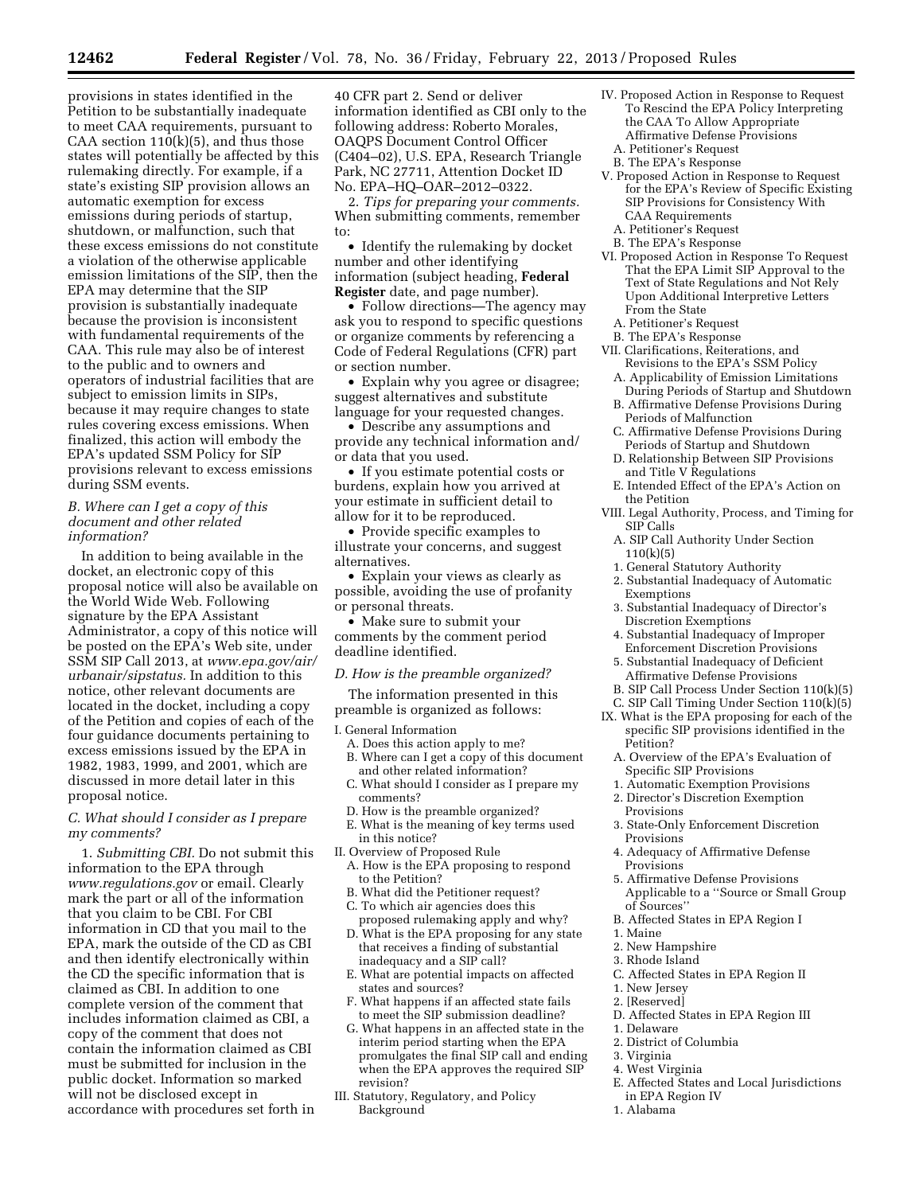provisions in states identified in the Petition to be substantially inadequate to meet CAA requirements, pursuant to CAA section 110(k)(5), and thus those states will potentially be affected by this rulemaking directly. For example, if a state's existing SIP provision allows an automatic exemption for excess emissions during periods of startup, shutdown, or malfunction, such that these excess emissions do not constitute a violation of the otherwise applicable emission limitations of the SIP, then the EPA may determine that the SIP provision is substantially inadequate because the provision is inconsistent with fundamental requirements of the CAA. This rule may also be of interest to the public and to owners and operators of industrial facilities that are subject to emission limits in SIPs, because it may require changes to state rules covering excess emissions. When finalized, this action will embody the EPA's updated SSM Policy for SIP provisions relevant to excess emissions during SSM events.

### *B. Where can I get a copy of this document and other related information?*

In addition to being available in the docket, an electronic copy of this proposal notice will also be available on the World Wide Web. Following signature by the EPA Assistant Administrator, a copy of this notice will be posted on the EPA's Web site, under SSM SIP Call 2013, at *www.epa.gov/air/urbanair/sipstatus.* In addition to this notice, other relevant documents are located in the docket, including a copy of the Petition and copies of each of the four guidance documents pertaining to excess emissions issued by the EPA in 1982, 1983, 1999, and 2001, which are discussed in more detail later in this proposal notice.

### *C. What should I consider as I prepare my comments?*

1. *Submitting CBI.* Do not submit this information to the EPA through *www.regulations.gov* or email. Clearly mark the part or all of the information that you claim to be CBI. For CBI information in CD that you mail to the EPA, mark the outside of the CD as CBI and then identify electronically within the CD the specific information that is claimed as CBI. In addition to one complete version of the comment that includes information claimed as CBI, a copy of the comment that does not contain the information claimed as CBI must be submitted for inclusion in the public docket. Information so marked will not be disclosed except in accordance with procedures set forth in 40 CFR part 2. Send or deliver information identified as CBI only to the following address: Roberto Morales, OAQPS Document Control Officer (C404–02), U.S. EPA, Research Triangle Park, NC 27711, Attention Docket ID No. EPA–HQ–OAR–2012–0322.

2. *Tips for preparing your comments.* When submitting comments, remember to:

- Identify the rulemaking by docket number and other identifying information (subject heading, **Federal Register** date, and page number).
- Follow directions—The agency may ask you to respond to specific questions or organize comments by referencing a Code of Federal Regulations (CFR) part or section number.
- Explain why you agree or disagree; suggest alternatives and substitute language for your requested changes.
- Describe any assumptions and provide any technical information and/or data that you used.
- If you estimate potential costs or burdens, explain how you arrived at your estimate in sufficient detail to allow for it to be reproduced.
- Provide specific examples to illustrate your concerns, and suggest alternatives.
- Explain your views as clearly as possible, avoiding the use of profanity or personal threats.
- Make sure to submit your comments by the comment period deadline identified.

### *D. How is the preamble organized?*

The information presented in this preamble is organized as follows:

I. General Information
  A. Does this action apply to me?
  B. Where can I get a copy of this document and other related information?
  C. What should I consider as I prepare my comments?
  D. How is the preamble organized?
  E. What is the meaning of key terms used in this notice?
II. Overview of Proposed Rule
  A. How is the EPA proposing to respond to the Petition?
  B. What did the Petitioner request?
  C. To which air agencies does this proposed rulemaking apply and why?
  D. What is the EPA proposing for any state that receives a finding of substantial inadequacy and a SIP call?
  E. What are potential impacts on affected states and sources?
  F. What happens if an affected state fails to meet the SIP submission deadline?
  G. What happens in an affected state in the interim period starting when the EPA promulgates the final SIP call and ending when the EPA approves the required SIP revision?
III. Statutory, Regulatory, and Policy Background
IV. Proposed Action in Response to Request To Rescind the EPA Policy Interpreting the CAA To Allow Appropriate Affirmative Defense Provisions
  A. Petitioner's Request
  B. The EPA's Response
V. Proposed Action in Response to Request for the EPA's Review of Specific Existing SIP Provisions for Consistency With CAA Requirements
  A. Petitioner's Request
  B. The EPA's Response
VI. Proposed Action in Response To Request That the EPA Limit SIP Approval to the Text of State Regulations and Not Rely Upon Additional Interpretive Letters From the State
  A. Petitioner's Request
  B. The EPA's Response
VII. Clarifications, Reiterations, and Revisions to the EPA's SSM Policy
  A. Applicability of Emission Limitations During Periods of Startup and Shutdown
  B. Affirmative Defense Provisions During Periods of Malfunction
  C. Affirmative Defense Provisions During Periods of Startup and Shutdown
  D. Relationship Between SIP Provisions and Title V Regulations
  E. Intended Effect of the EPA's Action on the Petition
VIII. Legal Authority, Process, and Timing for SIP Calls
  A. SIP Call Authority Under Section 110(k)(5)
  1. General Statutory Authority
  2. Substantial Inadequacy of Automatic Exemptions
  3. Substantial Inadequacy of Director's Discretion Exemptions
  4. Substantial Inadequacy of Improper Enforcement Discretion Provisions
  5. Substantial Inadequacy of Deficient Affirmative Defense Provisions
  B. SIP Call Process Under Section 110(k)(5)
  C. SIP Call Timing Under Section 110(k)(5)
IX. What is the EPA proposing for each of the specific SIP provisions identified in the Petition?
  A. Overview of the EPA's Evaluation of Specific SIP Provisions
  1. Automatic Exemption Provisions
  2. Director's Discretion Exemption Provisions
  3. State-Only Enforcement Discretion Provisions
  4. Adequacy of Affirmative Defense Provisions
  5. Affirmative Defense Provisions Applicable to a ''Source or Small Group of Sources''
  B. Affected States in EPA Region I
  1. Maine
  2. New Hampshire
  3. Rhode Island
  C. Affected States in EPA Region II
  1. New Jersey
  2. [Reserved]
  D. Affected States in EPA Region III
  1. Delaware
  2. District of Columbia
  3. Virginia
  4. West Virginia
  E. Affected States and Local Jurisdictions in EPA Region IV
  1. Alabama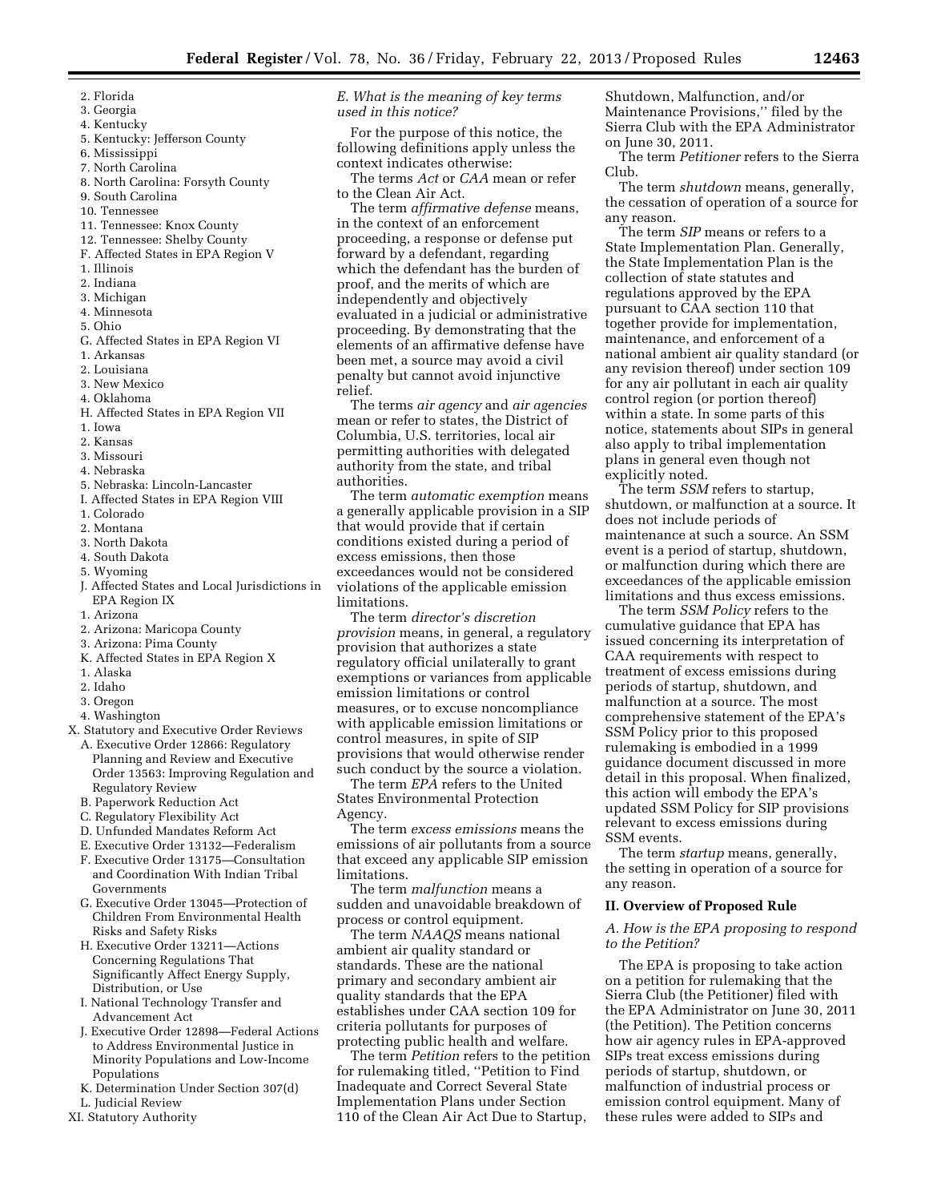2. Florida
3. Georgia
4. Kentucky
5. Kentucky: Jefferson County
6. Mississippi
7. North Carolina
8. North Carolina: Forsyth County
9. South Carolina
10. Tennessee
11. Tennessee: Knox County
12. Tennessee: Shelby County

F. Affected States in EPA Region V
1. Illinois
2. Indiana
3. Michigan
4. Minnesota
5. Ohio

G. Affected States in EPA Region VI
1. Arkansas
2. Louisiana
3. New Mexico
4. Oklahoma

H. Affected States in EPA Region VII
1. Iowa
2. Kansas
3. Missouri
4. Nebraska
5. Nebraska: Lincoln-Lancaster

I. Affected States in EPA Region VIII
1. Colorado
2. Montana
3. North Dakota
4. South Dakota
5. Wyoming

J. Affected States and Local Jurisdictions in EPA Region IX
1. Arizona
2. Arizona: Maricopa County
3. Arizona: Pima County

K. Affected States in EPA Region X
1. Alaska
2. Idaho
3. Oregon
4. Washington

X. Statutory and Executive Order Reviews
A. Executive Order 12866: Regulatory Planning and Review and Executive Order 13563: Improving Regulation and Regulatory Review
B. Paperwork Reduction Act
C. Regulatory Flexibility Act
D. Unfunded Mandates Reform Act
E. Executive Order 13132—Federalism
F. Executive Order 13175—Consultation and Coordination With Indian Tribal Governments
G. Executive Order 13045—Protection of Children From Environmental Health Risks and Safety Risks
H. Executive Order 13211—Actions Concerning Regulations That Significantly Affect Energy Supply, Distribution, or Use
I. National Technology Transfer and Advancement Act
J. Executive Order 12898—Federal Actions to Address Environmental Justice in Minority Populations and Low-Income Populations
K. Determination Under Section 307(d)
L. Judicial Review

XI. Statutory Authority

### *E. What is the meaning of key terms used in this notice?*

For the purpose of this notice, the following definitions apply unless the context indicates otherwise:

The terms *Act* or *CAA* mean or refer to the Clean Air Act.

The term *affirmative defense* means, in the context of an enforcement proceeding, a response or defense put forward by a defendant, regarding which the defendant has the burden of proof, and the merits of which are independently and objectively evaluated in a judicial or administrative proceeding. By demonstrating that the elements of an affirmative defense have been met, a source may avoid a civil penalty but cannot avoid injunctive relief.

The terms *air agency* and *air agencies* mean or refer to states, the District of Columbia, U.S. territories, local air permitting authorities with delegated authority from the state, and tribal authorities.

The term *automatic exemption* means a generally applicable provision in a SIP that would provide that if certain conditions existed during a period of excess emissions, then those exceedances would not be considered violations of the applicable emission limitations.

The term *director's discretion provision* means, in general, a regulatory provision that authorizes a state regulatory official unilaterally to grant exemptions or variances from applicable emission limitations or control measures, or to excuse noncompliance with applicable emission limitations or control measures, in spite of SIP provisions that would otherwise render such conduct by the source a violation.

The term *EPA* refers to the United States Environmental Protection Agency.

The term *excess emissions* means the emissions of air pollutants from a source that exceed any applicable SIP emission limitations.

The term *malfunction* means a sudden and unavoidable breakdown of process or control equipment.

The term *NAAQS* means national ambient air quality standard or standards. These are the national primary and secondary ambient air quality standards that the EPA establishes under CAA section 109 for criteria pollutants for purposes of protecting public health and welfare.

The term *Petition* refers to the petition for rulemaking titled, ''Petition to Find Inadequate and Correct Several State Implementation Plans under Section 110 of the Clean Air Act Due to Startup, Shutdown, Malfunction, and/or Maintenance Provisions,'' filed by the Sierra Club with the EPA Administrator on June 30, 2011.

The term *Petitioner* refers to the Sierra Club.

The term *shutdown* means, generally, the cessation of operation of a source for any reason.

The term *SIP* means or refers to a State Implementation Plan. Generally, the State Implementation Plan is the collection of state statutes and regulations approved by the EPA pursuant to CAA section 110 that together provide for implementation, maintenance, and enforcement of a national ambient air quality standard (or any revision thereof) under section 109 for any air pollutant in each air quality control region (or portion thereof) within a state. In some parts of this notice, statements about SIPs in general also apply to tribal implementation plans in general even though not explicitly noted.

The term *SSM* refers to startup, shutdown, or malfunction at a source. It does not include periods of maintenance at such a source. An SSM event is a period of startup, shutdown, or malfunction during which there are exceedances of the applicable emission limitations and thus excess emissions.

The term *SSM Policy* refers to the cumulative guidance that EPA has issued concerning its interpretation of CAA requirements with respect to treatment of excess emissions during periods of startup, shutdown, and malfunction at a source. The most comprehensive statement of the EPA's SSM Policy prior to this proposed rulemaking is embodied in a 1999 guidance document discussed in more detail in this proposal. When finalized, this action will embody the EPA's updated SSM Policy for SIP provisions relevant to excess emissions during SSM events.

The term *startup* means, generally, the setting in operation of a source for any reason.

## II. Overview of Proposed Rule

### *A. How is the EPA proposing to respond to the Petition?*

The EPA is proposing to take action on a petition for rulemaking that the Sierra Club (the Petitioner) filed with the EPA Administrator on June 30, 2011 (the Petition). The Petition concerns how air agency rules in EPA-approved SIPs treat excess emissions during periods of startup, shutdown, or malfunction of industrial process or emission control equipment. Many of these rules were added to SIPs and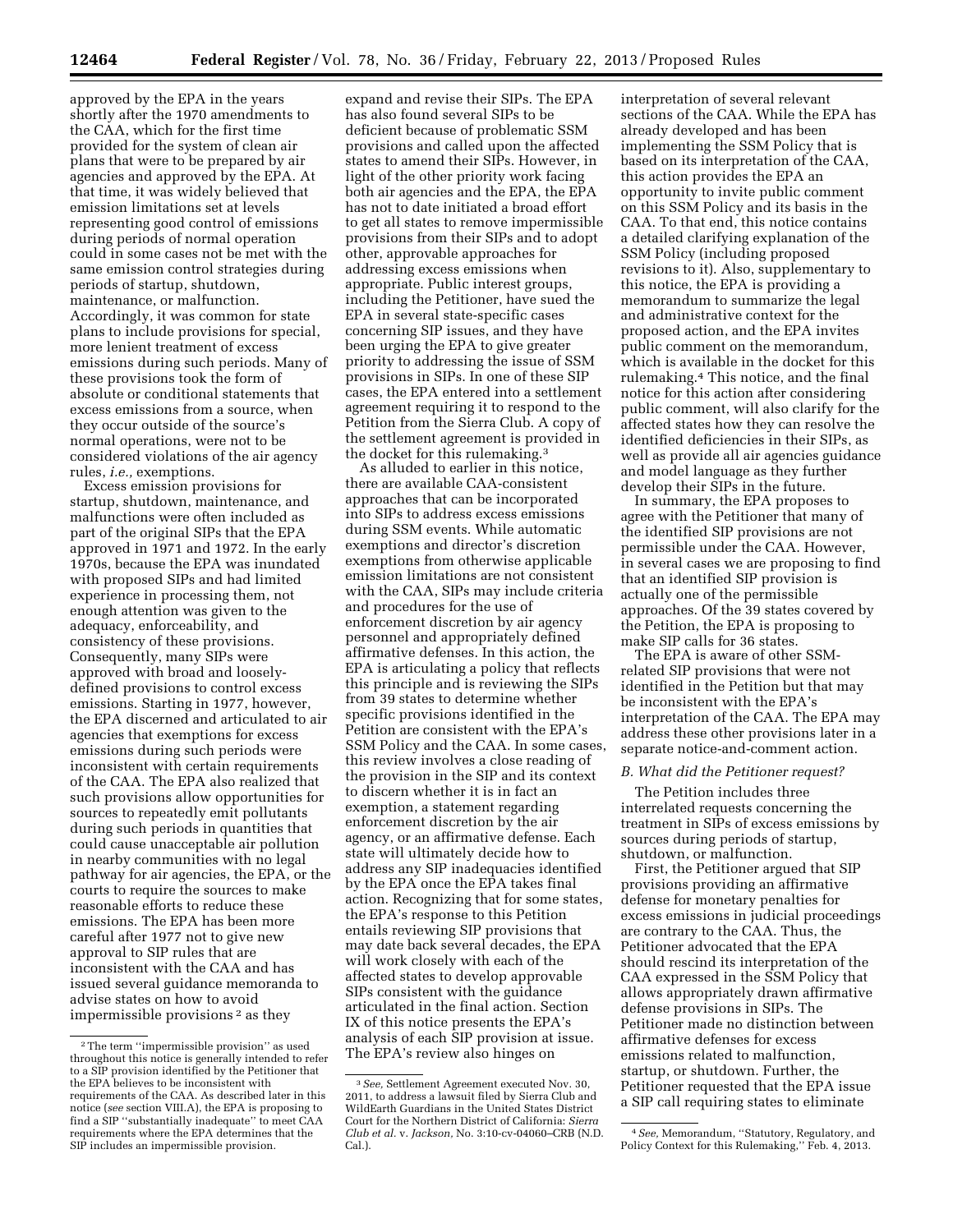approved by the EPA in the years shortly after the 1970 amendments to the CAA, which for the first time provided for the system of clean air plans that were to be prepared by air agencies and approved by the EPA. At that time, it was widely believed that emission limitations set at levels representing good control of emissions during periods of normal operation could in some cases not be met with the same emission control strategies during periods of startup, shutdown, maintenance, or malfunction. Accordingly, it was common for state plans to include provisions for special, more lenient treatment of excess emissions during such periods. Many of these provisions took the form of absolute or conditional statements that excess emissions from a source, when they occur outside of the source's normal operations, were not to be considered violations of the air agency rules, *i.e.,* exemptions.

Excess emission provisions for startup, shutdown, maintenance, and malfunctions were often included as part of the original SIPs that the EPA approved in 1971 and 1972. In the early 1970s, because the EPA was inundated with proposed SIPs and had limited experience in processing them, not enough attention was given to the adequacy, enforceability, and consistency of these provisions. Consequently, many SIPs were approved with broad and loosely-defined provisions to control excess emissions. Starting in 1977, however, the EPA discerned and articulated to air agencies that exemptions for excess emissions during such periods were inconsistent with certain requirements of the CAA. The EPA also realized that such provisions allow opportunities for sources to repeatedly emit pollutants during such periods in quantities that could cause unacceptable air pollution in nearby communities with no legal pathway for air agencies, the EPA, or the courts to require the sources to make reasonable efforts to reduce these emissions. The EPA has been more careful after 1977 not to give new approval to SIP rules that are inconsistent with the CAA and has issued several guidance memoranda to advise states on how to avoid impermissible provisions [2] as they expand and revise their SIPs. The EPA has also found several SIPs to be deficient because of problematic SSM provisions and called upon the affected states to amend their SIPs. However, in light of the other priority work facing both air agencies and the EPA, the EPA has not to date initiated a broad effort to get all states to remove impermissible provisions from their SIPs and to adopt other, approvable approaches for addressing excess emissions when appropriate. Public interest groups, including the Petitioner, have sued the EPA in several state-specific cases concerning SIP issues, and they have been urging the EPA to give greater priority to addressing the issue of SSM provisions in SIPs. In one of these SIP cases, the EPA entered into a settlement agreement requiring it to respond to the Petition from the Sierra Club. A copy of the settlement agreement is provided in the docket for this rulemaking.[3]

As alluded to earlier in this notice, there are available CAA-consistent approaches that can be incorporated into SIPs to address excess emissions during SSM events. While automatic exemptions and director's discretion exemptions from otherwise applicable emission limitations are not consistent with the CAA, SIPs may include criteria and procedures for the use of enforcement discretion by air agency personnel and appropriately defined affirmative defenses. In this action, the EPA is articulating a policy that reflects this principle and is reviewing the SIPs from 39 states to determine whether specific provisions identified in the Petition are consistent with the EPA's SSM Policy and the CAA. In some cases, this review involves a close reading of the provision in the SIP and its context to discern whether it is in fact an exemption, a statement regarding enforcement discretion by the air agency, or an affirmative defense. Each state will ultimately decide how to address any SIP inadequacies identified by the EPA once the EPA takes final action. Recognizing that for some states, the EPA's response to this Petition entails reviewing SIP provisions that may date back several decades, the EPA will work closely with each of the affected states to develop approvable SIPs consistent with the guidance articulated in the final action. Section IX of this notice presents the EPA's analysis of each SIP provision at issue. The EPA's review also hinges on interpretation of several relevant sections of the CAA. While the EPA has already developed and has been implementing the SSM Policy that is based on its interpretation of the CAA, this action provides the EPA an opportunity to invite public comment on this SSM Policy and its basis in the CAA. To that end, this notice contains a detailed clarifying explanation of the SSM Policy (including proposed revisions to it). Also, supplementary to this notice, the EPA is providing a memorandum to summarize the legal and administrative context for the proposed action, and the EPA invites public comment on the memorandum, which is available in the docket for this rulemaking.[4] This notice, and the final notice for this action after considering public comment, will also clarify for the affected states how they can resolve the identified deficiencies in their SIPs, as well as provide all air agencies guidance and model language as they further develop their SIPs in the future.

In summary, the EPA proposes to agree with the Petitioner that many of the identified SIP provisions are not permissible under the CAA. However, in several cases we are proposing to find that an identified SIP provision is actually one of the permissible approaches. Of the 39 states covered by the Petition, the EPA is proposing to make SIP calls for 36 states.

The EPA is aware of other SSM-related SIP provisions that were not identified in the Petition but that may be inconsistent with the EPA's interpretation of the CAA. The EPA may address these other provisions later in a separate notice-and-comment action.

### *B. What did the Petitioner request?*

The Petition includes three interrelated requests concerning the treatment in SIPs of excess emissions by sources during periods of startup, shutdown, or malfunction.

First, the Petitioner argued that SIP provisions providing an affirmative defense for monetary penalties for excess emissions in judicial proceedings are contrary to the CAA. Thus, the Petitioner advocated that the EPA should rescind its interpretation of the CAA expressed in the SSM Policy that allows appropriately drawn affirmative defense provisions in SIPs. The Petitioner made no distinction between affirmative defenses for excess emissions related to malfunction, startup, or shutdown. Further, the Petitioner requested that the EPA issue a SIP call requiring states to eliminate

---

[2] The term ''impermissible provision'' as used throughout this notice is generally intended to refer to a SIP provision identified by the Petitioner that the EPA believes to be inconsistent with requirements of the CAA. As described later in this notice (*see* section VIII.A), the EPA is proposing to find a SIP ''substantially inadequate'' to meet CAA requirements where the EPA determines that the SIP includes an impermissible provision.

[3] *See,* Settlement Agreement executed Nov. 30, 2011, to address a lawsuit filed by Sierra Club and WildEarth Guardians in the United States District Court for the Northern District of California: *Sierra Club et al.* v. *Jackson,* No. 3:10-cv-04060–CRB (N.D. Cal.).

[4] *See,* Memorandum, ''Statutory, Regulatory, and Policy Context for this Rulemaking,'' Feb. 4, 2013.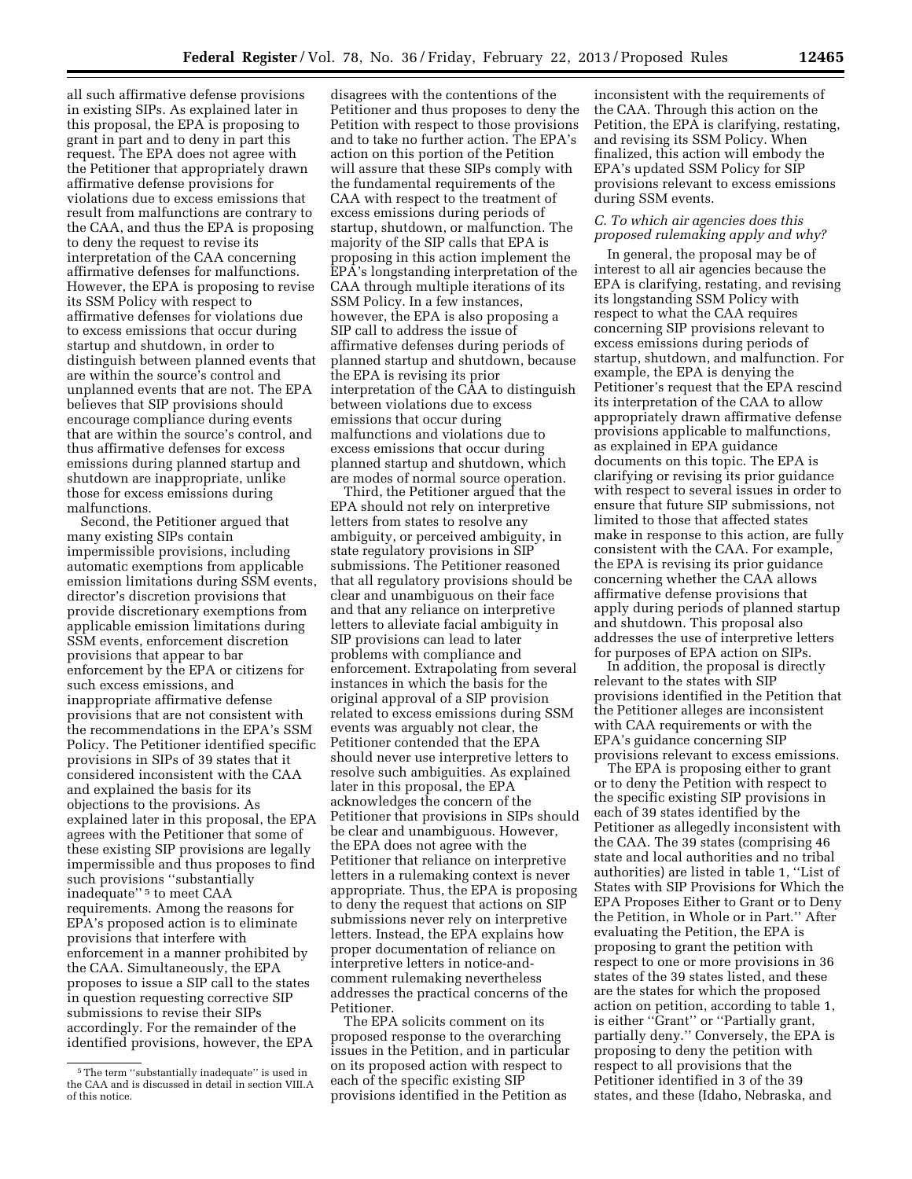all such affirmative defense provisions in existing SIPs. As explained later in this proposal, the EPA is proposing to grant in part and to deny in part this request. The EPA does not agree with the Petitioner that appropriately drawn affirmative defense provisions for violations due to excess emissions that result from malfunctions are contrary to the CAA, and thus the EPA is proposing to deny the request to revise its interpretation of the CAA concerning affirmative defenses for malfunctions. However, the EPA is proposing to revise its SSM Policy with respect to affirmative defenses for violations due to excess emissions that occur during startup and shutdown, in order to distinguish between planned events that are within the source's control and unplanned events that are not. The EPA believes that SIP provisions should encourage compliance during events that are within the source's control, and thus affirmative defenses for excess emissions during planned startup and shutdown are inappropriate, unlike those for excess emissions during malfunctions.

Second, the Petitioner argued that many existing SIPs contain impermissible provisions, including automatic exemptions from applicable emission limitations during SSM events, director's discretion provisions that provide discretionary exemptions from applicable emission limitations during SSM events, enforcement discretion provisions that appear to bar enforcement by the EPA or citizens for such excess emissions, and inappropriate affirmative defense provisions that are not consistent with the recommendations in the EPA's SSM Policy. The Petitioner identified specific provisions in SIPs of 39 states that it considered inconsistent with the CAA and explained the basis for its objections to the provisions. As explained later in this proposal, the EPA agrees with the Petitioner that some of these existing SIP provisions are legally impermissible and thus proposes to find such provisions ''substantially inadequate'' [5] to meet CAA requirements. Among the reasons for EPA's proposed action is to eliminate provisions that interfere with enforcement in a manner prohibited by the CAA. Simultaneously, the EPA proposes to issue a SIP call to the states in question requesting corrective SIP submissions to revise their SIPs accordingly. For the remainder of the identified provisions, however, the EPA disagrees with the contentions of the Petitioner and thus proposes to deny the Petition with respect to those provisions and to take no further action. The EPA's action on this portion of the Petition will assure that these SIPs comply with the fundamental requirements of the CAA with respect to the treatment of excess emissions during periods of startup, shutdown, or malfunction. The majority of the SIP calls that EPA is proposing in this action implement the EPA's longstanding interpretation of the CAA through multiple iterations of its SSM Policy. In a few instances, however, the EPA is also proposing a SIP call to address the issue of affirmative defenses during periods of planned startup and shutdown, because the EPA is revising its prior interpretation of the CAA to distinguish between violations due to excess emissions that occur during malfunctions and violations due to excess emissions that occur during planned startup and shutdown, which are modes of normal source operation.

Third, the Petitioner argued that the EPA should not rely on interpretive letters from states to resolve any ambiguity, or perceived ambiguity, in state regulatory provisions in SIP submissions. The Petitioner reasoned that all regulatory provisions should be clear and unambiguous on their face and that any reliance on interpretive letters to alleviate facial ambiguity in SIP provisions can lead to later problems with compliance and enforcement. Extrapolating from several instances in which the basis for the original approval of a SIP provision related to excess emissions during SSM events was arguably not clear, the Petitioner contended that the EPA should never use interpretive letters to resolve such ambiguities. As explained later in this proposal, the EPA acknowledges the concern of the Petitioner that provisions in SIPs should be clear and unambiguous. However, the EPA does not agree with the Petitioner that reliance on interpretive letters in a rulemaking context is never appropriate. Thus, the EPA is proposing to deny the request that actions on SIP submissions never rely on interpretive letters. Instead, the EPA explains how proper documentation of reliance on interpretive letters in notice-and-comment rulemaking nevertheless addresses the practical concerns of the Petitioner.

The EPA solicits comment on its proposed response to the overarching issues in the Petition, and in particular on its proposed action with respect to each of the specific existing SIP provisions identified in the Petition as inconsistent with the requirements of the CAA. Through this action on the Petition, the EPA is clarifying, restating, and revising its SSM Policy. When finalized, this action will embody the EPA's updated SSM Policy for SIP provisions relevant to excess emissions during SSM events.

### *C. To which air agencies does this proposed rulemaking apply and why?*

In general, the proposal may be of interest to all air agencies because the EPA is clarifying, restating, and revising its longstanding SSM Policy with respect to what the CAA requires concerning SIP provisions relevant to excess emissions during periods of startup, shutdown, and malfunction. For example, the EPA is denying the Petitioner's request that the EPA rescind its interpretation of the CAA to allow appropriately drawn affirmative defense provisions applicable to malfunctions, as explained in EPA guidance documents on this topic. The EPA is clarifying or revising its prior guidance with respect to several issues in order to ensure that future SIP submissions, not limited to those that affected states make in response to this action, are fully consistent with the CAA. For example, the EPA is revising its prior guidance concerning whether the CAA allows affirmative defense provisions that apply during periods of planned startup and shutdown. This proposal also addresses the use of interpretive letters for purposes of EPA action on SIPs.

In addition, the proposal is directly relevant to the states with SIP provisions identified in the Petition that the Petitioner alleges are inconsistent with CAA requirements or with the EPA's guidance concerning SIP provisions relevant to excess emissions.

The EPA is proposing either to grant or to deny the Petition with respect to the specific existing SIP provisions in each of 39 states identified by the Petitioner as allegedly inconsistent with the CAA. The 39 states (comprising 46 state and local authorities and no tribal authorities) are listed in table 1, ''List of States with SIP Provisions for Which the EPA Proposes Either to Grant or to Deny the Petition, in Whole or in Part.'' After evaluating the Petition, the EPA is proposing to grant the petition with respect to one or more provisions in 36 states of the 39 states listed, and these are the states for which the proposed action on petition, according to table 1, is either ''Grant'' or ''Partially grant, partially deny.'' Conversely, the EPA is proposing to deny the petition with respect to all provisions that the Petitioner identified in 3 of the 39 states, and these (Idaho, Nebraska, and

[5] The term ''substantially inadequate'' is used in the CAA and is discussed in detail in section VIII.A of this notice.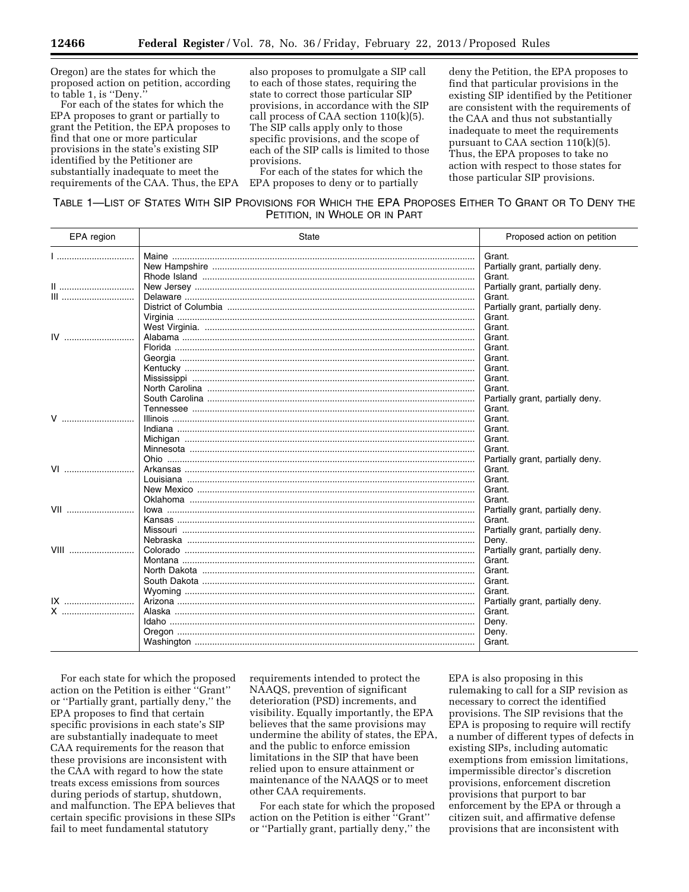Oregon) are the states for which the proposed action on petition, according to table 1, is ''Deny.''

For each of the states for which the EPA proposes to grant or partially to grant the Petition, the EPA proposes to find that one or more particular provisions in the state's existing SIP identified by the Petitioner are substantially inadequate to meet the requirements of the CAA. Thus, the EPA also proposes to promulgate a SIP call to each of those states, requiring the state to correct those particular SIP provisions, in accordance with the SIP call process of CAA section 110(k)(5). The SIP calls apply only to those specific provisions, and the scope of each of the SIP calls is limited to those provisions.

For each of the states for which the EPA proposes to deny or to partially deny the Petition, the EPA proposes to find that particular provisions in the existing SIP identified by the Petitioner are consistent with the requirements of the CAA and thus not substantially inadequate to meet the requirements pursuant to CAA section 110(k)(5). Thus, the EPA proposes to take no action with respect to those states for those particular SIP provisions.

TABLE 1—LIST OF STATES WITH SIP PROVISIONS FOR WHICH THE EPA PROPOSES EITHER TO GRANT OR TO DENY THE PETITION, IN WHOLE OR IN PART

| EPA region | State | Proposed action on petition |
|---|---|---|
| I | Maine | Grant. |
| | New Hampshire | Partially grant, partially deny. |
| | Rhode Island | Grant. |
| II | New Jersey | Partially grant, partially deny. |
| III | Delaware | Grant. |
| | District of Columbia | Partially grant, partially deny. |
| | Virginia | Grant. |
| | West Virginia. | Grant. |
| IV | Alabama | Grant. |
| | Florida | Grant. |
| | Georgia | Grant. |
| | Kentucky | Grant. |
| | Mississippi | Grant. |
| | North Carolina | Grant. |
| | South Carolina | Partially grant, partially deny. |
| | Tennessee | Grant. |
| V | Illinois | Grant. |
| | Indiana | Grant. |
| | Michigan | Grant. |
| | Minnesota | Grant. |
| | Ohio | Partially grant, partially deny. |
| VI | Arkansas | Grant. |
| | Louisiana | Grant. |
| | New Mexico | Grant. |
| | Oklahoma | Grant. |
| VII | Iowa | Partially grant, partially deny. |
| | Kansas | Grant. |
| | Missouri | Partially grant, partially deny. |
| | Nebraska | Deny. |
| VIII | Colorado | Partially grant, partially deny. |
| | Montana | Grant. |
| | North Dakota | Grant. |
| | South Dakota | Grant. |
| | Wyoming | Grant. |
| IX | Arizona | Partially grant, partially deny. |
| X | Alaska | Grant. |
| | Idaho | Deny. |
| | Oregon | Deny. |
| | Washington | Grant. |

For each state for which the proposed action on the Petition is either ''Grant'' or ''Partially grant, partially deny,'' the EPA proposes to find that certain specific provisions in each state's SIP are substantially inadequate to meet CAA requirements for the reason that these provisions are inconsistent with the CAA with regard to how the state treats excess emissions from sources during periods of startup, shutdown, and malfunction. The EPA believes that certain specific provisions in these SIPs fail to meet fundamental statutory requirements intended to protect the NAAQS, prevention of significant deterioration (PSD) increments, and visibility. Equally importantly, the EPA believes that the same provisions may undermine the ability of states, the EPA, and the public to enforce emission limitations in the SIP that have been relied upon to ensure attainment or maintenance of the NAAQS or to meet other CAA requirements.

For each state for which the proposed action on the Petition is either ''Grant'' or ''Partially grant, partially deny,'' the EPA is also proposing in this rulemaking to call for a SIP revision as necessary to correct the identified provisions. The SIP revisions that the EPA is proposing to require will rectify a number of different types of defects in existing SIPs, including automatic exemptions from emission limitations, impermissible director's discretion provisions, enforcement discretion provisions that purport to bar enforcement by the EPA or through a citizen suit, and affirmative defense provisions that are inconsistent with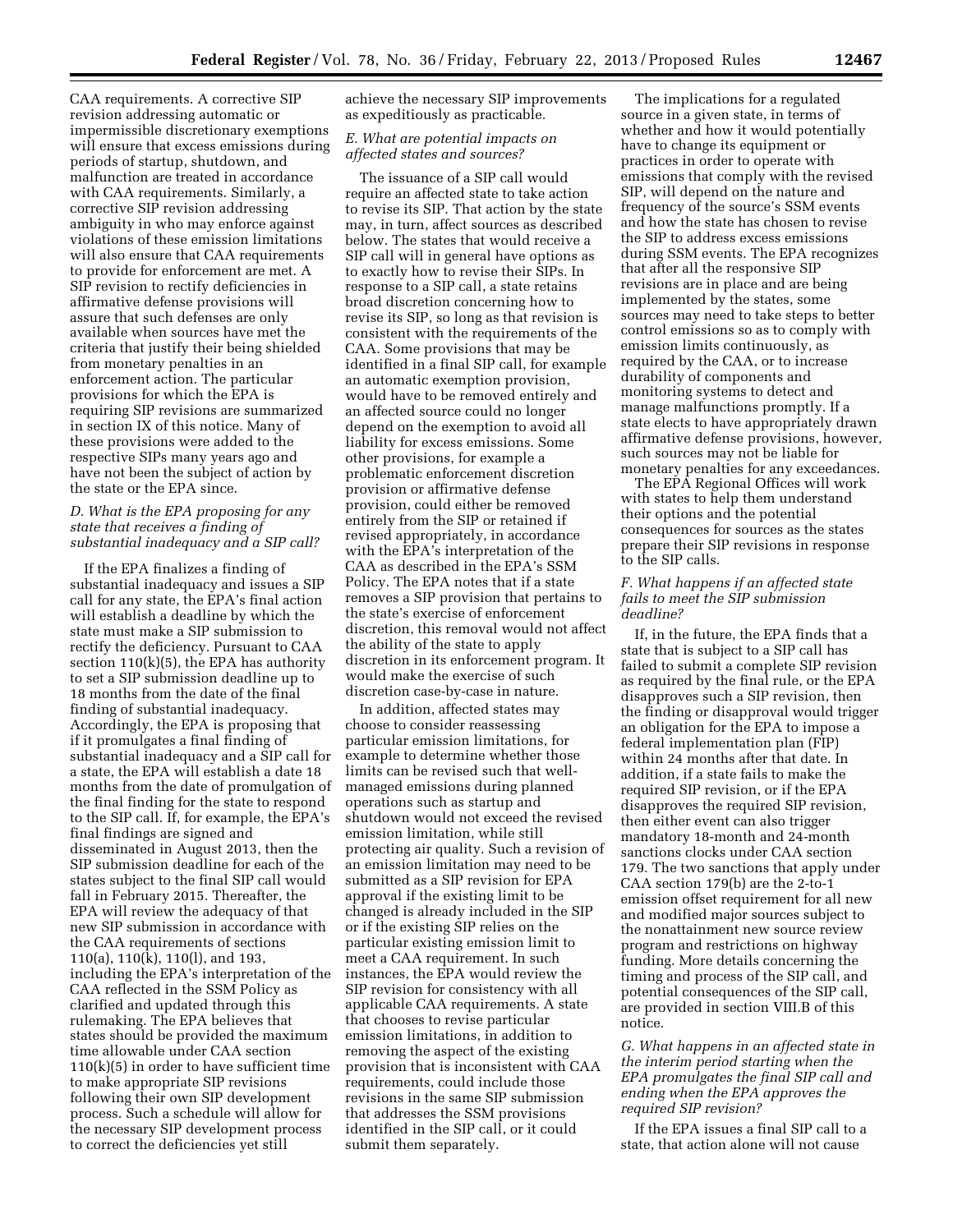CAA requirements. A corrective SIP revision addressing automatic or impermissible discretionary exemptions will ensure that excess emissions during periods of startup, shutdown, and malfunction are treated in accordance with CAA requirements. Similarly, a corrective SIP revision addressing ambiguity in who may enforce against violations of these emission limitations will also ensure that CAA requirements to provide for enforcement are met. A SIP revision to rectify deficiencies in affirmative defense provisions will assure that such defenses are only available when sources have met the criteria that justify their being shielded from monetary penalties in an enforcement action. The particular provisions for which the EPA is requiring SIP revisions are summarized in section IX of this notice. Many of these provisions were added to the respective SIPs many years ago and have not been the subject of action by the state or the EPA since.

### D. What is the EPA proposing for any state that receives a finding of substantial inadequacy and a SIP call?

If the EPA finalizes a finding of substantial inadequacy and issues a SIP call for any state, the EPA's final action will establish a deadline by which the state must make a SIP submission to rectify the deficiency. Pursuant to CAA section 110(k)(5), the EPA has authority to set a SIP submission deadline up to 18 months from the date of the final finding of substantial inadequacy. Accordingly, the EPA is proposing that if it promulgates a final finding of substantial inadequacy and a SIP call for a state, the EPA will establish a date 18 months from the date of promulgation of the final finding for the state to respond to the SIP call. If, for example, the EPA's final findings are signed and disseminated in August 2013, then the SIP submission deadline for each of the states subject to the final SIP call would fall in February 2015. Thereafter, the EPA will review the adequacy of that new SIP submission in accordance with the CAA requirements of sections 110(a), 110(k), 110(l), and 193, including the EPA's interpretation of the CAA reflected in the SSM Policy as clarified and updated through this rulemaking. The EPA believes that states should be provided the maximum time allowable under CAA section 110(k)(5) in order to have sufficient time to make appropriate SIP revisions following their own SIP development process. Such a schedule will allow for the necessary SIP development process to correct the deficiencies yet still achieve the necessary SIP improvements as expeditiously as practicable.

### E. What are potential impacts on affected states and sources?

The issuance of a SIP call would require an affected state to take action to revise its SIP. That action by the state may, in turn, affect sources as described below. The states that would receive a SIP call will in general have options as to exactly how to revise their SIPs. In response to a SIP call, a state retains broad discretion concerning how to revise its SIP, so long as that revision is consistent with the requirements of the CAA. Some provisions that may be identified in a final SIP call, for example an automatic exemption provision, would have to be removed entirely and an affected source could no longer depend on the exemption to avoid all liability for excess emissions. Some other provisions, for example a problematic enforcement discretion provision or affirmative defense provision, could either be removed entirely from the SIP or retained if revised appropriately, in accordance with the EPA's interpretation of the CAA as described in the EPA's SSM Policy. The EPA notes that if a state removes a SIP provision that pertains to the state's exercise of enforcement discretion, this removal would not affect the ability of the state to apply discretion in its enforcement program. It would make the exercise of such discretion case-by-case in nature.

In addition, affected states may choose to consider reassessing particular emission limitations, for example to determine whether those limits can be revised such that well-managed emissions during planned operations such as startup and shutdown would not exceed the revised emission limitation, while still protecting air quality. Such a revision of an emission limitation may need to be submitted as a SIP revision for EPA approval if the existing limit to be changed is already included in the SIP or if the existing SIP relies on the particular existing emission limit to meet a CAA requirement. In such instances, the EPA would review the SIP revision for consistency with all applicable CAA requirements. A state that chooses to revise particular emission limitations, in addition to removing the aspect of the existing provision that is inconsistent with CAA requirements, could include those revisions in the same SIP submission that addresses the SSM provisions identified in the SIP call, or it could submit them separately.

The implications for a regulated source in a given state, in terms of whether and how it would potentially have to change its equipment or practices in order to operate with emissions that comply with the revised SIP, will depend on the nature and frequency of the source's SSM events and how the state has chosen to revise the SIP to address excess emissions during SSM events. The EPA recognizes that after all the responsive SIP revisions are in place and are being implemented by the states, some sources may need to take steps to better control emissions so as to comply with emission limits continuously, as required by the CAA, or to increase durability of components and monitoring systems to detect and manage malfunctions promptly. If a state elects to have appropriately drawn affirmative defense provisions, however, such sources may not be liable for monetary penalties for any exceedances.

The EPA Regional Offices will work with states to help them understand their options and the potential consequences for sources as the states prepare their SIP revisions in response to the SIP calls.

### F. What happens if an affected state fails to meet the SIP submission deadline?

If, in the future, the EPA finds that a state that is subject to a SIP call has failed to submit a complete SIP revision as required by the final rule, or the EPA disapproves such a SIP revision, then the finding or disapproval would trigger an obligation for the EPA to impose a federal implementation plan (FIP) within 24 months after that date. In addition, if a state fails to make the required SIP revision, or if the EPA disapproves the required SIP revision, then either event can also trigger mandatory 18-month and 24-month sanctions clocks under CAA section 179. The two sanctions that apply under CAA section 179(b) are the 2-to-1 emission offset requirement for all new and modified major sources subject to the nonattainment new source review program and restrictions on highway funding. More details concerning the timing and process of the SIP call, and potential consequences of the SIP call, are provided in section VIII.B of this notice.

### G. What happens in an affected state in the interim period starting when the EPA promulgates the final SIP call and ending when the EPA approves the required SIP revision?

If the EPA issues a final SIP call to a state, that action alone will not cause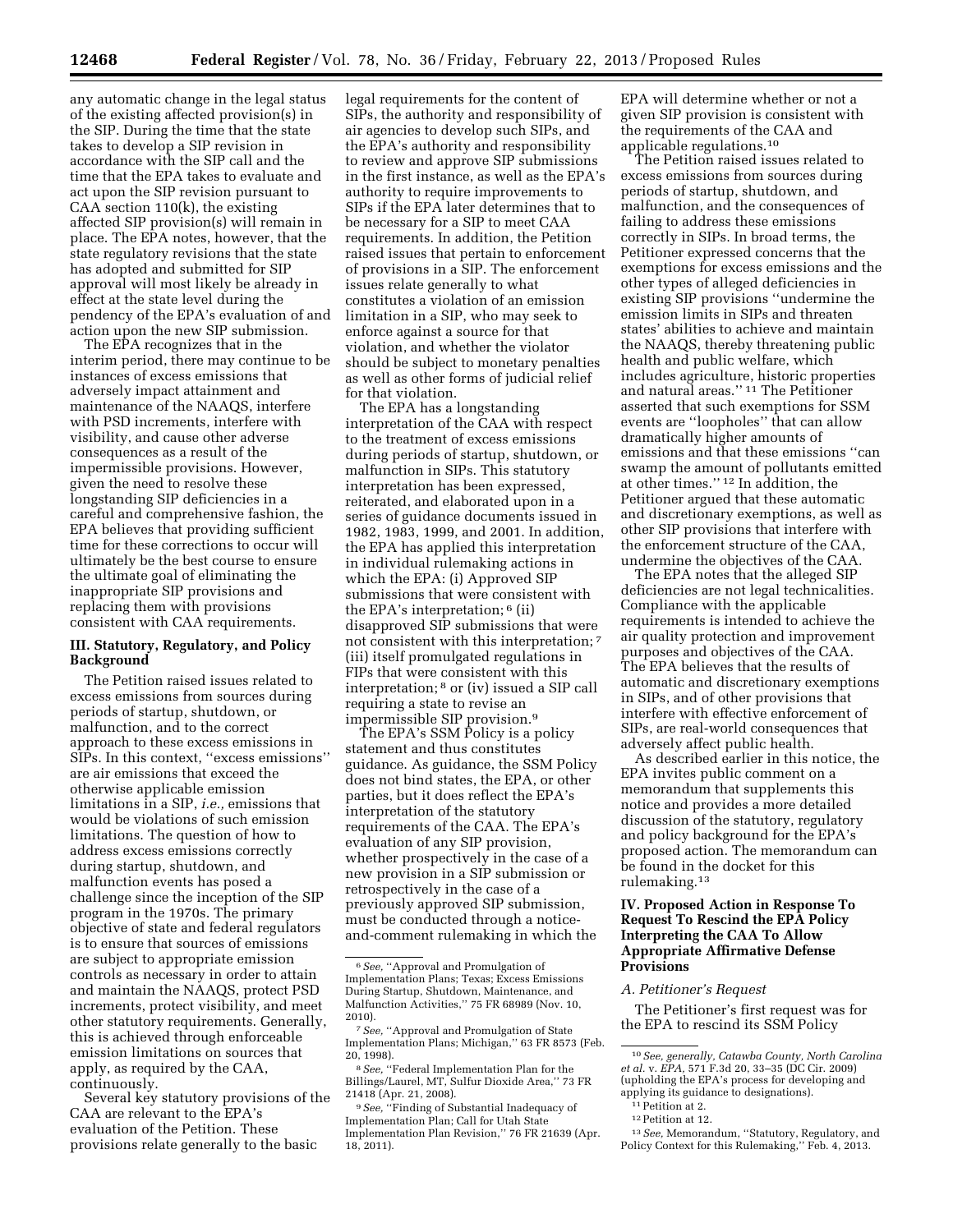any automatic change in the legal status of the existing affected provision(s) in the SIP. During the time that the state takes to develop a SIP revision in accordance with the SIP call and the time that the EPA takes to evaluate and act upon the SIP revision pursuant to CAA section 110(k), the existing affected SIP provision(s) will remain in place. The EPA notes, however, that the state regulatory revisions that the state has adopted and submitted for SIP approval will most likely be already in effect at the state level during the pendency of the EPA's evaluation of and action upon the new SIP submission.

The EPA recognizes that in the interim period, there may continue to be instances of excess emissions that adversely impact attainment and maintenance of the NAAQS, interfere with PSD increments, interfere with visibility, and cause other adverse consequences as a result of the impermissible provisions. However, given the need to resolve these longstanding SIP deficiencies in a careful and comprehensive fashion, the EPA believes that providing sufficient time for these corrections to occur will ultimately be the best course to ensure the ultimate goal of eliminating the inappropriate SIP provisions and replacing them with provisions consistent with CAA requirements.

## III. Statutory, Regulatory, and Policy Background

The Petition raised issues related to excess emissions from sources during periods of startup, shutdown, or malfunction, and to the correct approach to these excess emissions in SIPs. In this context, ''excess emissions'' are air emissions that exceed the otherwise applicable emission limitations in a SIP, *i.e.,* emissions that would be violations of such emission limitations. The question of how to address excess emissions correctly during startup, shutdown, and malfunction events has posed a challenge since the inception of the SIP program in the 1970s. The primary objective of state and federal regulators is to ensure that sources of emissions are subject to appropriate emission controls as necessary in order to attain and maintain the NAAQS, protect PSD increments, protect visibility, and meet other statutory requirements. Generally, this is achieved through enforceable emission limitations on sources that apply, as required by the CAA, continuously.

Several key statutory provisions of the CAA are relevant to the EPA's evaluation of the Petition. These provisions relate generally to the basic legal requirements for the content of SIPs, the authority and responsibility of air agencies to develop such SIPs, and the EPA's authority and responsibility to review and approve SIP submissions in the first instance, as well as the EPA's authority to require improvements to SIPs if the EPA later determines that to be necessary for a SIP to meet CAA requirements. In addition, the Petition raised issues that pertain to enforcement of provisions in a SIP. The enforcement issues relate generally to what constitutes a violation of an emission limitation in a SIP, who may seek to enforce against a source for that violation, and whether the violator should be subject to monetary penalties as well as other forms of judicial relief for that violation.

The EPA has a longstanding interpretation of the CAA with respect to the treatment of excess emissions during periods of startup, shutdown, or malfunction in SIPs. This statutory interpretation has been expressed, reiterated, and elaborated upon in a series of guidance documents issued in 1982, 1983, 1999, and 2001. In addition, the EPA has applied this interpretation in individual rulemaking actions in which the EPA: (i) Approved SIP submissions that were consistent with the EPA's interpretation; [6] (ii) disapproved SIP submissions that were not consistent with this interpretation; [7] (iii) itself promulgated regulations in FIPs that were consistent with this interpretation; [8] or (iv) issued a SIP call requiring a state to revise an impermissible SIP provision.[9]

The EPA's SSM Policy is a policy statement and thus constitutes guidance. As guidance, the SSM Policy does not bind states, the EPA, or other parties, but it does reflect the EPA's interpretation of the statutory requirements of the CAA. The EPA's evaluation of any SIP provision, whether prospectively in the case of a new provision in a SIP submission or retrospectively in the case of a previously approved SIP submission, must be conducted through a notice-and-comment rulemaking in which the EPA will determine whether or not a given SIP provision is consistent with the requirements of the CAA and applicable regulations.[10]

The Petition raised issues related to excess emissions from sources during periods of startup, shutdown, and malfunction, and the consequences of failing to address these emissions correctly in SIPs. In broad terms, the Petitioner expressed concerns that the exemptions for excess emissions and the other types of alleged deficiencies in existing SIP provisions ''undermine the emission limits in SIPs and threaten states' abilities to achieve and maintain the NAAQS, thereby threatening public health and public welfare, which includes agriculture, historic properties and natural areas.'' [11] The Petitioner asserted that such exemptions for SSM events are ''loopholes'' that can allow dramatically higher amounts of emissions and that these emissions ''can swamp the amount of pollutants emitted at other times.'' [12] In addition, the Petitioner argued that these automatic and discretionary exemptions, as well as other SIP provisions that interfere with the enforcement structure of the CAA, undermine the objectives of the CAA.

The EPA notes that the alleged SIP deficiencies are not legal technicalities. Compliance with the applicable requirements is intended to achieve the air quality protection and improvement purposes and objectives of the CAA. The EPA believes that the results of automatic and discretionary exemptions in SIPs, and of other provisions that interfere with effective enforcement of SIPs, are real-world consequences that adversely affect public health.

As described earlier in this notice, the EPA invites public comment on a memorandum that supplements this notice and provides a more detailed discussion of the statutory, regulatory and policy background for the EPA's proposed action. The memorandum can be found in the docket for this rulemaking.[13]

## IV. Proposed Action in Response To Request To Rescind the EPA Policy Interpreting the CAA To Allow Appropriate Affirmative Defense Provisions

### A. Petitioner's Request

The Petitioner's first request was for the EPA to rescind its SSM Policy

---

[6] *See,* ''Approval and Promulgation of Implementation Plans; Texas; Excess Emissions During Startup, Shutdown, Maintenance, and Malfunction Activities,'' 75 FR 68989 (Nov. 10, 2010).

[7] *See,* ''Approval and Promulgation of State Implementation Plans; Michigan,'' 63 FR 8573 (Feb. 20, 1998).

[8] *See,* ''Federal Implementation Plan for the Billings/Laurel, MT, Sulfur Dioxide Area,'' 73 FR 21418 (Apr. 21, 2008).

[9] *See,* ''Finding of Substantial Inadequacy of Implementation Plan; Call for Utah State Implementation Plan Revision,'' 76 FR 21639 (Apr. 18, 2011).

[10] *See, generally, Catawba County, North Carolina et al.* v. *EPA,* 571 F.3d 20, 33–35 (DC Cir. 2009) (upholding the EPA's process for developing and applying its guidance to designations).

[11] Petition at 2.

[12] Petition at 12.

[13] *See,* Memorandum, ''Statutory, Regulatory, and Policy Context for this Rulemaking,'' Feb. 4, 2013.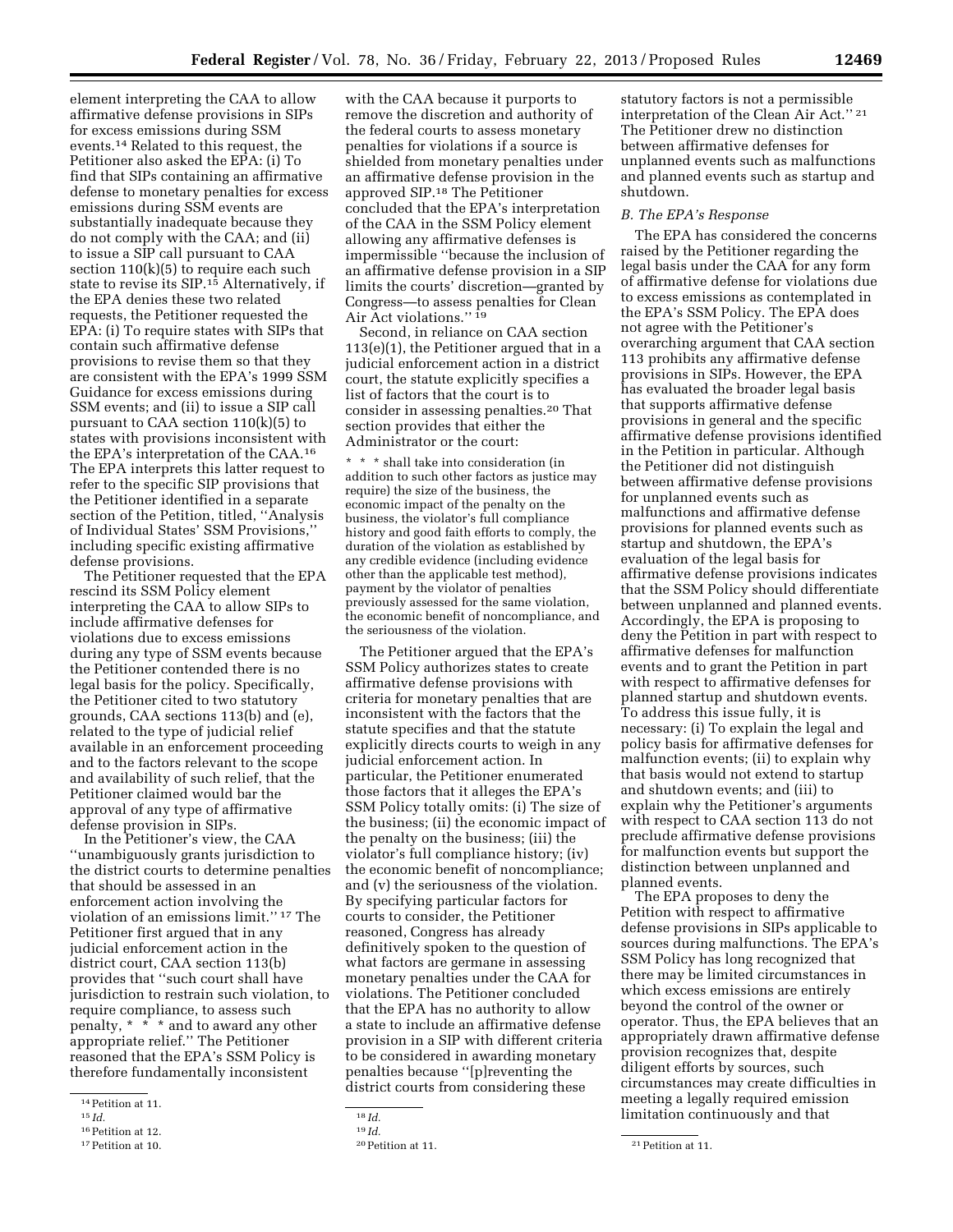element interpreting the CAA to allow affirmative defense provisions in SIPs for excess emissions during SSM events.[14] Related to this request, the Petitioner also asked the EPA: (i) To find that SIPs containing an affirmative defense to monetary penalties for excess emissions during SSM events are substantially inadequate because they do not comply with the CAA; and (ii) to issue a SIP call pursuant to CAA section 110(k)(5) to require each such state to revise its SIP.[15] Alternatively, if the EPA denies these two related requests, the Petitioner requested the EPA: (i) To require states with SIPs that contain such affirmative defense provisions to revise them so that they are consistent with the EPA's 1999 SSM Guidance for excess emissions during SSM events; and (ii) to issue a SIP call pursuant to CAA section 110(k)(5) to states with provisions inconsistent with the EPA's interpretation of the CAA.[16] The EPA interprets this latter request to refer to the specific SIP provisions that the Petitioner identified in a separate section of the Petition, titled, ''Analysis of Individual States' SSM Provisions,'' including specific existing affirmative defense provisions.

The Petitioner requested that the EPA rescind its SSM Policy element interpreting the CAA to allow SIPs to include affirmative defenses for violations due to excess emissions during any type of SSM events because the Petitioner contended there is no legal basis for the policy. Specifically, the Petitioner cited to two statutory grounds, CAA sections 113(b) and (e), related to the type of judicial relief available in an enforcement proceeding and to the factors relevant to the scope and availability of such relief, that the Petitioner claimed would bar the approval of any type of affirmative defense provision in SIPs.

In the Petitioner's view, the CAA ''unambiguously grants jurisdiction to the district courts to determine penalties that should be assessed in an enforcement action involving the violation of an emissions limit.''[17] The Petitioner first argued that in any judicial enforcement action in the district court, CAA section 113(b) provides that ''such court shall have jurisdiction to restrain such violation, to require compliance, to assess such penalty, * * * and to award any other appropriate relief.'' The Petitioner reasoned that the EPA's SSM Policy is therefore fundamentally inconsistent with the CAA because it purports to remove the discretion and authority of the federal courts to assess monetary penalties for violations if a source is shielded from monetary penalties under an affirmative defense provision in the approved SIP.[18] The Petitioner concluded that the EPA's interpretation of the CAA in the SSM Policy element allowing any affirmative defenses is impermissible ''because the inclusion of an affirmative defense provision in a SIP limits the courts' discretion—granted by Congress—to assess penalties for Clean Air Act violations.''[19]

Second, in reliance on CAA section 113(e)(1), the Petitioner argued that in a judicial enforcement action in a district court, the statute explicitly specifies a list of factors that the court is to consider in assessing penalties.[20] That section provides that either the Administrator or the court:

> * * * shall take into consideration (in addition to such other factors as justice may require) the size of the business, the economic impact of the penalty on the business, the violator's full compliance history and good faith efforts to comply, the duration of the violation as established by any credible evidence (including evidence other than the applicable test method), payment by the violator of penalties previously assessed for the same violation, the economic benefit of noncompliance, and the seriousness of the violation.

The Petitioner argued that the EPA's SSM Policy authorizes states to create affirmative defense provisions with criteria for monetary penalties that are inconsistent with the factors that the statute specifies and that the statute explicitly directs courts to weigh in any judicial enforcement action. In particular, the Petitioner enumerated those factors that it alleges the EPA's SSM Policy totally omits: (i) The size of the business; (ii) the economic impact of the penalty on the business; (iii) the violator's full compliance history; (iv) the economic benefit of noncompliance; and (v) the seriousness of the violation. By specifying particular factors for courts to consider, the Petitioner reasoned, Congress has already definitively spoken to the question of what factors are germane in assessing monetary penalties under the CAA for violations. The Petitioner concluded that the EPA has no authority to allow a state to include an affirmative defense provision in a SIP with different criteria to be considered in awarding monetary penalties because ''[p]reventing the district courts from considering these statutory factors is not a permissible interpretation of the Clean Air Act.''[21] The Petitioner drew no distinction between affirmative defenses for unplanned events such as malfunctions and planned events such as startup and shutdown.

*B. The EPA's Response*

The EPA has considered the concerns raised by the Petitioner regarding the legal basis under the CAA for any form of affirmative defense for violations due to excess emissions as contemplated in the EPA's SSM Policy. The EPA does not agree with the Petitioner's overarching argument that CAA section 113 prohibits any affirmative defense provisions in SIPs. However, the EPA has evaluated the broader legal basis that supports affirmative defense provisions in general and the specific affirmative defense provisions identified in the Petition in particular. Although the Petitioner did not distinguish between affirmative defense provisions for unplanned events such as malfunctions and affirmative defense provisions for planned events such as startup and shutdown, the EPA's evaluation of the legal basis for affirmative defense provisions indicates that the SSM Policy should differentiate between unplanned and planned events. Accordingly, the EPA is proposing to deny the Petition in part with respect to affirmative defenses for malfunction events and to grant the Petition in part with respect to affirmative defenses for planned startup and shutdown events. To address this issue fully, it is necessary: (i) To explain the legal and policy basis for affirmative defenses for malfunction events; (ii) to explain why that basis would not extend to startup and shutdown events; and (iii) to explain why the Petitioner's arguments with respect to CAA section 113 do not preclude affirmative defense provisions for malfunction events but support the distinction between unplanned and planned events.

The EPA proposes to deny the Petition with respect to affirmative defense provisions in SIPs applicable to sources during malfunctions. The EPA's SSM Policy has long recognized that there may be limited circumstances in which excess emissions are entirely beyond the control of the owner or operator. Thus, the EPA believes that an appropriately drawn affirmative defense provision recognizes that, despite diligent efforts by sources, such circumstances may create difficulties in meeting a legally required emission limitation continuously and that

---

[14] Petition at 11.

[15] *Id.*

[16] Petition at 12.

[17] Petition at 10.

[18] *Id.*

[19] *Id.*

[20] Petition at 11.

[21] Petition at 11.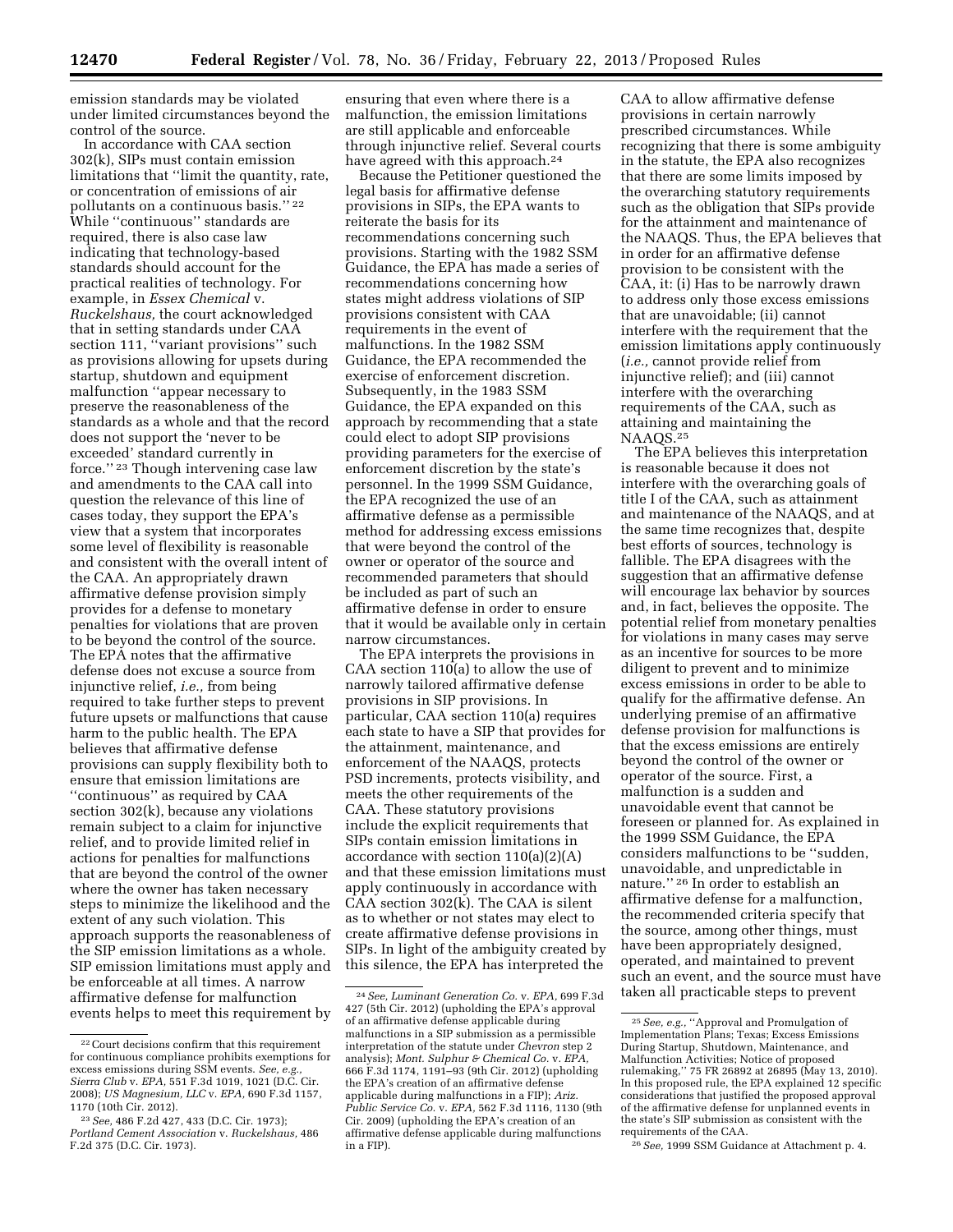emission standards may be violated under limited circumstances beyond the control of the source.

In accordance with CAA section 302(k), SIPs must contain emission limitations that ''limit the quantity, rate, or concentration of emissions of air pollutants on a continuous basis.'' [22] While ''continuous'' standards are required, there is also case law indicating that technology-based standards should account for the practical realities of technology. For example, in *Essex Chemical* v. *Ruckelshaus,* the court acknowledged that in setting standards under CAA section 111, ''variant provisions'' such as provisions allowing for upsets during startup, shutdown and equipment malfunction ''appear necessary to preserve the reasonableness of the standards as a whole and that the record does not support the 'never to be exceeded' standard currently in force.'' [23] Though intervening case law and amendments to the CAA call into question the relevance of this line of cases today, they support the EPA's view that a system that incorporates some level of flexibility is reasonable and consistent with the overall intent of the CAA. An appropriately drawn affirmative defense provision simply provides for a defense to monetary penalties for violations that are proven to be beyond the control of the source. The EPA notes that the affirmative defense does not excuse a source from injunctive relief, *i.e.,* from being required to take further steps to prevent future upsets or malfunctions that cause harm to the public health. The EPA believes that affirmative defense provisions can supply flexibility both to ensure that emission limitations are ''continuous'' as required by CAA section 302(k), because any violations remain subject to a claim for injunctive relief, and to provide limited relief in actions for penalties for malfunctions that are beyond the control of the owner where the owner has taken necessary steps to minimize the likelihood and the extent of any such violation. This approach supports the reasonableness of the SIP emission limitations as a whole. SIP emission limitations must apply and be enforceable at all times. A narrow affirmative defense for malfunction events helps to meet this requirement by ensuring that even where there is a malfunction, the emission limitations are still applicable and enforceable through injunctive relief. Several courts have agreed with this approach.[24]

Because the Petitioner questioned the legal basis for affirmative defense provisions in SIPs, the EPA wants to reiterate the basis for its recommendations concerning such provisions. Starting with the 1982 SSM Guidance, the EPA has made a series of recommendations concerning how states might address violations of SIP provisions consistent with CAA requirements in the event of malfunctions. In the 1982 SSM Guidance, the EPA recommended the exercise of enforcement discretion. Subsequently, in the 1983 SSM Guidance, the EPA expanded on this approach by recommending that a state could elect to adopt SIP provisions providing parameters for the exercise of enforcement discretion by the state's personnel. In the 1999 SSM Guidance, the EPA recognized the use of an affirmative defense as a permissible method for addressing excess emissions that were beyond the control of the owner or operator of the source and recommended parameters that should be included as part of such an affirmative defense in order to ensure that it would be available only in certain narrow circumstances.

The EPA interprets the provisions in CAA section 110(a) to allow the use of narrowly tailored affirmative defense provisions in SIP provisions. In particular, CAA section 110(a) requires each state to have a SIP that provides for the attainment, maintenance, and enforcement of the NAAQS, protects PSD increments, protects visibility, and meets the other requirements of the CAA. These statutory provisions include the explicit requirements that SIPs contain emission limitations in accordance with section 110(a)(2)(A) and that these emission limitations must apply continuously in accordance with CAA section 302(k). The CAA is silent as to whether or not states may elect to create affirmative defense provisions in SIPs. In light of the ambiguity created by this silence, the EPA has interpreted the CAA to allow affirmative defense provisions in certain narrowly prescribed circumstances. While recognizing that there is some ambiguity in the statute, the EPA also recognizes that there are some limits imposed by the overarching statutory requirements such as the obligation that SIPs provide for the attainment and maintenance of the NAAQS. Thus, the EPA believes that in order for an affirmative defense provision to be consistent with the CAA, it: (i) Has to be narrowly drawn to address only those excess emissions that are unavoidable; (ii) cannot interfere with the requirement that the emission limitations apply continuously (*i.e.,* cannot provide relief from injunctive relief); and (iii) cannot interfere with the overarching requirements of the CAA, such as attaining and maintaining the NAAQS.[25]

The EPA believes this interpretation is reasonable because it does not interfere with the overarching goals of title I of the CAA, such as attainment and maintenance of the NAAQS, and at the same time recognizes that, despite best efforts of sources, technology is fallible. The EPA disagrees with the suggestion that an affirmative defense will encourage lax behavior by sources and, in fact, believes the opposite. The potential relief from monetary penalties for violations in many cases may serve as an incentive for sources to be more diligent to prevent and to minimize excess emissions in order to be able to qualify for the affirmative defense. An underlying premise of an affirmative defense provision for malfunctions is that the excess emissions are entirely beyond the control of the owner or operator of the source. First, a malfunction is a sudden and unavoidable event that cannot be foreseen or planned for. As explained in the 1999 SSM Guidance, the EPA considers malfunctions to be ''sudden, unavoidable, and unpredictable in nature.'' [26] In order to establish an affirmative defense for a malfunction, the recommended criteria specify that the source, among other things, must have been appropriately designed, operated, and maintained to prevent such an event, and the source must have taken all practicable steps to prevent

---

[22] Court decisions confirm that this requirement for continuous compliance prohibits exemptions for excess emissions during SSM events. *See, e.g., Sierra Club* v. *EPA,* 551 F.3d 1019, 1021 (D.C. Cir. 2008); *US Magnesium, LLC* v. *EPA,* 690 F.3d 1157, 1170 (10th Cir. 2012).

[23] *See,* 486 F.2d 427, 433 (D.C. Cir. 1973); *Portland Cement Association* v. *Ruckelshaus,* 486 F.2d 375 (D.C. Cir. 1973).

[24] *See, Luminant Generation Co.* v. *EPA,* 699 F.3d 427 (5th Cir. 2012) (upholding the EPA's approval of an affirmative defense applicable during malfunctions in a SIP submission as a permissible interpretation of the statute under *Chevron* step 2 analysis); *Mont. Sulphur & Chemical Co.* v. *EPA,* 666 F.3d 1174, 1191–93 (9th Cir. 2012) (upholding the EPA's creation of an affirmative defense applicable during malfunctions in a FIP); *Ariz. Public Service Co.* v. *EPA,* 562 F.3d 1116, 1130 (9th Cir. 2009) (upholding the EPA's creation of an affirmative defense applicable during malfunctions in a FIP).

[25] *See, e.g.,* ''Approval and Promulgation of Implementation Plans; Texas; Excess Emissions During Startup, Shutdown, Maintenance, and Malfunction Activities; Notice of proposed rulemaking,'' 75 FR 26892 at 26895 (May 13, 2010). In this proposed rule, the EPA explained 12 specific considerations that justified the proposed approval of the affirmative defense for unplanned events in the state's SIP submission as consistent with the requirements of the CAA.

[26] *See,* 1999 SSM Guidance at Attachment p. 4.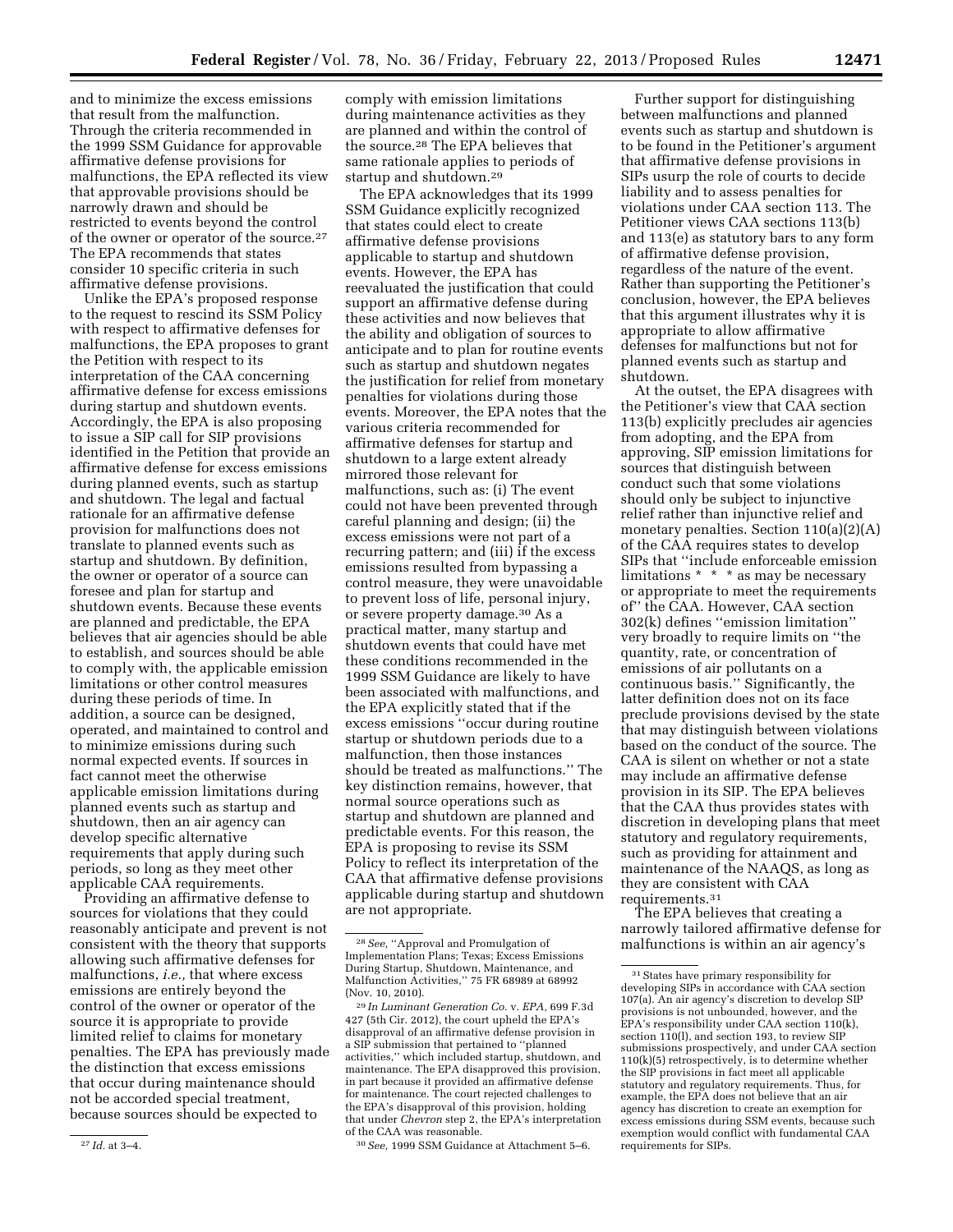and to minimize the excess emissions that result from the malfunction. Through the criteria recommended in the 1999 SSM Guidance for approvable affirmative defense provisions for malfunctions, the EPA reflected its view that approvable provisions should be narrowly drawn and should be restricted to events beyond the control of the owner or operator of the source.[27] The EPA recommends that states consider 10 specific criteria in such affirmative defense provisions.

Unlike the EPA's proposed response to the request to rescind its SSM Policy with respect to affirmative defenses for malfunctions, the EPA proposes to grant the Petition with respect to its interpretation of the CAA concerning affirmative defense for excess emissions during startup and shutdown events. Accordingly, the EPA is also proposing to issue a SIP call for SIP provisions identified in the Petition that provide an affirmative defense for excess emissions during planned events, such as startup and shutdown. The legal and factual rationale for an affirmative defense provision for malfunctions does not translate to planned events such as startup and shutdown. By definition, the owner or operator of a source can foresee and plan for startup and shutdown events. Because these events are planned and predictable, the EPA believes that air agencies should be able to establish, and sources should be able to comply with, the applicable emission limitations or other control measures during these periods of time. In addition, a source can be designed, operated, and maintained to control and to minimize emissions during such normal expected events. If sources in fact cannot meet the otherwise applicable emission limitations during planned events such as startup and shutdown, then an air agency can develop specific alternative requirements that apply during such periods, so long as they meet other applicable CAA requirements.

Providing an affirmative defense to sources for violations that they could reasonably anticipate and prevent is not consistent with the theory that supports allowing such affirmative defenses for malfunctions, *i.e.,* that where excess emissions are entirely beyond the control of the owner or operator of the source it is appropriate to provide limited relief to claims for monetary penalties. The EPA has previously made the distinction that excess emissions that occur during maintenance should not be accorded special treatment, because sources should be expected to comply with emission limitations during maintenance activities as they are planned and within the control of the source.[28] The EPA believes that same rationale applies to periods of startup and shutdown.[29]

The EPA acknowledges that its 1999 SSM Guidance explicitly recognized that states could elect to create affirmative defense provisions applicable to startup and shutdown events. However, the EPA has reevaluated the justification that could support an affirmative defense during these activities and now believes that the ability and obligation of sources to anticipate and to plan for routine events such as startup and shutdown negates the justification for relief from monetary penalties for violations during those events. Moreover, the EPA notes that the various criteria recommended for affirmative defenses for startup and shutdown to a large extent already mirrored those relevant for malfunctions, such as: (i) The event could not have been prevented through careful planning and design; (ii) the excess emissions were not part of a recurring pattern; and (iii) if the excess emissions resulted from bypassing a control measure, they were unavoidable to prevent loss of life, personal injury, or severe property damage.[30] As a practical matter, many startup and shutdown events that could have met these conditions recommended in the 1999 SSM Guidance are likely to have been associated with malfunctions, and the EPA explicitly stated that if the excess emissions ''occur during routine startup or shutdown periods due to a malfunction, then those instances should be treated as malfunctions.'' The key distinction remains, however, that normal source operations such as startup and shutdown are planned and predictable events. For this reason, the EPA is proposing to revise its SSM Policy to reflect its interpretation of the CAA that affirmative defense provisions applicable during startup and shutdown are not appropriate.

Further support for distinguishing between malfunctions and planned events such as startup and shutdown is to be found in the Petitioner's argument that affirmative defense provisions in SIPs usurp the role of courts to decide liability and to assess penalties for violations under CAA section 113. The Petitioner views CAA sections 113(b) and 113(e) as statutory bars to any form of affirmative defense provision, regardless of the nature of the event. Rather than supporting the Petitioner's conclusion, however, the EPA believes that this argument illustrates why it is appropriate to allow affirmative defenses for malfunctions but not for planned events such as startup and shutdown.

At the outset, the EPA disagrees with the Petitioner's view that CAA section 113(b) explicitly precludes air agencies from adopting, and the EPA from approving, SIP emission limitations for sources that distinguish between conduct such that some violations should only be subject to injunctive relief rather than injunctive relief and monetary penalties. Section 110(a)(2)(A) of the CAA requires states to develop SIPs that ''include enforceable emission limitations * * * as may be necessary or appropriate to meet the requirements of'' the CAA. However, CAA section 302(k) defines ''emission limitation'' very broadly to require limits on ''the quantity, rate, or concentration of emissions of air pollutants on a continuous basis.'' Significantly, the latter definition does not on its face preclude provisions devised by the state that may distinguish between violations based on the conduct of the source. The CAA is silent on whether or not a state may include an affirmative defense provision in its SIP. The EPA believes that the CAA thus provides states with discretion in developing plans that meet statutory and regulatory requirements, such as providing for attainment and maintenance of the NAAQS, as long as they are consistent with CAA requirements.[31]

The EPA believes that creating a narrowly tailored affirmative defense for malfunctions is within an air agency's

---

[27] *Id.* at 3–4.

[28] *See,* ''Approval and Promulgation of Implementation Plans; Texas; Excess Emissions During Startup, Shutdown, Maintenance, and Malfunction Activities,'' 75 FR 68989 at 68992 (Nov. 10, 2010).

[29] *In Luminant Generation Co.* v. *EPA,* 699 F.3d 427 (5th Cir. 2012), the court upheld the EPA's disapproval of an affirmative defense provision in a SIP submission that pertained to ''planned activities,'' which included startup, shutdown, and maintenance. The EPA disapproved this provision, in part because it provided an affirmative defense for maintenance. The court rejected challenges to the EPA's disapproval of this provision, holding that under *Chevron* step 2, the EPA's interpretation of the CAA was reasonable.

[30] *See,* 1999 SSM Guidance at Attachment 5–6.

[31] States have primary responsibility for developing SIPs in accordance with CAA section 107(a). An air agency's discretion to develop SIP provisions is not unbounded, however, and the EPA's responsibility under CAA section 110(k), section 110(l), and section 193, to review SIP submissions prospectively, and under CAA section 110(k)(5) retrospectively, is to determine whether the SIP provisions in fact meet all applicable statutory and regulatory requirements. Thus, for example, the EPA does not believe that an air agency has discretion to create an exemption for excess emissions during SSM events, because such exemption would conflict with fundamental CAA requirements for SIPs.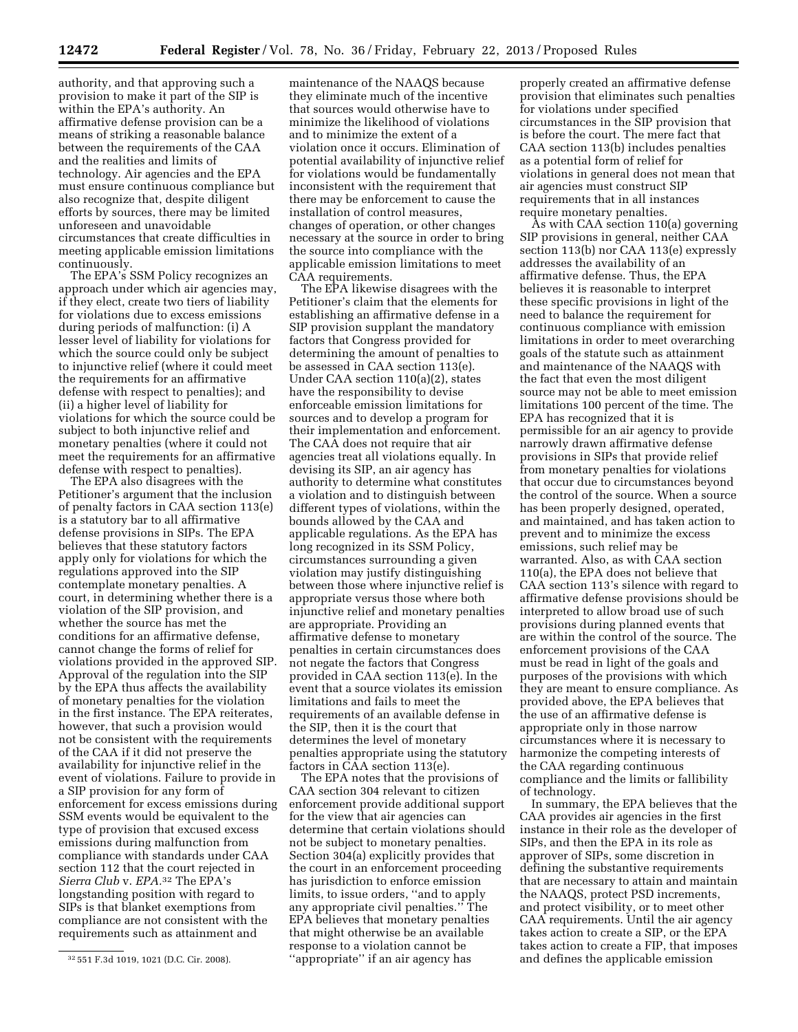authority, and that approving such a provision to make it part of the SIP is within the EPA's authority. An affirmative defense provision can be a means of striking a reasonable balance between the requirements of the CAA and the realities and limits of technology. Air agencies and the EPA must ensure continuous compliance but also recognize that, despite diligent efforts by sources, there may be limited unforeseen and unavoidable circumstances that create difficulties in meeting applicable emission limitations continuously.

The EPA's SSM Policy recognizes an approach under which air agencies may, if they elect, create two tiers of liability for violations due to excess emissions during periods of malfunction: (i) A lesser level of liability for violations for which the source could only be subject to injunctive relief (where it could meet the requirements for an affirmative defense with respect to penalties); and (ii) a higher level of liability for violations for which the source could be subject to both injunctive relief and monetary penalties (where it could not meet the requirements for an affirmative defense with respect to penalties).

The EPA also disagrees with the Petitioner's argument that the inclusion of penalty factors in CAA section 113(e) is a statutory bar to all affirmative defense provisions in SIPs. The EPA believes that these statutory factors apply only for violations for which the regulations approved into the SIP contemplate monetary penalties. A court, in determining whether there is a violation of the SIP provision, and whether the source has met the conditions for an affirmative defense, cannot change the forms of relief for violations provided in the approved SIP. Approval of the regulation into the SIP by the EPA thus affects the availability of monetary penalties for the violation in the first instance. The EPA reiterates, however, that such a provision would not be consistent with the requirements of the CAA if it did not preserve the availability for injunctive relief in the event of violations. Failure to provide in a SIP provision for any form of enforcement for excess emissions during SSM events would be equivalent to the type of provision that excused excess emissions during malfunction from compliance with standards under CAA section 112 that the court rejected in *Sierra Club* v. *EPA*.[32] The EPA's longstanding position with regard to SIPs is that blanket exemptions from compliance are not consistent with the requirements such as attainment and maintenance of the NAAQS because they eliminate much of the incentive that sources would otherwise have to minimize the likelihood of violations and to minimize the extent of a violation once it occurs. Elimination of potential availability of injunctive relief for violations would be fundamentally inconsistent with the requirement that there may be enforcement to cause the installation of control measures, changes of operation, or other changes necessary at the source in order to bring the source into compliance with the applicable emission limitations to meet CAA requirements.

The EPA likewise disagrees with the Petitioner's claim that the elements for establishing an affirmative defense in a SIP provision supplant the mandatory factors that Congress provided for determining the amount of penalties to be assessed in CAA section 113(e). Under CAA section 110(a)(2), states have the responsibility to devise enforceable emission limitations for sources and to develop a program for their implementation and enforcement. The CAA does not require that air agencies treat all violations equally. In devising its SIP, an air agency has authority to determine what constitutes a violation and to distinguish between different types of violations, within the bounds allowed by the CAA and applicable regulations. As the EPA has long recognized in its SSM Policy, circumstances surrounding a given violation may justify distinguishing between those where injunctive relief is appropriate versus those where both injunctive relief and monetary penalties are appropriate. Providing an affirmative defense to monetary penalties in certain circumstances does not negate the factors that Congress provided in CAA section 113(e). In the event that a source violates its emission limitations and fails to meet the requirements of an available defense in the SIP, then it is the court that determines the level of monetary penalties appropriate using the statutory factors in CAA section 113(e).

The EPA notes that the provisions of CAA section 304 relevant to citizen enforcement provide additional support for the view that air agencies can determine that certain violations should not be subject to monetary penalties. Section 304(a) explicitly provides that the court in an enforcement proceeding has jurisdiction to enforce emission limits, to issue orders, ''and to apply any appropriate civil penalties.'' The EPA believes that monetary penalties that might otherwise be an available response to a violation cannot be ''appropriate'' if an air agency has properly created an affirmative defense provision that eliminates such penalties for violations under specified circumstances in the SIP provision that is before the court. The mere fact that CAA section 113(b) includes penalties as a potential form of relief for violations in general does not mean that air agencies must construct SIP requirements that in all instances require monetary penalties.

As with CAA section 110(a) governing SIP provisions in general, neither CAA section 113(b) nor CAA 113(e) expressly addresses the availability of an affirmative defense. Thus, the EPA believes it is reasonable to interpret these specific provisions in light of the need to balance the requirement for continuous compliance with emission limitations in order to meet overarching goals of the statute such as attainment and maintenance of the NAAQS with the fact that even the most diligent source may not be able to meet emission limitations 100 percent of the time. The EPA has recognized that it is permissible for an air agency to provide narrowly drawn affirmative defense provisions in SIPs that provide relief from monetary penalties for violations that occur due to circumstances beyond the control of the source. When a source has been properly designed, operated, and maintained, and has taken action to prevent and to minimize the excess emissions, such relief may be warranted. Also, as with CAA section 110(a), the EPA does not believe that CAA section 113's silence with regard to affirmative defense provisions should be interpreted to allow broad use of such provisions during planned events that are within the control of the source. The enforcement provisions of the CAA must be read in light of the goals and purposes of the provisions with which they are meant to ensure compliance. As provided above, the EPA believes that the use of an affirmative defense is appropriate only in those narrow circumstances where it is necessary to harmonize the competing interests of the CAA regarding continuous compliance and the limits or fallibility of technology.

In summary, the EPA believes that the CAA provides air agencies in the first instance in their role as the developer of SIPs, and then the EPA in its role as approver of SIPs, some discretion in defining the substantive requirements that are necessary to attain and maintain the NAAQS, protect PSD increments, and protect visibility, or to meet other CAA requirements. Until the air agency takes action to create a SIP, or the EPA takes action to create a FIP, that imposes and defines the applicable emission

[32] 551 F.3d 1019, 1021 (D.C. Cir. 2008).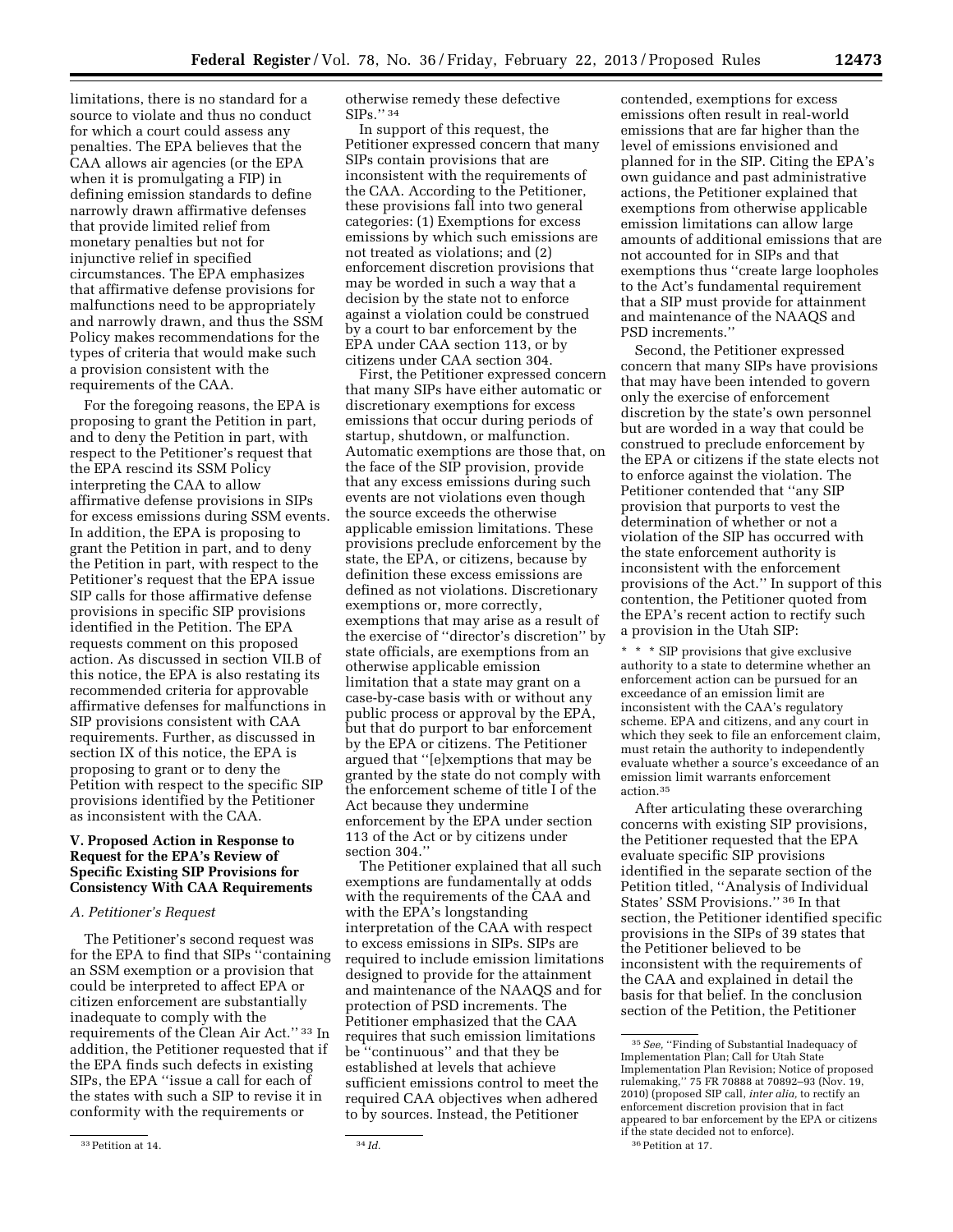limitations, there is no standard for a source to violate and thus no conduct for which a court could assess any penalties. The EPA believes that the CAA allows air agencies (or the EPA when it is promulgating a FIP) in defining emission standards to define narrowly drawn affirmative defenses that provide limited relief from monetary penalties but not for injunctive relief in specified circumstances. The EPA emphasizes that affirmative defense provisions for malfunctions need to be appropriately and narrowly drawn, and thus the SSM Policy makes recommendations for the types of criteria that would make such a provision consistent with the requirements of the CAA.

For the foregoing reasons, the EPA is proposing to grant the Petition in part, and to deny the Petition in part, with respect to the Petitioner's request that the EPA rescind its SSM Policy interpreting the CAA to allow affirmative defense provisions in SIPs for excess emissions during SSM events. In addition, the EPA is proposing to grant the Petition in part, and to deny the Petition in part, with respect to the Petitioner's request that the EPA issue SIP calls for those affirmative defense provisions in specific SIP provisions identified in the Petition. The EPA requests comment on this proposed action. As discussed in section VII.B of this notice, the EPA is also restating its recommended criteria for approvable affirmative defenses for malfunctions in SIP provisions consistent with CAA requirements. Further, as discussed in section IX of this notice, the EPA is proposing to grant or to deny the Petition with respect to the specific SIP provisions identified by the Petitioner as inconsistent with the CAA.

## V. Proposed Action in Response to Request for the EPA's Review of Specific Existing SIP Provisions for Consistency With CAA Requirements

### A. Petitioner's Request

The Petitioner's second request was for the EPA to find that SIPs "containing an SSM exemption or a provision that could be interpreted to affect EPA or citizen enforcement are substantially inadequate to comply with the requirements of the Clean Air Act." [33] In addition, the Petitioner requested that if the EPA finds such defects in existing SIPs, the EPA "issue a call for each of the states with such a SIP to revise it in conformity with the requirements or otherwise remedy these defective SIPs." [34]

In support of this request, the Petitioner expressed concern that many SIPs contain provisions that are inconsistent with the requirements of the CAA. According to the Petitioner, these provisions fall into two general categories: (1) Exemptions for excess emissions by which such emissions are not treated as violations; and (2) enforcement discretion provisions that may be worded in such a way that a decision by the state not to enforce against a violation could be construed by a court to bar enforcement by the EPA under CAA section 113, or by citizens under CAA section 304.

First, the Petitioner expressed concern that many SIPs have either automatic or discretionary exemptions for excess emissions that occur during periods of startup, shutdown, or malfunction. Automatic exemptions are those that, on the face of the SIP provision, provide that any excess emissions during such events are not violations even though the source exceeds the otherwise applicable emission limitations. These provisions preclude enforcement by the state, the EPA, or citizens, because by definition these excess emissions are defined as not violations. Discretionary exemptions or, more correctly, exemptions that may arise as a result of the exercise of "director's discretion" by state officials, are exemptions from an otherwise applicable emission limitation that a state may grant on a case-by-case basis with or without any public process or approval by the EPA, but that do purport to bar enforcement by the EPA or citizens. The Petitioner argued that "[e]xemptions that may be granted by the state do not comply with the enforcement scheme of title I of the Act because they undermine enforcement by the EPA under section 113 of the Act or by citizens under section 304."

The Petitioner explained that all such exemptions are fundamentally at odds with the requirements of the CAA and with the EPA's longstanding interpretation of the CAA with respect to excess emissions in SIPs. SIPs are required to include emission limitations designed to provide for the attainment and maintenance of the NAAQS and for protection of PSD increments. The Petitioner emphasized that the CAA requires that such emission limitations be "continuous" and that they be established at levels that achieve sufficient emissions control to meet the required CAA objectives when adhered to by sources. Instead, the Petitioner contended, exemptions for excess emissions often result in real-world emissions that are far higher than the level of emissions envisioned and planned for in the SIP. Citing the EPA's own guidance and past administrative actions, the Petitioner explained that exemptions from otherwise applicable emission limitations can allow large amounts of additional emissions that are not accounted for in SIPs and that exemptions thus "create large loopholes to the Act's fundamental requirement that a SIP must provide for attainment and maintenance of the NAAQS and PSD increments."

Second, the Petitioner expressed concern that many SIPs have provisions that may have been intended to govern only the exercise of enforcement discretion by the state's own personnel but are worded in a way that could be construed to preclude enforcement by the EPA or citizens if the state elects not to enforce against the violation. The Petitioner contended that "any SIP provision that purports to vest the determination of whether or not a violation of the SIP has occurred with the state enforcement authority is inconsistent with the enforcement provisions of the Act." In support of this contention, the Petitioner quoted from the EPA's recent action to rectify such a provision in the Utah SIP:

> * * * SIP provisions that give exclusive authority to a state to determine whether an enforcement action can be pursued for an exceedance of an emission limit are inconsistent with the CAA's regulatory scheme. EPA and citizens, and any court in which they seek to file an enforcement claim, must retain the authority to independently evaluate whether a source's exceedance of an emission limit warrants enforcement action.[35]

After articulating these overarching concerns with existing SIP provisions, the Petitioner requested that the EPA evaluate specific SIP provisions identified in the separate section of the Petition titled, "Analysis of Individual States' SSM Provisions." [36] In that section, the Petitioner identified specific provisions in the SIPs of 39 states that the Petitioner believed to be inconsistent with the requirements of the CAA and explained in detail the basis for that belief. In the conclusion section of the Petition, the Petitioner

---

[33] Petition at 14.

[34] *Id.*

[35] *See,* "Finding of Substantial Inadequacy of Implementation Plan; Call for Utah State Implementation Plan Revision; Notice of proposed rulemaking," 75 FR 70888 at 70892–93 (Nov. 19, 2010) (proposed SIP call, *inter alia,* to rectify an enforcement discretion provision that in fact appeared to bar enforcement by the EPA or citizens if the state decided not to enforce).

[36] Petition at 17.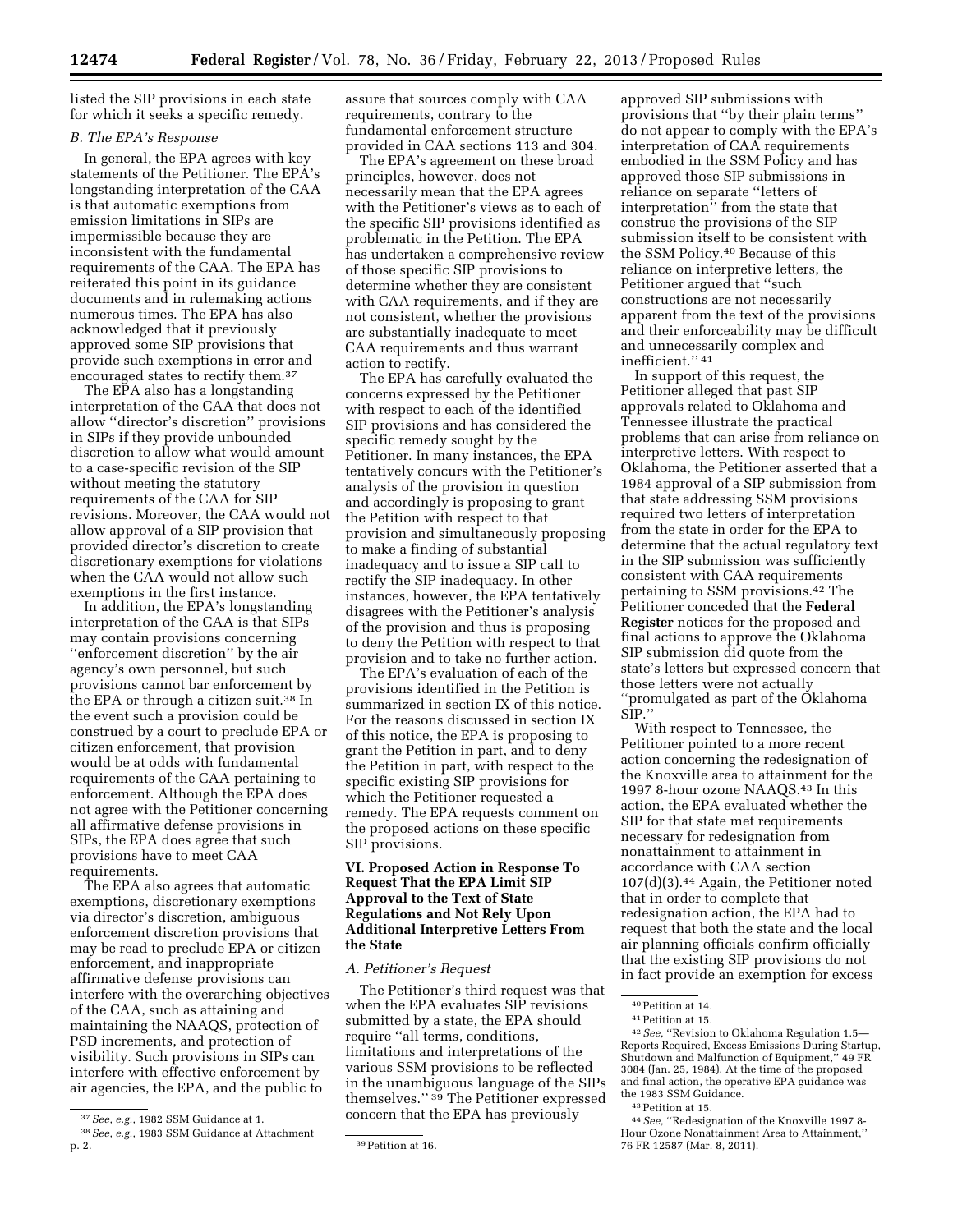listed the SIP provisions in each state for which it seeks a specific remedy.

### B. The EPA's Response

In general, the EPA agrees with key statements of the Petitioner. The EPA's longstanding interpretation of the CAA is that automatic exemptions from emission limitations in SIPs are impermissible because they are inconsistent with the fundamental requirements of the CAA. The EPA has reiterated this point in its guidance documents and in rulemaking actions numerous times. The EPA has also acknowledged that it previously approved some SIP provisions that provide such exemptions in error and encouraged states to rectify them.[37]

The EPA also has a longstanding interpretation of the CAA that does not allow ''director's discretion'' provisions in SIPs if they provide unbounded discretion to allow what would amount to a case-specific revision of the SIP without meeting the statutory requirements of the CAA for SIP revisions. Moreover, the CAA would not allow approval of a SIP provision that provided director's discretion to create discretionary exemptions for violations when the CAA would not allow such exemptions in the first instance.

In addition, the EPA's longstanding interpretation of the CAA is that SIPs may contain provisions concerning ''enforcement discretion'' by the air agency's own personnel, but such provisions cannot bar enforcement by the EPA or through a citizen suit.[38] In the event such a provision could be construed by a court to preclude EPA or citizen enforcement, that provision would be at odds with fundamental requirements of the CAA pertaining to enforcement. Although the EPA does not agree with the Petitioner concerning all affirmative defense provisions in SIPs, the EPA does agree that such provisions have to meet CAA requirements.

The EPA also agrees that automatic exemptions, discretionary exemptions via director's discretion, ambiguous enforcement discretion provisions that may be read to preclude EPA or citizen enforcement, and inappropriate affirmative defense provisions can interfere with the overarching objectives of the CAA, such as attaining and maintaining the NAAQS, protection of PSD increments, and protection of visibility. Such provisions in SIPs can interfere with effective enforcement by air agencies, the EPA, and the public to assure that sources comply with CAA requirements, contrary to the fundamental enforcement structure provided in CAA sections 113 and 304.

The EPA's agreement on these broad principles, however, does not necessarily mean that the EPA agrees with the Petitioner's views as to each of the specific SIP provisions identified as problematic in the Petition. The EPA has undertaken a comprehensive review of those specific SIP provisions to determine whether they are consistent with CAA requirements, and if they are not consistent, whether the provisions are substantially inadequate to meet CAA requirements and thus warrant action to rectify.

The EPA has carefully evaluated the concerns expressed by the Petitioner with respect to each of the identified SIP provisions and has considered the specific remedy sought by the Petitioner. In many instances, the EPA tentatively concurs with the Petitioner's analysis of the provision in question and accordingly is proposing to grant the Petition with respect to that provision and simultaneously proposing to make a finding of substantial inadequacy and to issue a SIP call to rectify the SIP inadequacy. In other instances, however, the EPA tentatively disagrees with the Petitioner's analysis of the provision and thus is proposing to deny the Petition with respect to that provision and to take no further action.

The EPA's evaluation of each of the provisions identified in the Petition is summarized in section IX of this notice. For the reasons discussed in section IX of this notice, the EPA is proposing to grant the Petition in part, and to deny the Petition in part, with respect to the specific existing SIP provisions for which the Petitioner requested a remedy. The EPA requests comment on the proposed actions on these specific SIP provisions.

## VI. Proposed Action in Response To Request That the EPA Limit SIP Approval to the Text of State Regulations and Not Rely Upon Additional Interpretive Letters From the State

### A. Petitioner's Request

The Petitioner's third request was that when the EPA evaluates SIP revisions submitted by a state, the EPA should require ''all terms, conditions, limitations and interpretations of the various SSM provisions to be reflected in the unambiguous language of the SIPs themselves.''[39] The Petitioner expressed concern that the EPA has previously approved SIP submissions with provisions that ''by their plain terms'' do not appear to comply with the EPA's interpretation of CAA requirements embodied in the SSM Policy and has approved those SIP submissions in reliance on separate ''letters of interpretation'' from the state that construe the provisions of the SIP submission itself to be consistent with the SSM Policy.[40] Because of this reliance on interpretive letters, the Petitioner argued that ''such constructions are not necessarily apparent from the text of the provisions and their enforceability may be difficult and unnecessarily complex and inefficient.''[41]

In support of this request, the Petitioner alleged that past SIP approvals related to Oklahoma and Tennessee illustrate the practical problems that can arise from reliance on interpretive letters. With respect to Oklahoma, the Petitioner asserted that a 1984 approval of a SIP submission from that state addressing SSM provisions required two letters of interpretation from the state in order for the EPA to determine that the actual regulatory text in the SIP submission was sufficiently consistent with CAA requirements pertaining to SSM provisions.[42] The Petitioner conceded that the **Federal Register** notices for the proposed and final actions to approve the Oklahoma SIP submission did quote from the state's letters but expressed concern that those letters were not actually ''promulgated as part of the Oklahoma SIP.''

With respect to Tennessee, the Petitioner pointed to a more recent action concerning the redesignation of the Knoxville area to attainment for the 1997 8-hour ozone NAAQS.[43] In this action, the EPA evaluated whether the SIP for that state met requirements necessary for redesignation from nonattainment to attainment in accordance with CAA section 107(d)(3).[44] Again, the Petitioner noted that in order to complete that redesignation action, the EPA had to request that both the state and the local air planning officials confirm officially that the existing SIP provisions do not in fact provide an exemption for excess

---

[37] *See, e.g.,* 1982 SSM Guidance at 1.

[38] *See, e.g.,* 1983 SSM Guidance at Attachment p. 2.

[39] Petition at 16.

[40] Petition at 14.

[41] Petition at 15.

[42] *See,* ''Revision to Oklahoma Regulation 1.5—Reports Required, Excess Emissions During Startup, Shutdown and Malfunction of Equipment,'' 49 FR 3084 (Jan. 25, 1984). At the time of the proposed and final action, the operative EPA guidance was the 1983 SSM Guidance.

[43] Petition at 15.

[44] *See,* ''Redesignation of the Knoxville 1997 8-Hour Ozone Nonattainment Area to Attainment,'' 76 FR 12587 (Mar. 8, 2011).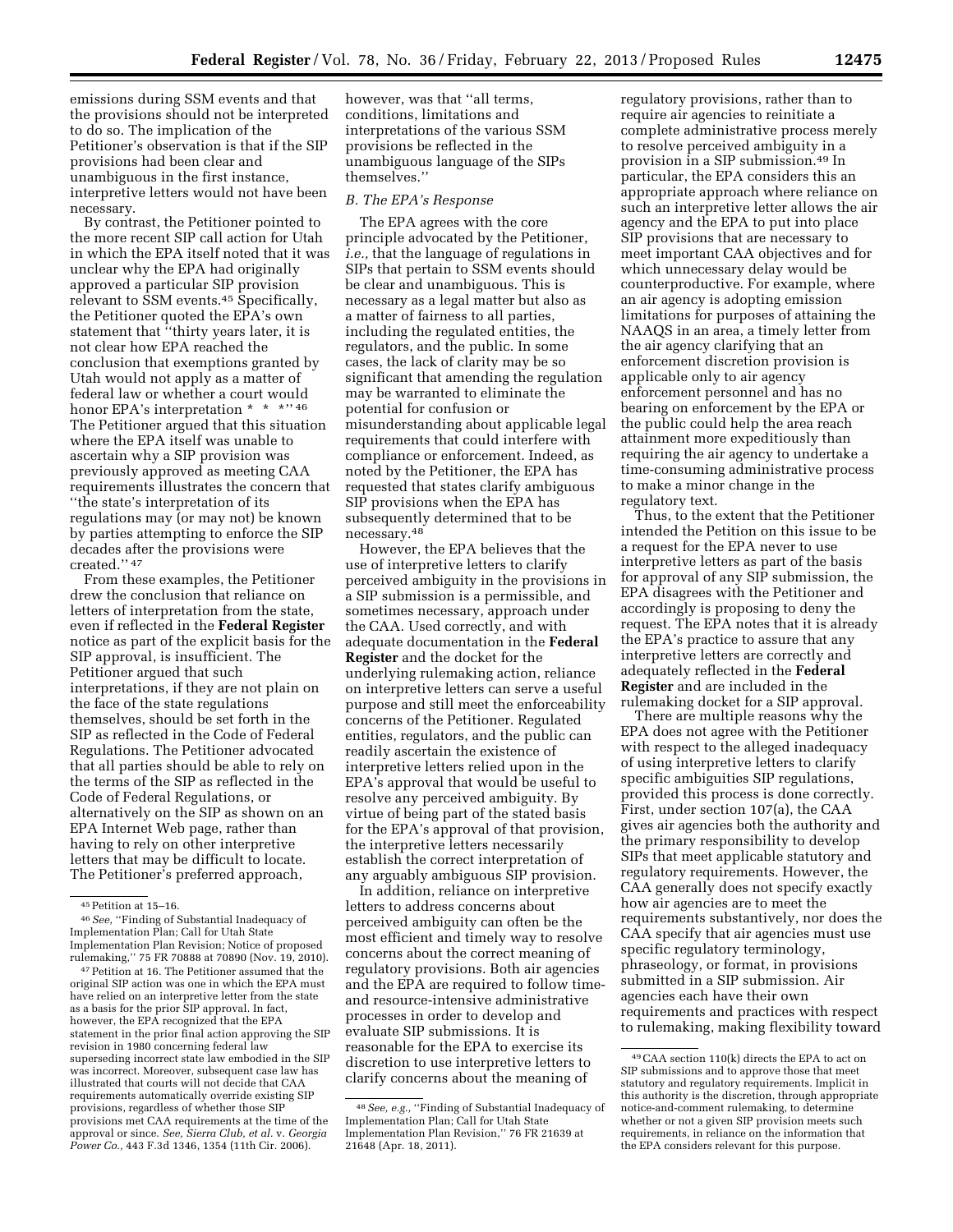emissions during SSM events and that the provisions should not be interpreted to do so. The implication of the Petitioner's observation is that if the SIP provisions had been clear and unambiguous in the first instance, interpretive letters would not have been necessary.

By contrast, the Petitioner pointed to the more recent SIP call action for Utah in which the EPA itself noted that it was unclear why the EPA had originally approved a particular SIP provision relevant to SSM events.[45] Specifically, the Petitioner quoted the EPA's own statement that ''thirty years later, it is not clear how EPA reached the conclusion that exemptions granted by Utah would not apply as a matter of federal law or whether a court would honor EPA's interpretation * * *'' [46] The Petitioner argued that this situation where the EPA itself was unable to ascertain why a SIP provision was previously approved as meeting CAA requirements illustrates the concern that ''the state's interpretation of its regulations may (or may not) be known by parties attempting to enforce the SIP decades after the provisions were created.'' [47]

From these examples, the Petitioner drew the conclusion that reliance on letters of interpretation from the state, even if reflected in the **Federal Register** notice as part of the explicit basis for the SIP approval, is insufficient. The Petitioner argued that such interpretations, if they are not plain on the face of the state regulations themselves, should be set forth in the SIP as reflected in the Code of Federal Regulations. The Petitioner advocated that all parties should be able to rely on the terms of the SIP as reflected in the Code of Federal Regulations, or alternatively on the SIP as shown on an EPA Internet Web page, rather than having to rely on other interpretive letters that may be difficult to locate. The Petitioner's preferred approach, however, was that ''all terms, conditions, limitations and interpretations of the various SSM provisions be reflected in the unambiguous language of the SIPs themselves.''

### *B. The EPA's Response*

The EPA agrees with the core principle advocated by the Petitioner, *i.e.,* that the language of regulations in SIPs that pertain to SSM events should be clear and unambiguous. This is necessary as a legal matter but also as a matter of fairness to all parties, including the regulated entities, the regulators, and the public. In some cases, the lack of clarity may be so significant that amending the regulation may be warranted to eliminate the potential for confusion or misunderstanding about applicable legal requirements that could interfere with compliance or enforcement. Indeed, as noted by the Petitioner, the EPA has requested that states clarify ambiguous SIP provisions when the EPA has subsequently determined that to be necessary.[48]

However, the EPA believes that the use of interpretive letters to clarify perceived ambiguity in the provisions in a SIP submission is a permissible, and sometimes necessary, approach under the CAA. Used correctly, and with adequate documentation in the **Federal Register** and the docket for the underlying rulemaking action, reliance on interpretive letters can serve a useful purpose and still meet the enforceability concerns of the Petitioner. Regulated entities, regulators, and the public can readily ascertain the existence of interpretive letters relied upon in the EPA's approval that would be useful to resolve any perceived ambiguity. By virtue of being part of the stated basis for the EPA's approval of that provision, the interpretive letters necessarily establish the correct interpretation of any arguably ambiguous SIP provision.

In addition, reliance on interpretive letters to address concerns about perceived ambiguity can often be the most efficient and timely way to resolve concerns about the correct meaning of regulatory provisions. Both air agencies and the EPA are required to follow time- and resource-intensive administrative processes in order to develop and evaluate SIP submissions. It is reasonable for the EPA to exercise its discretion to use interpretive letters to clarify concerns about the meaning of regulatory provisions, rather than to require air agencies to reinitiate a complete administrative process merely to resolve perceived ambiguity in a provision in a SIP submission.[49] In particular, the EPA considers this an appropriate approach where reliance on such an interpretive letter allows the air agency and the EPA to put into place SIP provisions that are necessary to meet important CAA objectives and for which unnecessary delay would be counterproductive. For example, where an air agency is adopting emission limitations for purposes of attaining the NAAQS in an area, a timely letter from the air agency clarifying that an enforcement discretion provision is applicable only to air agency enforcement personnel and has no bearing on enforcement by the EPA or the public could help the area reach attainment more expeditiously than requiring the air agency to undertake a time-consuming administrative process to make a minor change in the regulatory text.

Thus, to the extent that the Petitioner intended the Petition on this issue to be a request for the EPA never to use interpretive letters as part of the basis for approval of any SIP submission, the EPA disagrees with the Petitioner and accordingly is proposing to deny the request. The EPA notes that it is already the EPA's practice to assure that any interpretive letters are correctly and adequately reflected in the **Federal Register** and are included in the rulemaking docket for a SIP approval.

There are multiple reasons why the EPA does not agree with the Petitioner with respect to the alleged inadequacy of using interpretive letters to clarify specific ambiguities SIP regulations, provided this process is done correctly. First, under section 107(a), the CAA gives air agencies both the authority and the primary responsibility to develop SIPs that meet applicable statutory and regulatory requirements. However, the CAA generally does not specify exactly how air agencies are to meet the requirements substantively, nor does the CAA specify that air agencies must use specific regulatory terminology, phraseology, or format, in provisions submitted in a SIP submission. Air agencies each have their own requirements and practices with respect to rulemaking, making flexibility toward

---

[45] Petition at 15–16.

[46] *See,* ''Finding of Substantial Inadequacy of Implementation Plan; Call for Utah State Implementation Plan Revision; Notice of proposed rulemaking,'' 75 FR 70888 at 70890 (Nov. 19, 2010).

[47] Petition at 16. The Petitioner assumed that the original SIP action was one in which the EPA must have relied on an interpretive letter from the state as a basis for the prior SIP approval. In fact, however, the EPA recognized that the EPA statement in the prior final action approving the SIP revision in 1980 concerning federal law superseding incorrect state law embodied in the SIP was incorrect. Moreover, subsequent case law has illustrated that courts will not decide that CAA requirements automatically override existing SIP provisions, regardless of whether those SIP provisions met CAA requirements at the time of the approval or since. *See, Sierra Club, et al.* v. *Georgia Power Co.,* 443 F.3d 1346, 1354 (11th Cir. 2006).

[48] *See, e.g.,* ''Finding of Substantial Inadequacy of Implementation Plan; Call for Utah State Implementation Plan Revision,'' 76 FR 21639 at 21648 (Apr. 18, 2011).

[49] CAA section 110(k) directs the EPA to act on SIP submissions and to approve those that meet statutory and regulatory requirements. Implicit in this authority is the discretion, through appropriate notice-and-comment rulemaking, to determine whether or not a given SIP provision meets such requirements, in reliance on the information that the EPA considers relevant for this purpose.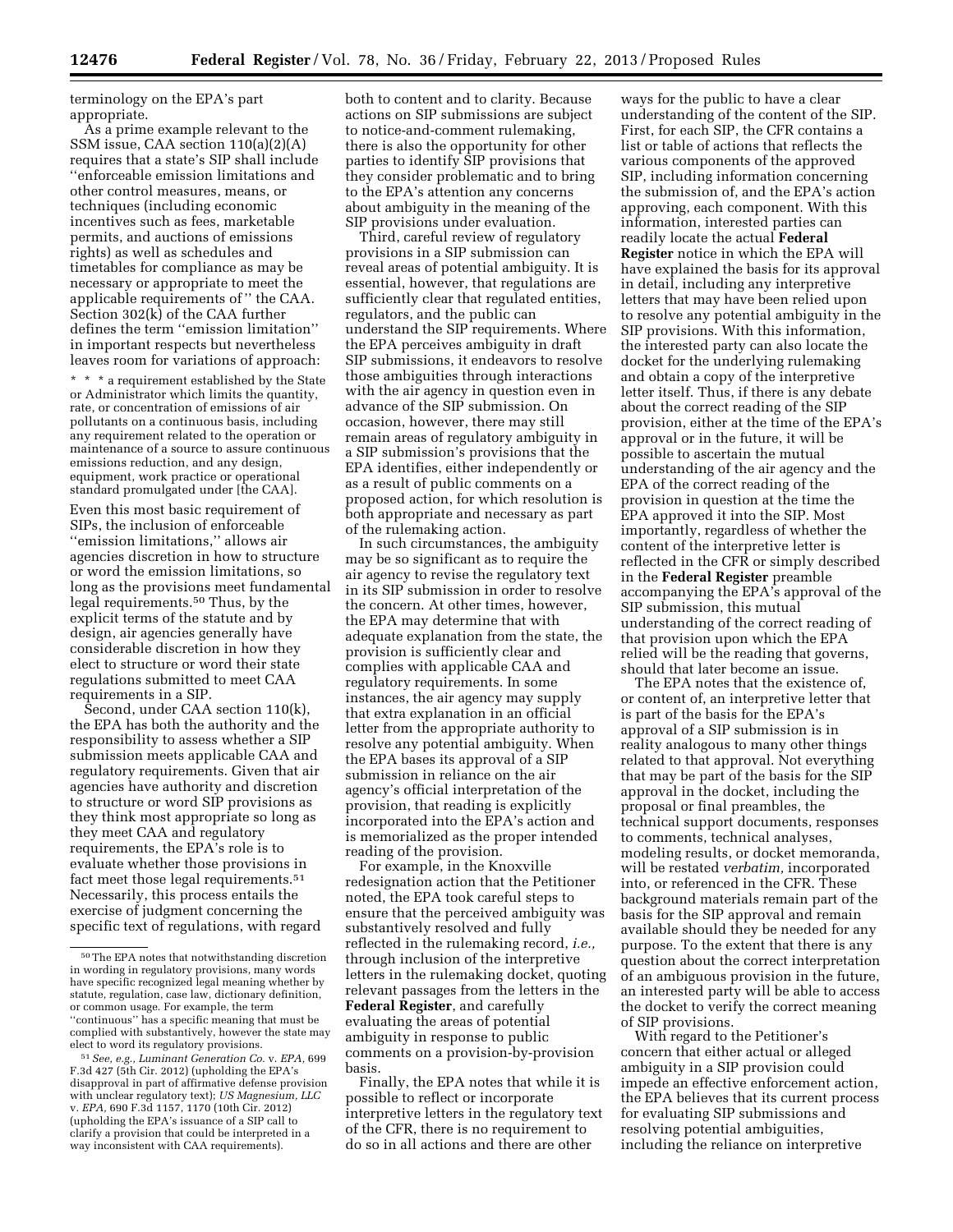terminology on the EPA's part appropriate.

As a prime example relevant to the SSM issue, CAA section 110(a)(2)(A) requires that a state's SIP shall include ''enforceable emission limitations and other control measures, means, or techniques (including economic incentives such as fees, marketable permits, and auctions of emissions rights) as well as schedules and timetables for compliance as may be necessary or appropriate to meet the applicable requirements of'' the CAA. Section 302(k) of the CAA further defines the term ''emission limitation'' in important respects but nevertheless leaves room for variations of approach:

> * * * a requirement established by the State or Administrator which limits the quantity, rate, or concentration of emissions of air pollutants on a continuous basis, including any requirement related to the operation or maintenance of a source to assure continuous emissions reduction, and any design, equipment, work practice or operational standard promulgated under [the CAA].

Even this most basic requirement of SIPs, the inclusion of enforceable ''emission limitations,'' allows air agencies discretion in how to structure or word the emission limitations, so long as the provisions meet fundamental legal requirements.[50] Thus, by the explicit terms of the statute and by design, air agencies generally have considerable discretion in how they elect to structure or word their state regulations submitted to meet CAA requirements in a SIP.

Second, under CAA section 110(k), the EPA has both the authority and the responsibility to assess whether a SIP submission meets applicable CAA and regulatory requirements. Given that air agencies have authority and discretion to structure or word SIP provisions as they think most appropriate so long as they meet CAA and regulatory requirements, the EPA's role is to evaluate whether those provisions in fact meet those legal requirements.[51] Necessarily, this process entails the exercise of judgment concerning the specific text of regulations, with regard both to content and to clarity. Because actions on SIP submissions are subject to notice-and-comment rulemaking, there is also the opportunity for other parties to identify SIP provisions that they consider problematic and to bring to the EPA's attention any concerns about ambiguity in the meaning of the SIP provisions under evaluation.

Third, careful review of regulatory provisions in a SIP submission can reveal areas of potential ambiguity. It is essential, however, that regulations are sufficiently clear that regulated entities, regulators, and the public can understand the SIP requirements. Where the EPA perceives ambiguity in draft SIP submissions, it endeavors to resolve those ambiguities through interactions with the air agency in question even in advance of the SIP submission. On occasion, however, there may still remain areas of regulatory ambiguity in a SIP submission's provisions that the EPA identifies, either independently or as a result of public comments on a proposed action, for which resolution is both appropriate and necessary as part of the rulemaking action.

In such circumstances, the ambiguity may be so significant as to require the air agency to revise the regulatory text in its SIP submission in order to resolve the concern. At other times, however, the EPA may determine that with adequate explanation from the state, the provision is sufficiently clear and complies with applicable CAA and regulatory requirements. In some instances, the air agency may supply that extra explanation in an official letter from the appropriate authority to resolve any potential ambiguity. When the EPA bases its approval of a SIP submission in reliance on the air agency's official interpretation of the provision, that reading is explicitly incorporated into the EPA's action and is memorialized as the proper intended reading of the provision.

For example, in the Knoxville redesignation action that the Petitioner noted, the EPA took careful steps to ensure that the perceived ambiguity was substantively resolved and fully reflected in the rulemaking record, *i.e.,* through inclusion of the interpretive letters in the rulemaking docket, quoting relevant passages from the letters in the **Federal Register**, and carefully evaluating the areas of potential ambiguity in response to public comments on a provision-by-provision basis.

Finally, the EPA notes that while it is possible to reflect or incorporate interpretive letters in the regulatory text of the CFR, there is no requirement to do so in all actions and there are other ways for the public to have a clear understanding of the content of the SIP. First, for each SIP, the CFR contains a list or table of actions that reflects the various components of the approved SIP, including information concerning the submission of, and the EPA's action approving, each component. With this information, interested parties can readily locate the actual **Federal Register** notice in which the EPA will have explained the basis for its approval in detail, including any interpretive letters that may have been relied upon to resolve any potential ambiguity in the SIP provisions. With this information, the interested party can also locate the docket for the underlying rulemaking and obtain a copy of the interpretive letter itself. Thus, if there is any debate about the correct reading of the SIP provision, either at the time of the EPA's approval or in the future, it will be possible to ascertain the mutual understanding of the air agency and the EPA of the correct reading of the provision in question at the time the EPA approved it into the SIP. Most importantly, regardless of whether the content of the interpretive letter is reflected in the CFR or simply described in the **Federal Register** preamble accompanying the EPA's approval of the SIP submission, this mutual understanding of the correct reading of that provision upon which the EPA relied will be the reading that governs, should that later become an issue.

The EPA notes that the existence of, or content of, an interpretive letter that is part of the basis for the EPA's approval of a SIP submission is in reality analogous to many other things related to that approval. Not everything that may be part of the basis for the SIP approval in the docket, including the proposal or final preambles, the technical support documents, responses to comments, technical analyses, modeling results, or docket memoranda, will be restated *verbatim,* incorporated into, or referenced in the CFR. These background materials remain part of the basis for the SIP approval and remain available should they be needed for any purpose. To the extent that there is any question about the correct interpretation of an ambiguous provision in the future, an interested party will be able to access the docket to verify the correct meaning of SIP provisions.

With regard to the Petitioner's concern that either actual or alleged ambiguity in a SIP provision could impede an effective enforcement action, the EPA believes that its current process for evaluating SIP submissions and resolving potential ambiguities, including the reliance on interpretive

[50] The EPA notes that notwithstanding discretion in wording in regulatory provisions, many words have specific recognized legal meaning whether by statute, regulation, case law, dictionary definition, or common usage. For example, the term ''continuous'' has a specific meaning that must be complied with substantively, however the state may elect to word its regulatory provisions.

[51] *See, e.g., Luminant Generation Co.* v. *EPA,* 699 F.3d 427 (5th Cir. 2012) (upholding the EPA's disapproval in part of affirmative defense provision with unclear regulatory text); *US Magnesium, LLC* v. *EPA,* 690 F.3d 1157, 1170 (10th Cir. 2012) (upholding the EPA's issuance of a SIP call to clarify a provision that could be interpreted in a way inconsistent with CAA requirements).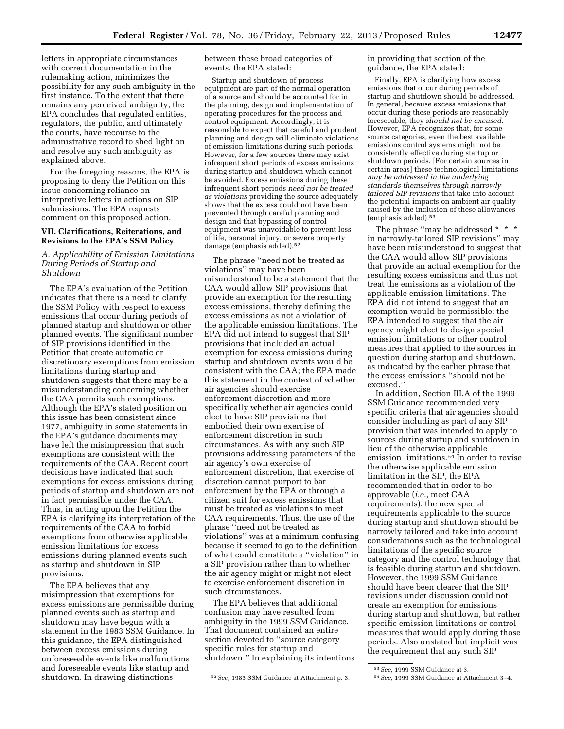letters in appropriate circumstances with correct documentation in the rulemaking action, minimizes the possibility for any such ambiguity in the first instance. To the extent that there remains any perceived ambiguity, the EPA concludes that regulated entities, regulators, the public, and ultimately the courts, have recourse to the administrative record to shed light on and resolve any such ambiguity as explained above.

For the foregoing reasons, the EPA is proposing to deny the Petition on this issue concerning reliance on interpretive letters in actions on SIP submissions. The EPA requests comment on this proposed action.

## VII. Clarifications, Reiterations, and Revisions to the EPA's SSM Policy

### A. Applicability of Emission Limitations During Periods of Startup and Shutdown

The EPA's evaluation of the Petition indicates that there is a need to clarify the SSM Policy with respect to excess emissions that occur during periods of planned startup and shutdown or other planned events. The significant number of SIP provisions identified in the Petition that create automatic or discretionary exemptions from emission limitations during startup and shutdown suggests that there may be a misunderstanding concerning whether the CAA permits such exemptions. Although the EPA's stated position on this issue has been consistent since 1977, ambiguity in some statements in the EPA's guidance documents may have left the misimpression that such exemptions are consistent with the requirements of the CAA. Recent court decisions have indicated that such exemptions for excess emissions during periods of startup and shutdown are not in fact permissible under the CAA. Thus, in acting upon the Petition the EPA is clarifying its interpretation of the requirements of the CAA to forbid exemptions from otherwise applicable emission limitations for excess emissions during planned events such as startup and shutdown in SIP provisions.

The EPA believes that any misimpression that exemptions for excess emissions are permissible during planned events such as startup and shutdown may have begun with a statement in the 1983 SSM Guidance. In this guidance, the EPA distinguished between excess emissions during unforeseeable events like malfunctions and foreseeable events like startup and shutdown. In drawing distinctions between these broad categories of events, the EPA stated:

> Startup and shutdown of process equipment are part of the normal operation of a source and should be accounted for in the planning, design and implementation of operating procedures for the process and control equipment. Accordingly, it is reasonable to expect that careful and prudent planning and design will eliminate violations of emission limitations during such periods. However, for a few sources there may exist infrequent short periods of excess emissions during startup and shutdown which cannot be avoided. Excess emissions during these infrequent short periods *need not be treated as violations* providing the source adequately shows that the excess could not have been prevented through careful planning and design and that bypassing of control equipment was unavoidable to prevent loss of life, personal injury, or severe property damage (emphasis added).[52]

The phrase "need not be treated as violations" may have been misunderstood to be a statement that the CAA would allow SIP provisions that provide an exemption for the resulting excess emissions, thereby defining the excess emissions as not a violation of the applicable emission limitations. The EPA did not intend to suggest that SIP provisions that included an actual exemption for excess emissions during startup and shutdown events would be consistent with the CAA; the EPA made this statement in the context of whether air agencies should exercise enforcement discretion and more specifically whether air agencies could elect to have SIP provisions that embodied their own exercise of enforcement discretion in such circumstances. As with any such SIP provisions addressing parameters of the air agency's own exercise of enforcement discretion, that exercise of discretion cannot purport to bar enforcement by the EPA or through a citizen suit for excess emissions that must be treated as violations to meet CAA requirements. Thus, the use of the phrase "need not be treated as violations" was at a minimum confusing because it seemed to go to the definition of what could constitute a "violation" in a SIP provision rather than to whether the air agency might or might not elect to exercise enforcement discretion in such circumstances.

The EPA believes that additional confusion may have resulted from ambiguity in the 1999 SSM Guidance. That document contained an entire section devoted to "source category specific rules for startup and shutdown." In explaining its intentions in providing that section of the guidance, the EPA stated:

> Finally, EPA is clarifying how excess emissions that occur during periods of startup and shutdown should be addressed. In general, because excess emissions that occur during these periods are reasonably foreseeable, they *should not be excused.* However, EPA recognizes that, for some source categories, even the best available emissions control systems might not be consistently effective during startup or shutdown periods. [For certain sources in certain areas] these technological limitations *may be addressed in the underlying standards themselves through narrowly-tailored SIP revisions* that take into account the potential impacts on ambient air quality caused by the inclusion of these allowances (emphasis added).[53]

The phrase "may be addressed * * * in narrowly-tailored SIP revisions" may have been misunderstood to suggest that the CAA would allow SIP provisions that provide an actual exemption for the resulting excess emissions and thus not treat the emissions as a violation of the applicable emission limitations. The EPA did not intend to suggest that an exemption would be permissible; the EPA intended to suggest that the air agency might elect to design special emission limitations or other control measures that applied to the sources in question during startup and shutdown, as indicated by the earlier phrase that the excess emissions "should not be excused."

In addition, Section III.A of the 1999 SSM Guidance recommended very specific criteria that air agencies should consider including as part of any SIP provision that was intended to apply to sources during startup and shutdown in lieu of the otherwise applicable emission limitations.[54] In order to revise the otherwise applicable emission limitation in the SIP, the EPA recommended that in order to be approvable (*i.e.,* meet CAA requirements), the new special requirements applicable to the source during startup and shutdown should be narrowly tailored and take into account considerations such as the technological limitations of the specific source category and the control technology that is feasible during startup and shutdown. However, the 1999 SSM Guidance should have been clearer that the SIP revisions under discussion could not create an exemption for emissions during startup and shutdown, but rather specific emission limitations or control measures that would apply during those periods. Also unstated but implicit was the requirement that any such SIP

[52] *See,* 1983 SSM Guidance at Attachment p. 3.

[53] *See,* 1999 SSM Guidance at 3.

[54] *See,* 1999 SSM Guidance at Attachment 3–4.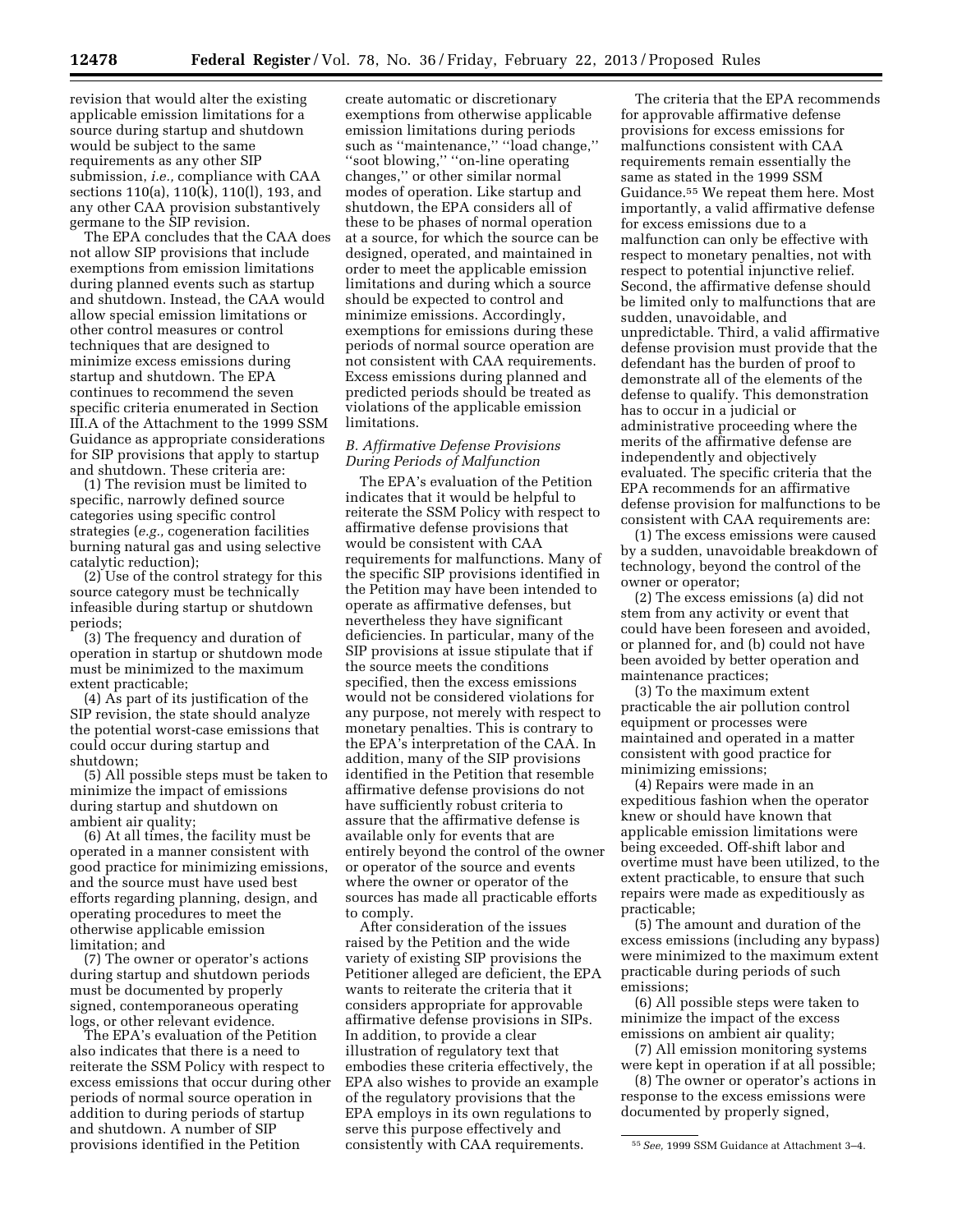revision that would alter the existing applicable emission limitations for a source during startup and shutdown would be subject to the same requirements as any other SIP submission, *i.e.,* compliance with CAA sections 110(a), 110(k), 110(l), 193, and any other CAA provision substantively germane to the SIP revision.

The EPA concludes that the CAA does not allow SIP provisions that include exemptions from emission limitations during planned events such as startup and shutdown. Instead, the CAA would allow special emission limitations or other control measures or control techniques that are designed to minimize excess emissions during startup and shutdown. The EPA continues to recommend the seven specific criteria enumerated in Section III.A of the Attachment to the 1999 SSM Guidance as appropriate considerations for SIP provisions that apply to startup and shutdown. These criteria are:

(1) The revision must be limited to specific, narrowly defined source categories using specific control strategies (*e.g.,* cogeneration facilities burning natural gas and using selective catalytic reduction);

(2) Use of the control strategy for this source category must be technically infeasible during startup or shutdown periods;

(3) The frequency and duration of operation in startup or shutdown mode must be minimized to the maximum extent practicable;

(4) As part of its justification of the SIP revision, the state should analyze the potential worst-case emissions that could occur during startup and shutdown;

(5) All possible steps must be taken to minimize the impact of emissions during startup and shutdown on ambient air quality;

(6) At all times, the facility must be operated in a manner consistent with good practice for minimizing emissions, and the source must have used best efforts regarding planning, design, and operating procedures to meet the otherwise applicable emission limitation; and

(7) The owner or operator's actions during startup and shutdown periods must be documented by properly signed, contemporaneous operating logs, or other relevant evidence.

The EPA's evaluation of the Petition also indicates that there is a need to reiterate the SSM Policy with respect to excess emissions that occur during other periods of normal source operation in addition to during periods of startup and shutdown. A number of SIP provisions identified in the Petition create automatic or discretionary exemptions from otherwise applicable emission limitations during periods such as "maintenance," "load change," "soot blowing," "on-line operating changes," or other similar normal modes of operation. Like startup and shutdown, the EPA considers all of these to be phases of normal operation at a source, for which the source can be designed, operated, and maintained in order to meet the applicable emission limitations and during which a source should be expected to control and minimize emissions. Accordingly, exemptions for emissions during these periods of normal source operation are not consistent with CAA requirements. Excess emissions during planned and predicted periods should be treated as violations of the applicable emission limitations.

### *B. Affirmative Defense Provisions During Periods of Malfunction*

The EPA's evaluation of the Petition indicates that it would be helpful to reiterate the SSM Policy with respect to affirmative defense provisions that would be consistent with CAA requirements for malfunctions. Many of the specific SIP provisions identified in the Petition may have been intended to operate as affirmative defenses, but nevertheless they have significant deficiencies. In particular, many of the SIP provisions at issue stipulate that if the source meets the conditions specified, then the excess emissions would not be considered violations for any purpose, not merely with respect to monetary penalties. This is contrary to the EPA's interpretation of the CAA. In addition, many of the SIP provisions identified in the Petition that resemble affirmative defense provisions do not have sufficiently robust criteria to assure that the affirmative defense is available only for events that are entirely beyond the control of the owner or operator of the source and events where the owner or operator of the sources has made all practicable efforts to comply.

After consideration of the issues raised by the Petition and the wide variety of existing SIP provisions the Petitioner alleged are deficient, the EPA wants to reiterate the criteria that it considers appropriate for approvable affirmative defense provisions in SIPs. In addition, to provide a clear illustration of regulatory text that embodies these criteria effectively, the EPA also wishes to provide an example of the regulatory provisions that the EPA employs in its own regulations to serve this purpose effectively and consistently with CAA requirements.

The criteria that the EPA recommends for approvable affirmative defense provisions for excess emissions for malfunctions consistent with CAA requirements remain essentially the same as stated in the 1999 SSM Guidance.[55] We repeat them here. Most importantly, a valid affirmative defense for excess emissions due to a malfunction can only be effective with respect to monetary penalties, not with respect to potential injunctive relief. Second, the affirmative defense should be limited only to malfunctions that are sudden, unavoidable, and unpredictable. Third, a valid affirmative defense provision must provide that the defendant has the burden of proof to demonstrate all of the elements of the defense to qualify. This demonstration has to occur in a judicial or administrative proceeding where the merits of the affirmative defense are independently and objectively evaluated. The specific criteria that the EPA recommends for an affirmative defense provision for malfunctions to be consistent with CAA requirements are:

(1) The excess emissions were caused by a sudden, unavoidable breakdown of technology, beyond the control of the owner or operator;

(2) The excess emissions (a) did not stem from any activity or event that could have been foreseen and avoided, or planned for, and (b) could not have been avoided by better operation and maintenance practices;

(3) To the maximum extent practicable the air pollution control equipment or processes were maintained and operated in a matter consistent with good practice for minimizing emissions;

(4) Repairs were made in an expeditious fashion when the operator knew or should have known that applicable emission limitations were being exceeded. Off-shift labor and overtime must have been utilized, to the extent practicable, to ensure that such repairs were made as expeditiously as practicable;

(5) The amount and duration of the excess emissions (including any bypass) were minimized to the maximum extent practicable during periods of such emissions;

(6) All possible steps were taken to minimize the impact of the excess emissions on ambient air quality;

(7) All emission monitoring systems were kept in operation if at all possible;

(8) The owner or operator's actions in response to the excess emissions were documented by properly signed,

[55] *See,* 1999 SSM Guidance at Attachment 3–4.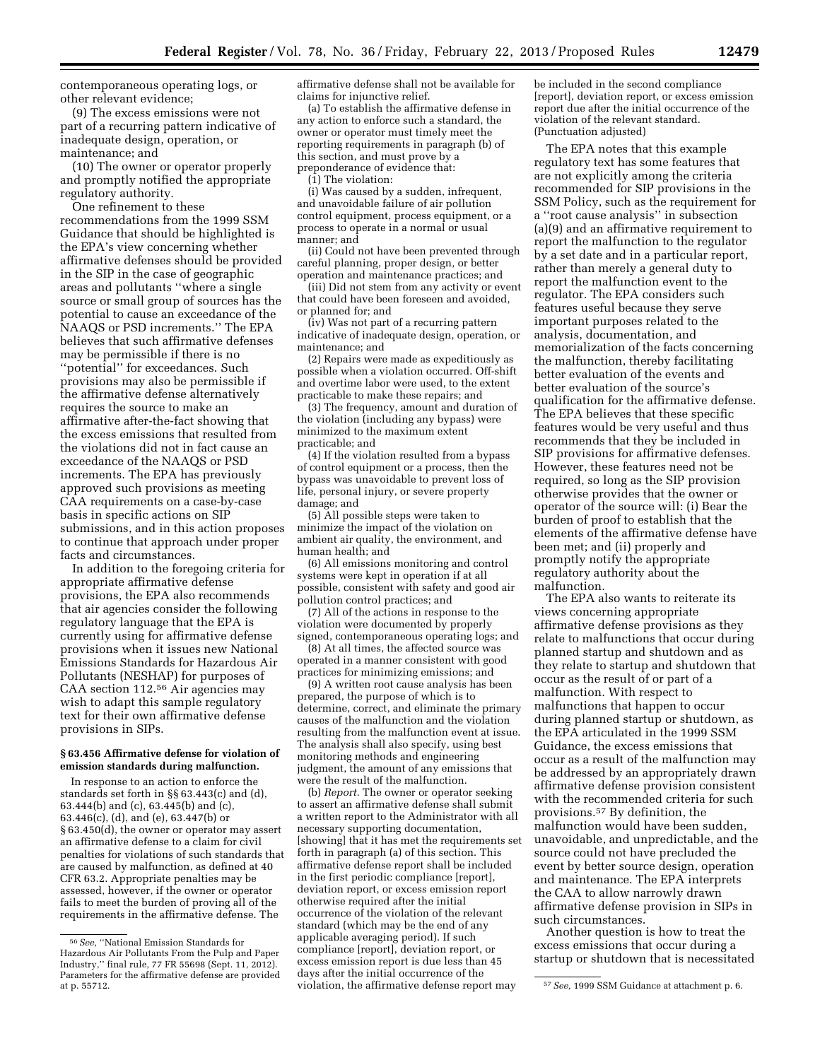contemporaneous operating logs, or other relevant evidence;

(9) The excess emissions were not part of a recurring pattern indicative of inadequate design, operation, or maintenance; and

(10) The owner or operator properly and promptly notified the appropriate regulatory authority.

One refinement to these recommendations from the 1999 SSM Guidance that should be highlighted is the EPA's view concerning whether affirmative defenses should be provided in the SIP in the case of geographic areas and pollutants ''where a single source or small group of sources has the potential to cause an exceedance of the NAAQS or PSD increments.'' The EPA believes that such affirmative defenses may be permissible if there is no ''potential'' for exceedances. Such provisions may also be permissible if the affirmative defense alternatively requires the source to make an affirmative after-the-fact showing that the excess emissions that resulted from the violations did not in fact cause an exceedance of the NAAQS or PSD increments. The EPA has previously approved such provisions as meeting CAA requirements on a case-by-case basis in specific actions on SIP submissions, and in this action proposes to continue that approach under proper facts and circumstances.

In addition to the foregoing criteria for appropriate affirmative defense provisions, the EPA also recommends that air agencies consider the following regulatory language that the EPA is currently using for affirmative defense provisions when it issues new National Emissions Standards for Hazardous Air Pollutants (NESHAP) for purposes of CAA section 112.[56] Air agencies may wish to adapt this sample regulatory text for their own affirmative defense provisions in SIPs.

**§ 63.456 Affirmative defense for violation of emission standards during malfunction.**

In response to an action to enforce the standards set forth in §§ 63.443(c) and (d), 63.444(b) and (c), 63.445(b) and (c), 63.446(c), (d), and (e), 63.447(b) or § 63.450(d), the owner or operator may assert an affirmative defense to a claim for civil penalties for violations of such standards that are caused by malfunction, as defined at 40 CFR 63.2. Appropriate penalties may be assessed, however, if the owner or operator fails to meet the burden of proving all of the requirements in the affirmative defense. The affirmative defense shall not be available for claims for injunctive relief.

(a) To establish the affirmative defense in any action to enforce such a standard, the owner or operator must timely meet the reporting requirements in paragraph (b) of this section, and must prove by a preponderance of evidence that:

(1) The violation:

(i) Was caused by a sudden, infrequent, and unavoidable failure of air pollution control equipment, process equipment, or a process to operate in a normal or usual manner; and

(ii) Could not have been prevented through careful planning, proper design, or better operation and maintenance practices; and

(iii) Did not stem from any activity or event that could have been foreseen and avoided, or planned for; and

(iv) Was not part of a recurring pattern indicative of inadequate design, operation, or maintenance; and

(2) Repairs were made as expeditiously as possible when a violation occurred. Off-shift and overtime labor were used, to the extent practicable to make these repairs; and

(3) The frequency, amount and duration of the violation (including any bypass) were minimized to the maximum extent practicable; and

(4) If the violation resulted from a bypass of control equipment or a process, then the bypass was unavoidable to prevent loss of life, personal injury, or severe property damage; and

(5) All possible steps were taken to minimize the impact of the violation on ambient air quality, the environment, and human health; and

(6) All emissions monitoring and control systems were kept in operation if at all possible, consistent with safety and good air pollution control practices; and

(7) All of the actions in response to the violation were documented by properly signed, contemporaneous operating logs; and

(8) At all times, the affected source was operated in a manner consistent with good practices for minimizing emissions; and

(9) A written root cause analysis has been prepared, the purpose of which is to determine, correct, and eliminate the primary causes of the malfunction and the violation resulting from the malfunction event at issue. The analysis shall also specify, using best monitoring methods and engineering judgment, the amount of any emissions that were the result of the malfunction.

(b) *Report.* The owner or operator seeking to assert an affirmative defense shall submit a written report to the Administrator with all necessary supporting documentation, [showing] that it has met the requirements set forth in paragraph (a) of this section. This affirmative defense report shall be included in the first periodic compliance [report], deviation report, or excess emission report otherwise required after the initial occurrence of the violation of the relevant standard (which may be the end of any applicable averaging period). If such compliance [report], deviation report, or excess emission report is due less than 45 days after the initial occurrence of the violation, the affirmative defense report may be included in the second compliance [report], deviation report, or excess emission report due after the initial occurrence of the violation of the relevant standard. (Punctuation adjusted)

The EPA notes that this example regulatory text has some features that are not explicitly among the criteria recommended for SIP provisions in the SSM Policy, such as the requirement for a ''root cause analysis'' in subsection (a)(9) and an affirmative requirement to report the malfunction to the regulator by a set date and in a particular report, rather than merely a general duty to report the malfunction event to the regulator. The EPA considers such features useful because they serve important purposes related to the analysis, documentation, and memorialization of the facts concerning the malfunction, thereby facilitating better evaluation of the events and better evaluation of the source's qualification for the affirmative defense. The EPA believes that these specific features would be very useful and thus recommends that they be included in SIP provisions for affirmative defenses. However, these features need not be required, so long as the SIP provision otherwise provides that the owner or operator of the source will: (i) Bear the burden of proof to establish that the elements of the affirmative defense have been met; and (ii) properly and promptly notify the appropriate regulatory authority about the malfunction.

The EPA also wants to reiterate its views concerning appropriate affirmative defense provisions as they relate to malfunctions that occur during planned startup and shutdown and as they relate to startup and shutdown that occur as the result of or part of a malfunction. With respect to malfunctions that happen to occur during planned startup or shutdown, as the EPA articulated in the 1999 SSM Guidance, the excess emissions that occur as a result of the malfunction may be addressed by an appropriately drawn affirmative defense provision consistent with the recommended criteria for such provisions.[57] By definition, the malfunction would have been sudden, unavoidable, and unpredictable, and the source could not have precluded the event by better source design, operation and maintenance. The EPA interprets the CAA to allow narrowly drawn affirmative defense provision in SIPs in such circumstances.

Another question is how to treat the excess emissions that occur during a startup or shutdown that is necessitated

---

[56] *See,* ''National Emission Standards for Hazardous Air Pollutants From the Pulp and Paper Industry,'' final rule, 77 FR 55698 (Sept. 11, 2012). Parameters for the affirmative defense are provided at p. 55712.

[57] *See,* 1999 SSM Guidance at attachment p. 6.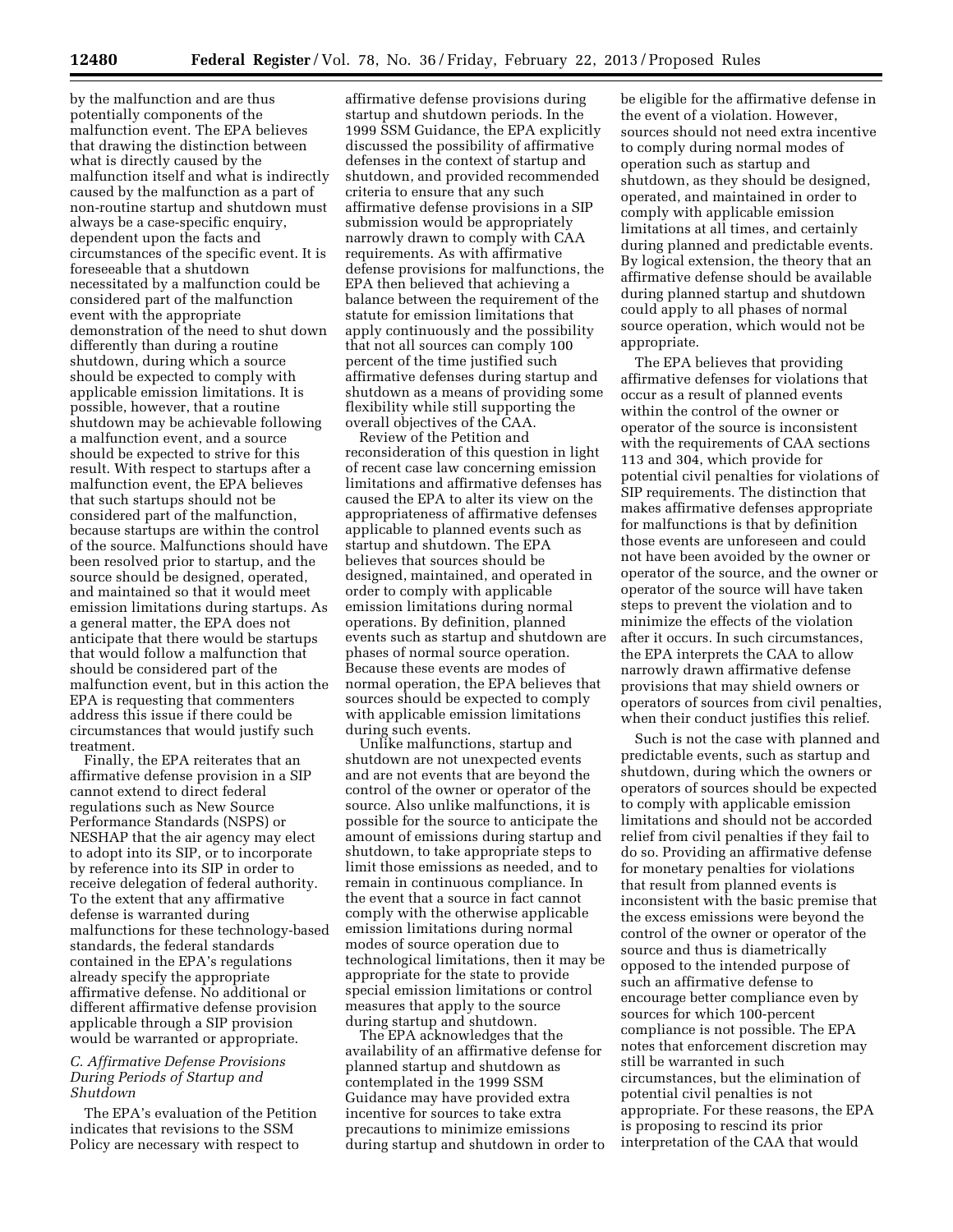by the malfunction and are thus potentially components of the malfunction event. The EPA believes that drawing the distinction between what is directly caused by the malfunction itself and what is indirectly caused by the malfunction as a part of non-routine startup and shutdown must always be a case-specific enquiry, dependent upon the facts and circumstances of the specific event. It is foreseeable that a shutdown necessitated by a malfunction could be considered part of the malfunction event with the appropriate demonstration of the need to shut down differently than during a routine shutdown, during which a source should be expected to comply with applicable emission limitations. It is possible, however, that a routine shutdown may be achievable following a malfunction event, and a source should be expected to strive for this result. With respect to startups after a malfunction event, the EPA believes that such startups should not be considered part of the malfunction, because startups are within the control of the source. Malfunctions should have been resolved prior to startup, and the source should be designed, operated, and maintained so that it would meet emission limitations during startups. As a general matter, the EPA does not anticipate that there would be startups that would follow a malfunction that should be considered part of the malfunction event, but in this action the EPA is requesting that commenters address this issue if there could be circumstances that would justify such treatment.

Finally, the EPA reiterates that an affirmative defense provision in a SIP cannot extend to direct federal regulations such as New Source Performance Standards (NSPS) or NESHAP that the air agency may elect to adopt into its SIP, or to incorporate by reference into its SIP in order to receive delegation of federal authority. To the extent that any affirmative defense is warranted during malfunctions for these technology-based standards, the federal standards contained in the EPA's regulations already specify the appropriate affirmative defense. No additional or different affirmative defense provision applicable through a SIP provision would be warranted or appropriate.

### *C. Affirmative Defense Provisions During Periods of Startup and Shutdown*

The EPA's evaluation of the Petition indicates that revisions to the SSM Policy are necessary with respect to affirmative defense provisions during startup and shutdown periods. In the 1999 SSM Guidance, the EPA explicitly discussed the possibility of affirmative defenses in the context of startup and shutdown, and provided recommended criteria to ensure that any such affirmative defense provisions in a SIP submission would be appropriately narrowly drawn to comply with CAA requirements. As with affirmative defense provisions for malfunctions, the EPA then believed that achieving a balance between the requirement of the statute for emission limitations that apply continuously and the possibility that not all sources can comply 100 percent of the time justified such affirmative defenses during startup and shutdown as a means of providing some flexibility while still supporting the overall objectives of the CAA.

Review of the Petition and reconsideration of this question in light of recent case law concerning emission limitations and affirmative defenses has caused the EPA to alter its view on the appropriateness of affirmative defenses applicable to planned events such as startup and shutdown. The EPA believes that sources should be designed, maintained, and operated in order to comply with applicable emission limitations during normal operations. By definition, planned events such as startup and shutdown are phases of normal source operation. Because these events are modes of normal operation, the EPA believes that sources should be expected to comply with applicable emission limitations during such events.

Unlike malfunctions, startup and shutdown are not unexpected events and are not events that are beyond the control of the owner or operator of the source. Also unlike malfunctions, it is possible for the source to anticipate the amount of emissions during startup and shutdown, to take appropriate steps to limit those emissions as needed, and to remain in continuous compliance. In the event that a source in fact cannot comply with the otherwise applicable emission limitations during normal modes of source operation due to technological limitations, then it may be appropriate for the state to provide special emission limitations or control measures that apply to the source during startup and shutdown.

The EPA acknowledges that the availability of an affirmative defense for planned startup and shutdown as contemplated in the 1999 SSM Guidance may have provided extra incentive for sources to take extra precautions to minimize emissions during startup and shutdown in order to be eligible for the affirmative defense in the event of a violation. However, sources should not need extra incentive to comply during normal modes of operation such as startup and shutdown, as they should be designed, operated, and maintained in order to comply with applicable emission limitations at all times, and certainly during planned and predictable events. By logical extension, the theory that an affirmative defense should be available during planned startup and shutdown could apply to all phases of normal source operation, which would not be appropriate.

The EPA believes that providing affirmative defenses for violations that occur as a result of planned events within the control of the owner or operator of the source is inconsistent with the requirements of CAA sections 113 and 304, which provide for potential civil penalties for violations of SIP requirements. The distinction that makes affirmative defenses appropriate for malfunctions is that by definition those events are unforeseen and could not have been avoided by the owner or operator of the source, and the owner or operator of the source will have taken steps to prevent the violation and to minimize the effects of the violation after it occurs. In such circumstances, the EPA interprets the CAA to allow narrowly drawn affirmative defense provisions that may shield owners or operators of sources from civil penalties, when their conduct justifies this relief.

Such is not the case with planned and predictable events, such as startup and shutdown, during which the owners or operators of sources should be expected to comply with applicable emission limitations and should not be accorded relief from civil penalties if they fail to do so. Providing an affirmative defense for monetary penalties for violations that result from planned events is inconsistent with the basic premise that the excess emissions were beyond the control of the owner or operator of the source and thus is diametrically opposed to the intended purpose of such an affirmative defense to encourage better compliance even by sources for which 100-percent compliance is not possible. The EPA notes that enforcement discretion may still be warranted in such circumstances, but the elimination of potential civil penalties is not appropriate. For these reasons, the EPA is proposing to rescind its prior interpretation of the CAA that would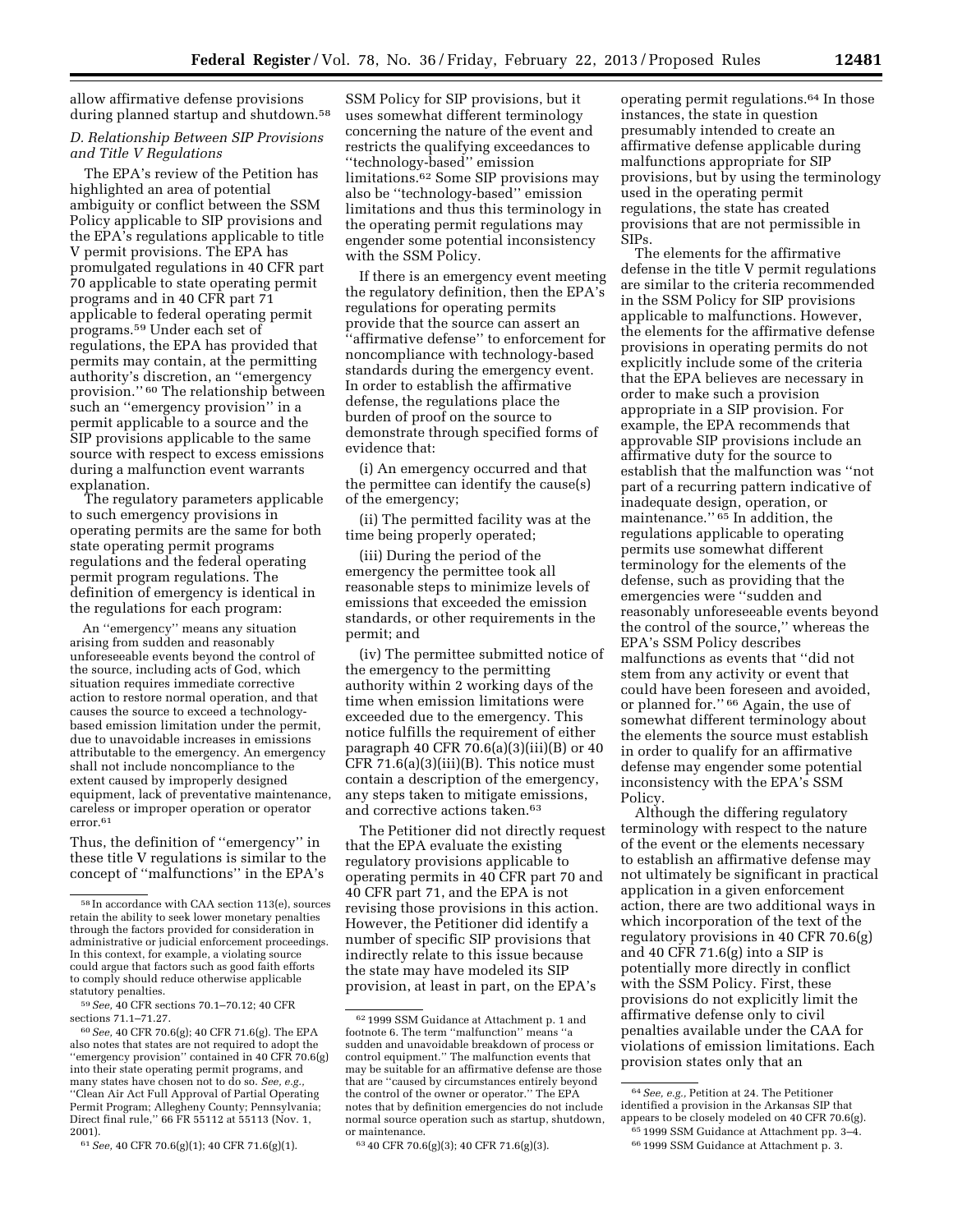allow affirmative defense provisions during planned startup and shutdown.[58]

### D. Relationship Between SIP Provisions and Title V Regulations

The EPA's review of the Petition has highlighted an area of potential ambiguity or conflict between the SSM Policy applicable to SIP provisions and the EPA's regulations applicable to title V permit provisions. The EPA has promulgated regulations in 40 CFR part 70 applicable to state operating permit programs and in 40 CFR part 71 applicable to federal operating permit programs.[59] Under each set of regulations, the EPA has provided that permits may contain, at the permitting authority's discretion, an "emergency provision." [60] The relationship between such an "emergency provision" in a permit applicable to a source and the SIP provisions applicable to the same source with respect to excess emissions during a malfunction event warrants explanation.

The regulatory parameters applicable to such emergency provisions in operating permits are the same for both state operating permit programs regulations and the federal operating permit program regulations. The definition of emergency is identical in the regulations for each program:

> An "emergency" means any situation arising from sudden and reasonably unforeseeable events beyond the control of the source, including acts of God, which situation requires immediate corrective action to restore normal operation, and that causes the source to exceed a technology-based emission limitation under the permit, due to unavoidable increases in emissions attributable to the emergency. An emergency shall not include noncompliance to the extent caused by improperly designed equipment, lack of preventative maintenance, careless or improper operation or operator error.[61]

Thus, the definition of "emergency" in these title V regulations is similar to the concept of "malfunctions" in the EPA's SSM Policy for SIP provisions, but it uses somewhat different terminology concerning the nature of the event and restricts the qualifying exceedances to "technology-based" emission limitations.[62] Some SIP provisions may also be "technology-based" emission limitations and thus this terminology in the operating permit regulations may engender some potential inconsistency with the SSM Policy.

If there is an emergency event meeting the regulatory definition, then the EPA's regulations for operating permits provide that the source can assert an "affirmative defense" to enforcement for noncompliance with technology-based standards during the emergency event. In order to establish the affirmative defense, the regulations place the burden of proof on the source to demonstrate through specified forms of evidence that:

(i) An emergency occurred and that the permittee can identify the cause(s) of the emergency;

(ii) The permitted facility was at the time being properly operated;

(iii) During the period of the emergency the permittee took all reasonable steps to minimize levels of emissions that exceeded the emission standards, or other requirements in the permit; and

(iv) The permittee submitted notice of the emergency to the permitting authority within 2 working days of the time when emission limitations were exceeded due to the emergency. This notice fulfills the requirement of either paragraph 40 CFR 70.6(a)(3)(iii)(B) or 40 CFR 71.6(a)(3)(iii)(B). This notice must contain a description of the emergency, any steps taken to mitigate emissions, and corrective actions taken.[63]

The Petitioner did not directly request that the EPA evaluate the existing regulatory provisions applicable to operating permits in 40 CFR part 70 and 40 CFR part 71, and the EPA is not revising those provisions in this action. However, the Petitioner did identify a number of specific SIP provisions that indirectly relate to this issue because the state may have modeled its SIP provision, at least in part, on the EPA's operating permit regulations.[64] In those instances, the state in question presumably intended to create an affirmative defense applicable during malfunctions appropriate for SIP provisions, but by using the terminology used in the operating permit regulations, the state has created provisions that are not permissible in SIPs.

The elements for the affirmative defense in the title V permit regulations are similar to the criteria recommended in the SSM Policy for SIP provisions applicable to malfunctions. However, the elements for the affirmative defense provisions in operating permits do not explicitly include some of the criteria that the EPA believes are necessary in order to make such a provision appropriate in a SIP provision. For example, the EPA recommends that approvable SIP provisions include an affirmative duty for the source to establish that the malfunction was "not part of a recurring pattern indicative of inadequate design, operation, or maintenance." [65] In addition, the regulations applicable to operating permits use somewhat different terminology for the elements of the defense, such as providing that the emergencies were "sudden and reasonably unforeseeable events beyond the control of the source," whereas the EPA's SSM Policy describes malfunctions as events that "did not stem from any activity or event that could have been foreseen and avoided, or planned for." [66] Again, the use of somewhat different terminology about the elements the source must establish in order to qualify for an affirmative defense may engender some potential inconsistency with the EPA's SSM Policy.

Although the differing regulatory terminology with respect to the nature of the event or the elements necessary to establish an affirmative defense may not ultimately be significant in practical application in a given enforcement action, there are two additional ways in which incorporation of the text of the regulatory provisions in 40 CFR 70.6(g) and 40 CFR 71.6(g) into a SIP is potentially more directly in conflict with the SSM Policy. First, these provisions do not explicitly limit the affirmative defense only to civil penalties available under the CAA for violations of emission limitations. Each provision states only that an

---

[58] In accordance with CAA section 113(e), sources retain the ability to seek lower monetary penalties through the factors provided for consideration in administrative or judicial enforcement proceedings. In this context, for example, a violating source could argue that factors such as good faith efforts to comply should reduce otherwise applicable statutory penalties.

[59] *See,* 40 CFR sections 70.1–70.12; 40 CFR sections 71.1–71.27.

[60] *See,* 40 CFR 70.6(g); 40 CFR 71.6(g). The EPA also notes that states are not required to adopt the "emergency provision" contained in 40 CFR 70.6(g) into their state operating permit programs, and many states have chosen not to do so. *See, e.g.,* "Clean Air Act Full Approval of Partial Operating Permit Program; Allegheny County; Pennsylvania; Direct final rule," 66 FR 55112 at 55113 (Nov. 1, 2001).

[61] *See,* 40 CFR 70.6(g)(1); 40 CFR 71.6(g)(1).

[62] 1999 SSM Guidance at Attachment p. 1 and footnote 6. The term "malfunction" means "a sudden and unavoidable breakdown of process or control equipment." The malfunction events that may be suitable for an affirmative defense are those that are "caused by circumstances entirely beyond the control of the owner or operator." The EPA notes that by definition emergencies do not include normal source operation such as startup, shutdown, or maintenance.

[63] 40 CFR 70.6(g)(3); 40 CFR 71.6(g)(3).

[64] *See, e.g.,* Petition at 24. The Petitioner identified a provision in the Arkansas SIP that appears to be closely modeled on 40 CFR 70.6(g).

[65] 1999 SSM Guidance at Attachment pp. 3–4.

[66] 1999 SSM Guidance at Attachment p. 3.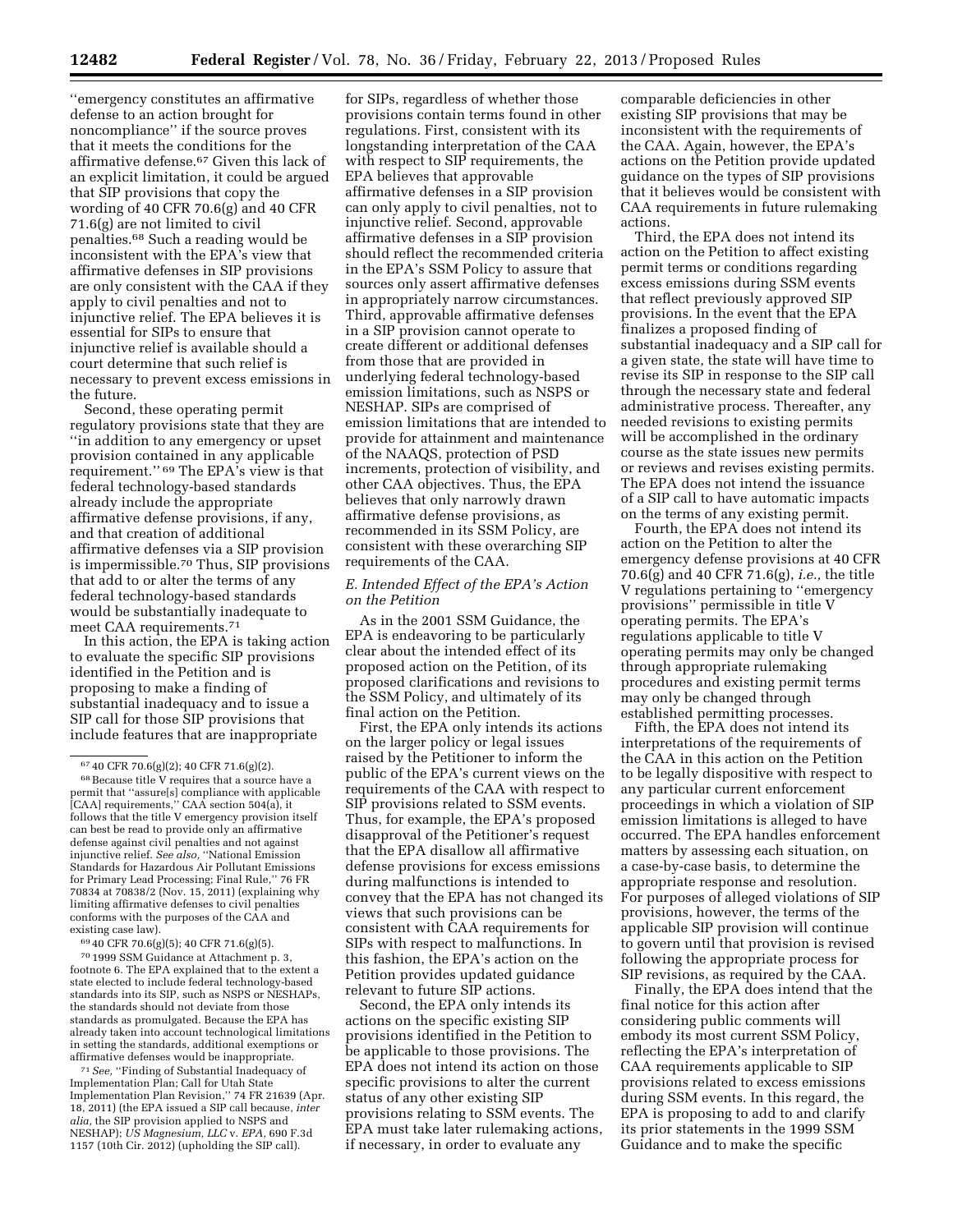"emergency constitutes an affirmative defense to an action brought for noncompliance" if the source proves that it meets the conditions for the affirmative defense.[67] Given this lack of an explicit limitation, it could be argued that SIP provisions that copy the wording of 40 CFR 70.6(g) and 40 CFR 71.6(g) are not limited to civil penalties.[68] Such a reading would be inconsistent with the EPA's view that affirmative defenses in SIP provisions are only consistent with the CAA if they apply to civil penalties and not to injunctive relief. The EPA believes it is essential for SIPs to ensure that injunctive relief is available should a court determine that such relief is necessary to prevent excess emissions in the future.

Second, these operating permit regulatory provisions state that they are "in addition to any emergency or upset provision contained in any applicable requirement."[69] The EPA's view is that federal technology-based standards already include the appropriate affirmative defense provisions, if any, and that creation of additional affirmative defenses via a SIP provision is impermissible.[70] Thus, SIP provisions that add to or alter the terms of any federal technology-based standards would be substantially inadequate to meet CAA requirements.[71]

In this action, the EPA is taking action to evaluate the specific SIP provisions identified in the Petition and is proposing to make a finding of substantial inadequacy and to issue a SIP call for those SIP provisions that include features that are inappropriate for SIPs, regardless of whether those provisions contain terms found in other regulations. First, consistent with its longstanding interpretation of the CAA with respect to SIP requirements, the EPA believes that approvable affirmative defenses in a SIP provision can only apply to civil penalties, not to injunctive relief. Second, approvable affirmative defenses in a SIP provision should reflect the recommended criteria in the EPA's SSM Policy to assure that sources only assert affirmative defenses in appropriately narrow circumstances. Third, approvable affirmative defenses in a SIP provision cannot operate to create different or additional defenses from those that are provided in underlying federal technology-based emission limitations, such as NSPS or NESHAP. SIPs are comprised of emission limitations that are intended to provide for attainment and maintenance of the NAAQS, protection of PSD increments, protection of visibility, and other CAA objectives. Thus, the EPA believes that only narrowly drawn affirmative defense provisions, as recommended in its SSM Policy, are consistent with these overarching SIP requirements of the CAA.

### E. Intended Effect of the EPA's Action on the Petition

As in the 2001 SSM Guidance, the EPA is endeavoring to be particularly clear about the intended effect of its proposed action on the Petition, of its proposed clarifications and revisions to the SSM Policy, and ultimately of its final action on the Petition.

First, the EPA only intends its actions on the larger policy or legal issues raised by the Petitioner to inform the public of the EPA's current views on the requirements of the CAA with respect to SIP provisions related to SSM events. Thus, for example, the EPA's proposed disapproval of the Petitioner's request that the EPA disallow all affirmative defense provisions for excess emissions during malfunctions is intended to convey that the EPA has not changed its views that such provisions can be consistent with CAA requirements for SIPs with respect to malfunctions. In this fashion, the EPA's action on the Petition provides updated guidance relevant to future SIP actions.

Second, the EPA only intends its actions on the specific existing SIP provisions identified in the Petition to be applicable to those provisions. The EPA does not intend its action on those specific provisions to alter the current status of any other existing SIP provisions relating to SSM events. The EPA must take later rulemaking actions, if necessary, in order to evaluate any comparable deficiencies in other existing SIP provisions that may be inconsistent with the requirements of the CAA. Again, however, the EPA's actions on the Petition provide updated guidance on the types of SIP provisions that it believes would be consistent with CAA requirements in future rulemaking actions.

Third, the EPA does not intend its action on the Petition to affect existing permit terms or conditions regarding excess emissions during SSM events that reflect previously approved SIP provisions. In the event that the EPA finalizes a proposed finding of substantial inadequacy and a SIP call for a given state, the state will have time to revise its SIP in response to the SIP call through the necessary state and federal administrative process. Thereafter, any needed revisions to existing permits will be accomplished in the ordinary course as the state issues new permits or reviews and revises existing permits. The EPA does not intend the issuance of a SIP call to have automatic impacts on the terms of any existing permit.

Fourth, the EPA does not intend its action on the Petition to alter the emergency defense provisions at 40 CFR 70.6(g) and 40 CFR 71.6(g), *i.e.,* the title V regulations pertaining to "emergency provisions" permissible in title V operating permits. The EPA's regulations applicable to title V operating permits may only be changed through appropriate rulemaking procedures and existing permit terms may only be changed through established permitting processes.

Fifth, the EPA does not intend its interpretations of the requirements of the CAA in this action on the Petition to be legally dispositive with respect to any particular current enforcement proceedings in which a violation of SIP emission limitations is alleged to have occurred. The EPA handles enforcement matters by assessing each situation, on a case-by-case basis, to determine the appropriate response and resolution. For purposes of alleged violations of SIP provisions, however, the terms of the applicable SIP provision will continue to govern until that provision is revised following the appropriate process for SIP revisions, as required by the CAA.

Finally, the EPA does intend that the final notice for this action after considering public comments will embody its most current SSM Policy, reflecting the EPA's interpretation of CAA requirements applicable to SIP provisions related to excess emissions during SSM events. In this regard, the EPA is proposing to add to and clarify its prior statements in the 1999 SSM Guidance and to make the specific

---

[67] 40 CFR 70.6(g)(2); 40 CFR 71.6(g)(2).

[68] Because title V requires that a source have a permit that "assure[s] compliance with applicable [CAA] requirements," CAA section 504(a), it follows that the title V emergency provision itself can best be read to provide only an affirmative defense against civil penalties and not against injunctive relief. *See also,* "National Emission Standards for Hazardous Air Pollutant Emissions for Primary Lead Processing; Final Rule," 76 FR 70834 at 70838/2 (Nov. 15, 2011) (explaining why limiting affirmative defenses to civil penalties conforms with the purposes of the CAA and existing case law).

[69] 40 CFR 70.6(g)(5); 40 CFR 71.6(g)(5).

[70] 1999 SSM Guidance at Attachment p. 3, footnote 6. The EPA explained that to the extent a state elected to include federal technology-based standards into its SIP, such as NSPS or NESHAPs, the standards should not deviate from those standards as promulgated. Because the EPA has already taken into account technological limitations in setting the standards, additional exemptions or affirmative defenses would be inappropriate.

[71] *See,* "Finding of Substantial Inadequacy of Implementation Plan; Call for Utah State Implementation Plan Revision," 74 FR 21639 (Apr. 18, 2011) (the EPA issued a SIP call because, *inter alia,* the SIP provision applied to NSPS and NESHAP); *US Magnesium, LLC* v. *EPA,* 690 F.3d 1157 (10th Cir. 2012) (upholding the SIP call).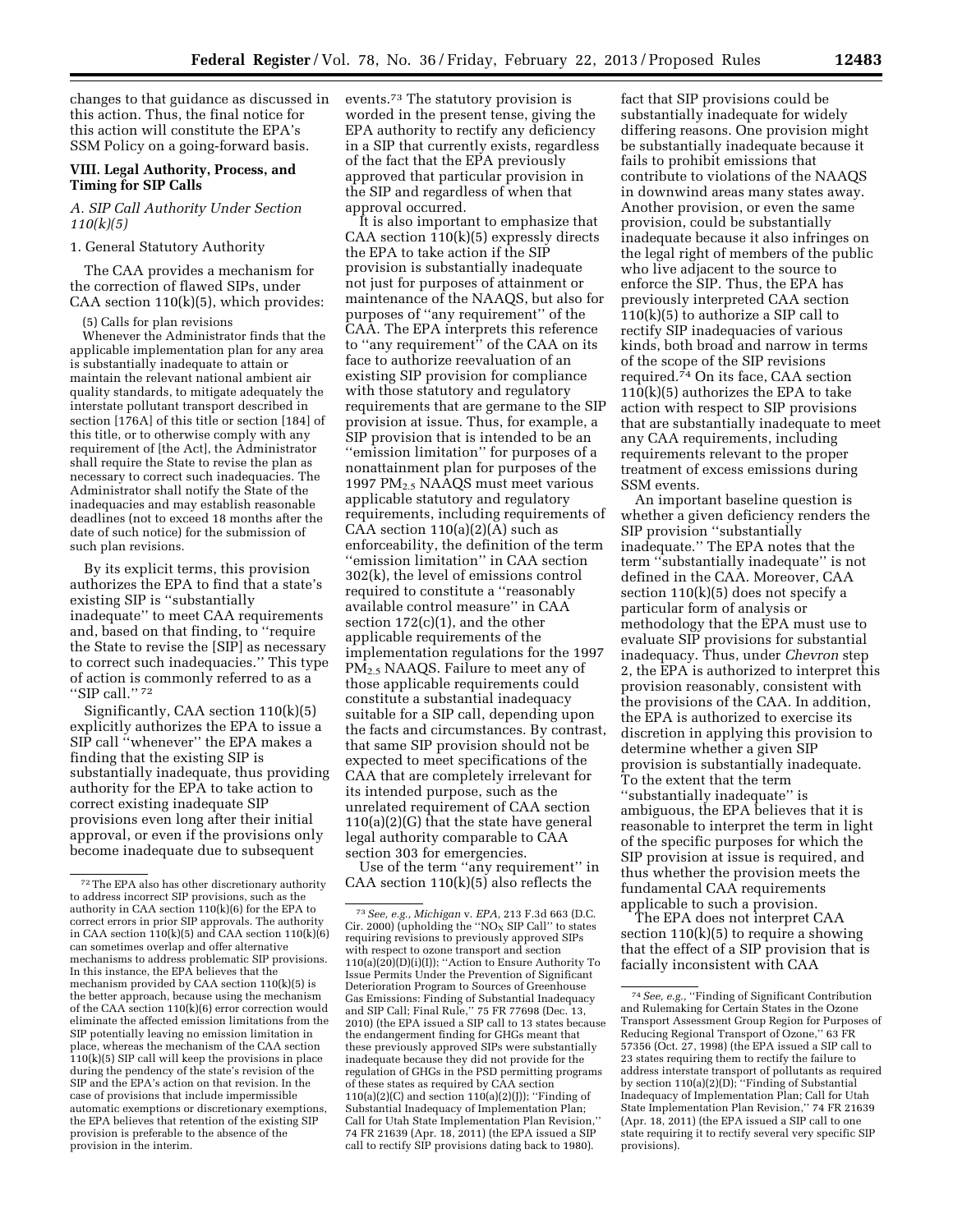changes to that guidance as discussed in this action. Thus, the final notice for this action will constitute the EPA's SSM Policy on a going-forward basis.

## VIII. Legal Authority, Process, and Timing for SIP Calls

### A. SIP Call Authority Under Section 110(k)(5)

#### 1. General Statutory Authority

The CAA provides a mechanism for the correction of flawed SIPs, under CAA section 110(k)(5), which provides:

(5) Calls for plan revisions

Whenever the Administrator finds that the applicable implementation plan for any area is substantially inadequate to attain or maintain the relevant national ambient air quality standards, to mitigate adequately the interstate pollutant transport described in section [176A] of this title or section [184] of this title, or to otherwise comply with any requirement of [the Act], the Administrator shall require the State to revise the plan as necessary to correct such inadequacies. The Administrator shall notify the State of the inadequacies and may establish reasonable deadlines (not to exceed 18 months after the date of such notice) for the submission of such plan revisions.

By its explicit terms, this provision authorizes the EPA to find that a state's existing SIP is "substantially inadequate" to meet CAA requirements and, based on that finding, to "require the State to revise the [SIP] as necessary to correct such inadequacies." This type of action is commonly referred to as a "SIP call." [72]

Significantly, CAA section 110(k)(5) explicitly authorizes the EPA to issue a SIP call "whenever" the EPA makes a finding that the existing SIP is substantially inadequate, thus providing authority for the EPA to take action to correct existing inadequate SIP provisions even long after their initial approval, or even if the provisions only become inadequate due to subsequent events.[73] The statutory provision is worded in the present tense, giving the EPA authority to rectify any deficiency in a SIP that currently exists, regardless of the fact that the EPA previously approved that particular provision in the SIP and regardless of when that approval occurred.

It is also important to emphasize that CAA section 110(k)(5) expressly directs the EPA to take action if the SIP provision is substantially inadequate not just for purposes of attainment or maintenance of the NAAQS, but also for purposes of "any requirement" of the CAA. The EPA interprets this reference to "any requirement" of the CAA on its face to authorize reevaluation of an existing SIP provision for compliance with those statutory and regulatory requirements that are germane to the SIP provision at issue. Thus, for example, a SIP provision that is intended to be an "emission limitation" for purposes of a nonattainment plan for purposes of the 1997 $PM_{2.5}$ NAAQS must meet various applicable statutory and regulatory requirements, including requirements of CAA section 110(a)(2)(A) such as enforceability, the definition of the term "emission limitation" in CAA section 302(k), the level of emissions control required to constitute a "reasonably available control measure" in CAA section 172(c)(1), and the other applicable requirements of the implementation regulations for the 1997 $PM_{2.5}$ NAAQS. Failure to meet any of those applicable requirements could constitute a substantial inadequacy suitable for a SIP call, depending upon the facts and circumstances. By contrast, that same SIP provision should not be expected to meet specifications of the CAA that are completely irrelevant for its intended purpose, such as the unrelated requirement of CAA section 110(a)(2)(G) that the state have general legal authority comparable to CAA section 303 for emergencies.

Use of the term "any requirement" in CAA section 110(k)(5) also reflects the fact that SIP provisions could be substantially inadequate for widely differing reasons. One provision might be substantially inadequate because it fails to prohibit emissions that contribute to violations of the NAAQS in downwind areas many states away. Another provision, or even the same provision, could be substantially inadequate because it also infringes on the legal right of members of the public who live adjacent to the source to enforce the SIP. Thus, the EPA has previously interpreted CAA section 110(k)(5) to authorize a SIP call to rectify SIP inadequacies of various kinds, both broad and narrow in terms of the scope of the SIP revisions required.[74] On its face, CAA section 110(k)(5) authorizes the EPA to take action with respect to SIP provisions that are substantially inadequate to meet any CAA requirements, including requirements relevant to the proper treatment of excess emissions during SSM events.

An important baseline question is whether a given deficiency renders the SIP provision "substantially inadequate." The EPA notes that the term "substantially inadequate" is not defined in the CAA. Moreover, CAA section 110(k)(5) does not specify a particular form of analysis or methodology that the EPA must use to evaluate SIP provisions for substantial inadequacy. Thus, under *Chevron* step 2, the EPA is authorized to interpret this provision reasonably, consistent with the provisions of the CAA. In addition, the EPA is authorized to exercise its discretion in applying this provision to determine whether a given SIP provision is substantially inadequate. To the extent that the term "substantially inadequate" is ambiguous, the EPA believes that it is reasonable to interpret the term in light of the specific purposes for which the SIP provision at issue is required, and thus whether the provision meets the fundamental CAA requirements applicable to such a provision.

The EPA does not interpret CAA section 110(k)(5) to require a showing that the effect of a SIP provision that is facially inconsistent with CAA

---

[72] The EPA also has other discretionary authority to address incorrect SIP provisions, such as the authority in CAA section 110(k)(6) for the EPA to correct errors in prior SIP approvals. The authority in CAA section 110(k)(5) and CAA section 110(k)(6) can sometimes overlap and offer alternative mechanisms to address problematic SIP provisions. In this instance, the EPA believes that the mechanism provided by CAA section 110(k)(5) is the better approach, because using the mechanism of the CAA section 110(k)(6) error correction would eliminate the affected emission limitations from the SIP potentially leaving no emission limitation in place, whereas the mechanism of the CAA section 110(k)(5) SIP call will keep the provisions in place during the pendency of the state's revision of the SIP and the EPA's action on that revision. In the case of provisions that include impermissible automatic exemptions or discretionary exemptions, the EPA believes that retention of the existing SIP provision is preferable to the absence of the provision in the interim.

[73] *See, e.g., Michigan* v. *EPA,* 213 F.3d 663 (D.C. Cir. 2000) (upholding the "$NO_X$ SIP Call" to states requiring revisions to previously approved SIPs with respect to ozone transport and section 110(a)(2)(D)(i)(I)); "Action to Ensure Authority To Issue Permits Under the Prevention of Significant Deterioration Program to Sources of Greenhouse Gas Emissions: Finding of Substantial Inadequacy and SIP Call; Final Rule," 75 FR 77698 (Dec. 13, 2010) (the EPA issued a SIP call to 13 states because the endangerment finding for GHGs meant that these previously approved SIPs were substantially inadequate because they did not provide for the regulation of GHGs in the PSD permitting programs of these states as required by CAA section 110(a)(2)(C) and section 110(a)(2)(J)); "Finding of Substantial Inadequacy of Implementation Plan; Call for Utah State Implementation Plan Revision," 74 FR 21639 (Apr. 18, 2011) (the EPA issued a SIP call to rectify SIP provisions dating back to 1980).

[74] *See, e.g.,* "Finding of Significant Contribution and Rulemaking for Certain States in the Ozone Transport Assessment Group Region for Purposes of Reducing Regional Transport of Ozone," 63 FR 57356 (Oct. 27, 1998) (the EPA issued a SIP call to 23 states requiring them to rectify the failure to address interstate transport of pollutants as required by section 110(a)(2)(D); "Finding of Substantial Inadequacy of Implementation Plan; Call for Utah State Implementation Plan Revision," 74 FR 21639 (Apr. 18, 2011) (the EPA issued a SIP call to one state requiring it to rectify several very specific SIP provisions).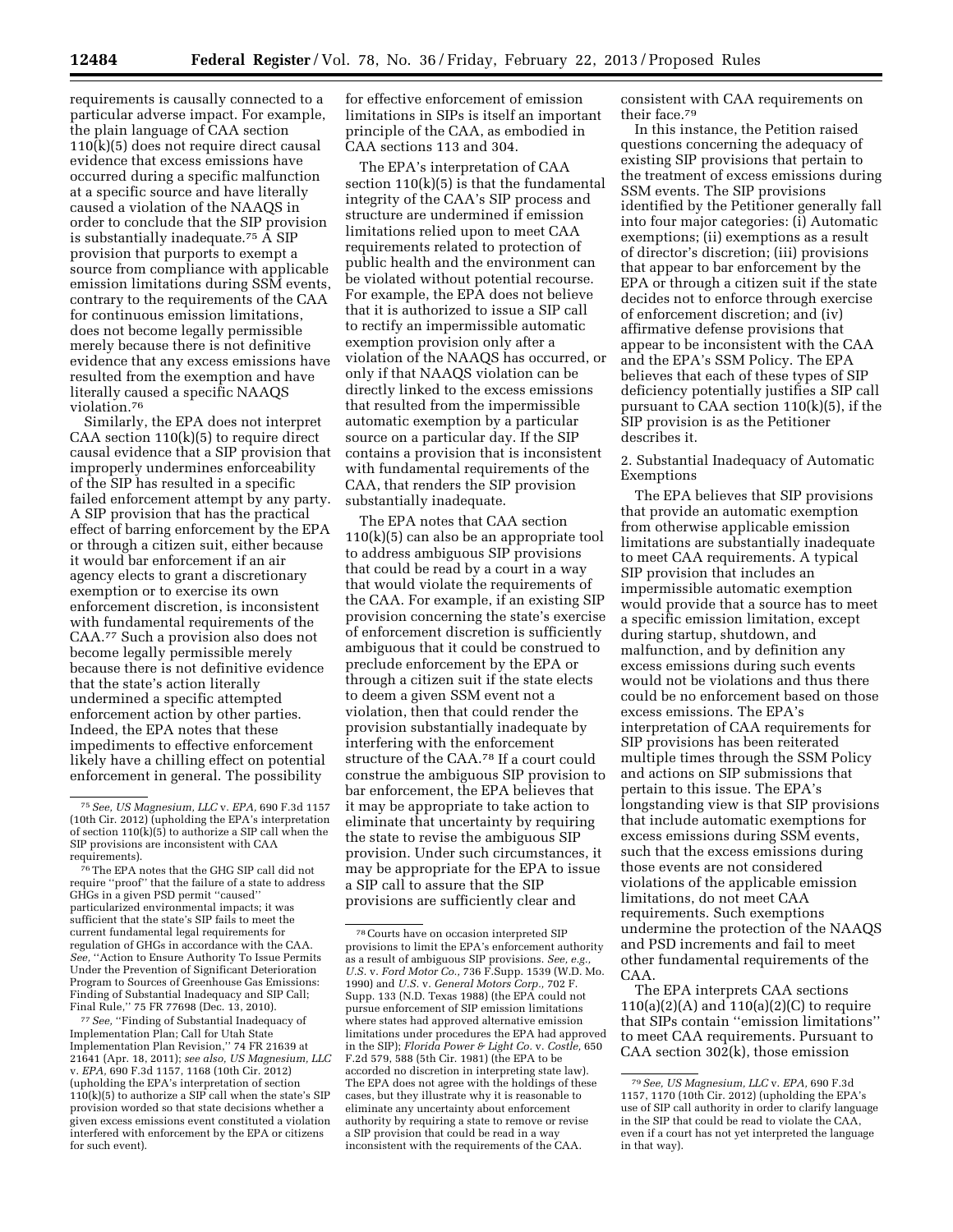requirements is causally connected to a particular adverse impact. For example, the plain language of CAA section 110(k)(5) does not require direct causal evidence that excess emissions have occurred during a specific malfunction at a specific source and have literally caused a violation of the NAAQS in order to conclude that the SIP provision is substantially inadequate.[75] A SIP provision that purports to exempt a source from compliance with applicable emission limitations during SSM events, contrary to the requirements of the CAA for continuous emission limitations, does not become legally permissible merely because there is not definitive evidence that any excess emissions have resulted from the exemption and have literally caused a specific NAAQS violation.[76]

Similarly, the EPA does not interpret CAA section 110(k)(5) to require direct causal evidence that a SIP provision that improperly undermines enforceability of the SIP has resulted in a specific failed enforcement attempt by any party. A SIP provision that has the practical effect of barring enforcement by the EPA or through a citizen suit, either because it would bar enforcement if an air agency elects to grant a discretionary exemption or to exercise its own enforcement discretion, is inconsistent with fundamental requirements of the CAA.[77] Such a provision also does not become legally permissible merely because there is not definitive evidence that the state's action literally undermined a specific attempted enforcement action by other parties. Indeed, the EPA notes that these impediments to effective enforcement likely have a chilling effect on potential enforcement in general. The possibility for effective enforcement of emission limitations in SIPs is itself an important principle of the CAA, as embodied in CAA sections 113 and 304.

The EPA's interpretation of CAA section 110(k)(5) is that the fundamental integrity of the CAA's SIP process and structure are undermined if emission limitations relied upon to meet CAA requirements related to protection of public health and the environment can be violated without potential recourse. For example, the EPA does not believe that it is authorized to issue a SIP call to rectify an impermissible automatic exemption provision only after a violation of the NAAQS has occurred, or only if that NAAQS violation can be directly linked to the excess emissions that resulted from the impermissible automatic exemption by a particular source on a particular day. If the SIP contains a provision that is inconsistent with fundamental requirements of the CAA, that renders the SIP provision substantially inadequate.

The EPA notes that CAA section 110(k)(5) can also be an appropriate tool to address ambiguous SIP provisions that could be read by a court in a way that would violate the requirements of the CAA. For example, if an existing SIP provision concerning the state's exercise of enforcement discretion is sufficiently ambiguous that it could be construed to preclude enforcement by the EPA or through a citizen suit if the state elects to deem a given SSM event not a violation, then that could render the provision substantially inadequate by interfering with the enforcement structure of the CAA.[78] If a court could construe the ambiguous SIP provision to bar enforcement, the EPA believes that it may be appropriate to take action to eliminate that uncertainty by requiring the state to revise the ambiguous SIP provision. Under such circumstances, it may be appropriate for the EPA to issue a SIP call to assure that the SIP provisions are sufficiently clear and consistent with CAA requirements on their face.[79]

In this instance, the Petition raised questions concerning the adequacy of existing SIP provisions that pertain to the treatment of excess emissions during SSM events. The SIP provisions identified by the Petitioner generally fall into four major categories: (i) Automatic exemptions; (ii) exemptions as a result of director's discretion; (iii) provisions that appear to bar enforcement by the EPA or through a citizen suit if the state decides not to enforce through exercise of enforcement discretion; and (iv) affirmative defense provisions that appear to be inconsistent with the CAA and the EPA's SSM Policy. The EPA believes that each of these types of SIP deficiency potentially justifies a SIP call pursuant to CAA section 110(k)(5), if the SIP provision is as the Petitioner describes it.

2. Substantial Inadequacy of Automatic Exemptions

The EPA believes that SIP provisions that provide an automatic exemption from otherwise applicable emission limitations are substantially inadequate to meet CAA requirements. A typical SIP provision that includes an impermissible automatic exemption would provide that a source has to meet a specific emission limitation, except during startup, shutdown, and malfunction, and by definition any excess emissions during such events would not be violations and thus there could be no enforcement based on those excess emissions. The EPA's interpretation of CAA requirements for SIP provisions has been reiterated multiple times through the SSM Policy and actions on SIP submissions that pertain to this issue. The EPA's longstanding view is that SIP provisions that include automatic exemptions for excess emissions during SSM events, such that the excess emissions during those events are not considered violations of the applicable emission limitations, do not meet CAA requirements. Such exemptions undermine the protection of the NAAQS and PSD increments and fail to meet other fundamental requirements of the CAA.

The EPA interprets CAA sections 110(a)(2)(A) and 110(a)(2)(C) to require that SIPs contain "emission limitations" to meet CAA requirements. Pursuant to CAA section 302(k), those emission

---

[75] *See, US Magnesium, LLC* v. *EPA,* 690 F.3d 1157 (10th Cir. 2012) (upholding the EPA's interpretation of section 110(k)(5) to authorize a SIP call when the SIP provisions are inconsistent with CAA requirements).

[76] The EPA notes that the GHG SIP call did not require "proof" that the failure of a state to address GHGs in a given PSD permit "caused" particularized environmental impacts; it was sufficient that the state's SIP fails to meet the current fundamental legal requirements for regulation of GHGs in accordance with the CAA. *See,* "Action to Ensure Authority To Issue Permits Under the Prevention of Significant Deterioration Program to Sources of Greenhouse Gas Emissions: Finding of Substantial Inadequacy and SIP Call; Final Rule," 75 FR 77698 (Dec. 13, 2010).

[77] *See,* "Finding of Substantial Inadequacy of Implementation Plan; Call for Utah State Implementation Plan Revision," 74 FR 21639 at 21641 (Apr. 18, 2011); *see also, US Magnesium, LLC* v. *EPA,* 690 F.3d 1157, 1168 (10th Cir. 2012) (upholding the EPA's interpretation of section 110(k)(5) to authorize a SIP call when the state's SIP provision worded so that state decisions whether a given excess emissions event constituted a violation interfered with enforcement by the EPA or citizens for such event).

[78] Courts have on occasion interpreted SIP provisions to limit the EPA's enforcement authority as a result of ambiguous SIP provisions. *See, e.g., U.S.* v. *Ford Motor Co.,* 736 F.Supp. 1539 (W.D. Mo. 1990) and *U.S.* v. *General Motors Corp.,* 702 F. Supp. 133 (N.D. Texas 1988) (the EPA could not pursue enforcement of SIP emission limitations where states had approved alternative emission limitations under procedures the EPA had approved in the SIP); *Florida Power & Light Co.* v. *Costle,* 650 F.2d 579, 588 (5th Cir. 1981) (the EPA to be accorded no discretion in interpreting state law). The EPA does not agree with the holdings of these cases, but they illustrate why it is reasonable to eliminate any uncertainty about enforcement authority by requiring a state to remove or revise a SIP provision that could be read in a way inconsistent with the requirements of the CAA.

[79] *See, US Magnesium, LLC* v. *EPA,* 690 F.3d 1157, 1170 (10th Cir. 2012) (upholding the EPA's use of SIP call authority in order to clarify language in the SIP that could be read to violate the CAA, even if a court has not yet interpreted the language in that way).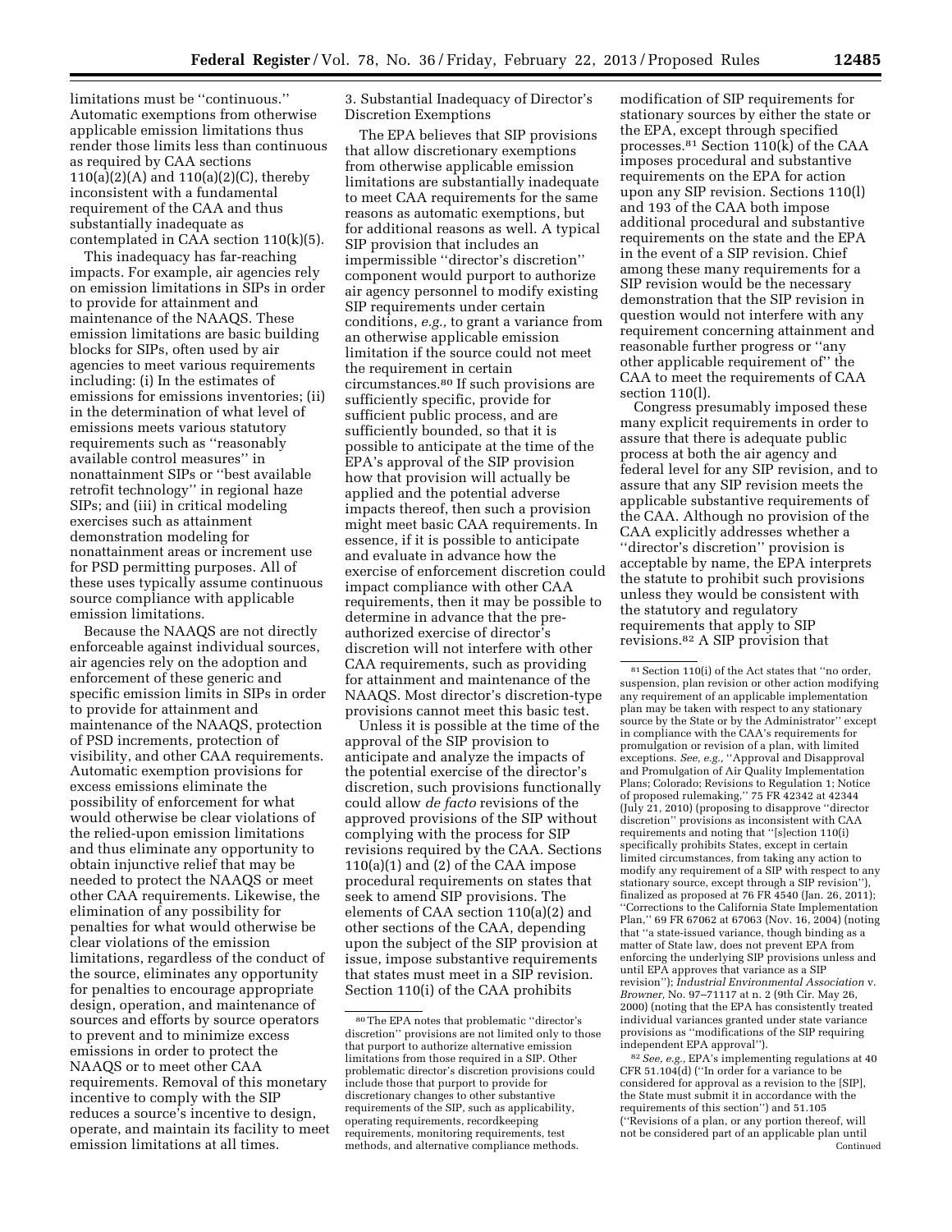limitations must be ''continuous.'' Automatic exemptions from otherwise applicable emission limitations thus render those limits less than continuous as required by CAA sections 110(a)(2)(A) and 110(a)(2)(C), thereby inconsistent with a fundamental requirement of the CAA and thus substantially inadequate as contemplated in CAA section 110(k)(5).

This inadequacy has far-reaching impacts. For example, air agencies rely on emission limitations in SIPs in order to provide for attainment and maintenance of the NAAQS. These emission limitations are basic building blocks for SIPs, often used by air agencies to meet various requirements including: (i) In the estimates of emissions for emissions inventories; (ii) in the determination of what level of emissions meets various statutory requirements such as ''reasonably available control measures'' in nonattainment SIPs or ''best available retrofit technology'' in regional haze SIPs; and (iii) in critical modeling exercises such as attainment demonstration modeling for nonattainment areas or increment use for PSD permitting purposes. All of these uses typically assume continuous source compliance with applicable emission limitations.

Because the NAAQS are not directly enforceable against individual sources, air agencies rely on the adoption and enforcement of these generic and specific emission limits in SIPs in order to provide for attainment and maintenance of the NAAQS, protection of PSD increments, protection of visibility, and other CAA requirements. Automatic exemption provisions for excess emissions eliminate the possibility of enforcement for what would otherwise be clear violations of the relied-upon emission limitations and thus eliminate any opportunity to obtain injunctive relief that may be needed to protect the NAAQS or meet other CAA requirements. Likewise, the elimination of any possibility for penalties for what would otherwise be clear violations of the emission limitations, regardless of the conduct of the source, eliminates any opportunity for penalties to encourage appropriate design, operation, and maintenance of sources and efforts by source operators to prevent and to minimize excess emissions in order to protect the NAAQS or to meet other CAA requirements. Removal of this monetary incentive to comply with the SIP reduces a source's incentive to design, operate, and maintain its facility to meet emission limitations at all times.

3. Substantial Inadequacy of Director's Discretion Exemptions

The EPA believes that SIP provisions that allow discretionary exemptions from otherwise applicable emission limitations are substantially inadequate to meet CAA requirements for the same reasons as automatic exemptions, but for additional reasons as well. A typical SIP provision that includes an impermissible ''director's discretion'' component would purport to authorize air agency personnel to modify existing SIP requirements under certain conditions, *e.g.,* to grant a variance from an otherwise applicable emission limitation if the source could not meet the requirement in certain circumstances.[80] If such provisions are sufficiently specific, provide for sufficient public process, and are sufficiently bounded, so that it is possible to anticipate at the time of the EPA's approval of the SIP provision how that provision will actually be applied and the potential adverse impacts thereof, then such a provision might meet basic CAA requirements. In essence, if it is possible to anticipate and evaluate in advance how the exercise of enforcement discretion could impact compliance with other CAA requirements, then it may be possible to determine in advance that the pre-authorized exercise of director's discretion will not interfere with other CAA requirements, such as providing for attainment and maintenance of the NAAQS. Most director's discretion-type provisions cannot meet this basic test.

Unless it is possible at the time of the approval of the SIP provision to anticipate and analyze the impacts of the potential exercise of the director's discretion, such provisions functionally could allow *de facto* revisions of the approved provisions of the SIP without complying with the process for SIP revisions required by the CAA. Sections 110(a)(1) and (2) of the CAA impose procedural requirements on states that seek to amend SIP provisions. The elements of CAA section 110(a)(2) and other sections of the CAA, depending upon the subject of the SIP provision at issue, impose substantive requirements that states must meet in a SIP revision. Section 110(i) of the CAA prohibits modification of SIP requirements for stationary sources by either the state or the EPA, except through specified processes.[81] Section 110(k) of the CAA imposes procedural and substantive requirements on the EPA for action upon any SIP revision. Sections 110(l) and 193 of the CAA both impose additional procedural and substantive requirements on the state and the EPA in the event of a SIP revision. Chief among these many requirements for a SIP revision would be the necessary demonstration that the SIP revision in question would not interfere with any requirement concerning attainment and reasonable further progress or ''any other applicable requirement of'' the CAA to meet the requirements of CAA section 110(l).

Congress presumably imposed these many explicit requirements in order to assure that there is adequate public process at both the air agency and federal level for any SIP revision, and to assure that any SIP revision meets the applicable substantive requirements of the CAA. Although no provision of the CAA explicitly addresses whether a ''director's discretion'' provision is acceptable by name, the EPA interprets the statute to prohibit such provisions unless they would be consistent with the statutory and regulatory requirements that apply to SIP revisions.[82] A SIP provision that

---

[80] The EPA notes that problematic ''director's discretion'' provisions are not limited only to those that purport to authorize alternative emission limitations from those required in a SIP. Other problematic director's discretion provisions could include those that purport to provide for discretionary changes to other substantive requirements of the SIP, such as applicability, operating requirements, recordkeeping requirements, monitoring requirements, test methods, and alternative compliance methods.

[81] Section 110(i) of the Act states that ''no order, suspension, plan revision or other action modifying any requirement of an applicable implementation plan may be taken with respect to any stationary source by the State or by the Administrator'' except in compliance with the CAA's requirements for promulgation or revision of a plan, with limited exceptions. *See, e.g.,* ''Approval and Disapproval and Promulgation of Air Quality Implementation Plans; Colorado; Revisions to Regulation 1; Notice of proposed rulemaking,'' 75 FR 42342 at 42344 (July 21, 2010) (proposing to disapprove ''director discretion'' provisions as inconsistent with CAA requirements and noting that ''[s]ection 110(i) specifically prohibits States, except in certain limited circumstances, from taking any action to modify any requirement of a SIP with respect to any stationary source, except through a SIP revision''), finalized as proposed at 76 FR 4540 (Jan. 26, 2011); ''Corrections to the California State Implementation Plan,'' 69 FR 67062 at 67063 (Nov. 16, 2004) (noting that ''a state-issued variance, though binding as a matter of State law, does not prevent EPA from enforcing the underlying SIP provisions unless and until EPA approves that variance as a SIP revision''); *Industrial Environmental Association* v. *Browner,* No. 97–71117 at n. 2 (9th Cir. May 26, 2000) (noting that the EPA has consistently treated individual variances granted under state variance provisions as ''modifications of the SIP requiring independent EPA approval'').

[82] *See, e.g.,* EPA's implementing regulations at 40 CFR 51.104(d) (''In order for a variance to be considered for approval as a revision to the [SIP], the State must submit it in accordance with the requirements of this section'') and 51.105 (''Revisions of a plan, or any portion thereof, will not be considered part of an applicable plan until

Continued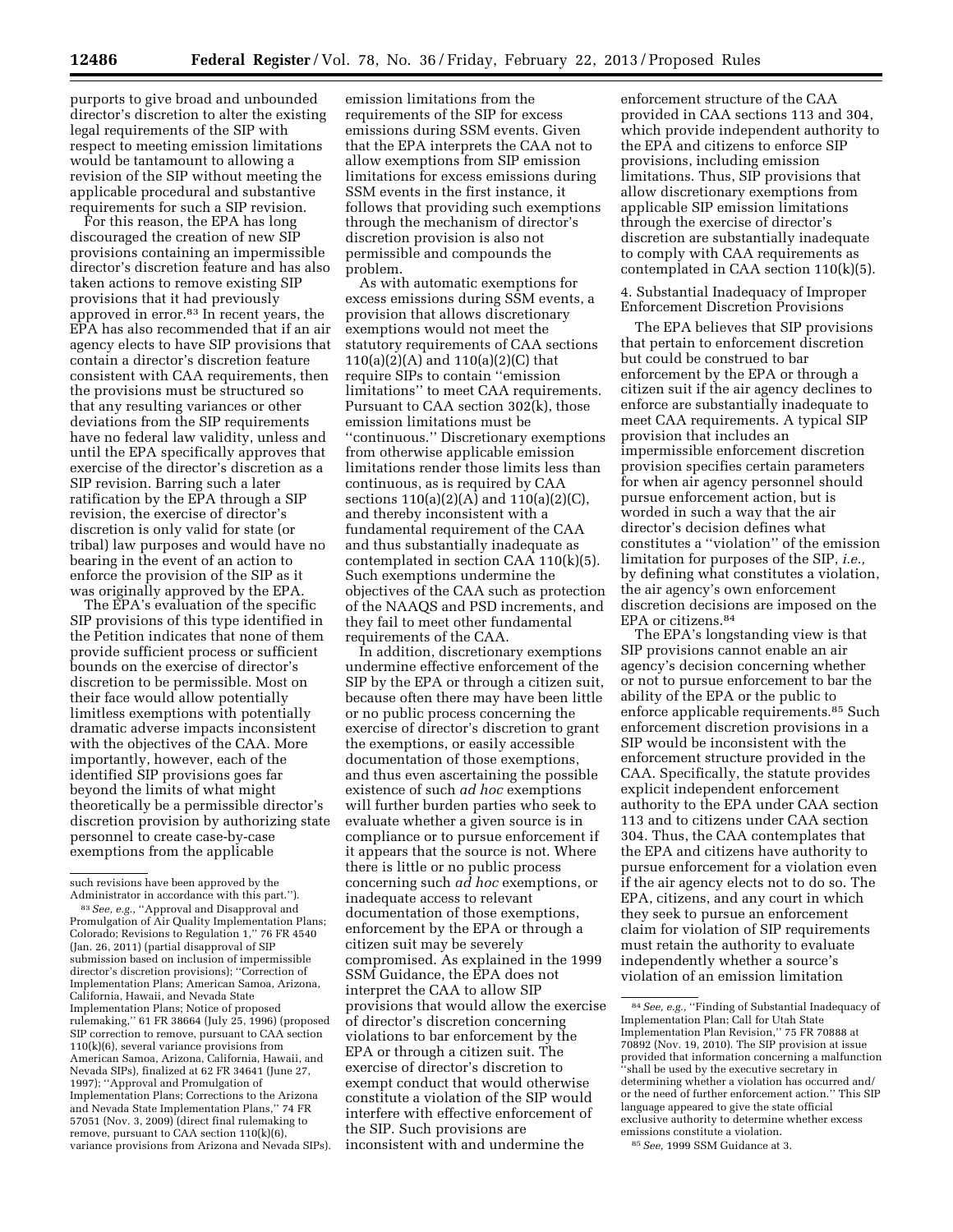purports to give broad and unbounded director's discretion to alter the existing legal requirements of the SIP with respect to meeting emission limitations would be tantamount to allowing a revision of the SIP without meeting the applicable procedural and substantive requirements for such a SIP revision.

For this reason, the EPA has long discouraged the creation of new SIP provisions containing an impermissible director's discretion feature and has also taken actions to remove existing SIP provisions that it had previously approved in error.[83] In recent years, the EPA has also recommended that if an air agency elects to have SIP provisions that contain a director's discretion feature consistent with CAA requirements, then the provisions must be structured so that any resulting variances or other deviations from the SIP requirements have no federal law validity, unless and until the EPA specifically approves that exercise of the director's discretion as a SIP revision. Barring such a later ratification by the EPA through a SIP revision, the exercise of director's discretion is only valid for state (or tribal) law purposes and would have no bearing in the event of an action to enforce the provision of the SIP as it was originally approved by the EPA.

The EPA's evaluation of the specific SIP provisions of this type identified in the Petition indicates that none of them provide sufficient process or sufficient bounds on the exercise of director's discretion to be permissible. Most on their face would allow potentially limitless exemptions with potentially dramatic adverse impacts inconsistent with the objectives of the CAA. More importantly, however, each of the identified SIP provisions goes far beyond the limits of what might theoretically be a permissible director's discretion provision by authorizing state personnel to create case-by-case exemptions from the applicable emission limitations from the requirements of the SIP for excess emissions during SSM events. Given that the EPA interprets the CAA not to allow exemptions from SIP emission limitations for excess emissions during SSM events in the first instance, it follows that providing such exemptions through the mechanism of director's discretion provision is also not permissible and compounds the problem.

As with automatic exemptions for excess emissions during SSM events, a provision that allows discretionary exemptions would not meet the statutory requirements of CAA sections 110(a)(2)(A) and 110(a)(2)(C) that require SIPs to contain "emission limitations" to meet CAA requirements. Pursuant to CAA section 302(k), those emission limitations must be "continuous." Discretionary exemptions from otherwise applicable emission limitations render those limits less than continuous, as is required by CAA sections 110(a)(2)(A) and 110(a)(2)(C), and thereby inconsistent with a fundamental requirement of the CAA and thus substantially inadequate as contemplated in section CAA 110(k)(5). Such exemptions undermine the objectives of the CAA such as protection of the NAAQS and PSD increments, and they fail to meet other fundamental requirements of the CAA.

In addition, discretionary exemptions undermine effective enforcement of the SIP by the EPA or through a citizen suit, because often there may have been little or no public process concerning the exercise of director's discretion to grant the exemptions, or easily accessible documentation of those exemptions, and thus even ascertaining the possible existence of such *ad hoc* exemptions will further burden parties who seek to evaluate whether a given source is in compliance or to pursue enforcement if it appears that the source is not. Where there is little or no public process concerning such *ad hoc* exemptions, or inadequate access to relevant documentation of those exemptions, enforcement by the EPA or through a citizen suit may be severely compromised. As explained in the 1999 SSM Guidance, the EPA does not interpret the CAA to allow SIP provisions that would allow the exercise of director's discretion concerning violations to bar enforcement by the EPA or through a citizen suit. The exercise of director's discretion to exempt conduct that would otherwise constitute a violation of the SIP would interfere with effective enforcement of the SIP. Such provisions are inconsistent with and undermine the enforcement structure of the CAA provided in CAA sections 113 and 304, which provide independent authority to the EPA and citizens to enforce SIP provisions, including emission limitations. Thus, SIP provisions that allow discretionary exemptions from applicable SIP emission limitations through the exercise of director's discretion are substantially inadequate to comply with CAA requirements as contemplated in CAA section 110(k)(5).

4. Substantial Inadequacy of Improper Enforcement Discretion Provisions

The EPA believes that SIP provisions that pertain to enforcement discretion but could be construed to bar enforcement by the EPA or through a citizen suit if the air agency declines to enforce are substantially inadequate to meet CAA requirements. A typical SIP provision that includes an impermissible enforcement discretion provision specifies certain parameters for when air agency personnel should pursue enforcement action, but is worded in such a way that the air director's decision defines what constitutes a "violation" of the emission limitation for purposes of the SIP, *i.e.,* by defining what constitutes a violation, the air agency's own enforcement discretion decisions are imposed on the EPA or citizens.[84]

The EPA's longstanding view is that SIP provisions cannot enable an air agency's decision concerning whether or not to pursue enforcement to bar the ability of the EPA or the public to enforce applicable requirements.[85] Such enforcement discretion provisions in a SIP would be inconsistent with the enforcement structure provided in the CAA. Specifically, the statute provides explicit independent enforcement authority to the EPA under CAA section 113 and to citizens under CAA section 304. Thus, the CAA contemplates that the EPA and citizens have authority to pursue enforcement for a violation even if the air agency elects not to do so. The EPA, citizens, and any court in which they seek to pursue an enforcement claim for violation of SIP requirements must retain the authority to evaluate independently whether a source's violation of an emission limitation

---

such revisions have been approved by the Administrator in accordance with this part.").

[83] *See, e.g.,* "Approval and Disapproval and Promulgation of Air Quality Implementation Plans; Colorado; Revisions to Regulation 1," 76 FR 4540 (Jan. 26, 2011) (partial disapproval of SIP submission based on inclusion of impermissible director's discretion provisions); "Correction of Implementation Plans; American Samoa, Arizona, California, Hawaii, and Nevada State Implementation Plans; Notice of proposed rulemaking," 61 FR 38664 (July 25, 1996) (proposed SIP correction to remove, pursuant to CAA section 110(k)(6), several variance provisions from American Samoa, Arizona, California, Hawaii, and Nevada SIPs), finalized at 62 FR 34641 (June 27, 1997); "Approval and Promulgation of Implementation Plans; Corrections to the Arizona and Nevada State Implementation Plans," 74 FR 57051 (Nov. 3, 2009) (direct final rulemaking to remove, pursuant to CAA section 110(k)(6), variance provisions from Arizona and Nevada SIPs).

[84] *See, e.g.,* "Finding of Substantial Inadequacy of Implementation Plan; Call for Utah State Implementation Plan Revision," 75 FR 70888 at 70892 (Nov. 19, 2010). The SIP provision at issue provided that information concerning a malfunction "shall be used by the executive secretary in determining whether a violation has occurred and/or the need of further enforcement action." This SIP language appeared to give the state official exclusive authority to determine whether excess emissions constitute a violation.

[85] *See,* 1999 SSM Guidance at 3.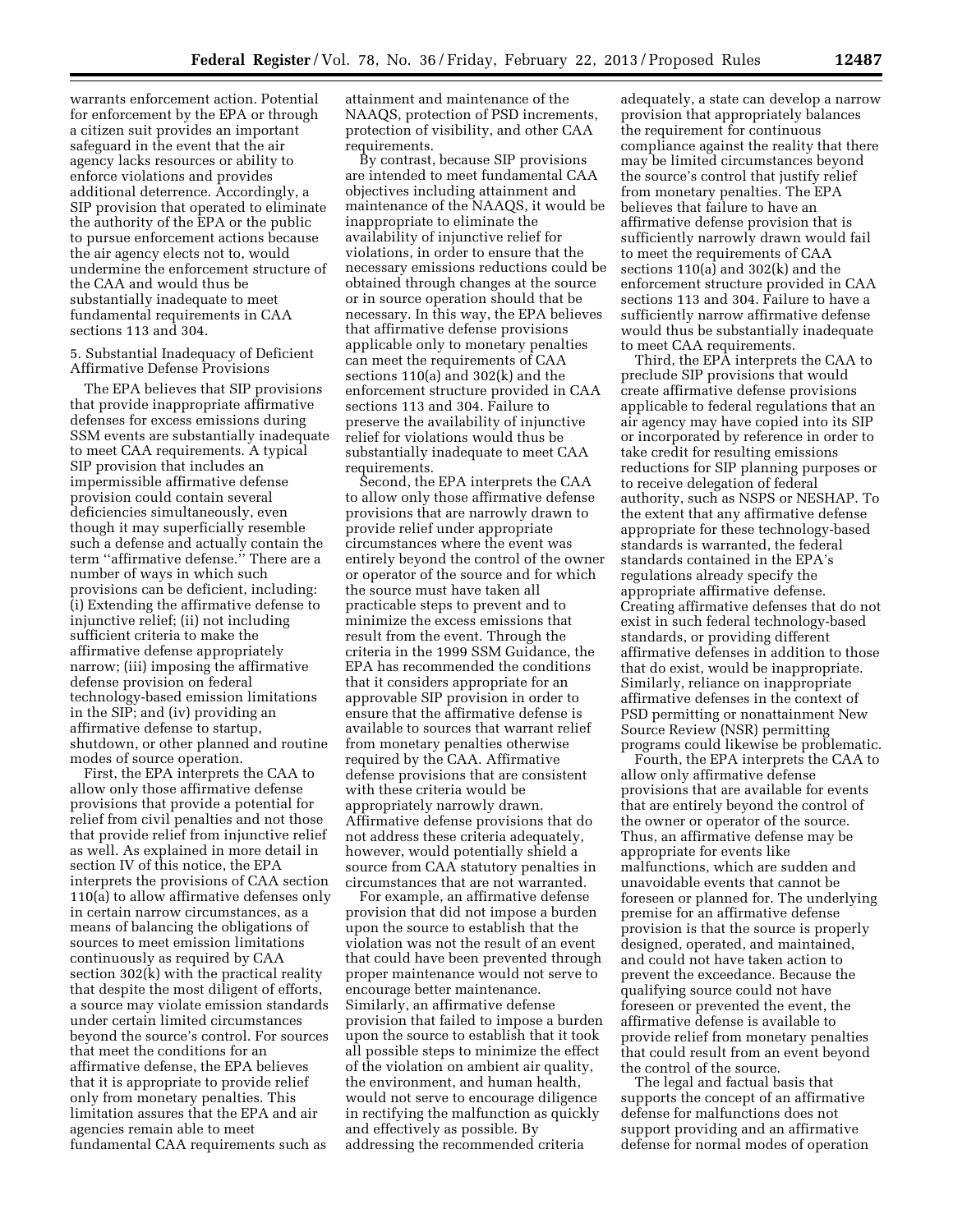warrants enforcement action. Potential for enforcement by the EPA or through a citizen suit provides an important safeguard in the event that the air agency lacks resources or ability to enforce violations and provides additional deterrence. Accordingly, a SIP provision that operated to eliminate the authority of the EPA or the public to pursue enforcement actions because the air agency elects not to, would undermine the enforcement structure of the CAA and would thus be substantially inadequate to meet fundamental requirements in CAA sections 113 and 304.

5. Substantial Inadequacy of Deficient Affirmative Defense Provisions

The EPA believes that SIP provisions that provide inappropriate affirmative defenses for excess emissions during SSM events are substantially inadequate to meet CAA requirements. A typical SIP provision that includes an impermissible affirmative defense provision could contain several deficiencies simultaneously, even though it may superficially resemble such a defense and actually contain the term ''affirmative defense.'' There are a number of ways in which such provisions can be deficient, including: (i) Extending the affirmative defense to injunctive relief; (ii) not including sufficient criteria to make the affirmative defense appropriately narrow; (iii) imposing the affirmative defense provision on federal technology-based emission limitations in the SIP; and (iv) providing an affirmative defense to startup, shutdown, or other planned and routine modes of source operation.

First, the EPA interprets the CAA to allow only those affirmative defense provisions that provide a potential for relief from civil penalties and not those that provide relief from injunctive relief as well. As explained in more detail in section IV of this notice, the EPA interprets the provisions of CAA section 110(a) to allow affirmative defenses only in certain narrow circumstances, as a means of balancing the obligations of sources to meet emission limitations continuously as required by CAA section 302(k) with the practical reality that despite the most diligent of efforts, a source may violate emission standards under certain limited circumstances beyond the source's control. For sources that meet the conditions for an affirmative defense, the EPA believes that it is appropriate to provide relief only from monetary penalties. This limitation assures that the EPA and air agencies remain able to meet fundamental CAA requirements such as attainment and maintenance of the NAAQS, protection of PSD increments, protection of visibility, and other CAA requirements.

By contrast, because SIP provisions are intended to meet fundamental CAA objectives including attainment and maintenance of the NAAQS, it would be inappropriate to eliminate the availability of injunctive relief for violations, in order to ensure that the necessary emissions reductions could be obtained through changes at the source or in source operation should that be necessary. In this way, the EPA believes that affirmative defense provisions applicable only to monetary penalties can meet the requirements of CAA sections 110(a) and 302(k) and the enforcement structure provided in CAA sections 113 and 304. Failure to preserve the availability of injunctive relief for violations would thus be substantially inadequate to meet CAA requirements.

Second, the EPA interprets the CAA to allow only those affirmative defense provisions that are narrowly drawn to provide relief under appropriate circumstances where the event was entirely beyond the control of the owner or operator of the source and for which the source must have taken all practicable steps to prevent and to minimize the excess emissions that result from the event. Through the criteria in the 1999 SSM Guidance, the EPA has recommended the conditions that it considers appropriate for an approvable SIP provision in order to ensure that the affirmative defense is available to sources that warrant relief from monetary penalties otherwise required by the CAA. Affirmative defense provisions that are consistent with these criteria would be appropriately narrowly drawn. Affirmative defense provisions that do not address these criteria adequately, however, would potentially shield a source from CAA statutory penalties in circumstances that are not warranted.

For example, an affirmative defense provision that did not impose a burden upon the source to establish that the violation was not the result of an event that could have been prevented through proper maintenance would not serve to encourage better maintenance. Similarly, an affirmative defense provision that failed to impose a burden upon the source to establish that it took all possible steps to minimize the effect of the violation on ambient air quality, the environment, and human health, would not serve to encourage diligence in rectifying the malfunction as quickly and effectively as possible. By addressing the recommended criteria adequately, a state can develop a narrow provision that appropriately balances the requirement for continuous compliance against the reality that there may be limited circumstances beyond the source's control that justify relief from monetary penalties. The EPA believes that failure to have an affirmative defense provision that is sufficiently narrowly drawn would fail to meet the requirements of CAA sections 110(a) and 302(k) and the enforcement structure provided in CAA sections 113 and 304. Failure to have a sufficiently narrow affirmative defense would thus be substantially inadequate to meet CAA requirements.

Third, the EPA interprets the CAA to preclude SIP provisions that would create affirmative defense provisions applicable to federal regulations that an air agency may have copied into its SIP or incorporated by reference in order to take credit for resulting emissions reductions for SIP planning purposes or to receive delegation of federal authority, such as NSPS or NESHAP. To the extent that any affirmative defense appropriate for these technology-based standards is warranted, the federal standards contained in the EPA's regulations already specify the appropriate affirmative defense. Creating affirmative defenses that do not exist in such federal technology-based standards, or providing different affirmative defenses in addition to those that do exist, would be inappropriate. Similarly, reliance on inappropriate affirmative defenses in the context of PSD permitting or nonattainment New Source Review (NSR) permitting programs could likewise be problematic.

Fourth, the EPA interprets the CAA to allow only affirmative defense provisions that are available for events that are entirely beyond the control of the owner or operator of the source. Thus, an affirmative defense may be appropriate for events like malfunctions, which are sudden and unavoidable events that cannot be foreseen or planned for. The underlying premise for an affirmative defense provision is that the source is properly designed, operated, and maintained, and could not have taken action to prevent the exceedance. Because the qualifying source could not have foreseen or prevented the event, the affirmative defense is available to provide relief from monetary penalties that could result from an event beyond the control of the source.

The legal and factual basis that supports the concept of an affirmative defense for malfunctions does not support providing and an affirmative defense for normal modes of operation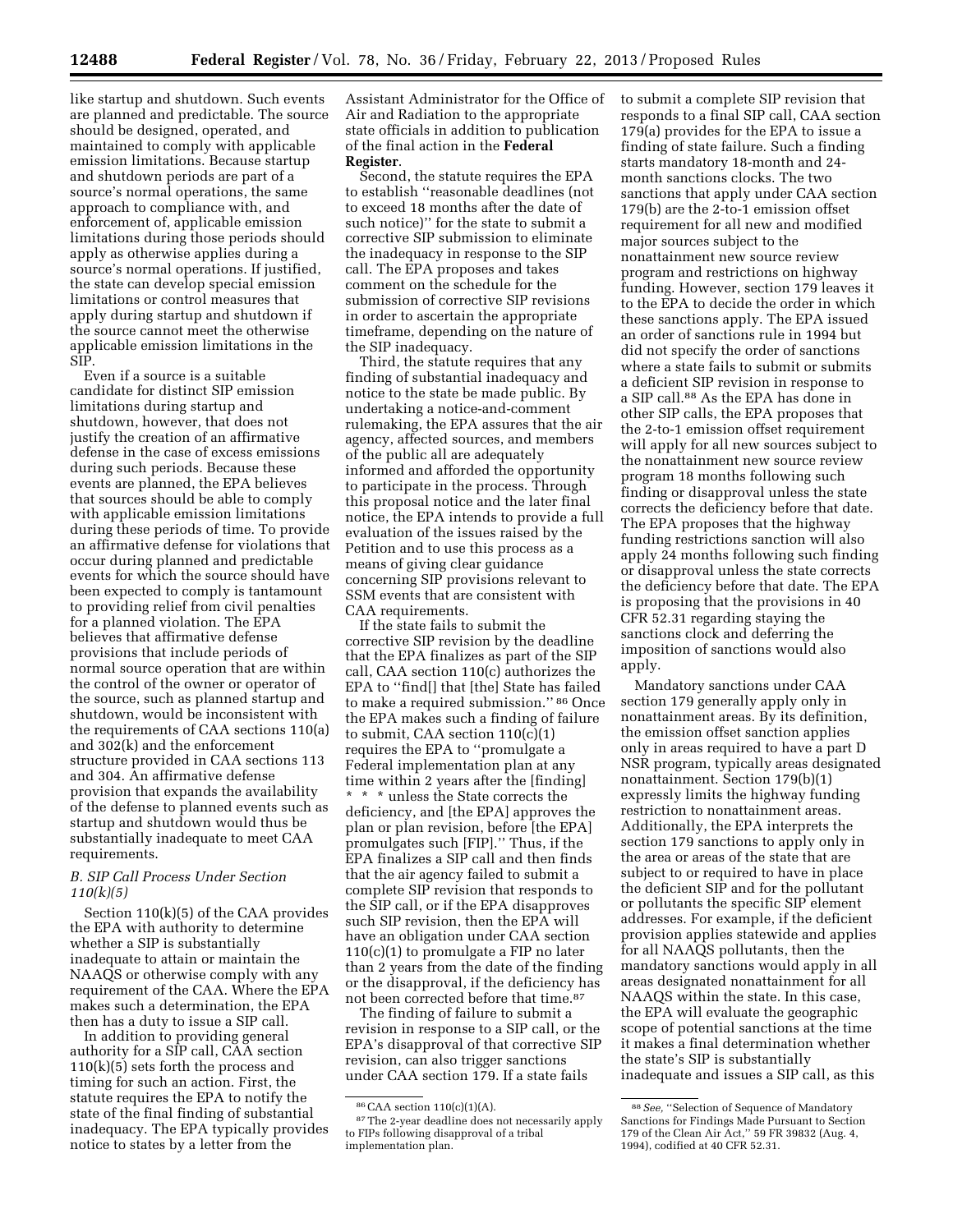like startup and shutdown. Such events are planned and predictable. The source should be designed, operated, and maintained to comply with applicable emission limitations. Because startup and shutdown periods are part of a source's normal operations, the same approach to compliance with, and enforcement of, applicable emission limitations during those periods should apply as otherwise applies during a source's normal operations. If justified, the state can develop special emission limitations or control measures that apply during startup and shutdown if the source cannot meet the otherwise applicable emission limitations in the SIP.

Even if a source is a suitable candidate for distinct SIP emission limitations during startup and shutdown, however, that does not justify the creation of an affirmative defense in the case of excess emissions during such periods. Because these events are planned, the EPA believes that sources should be able to comply with applicable emission limitations during these periods of time. To provide an affirmative defense for violations that occur during planned and predictable events for which the source should have been expected to comply is tantamount to providing relief from civil penalties for a planned violation. The EPA believes that affirmative defense provisions that include periods of normal source operation that are within the control of the owner or operator of the source, such as planned startup and shutdown, would be inconsistent with the requirements of CAA sections 110(a) and 302(k) and the enforcement structure provided in CAA sections 113 and 304. An affirmative defense provision that expands the availability of the defense to planned events such as startup and shutdown would thus be substantially inadequate to meet CAA requirements.

### *B. SIP Call Process Under Section 110(k)(5)*

Section 110(k)(5) of the CAA provides the EPA with authority to determine whether a SIP is substantially inadequate to attain or maintain the NAAQS or otherwise comply with any requirement of the CAA. Where the EPA makes such a determination, the EPA then has a duty to issue a SIP call.

In addition to providing general authority for a SIP call, CAA section 110(k)(5) sets forth the process and timing for such an action. First, the statute requires the EPA to notify the state of the final finding of substantial inadequacy. The EPA typically provides notice to states by a letter from the Assistant Administrator for the Office of Air and Radiation to the appropriate state officials in addition to publication of the final action in the **Federal Register**.

Second, the statute requires the EPA to establish ''reasonable deadlines (not to exceed 18 months after the date of such notice)'' for the state to submit a corrective SIP submission to eliminate the inadequacy in response to the SIP call. The EPA proposes and takes comment on the schedule for the submission of corrective SIP revisions in order to ascertain the appropriate timeframe, depending on the nature of the SIP inadequacy.

Third, the statute requires that any finding of substantial inadequacy and notice to the state be made public. By undertaking a notice-and-comment rulemaking, the EPA assures that the air agency, affected sources, and members of the public all are adequately informed and afforded the opportunity to participate in the process. Through this proposal notice and the later final notice, the EPA intends to provide a full evaluation of the issues raised by the Petition and to use this process as a means of giving clear guidance concerning SIP provisions relevant to SSM events that are consistent with CAA requirements.

If the state fails to submit the corrective SIP revision by the deadline that the EPA finalizes as part of the SIP call, CAA section 110(c) authorizes the EPA to ''find[] that [the] State has failed to make a required submission.''[86] Once the EPA makes such a finding of failure to submit, CAA section 110(c)(1) requires the EPA to ''promulgate a Federal implementation plan at any time within 2 years after the [finding] * * * unless the State corrects the deficiency, and [the EPA] approves the plan or plan revision, before [the EPA] promulgates such [FIP].'' Thus, if the EPA finalizes a SIP call and then finds that the air agency failed to submit a complete SIP revision that responds to the SIP call, or if the EPA disapproves such SIP revision, then the EPA will have an obligation under CAA section 110(c)(1) to promulgate a FIP no later than 2 years from the date of the finding or the disapproval, if the deficiency has not been corrected before that time.[87]

The finding of failure to submit a revision in response to a SIP call, or the EPA's disapproval of that corrective SIP revision, can also trigger sanctions under CAA section 179. If a state fails to submit a complete SIP revision that responds to a final SIP call, CAA section 179(a) provides for the EPA to issue a finding of state failure. Such a finding starts mandatory 18-month and 24-month sanctions clocks. The two sanctions that apply under CAA section 179(b) are the 2-to-1 emission offset requirement for all new and modified major sources subject to the nonattainment new source review program and restrictions on highway funding. However, section 179 leaves it to the EPA to decide the order in which these sanctions apply. The EPA issued an order of sanctions rule in 1994 but did not specify the order of sanctions where a state fails to submit or submits a deficient SIP revision in response to a SIP call.[88] As the EPA has done in other SIP calls, the EPA proposes that the 2-to-1 emission offset requirement will apply for all new sources subject to the nonattainment new source review program 18 months following such finding or disapproval unless the state corrects the deficiency before that date. The EPA proposes that the highway funding restrictions sanction will also apply 24 months following such finding or disapproval unless the state corrects the deficiency before that date. The EPA is proposing that the provisions in 40 CFR 52.31 regarding staying the sanctions clock and deferring the imposition of sanctions would also apply.

Mandatory sanctions under CAA section 179 generally apply only in nonattainment areas. By its definition, the emission offset sanction applies only in areas required to have a part D NSR program, typically areas designated nonattainment. Section 179(b)(1) expressly limits the highway funding restriction to nonattainment areas. Additionally, the EPA interprets the section 179 sanctions to apply only in the area or areas of the state that are subject to or required to have in place the deficient SIP and for the pollutant or pollutants the specific SIP element addresses. For example, if the deficient provision applies statewide and applies for all NAAQS pollutants, then the mandatory sanctions would apply in all areas designated nonattainment for all NAAQS within the state. In this case, the EPA will evaluate the geographic scope of potential sanctions at the time it makes a final determination whether the state's SIP is substantially inadequate and issues a SIP call, as this

[86] CAA section 110(c)(1)(A).

[87] The 2-year deadline does not necessarily apply to FIPs following disapproval of a tribal implementation plan.

[88] *See*, ''Selection of Sequence of Mandatory Sanctions for Findings Made Pursuant to Section 179 of the Clean Air Act,'' 59 FR 39832 (Aug. 4, 1994), codified at 40 CFR 52.31.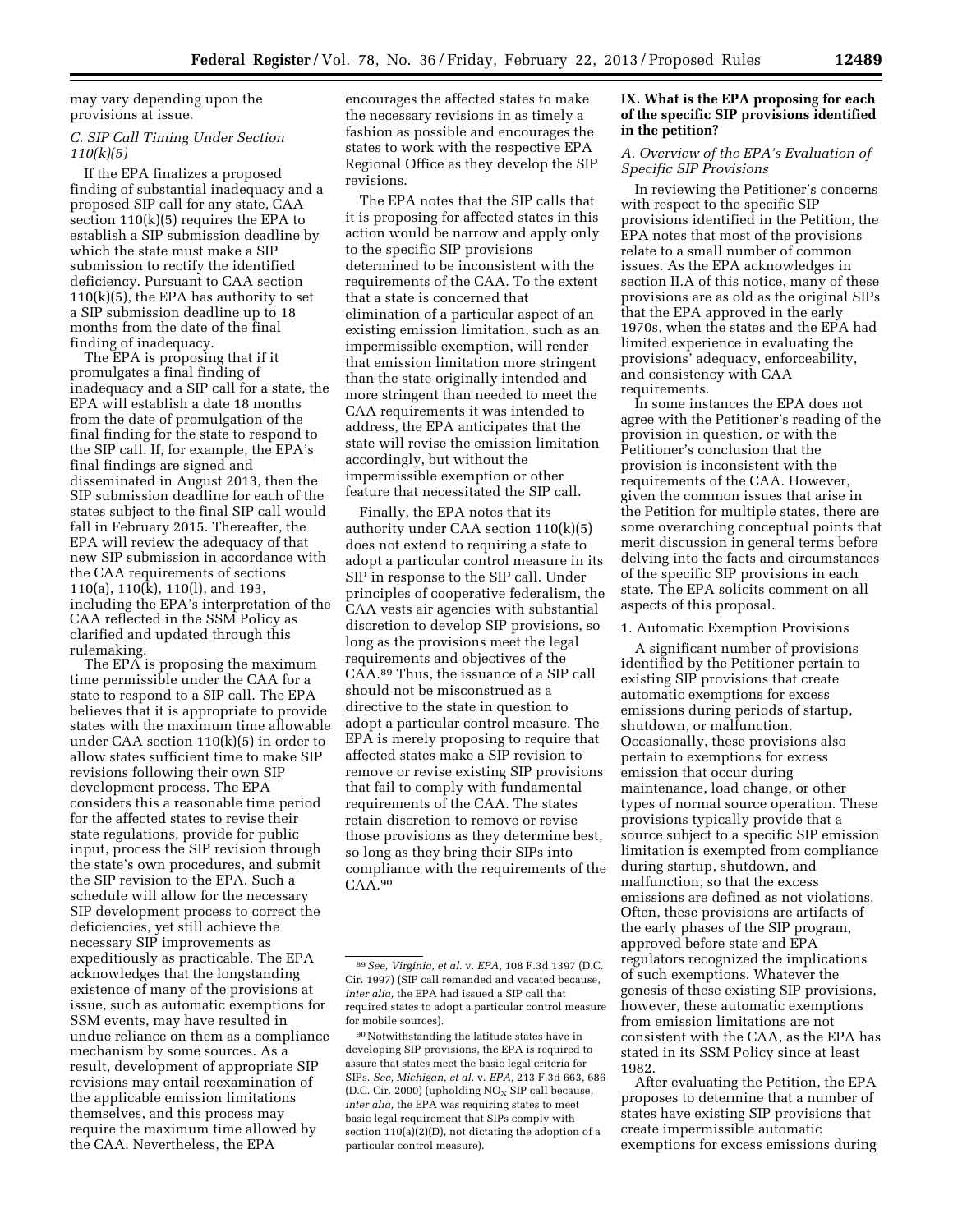may vary depending upon the provisions at issue.

### C. SIP Call Timing Under Section 110(k)(5)

If the EPA finalizes a proposed finding of substantial inadequacy and a proposed SIP call for any state, CAA section 110(k)(5) requires the EPA to establish a SIP submission deadline by which the state must make a SIP submission to rectify the identified deficiency. Pursuant to CAA section 110(k)(5), the EPA has authority to set a SIP submission deadline up to 18 months from the date of the final finding of inadequacy.

The EPA is proposing that if it promulgates a final finding of inadequacy and a SIP call for a state, the EPA will establish a date 18 months from the date of promulgation of the final finding for the state to respond to the SIP call. If, for example, the EPA's final findings are signed and disseminated in August 2013, then the SIP submission deadline for each of the states subject to the final SIP call would fall in February 2015. Thereafter, the EPA will review the adequacy of that new SIP submission in accordance with the CAA requirements of sections 110(a), 110(k), 110(l), and 193, including the EPA's interpretation of the CAA reflected in the SSM Policy as clarified and updated through this rulemaking.

The EPA is proposing the maximum time permissible under the CAA for a state to respond to a SIP call. The EPA believes that it is appropriate to provide states with the maximum time allowable under CAA section 110(k)(5) in order to allow states sufficient time to make SIP revisions following their own SIP development process. The EPA considers this a reasonable time period for the affected states to revise their state regulations, provide for public input, process the SIP revision through the state's own procedures, and submit the SIP revision to the EPA. Such a schedule will allow for the necessary SIP development process to correct the deficiencies, yet still achieve the necessary SIP improvements as expeditiously as practicable. The EPA acknowledges that the longstanding existence of many of the provisions at issue, such as automatic exemptions for SSM events, may have resulted in undue reliance on them as a compliance mechanism by some sources. As a result, development of appropriate SIP revisions may entail reexamination of the applicable emission limitations themselves, and this process may require the maximum time allowed by the CAA. Nevertheless, the EPA encourages the affected states to make the necessary revisions in as timely a fashion as possible and encourages the states to work with the respective EPA Regional Office as they develop the SIP revisions.

The EPA notes that the SIP calls that it is proposing for affected states in this action would be narrow and apply only to the specific SIP provisions determined to be inconsistent with the requirements of the CAA. To the extent that a state is concerned that elimination of a particular aspect of an existing emission limitation, such as an impermissible exemption, will render that emission limitation more stringent than the state originally intended and more stringent than needed to meet the CAA requirements it was intended to address, the EPA anticipates that the state will revise the emission limitation accordingly, but without the impermissible exemption or other feature that necessitated the SIP call.

Finally, the EPA notes that its authority under CAA section 110(k)(5) does not extend to requiring a state to adopt a particular control measure in its SIP in response to the SIP call. Under principles of cooperative federalism, the CAA vests air agencies with substantial discretion to develop SIP provisions, so long as the provisions meet the legal requirements and objectives of the CAA.[89] Thus, the issuance of a SIP call should not be misconstrued as a directive to the state in question to adopt a particular control measure. The EPA is merely proposing to require that affected states make a SIP revision to remove or revise existing SIP provisions that fail to comply with fundamental requirements of the CAA. The states retain discretion to remove or revise those provisions as they determine best, so long as they bring their SIPs into compliance with the requirements of the CAA.[90]

[89] *See, Virginia, et al.* v. *EPA,* 108 F.3d 1397 (D.C. Cir. 1997) (SIP call remanded and vacated because, *inter alia,* the EPA had issued a SIP call that required states to adopt a particular control measure for mobile sources).

[90] Notwithstanding the latitude states have in developing SIP provisions, the EPA is required to assure that states meet the basic legal criteria for SIPs. *See, Michigan, et al.* v. *EPA,* 213 F.3d 663, 686 (D.C. Cir. 2000) (upholding $NO_X$ SIP call because, *inter alia,* the EPA was requiring states to meet basic legal requirement that SIPs comply with section 110(a)(2)(D), not dictating the adoption of a particular control measure).

## IX. What is the EPA proposing for each of the specific SIP provisions identified in the petition?

### A. Overview of the EPA's Evaluation of Specific SIP Provisions

In reviewing the Petitioner's concerns with respect to the specific SIP provisions identified in the Petition, the EPA notes that most of the provisions relate to a small number of common issues. As the EPA acknowledges in section II.A of this notice, many of these provisions are as old as the original SIPs that the EPA approved in the early 1970s, when the states and the EPA had limited experience in evaluating the provisions' adequacy, enforceability, and consistency with CAA requirements.

In some instances the EPA does not agree with the Petitioner's reading of the provision in question, or with the Petitioner's conclusion that the provision is inconsistent with the requirements of the CAA. However, given the common issues that arise in the Petition for multiple states, there are some overarching conceptual points that merit discussion in general terms before delving into the facts and circumstances of the specific SIP provisions in each state. The EPA solicits comment on all aspects of this proposal.

#### 1. Automatic Exemption Provisions

A significant number of provisions identified by the Petitioner pertain to existing SIP provisions that create automatic exemptions for excess emissions during periods of startup, shutdown, or malfunction. Occasionally, these provisions also pertain to exemptions for excess emission that occur during maintenance, load change, or other types of normal source operation. These provisions typically provide that a source subject to a specific SIP emission limitation is exempted from compliance during startup, shutdown, and malfunction, so that the excess emissions are defined as not violations. Often, these provisions are artifacts of the early phases of the SIP program, approved before state and EPA regulators recognized the implications of such exemptions. Whatever the genesis of these existing SIP provisions, however, these automatic exemptions from emission limitations are not consistent with the CAA, as the EPA has stated in its SSM Policy since at least 1982.

After evaluating the Petition, the EPA proposes to determine that a number of states have existing SIP provisions that create impermissible automatic exemptions for excess emissions during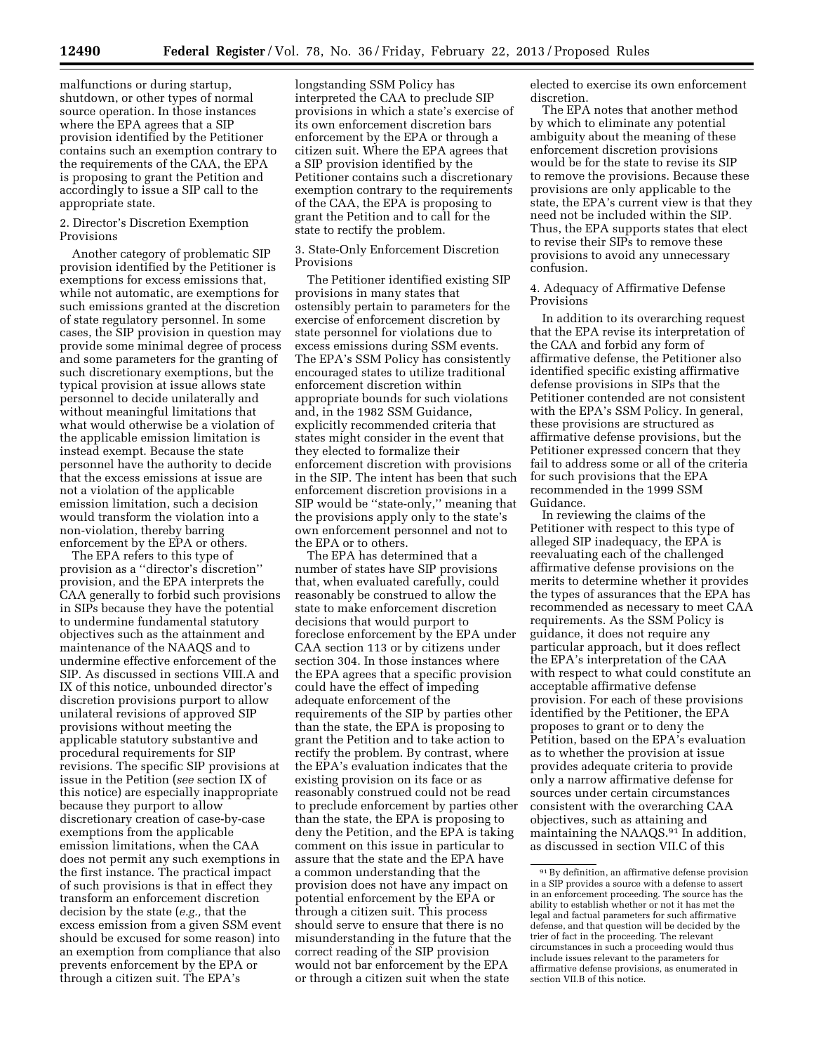malfunctions or during startup, shutdown, or other types of normal source operation. In those instances where the EPA agrees that a SIP provision identified by the Petitioner contains such an exemption contrary to the requirements of the CAA, the EPA is proposing to grant the Petition and accordingly to issue a SIP call to the appropriate state.

2. Director's Discretion Exemption Provisions

Another category of problematic SIP provision identified by the Petitioner is exemptions for excess emissions that, while not automatic, are exemptions for such emissions granted at the discretion of state regulatory personnel. In some cases, the SIP provision in question may provide some minimal degree of process and some parameters for the granting of such discretionary exemptions, but the typical provision at issue allows state personnel to decide unilaterally and without meaningful limitations that what would otherwise be a violation of the applicable emission limitation is instead exempt. Because the state personnel have the authority to decide that the excess emissions at issue are not a violation of the applicable emission limitation, such a decision would transform the violation into a non-violation, thereby barring enforcement by the EPA or others.

The EPA refers to this type of provision as a ''director's discretion'' provision, and the EPA interprets the CAA generally to forbid such provisions in SIPs because they have the potential to undermine fundamental statutory objectives such as the attainment and maintenance of the NAAQS and to undermine effective enforcement of the SIP. As discussed in sections VIII.A and IX of this notice, unbounded director's discretion provisions purport to allow unilateral revisions of approved SIP provisions without meeting the applicable statutory substantive and procedural requirements for SIP revisions. The specific SIP provisions at issue in the Petition (*see* section IX of this notice) are especially inappropriate because they purport to allow discretionary creation of case-by-case exemptions from the applicable emission limitations, when the CAA does not permit any such exemptions in the first instance. The practical impact of such provisions is that in effect they transform an enforcement discretion decision by the state (*e.g.,* that the excess emission from a given SSM event should be excused for some reason) into an exemption from compliance that also prevents enforcement by the EPA or through a citizen suit. The EPA's longstanding SSM Policy has interpreted the CAA to preclude SIP provisions in which a state's exercise of its own enforcement discretion bars enforcement by the EPA or through a citizen suit. Where the EPA agrees that a SIP provision identified by the Petitioner contains such a discretionary exemption contrary to the requirements of the CAA, the EPA is proposing to grant the Petition and to call for the state to rectify the problem.

3. State-Only Enforcement Discretion Provisions

The Petitioner identified existing SIP provisions in many states that ostensibly pertain to parameters for the exercise of enforcement discretion by state personnel for violations due to excess emissions during SSM events. The EPA's SSM Policy has consistently encouraged states to utilize traditional enforcement discretion within appropriate bounds for such violations and, in the 1982 SSM Guidance, explicitly recommended criteria that states might consider in the event that they elected to formalize their enforcement discretion with provisions in the SIP. The intent has been that such enforcement discretion provisions in a SIP would be ''state-only,'' meaning that the provisions apply only to the state's own enforcement personnel and not to the EPA or to others.

The EPA has determined that a number of states have SIP provisions that, when evaluated carefully, could reasonably be construed to allow the state to make enforcement discretion decisions that would purport to foreclose enforcement by the EPA under CAA section 113 or by citizens under section 304. In those instances where the EPA agrees that a specific provision could have the effect of impeding adequate enforcement of the requirements of the SIP by parties other than the state, the EPA is proposing to grant the Petition and to take action to rectify the problem. By contrast, where the EPA's evaluation indicates that the existing provision on its face or as reasonably construed could not be read to preclude enforcement by parties other than the state, the EPA is proposing to deny the Petition, and the EPA is taking comment on this issue in particular to assure that the state and the EPA have a common understanding that the provision does not have any impact on potential enforcement by the EPA or through a citizen suit. This process should serve to ensure that there is no misunderstanding in the future that the correct reading of the SIP provision would not bar enforcement by the EPA or through a citizen suit when the state elected to exercise its own enforcement discretion.

The EPA notes that another method by which to eliminate any potential ambiguity about the meaning of these enforcement discretion provisions would be for the state to revise its SIP to remove the provisions. Because these provisions are only applicable to the state, the EPA's current view is that they need not be included within the SIP. Thus, the EPA supports states that elect to revise their SIPs to remove these provisions to avoid any unnecessary confusion.

4. Adequacy of Affirmative Defense Provisions

In addition to its overarching request that the EPA revise its interpretation of the CAA and forbid any form of affirmative defense, the Petitioner also identified specific existing affirmative defense provisions in SIPs that the Petitioner contended are not consistent with the EPA's SSM Policy. In general, these provisions are structured as affirmative defense provisions, but the Petitioner expressed concern that they fail to address some or all of the criteria for such provisions that the EPA recommended in the 1999 SSM Guidance.

In reviewing the claims of the Petitioner with respect to this type of alleged SIP inadequacy, the EPA is reevaluating each of the challenged affirmative defense provisions on the merits to determine whether it provides the types of assurances that the EPA has recommended as necessary to meet CAA requirements. As the SSM Policy is guidance, it does not require any particular approach, but it does reflect the EPA's interpretation of the CAA with respect to what could constitute an acceptable affirmative defense provision. For each of these provisions identified by the Petitioner, the EPA proposes to grant or to deny the Petition, based on the EPA's evaluation as to whether the provision at issue provides adequate criteria to provide only a narrow affirmative defense for sources under certain circumstances consistent with the overarching CAA objectives, such as attaining and maintaining the NAAQS.[91] In addition, as discussed in section VII.C of this

[91] By definition, an affirmative defense provision in a SIP provides a source with a defense to assert in an enforcement proceeding. The source has the ability to establish whether or not it has met the legal and factual parameters for such affirmative defense, and that question will be decided by the trier of fact in the proceeding. The relevant circumstances in such a proceeding would thus include issues relevant to the parameters for affirmative defense provisions, as enumerated in section VII.B of this notice.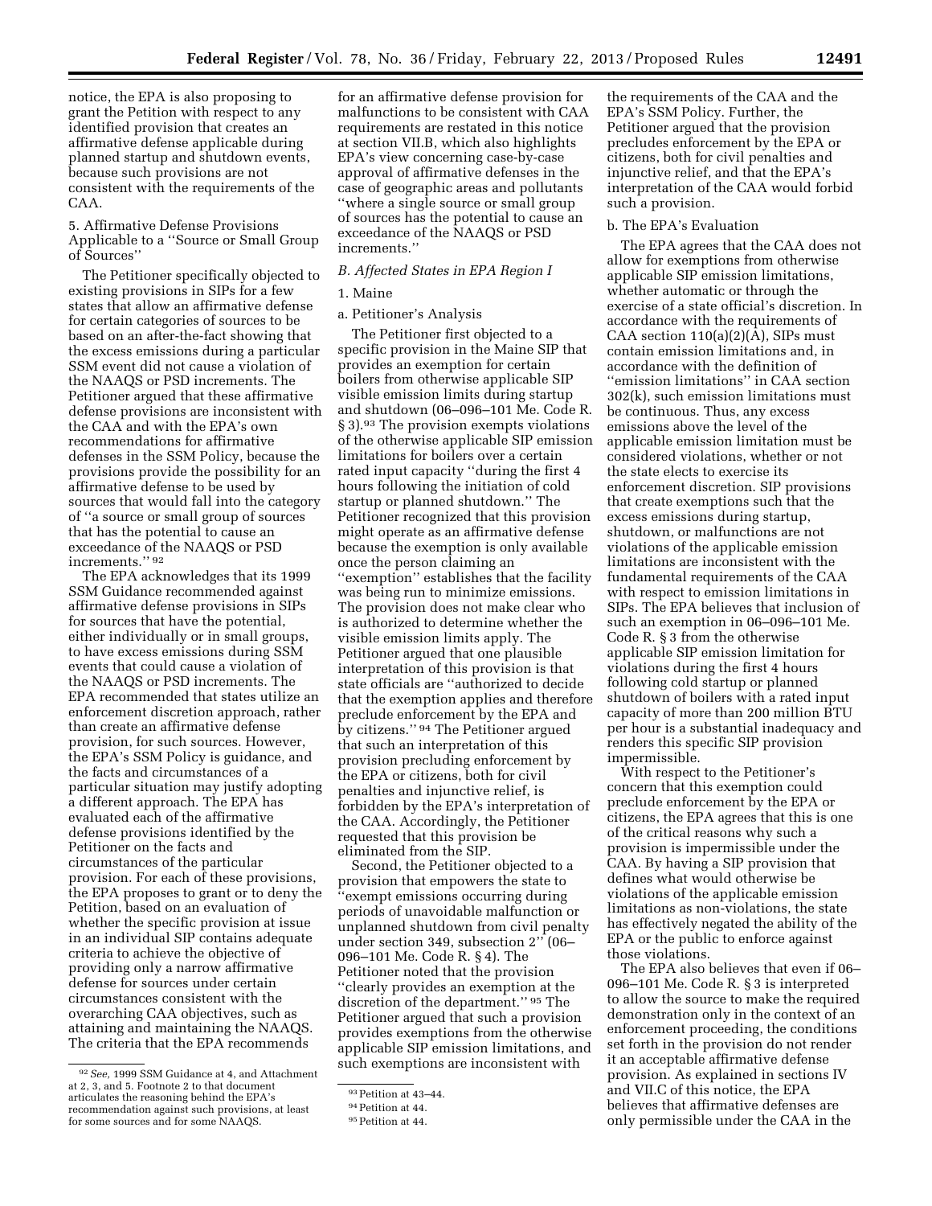notice, the EPA is also proposing to grant the Petition with respect to any identified provision that creates an affirmative defense applicable during planned startup and shutdown events, because such provisions are not consistent with the requirements of the CAA.

5. Affirmative Defense Provisions Applicable to a "Source or Small Group of Sources"

The Petitioner specifically objected to existing provisions in SIPs for a few states that allow an affirmative defense for certain categories of sources to be based on an after-the-fact showing that the excess emissions during a particular SSM event did not cause a violation of the NAAQS or PSD increments. The Petitioner argued that these affirmative defense provisions are inconsistent with the CAA and with the EPA's own recommendations for affirmative defenses in the SSM Policy, because the provisions provide the possibility for an affirmative defense to be used by sources that would fall into the category of "a source or small group of sources that has the potential to cause an exceedance of the NAAQS or PSD increments." [92]

The EPA acknowledges that its 1999 SSM Guidance recommended against affirmative defense provisions in SIPs for sources that have the potential, either individually or in small groups, to have excess emissions during SSM events that could cause a violation of the NAAQS or PSD increments. The EPA recommended that states utilize an enforcement discretion approach, rather than create an affirmative defense provision, for such sources. However, the EPA's SSM Policy is guidance, and the facts and circumstances of a particular situation may justify adopting a different approach. The EPA has evaluated each of the affirmative defense provisions identified by the Petitioner on the facts and circumstances of the particular provision. For each of these provisions, the EPA proposes to grant or to deny the Petition, based on an evaluation of whether the specific provision at issue in an individual SIP contains adequate criteria to achieve the objective of providing only a narrow affirmative defense for sources under certain circumstances consistent with the overarching CAA objectives, such as attaining and maintaining the NAAQS. The criteria that the EPA recommends for an affirmative defense provision for malfunctions to be consistent with CAA requirements are restated in this notice at section VII.B, which also highlights EPA's view concerning case-by-case approval of affirmative defenses in the case of geographic areas and pollutants "where a single source or small group of sources has the potential to cause an exceedance of the NAAQS or PSD increments."

### *B. Affected States in EPA Region I*

1. Maine

a. Petitioner's Analysis

The Petitioner first objected to a specific provision in the Maine SIP that provides an exemption for certain boilers from otherwise applicable SIP visible emission limits during startup and shutdown (06–096–101 Me. Code R. § 3).[93] The provision exempts violations of the otherwise applicable SIP emission limitations for boilers over a certain rated input capacity "during the first 4 hours following the initiation of cold startup or planned shutdown." The Petitioner recognized that this provision might operate as an affirmative defense because the exemption is only available once the person claiming an "exemption" establishes that the facility was being run to minimize emissions. The provision does not make clear who is authorized to determine whether the visible emission limits apply. The Petitioner argued that one plausible interpretation of this provision is that state officials are "authorized to decide that the exemption applies and therefore preclude enforcement by the EPA and by citizens." [94] The Petitioner argued that such an interpretation of this provision precluding enforcement by the EPA or citizens, both for civil penalties and injunctive relief, is forbidden by the EPA's interpretation of the CAA. Accordingly, the Petitioner requested that this provision be eliminated from the SIP.

Second, the Petitioner objected to a provision that empowers the state to "exempt emissions occurring during periods of unavoidable malfunction or unplanned shutdown from civil penalty under section 349, subsection 2" (06–096–101 Me. Code R. § 4). The Petitioner noted that the provision "clearly provides an exemption at the discretion of the department." [95] The Petitioner argued that such a provision provides exemptions from the otherwise applicable SIP emission limitations, and such exemptions are inconsistent with the requirements of the CAA and the EPA's SSM Policy. Further, the Petitioner argued that the provision precludes enforcement by the EPA or citizens, both for civil penalties and injunctive relief, and that the EPA's interpretation of the CAA would forbid such a provision.

b. The EPA's Evaluation

The EPA agrees that the CAA does not allow for exemptions from otherwise applicable SIP emission limitations, whether automatic or through the exercise of a state official's discretion. In accordance with the requirements of CAA section 110(a)(2)(A), SIPs must contain emission limitations and, in accordance with the definition of "emission limitations" in CAA section 302(k), such emission limitations must be continuous. Thus, any excess emissions above the level of the applicable emission limitation must be considered violations, whether or not the state elects to exercise its enforcement discretion. SIP provisions that create exemptions such that the excess emissions during startup, shutdown, or malfunctions are not violations of the applicable emission limitations are inconsistent with the fundamental requirements of the CAA with respect to emission limitations in SIPs. The EPA believes that inclusion of such an exemption in 06–096–101 Me. Code R. § 3 from the otherwise applicable SIP emission limitation for violations during the first 4 hours following cold startup or planned shutdown of boilers with a rated input capacity of more than 200 million BTU per hour is a substantial inadequacy and renders this specific SIP provision impermissible.

With respect to the Petitioner's concern that this exemption could preclude enforcement by the EPA or citizens, the EPA agrees that this is one of the critical reasons why such a provision is impermissible under the CAA. By having a SIP provision that defines what would otherwise be violations of the applicable emission limitations as non-violations, the state has effectively negated the ability of the EPA or the public to enforce against those violations.

The EPA also believes that even if 06–096–101 Me. Code R. § 3 is interpreted to allow the source to make the required demonstration only in the context of an enforcement proceeding, the conditions set forth in the provision do not render it an acceptable affirmative defense provision. As explained in sections IV and VII.C of this notice, the EPA believes that affirmative defenses are only permissible under the CAA in the

---

[92] *See,* 1999 SSM Guidance at 4, and Attachment at 2, 3, and 5. Footnote 2 to that document articulates the reasoning behind the EPA's recommendation against such provisions, at least for some sources and for some NAAQS.

[93] Petition at 43–44.

[94] Petition at 44.

[95] Petition at 44.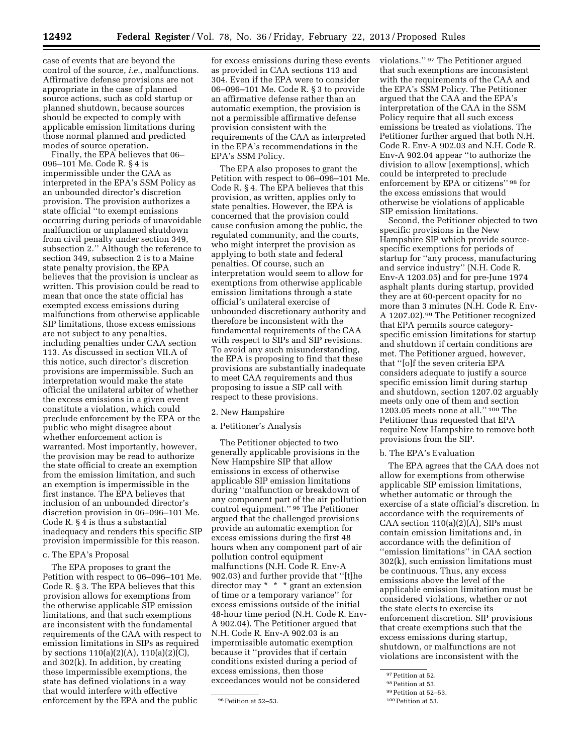case of events that are beyond the control of the source, *i.e.,* malfunctions. Affirmative defense provisions are not appropriate in the case of planned source actions, such as cold startup or planned shutdown, because sources should be expected to comply with applicable emission limitations during those normal planned and predicted modes of source operation.

Finally, the EPA believes that 06–096–101 Me. Code R. § 4 is impermissible under the CAA as interpreted in the EPA's SSM Policy as an unbounded director's discretion provision. The provision authorizes a state official ''to exempt emissions occurring during periods of unavoidable malfunction or unplanned shutdown from civil penalty under section 349, subsection 2.'' Although the reference to section 349, subsection 2 is to a Maine state penalty provision, the EPA believes that the provision is unclear as written. This provision could be read to mean that once the state official has exempted excess emissions during malfunctions from otherwise applicable SIP limitations, those excess emissions are not subject to any penalties, including penalties under CAA section 113. As discussed in section VII.A of this notice, such director's discretion provisions are impermissible. Such an interpretation would make the state official the unilateral arbiter of whether the excess emissions in a given event constitute a violation, which could preclude enforcement by the EPA or the public who might disagree about whether enforcement action is warranted. Most importantly, however, the provision may be read to authorize the state official to create an exemption from the emission limitation, and such an exemption is impermissible in the first instance. The EPA believes that inclusion of an unbounded director's discretion provision in 06–096–101 Me. Code R. § 4 is thus a substantial inadequacy and renders this specific SIP provision impermissible for this reason.

c. The EPA's Proposal

The EPA proposes to grant the Petition with respect to 06–096–101 Me. Code R. § 3. The EPA believes that this provision allows for exemptions from the otherwise applicable SIP emission limitations, and that such exemptions are inconsistent with the fundamental requirements of the CAA with respect to emission limitations in SIPs as required by sections 110(a)(2)(A), 110(a)(2)(C), and 302(k). In addition, by creating these impermissible exemptions, the state has defined violations in a way that would interfere with effective enforcement by the EPA and the public for excess emissions during these events as provided in CAA sections 113 and 304. Even if the EPA were to consider 06–096–101 Me. Code R. § 3 to provide an affirmative defense rather than an automatic exemption, the provision is not a permissible affirmative defense provision consistent with the requirements of the CAA as interpreted in the EPA's recommendations in the EPA's SSM Policy.

The EPA also proposes to grant the Petition with respect to 06–096–101 Me. Code R. § 4. The EPA believes that this provision, as written, applies only to state penalties. However, the EPA is concerned that the provision could cause confusion among the public, the regulated community, and the courts, who might interpret the provision as applying to both state and federal penalties. Of course, such an interpretation would seem to allow for exemptions from otherwise applicable emission limitations through a state official's unilateral exercise of unbounded discretionary authority and therefore be inconsistent with the fundamental requirements of the CAA with respect to SIPs and SIP revisions. To avoid any such misunderstanding, the EPA is proposing to find that these provisions are substantially inadequate to meet CAA requirements and thus proposing to issue a SIP call with respect to these provisions.

2. New Hampshire

a. Petitioner's Analysis

The Petitioner objected to two generally applicable provisions in the New Hampshire SIP that allow emissions in excess of otherwise applicable SIP emission limitations during ''malfunction or breakdown of any component part of the air pollution control equipment.'' [96] The Petitioner argued that the challenged provisions provide an automatic exemption for excess emissions during the first 48 hours when any component part of air pollution control equipment malfunctions (N.H. Code R. Env-A 902.03) and further provide that ''[t]he director may * * * grant an extension of time or a temporary variance'' for excess emissions outside of the initial 48-hour time period (N.H. Code R. Env-A 902.04). The Petitioner argued that N.H. Code R. Env-A 902.03 is an impermissible automatic exemption because it ''provides that if certain conditions existed during a period of excess emissions, then those exceedances would not be considered violations.'' [97] The Petitioner argued that such exemptions are inconsistent with the requirements of the CAA and the EPA's SSM Policy. The Petitioner argued that the CAA and the EPA's interpretation of the CAA in the SSM Policy require that all such excess emissions be treated as violations. The Petitioner further argued that both N.H. Code R. Env-A 902.03 and N.H. Code R. Env-A 902.04 appear ''to authorize the division to allow [exemptions], which could be interpreted to preclude enforcement by EPA or citizens'' [98] for the excess emissions that would otherwise be violations of applicable SIP emission limitations.

Second, the Petitioner objected to two specific provisions in the New Hampshire SIP which provide source-specific exemptions for periods of startup for ''any process, manufacturing and service industry'' (N.H. Code R. Env-A 1203.05) and for pre-June 1974 asphalt plants during startup, provided they are at 60-percent opacity for no more than 3 minutes (N.H. Code R. Env-A 1207.02).[99] The Petitioner recognized that EPA permits source category-specific emission limitations for startup and shutdown if certain conditions are met. The Petitioner argued, however, that ''[o]f the seven criteria EPA considers adequate to justify a source specific emission limit during startup and shutdown, section 1207.02 arguably meets only one of them and section 1203.05 meets none at all.'' [100] The Petitioner thus requested that EPA require New Hampshire to remove both provisions from the SIP.

b. The EPA's Evaluation

The EPA agrees that the CAA does not allow for exemptions from otherwise applicable SIP emission limitations, whether automatic or through the exercise of a state official's discretion. In accordance with the requirements of CAA section 110(a)(2)(A), SIPs must contain emission limitations and, in accordance with the definition of ''emission limitations'' in CAA section 302(k), such emission limitations must be continuous. Thus, any excess emissions above the level of the applicable emission limitation must be considered violations, whether or not the state elects to exercise its enforcement discretion. SIP provisions that create exemptions such that the excess emissions during startup, shutdown, or malfunctions are not violations are inconsistent with the

[96] Petition at 52–53.

[97] Petition at 52.

[98] Petition at 53.

[99] Petition at 52–53.

[100] Petition at 53.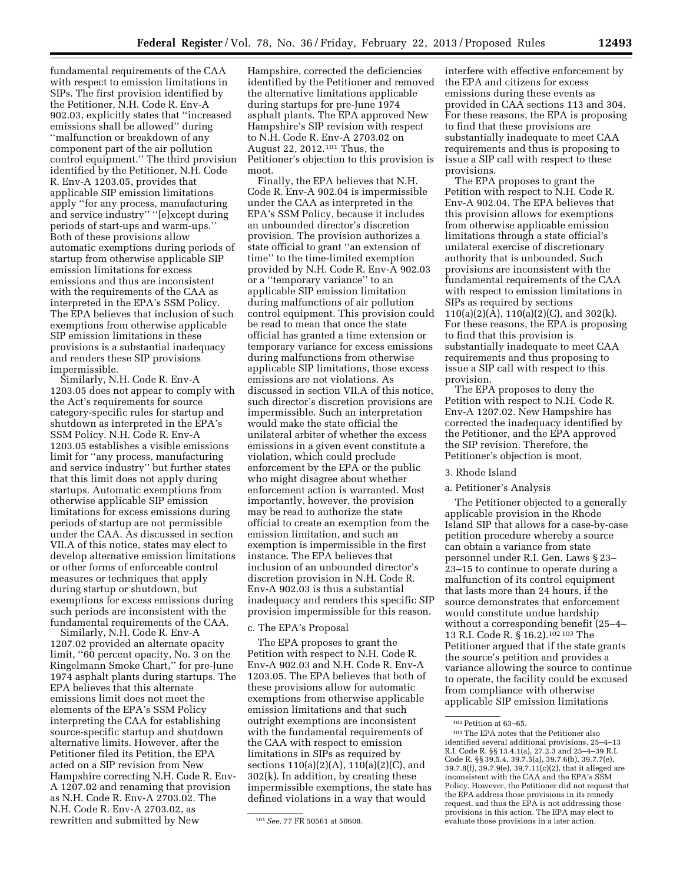fundamental requirements of the CAA with respect to emission limitations in SIPs. The first provision identified by the Petitioner, N.H. Code R. Env-A 902.03, explicitly states that ''increased emissions shall be allowed'' during ''malfunction or breakdown of any component part of the air pollution control equipment.'' The third provision identified by the Petitioner, N.H. Code R. Env-A 1203.05, provides that applicable SIP emission limitations apply ''for any process, manufacturing and service industry'' ''[e]xcept during periods of start-ups and warm-ups.'' Both of these provisions allow automatic exemptions during periods of startup from otherwise applicable SIP emission limitations for excess emissions and thus are inconsistent with the requirements of the CAA as interpreted in the EPA's SSM Policy. The EPA believes that inclusion of such exemptions from otherwise applicable SIP emission limitations in these provisions is a substantial inadequacy and renders these SIP provisions impermissible.

Similarly, N.H. Code R. Env-A 1203.05 does not appear to comply with the Act's requirements for source category-specific rules for startup and shutdown as interpreted in the EPA's SSM Policy. N.H. Code R. Env-A 1203.05 establishes a visible emissions limit for ''any process, manufacturing and service industry'' but further states that this limit does not apply during startups. Automatic exemptions from otherwise applicable SIP emission limitations for excess emissions during periods of startup are not permissible under the CAA. As discussed in section VII.A of this notice, states may elect to develop alternative emission limitations or other forms of enforceable control measures or techniques that apply during startup or shutdown, but exemptions for excess emissions during such periods are inconsistent with the fundamental requirements of the CAA.

Similarly, N.H. Code R. Env-A 1207.02 provided an alternate opacity limit, ''60 percent opacity, No. 3 on the Ringelmann Smoke Chart,'' for pre-June 1974 asphalt plants during startups. The EPA believes that this alternate emissions limit does not meet the elements of the EPA's SSM Policy interpreting the CAA for establishing source-specific startup and shutdown alternative limits. However, after the Petitioner filed its Petition, the EPA acted on a SIP revision from New Hampshire correcting N.H. Code R. Env-A 1207.02 and renaming that provision as N.H. Code R. Env-A 2703.02. The N.H. Code R. Env-A 2703.02, as rewritten and submitted by New Hampshire, corrected the deficiencies identified by the Petitioner and removed the alternative limitations applicable during startups for pre-June 1974 asphalt plants. The EPA approved New Hampshire's SIP revision with respect to N.H. Code R. Env-A 2703.02 on August 22, 2012.[101] Thus, the Petitioner's objection to this provision is moot.

Finally, the EPA believes that N.H. Code R. Env-A 902.04 is impermissible under the CAA as interpreted in the EPA's SSM Policy, because it includes an unbounded director's discretion provision. The provision authorizes a state official to grant ''an extension of time'' to the time-limited exemption provided by N.H. Code R. Env-A 902.03 or a ''temporary variance'' to an applicable SIP emission limitation during malfunctions of air pollution control equipment. This provision could be read to mean that once the state official has granted a time extension or temporary variance for excess emissions during malfunctions from otherwise applicable SIP limitations, those excess emissions are not violations. As discussed in section VII.A of this notice, such director's discretion provisions are impermissible. Such an interpretation would make the state official the unilateral arbiter of whether the excess emissions in a given event constitute a violation, which could preclude enforcement by the EPA or the public who might disagree about whether enforcement action is warranted. Most importantly, however, the provision may be read to authorize the state official to create an exemption from the emission limitation, and such an exemption is impermissible in the first instance. The EPA believes that inclusion of an unbounded director's discretion provision in N.H. Code R. Env-A 902.03 is thus a substantial inadequacy and renders this specific SIP provision impermissible for this reason.

c. The EPA's Proposal

The EPA proposes to grant the Petition with respect to N.H. Code R. Env-A 902.03 and N.H. Code R. Env-A 1203.05. The EPA believes that both of these provisions allow for automatic exemptions from otherwise applicable emission limitations and that such outright exemptions are inconsistent with the fundamental requirements of the CAA with respect to emission limitations in SIPs as required by sections 110(a)(2)(A), 110(a)(2)(C), and 302(k). In addition, by creating these impermissible exemptions, the state has defined violations in a way that would interfere with effective enforcement by the EPA and citizens for excess emissions during these events as provided in CAA sections 113 and 304. For these reasons, the EPA is proposing to find that these provisions are substantially inadequate to meet CAA requirements and thus is proposing to issue a SIP call with respect to these provisions.

The EPA proposes to grant the Petition with respect to N.H. Code R. Env-A 902.04. The EPA believes that this provision allows for exemptions from otherwise applicable emission limitations through a state official's unilateral exercise of discretionary authority that is unbounded. Such provisions are inconsistent with the fundamental requirements of the CAA with respect to emission limitations in SIPs as required by sections 110(a)(2)(A), 110(a)(2)(C), and 302(k). For these reasons, the EPA is proposing to find that this provision is substantially inadequate to meet CAA requirements and thus proposing to issue a SIP call with respect to this provision.

The EPA proposes to deny the Petition with respect to N.H. Code R. Env-A 1207.02. New Hampshire has corrected the inadequacy identified by the Petitioner, and the EPA approved the SIP revision. Therefore, the Petitioner's objection is moot.

3. Rhode Island

a. Petitioner's Analysis

The Petitioner objected to a generally applicable provision in the Rhode Island SIP that allows for a case-by-case petition procedure whereby a source can obtain a variance from state personnel under R.I. Gen. Laws § 23–23–15 to continue to operate during a malfunction of its control equipment that lasts more than 24 hours, if the source demonstrates that enforcement would constitute undue hardship without a corresponding benefit (25–4–13 R.I. Code R. § 16.2).[102] [103] The Petitioner argued that if the state grants the source's petition and provides a variance allowing the source to continue to operate, the facility could be excused from compliance with otherwise applicable SIP emission limitations

[101] *See,* 77 FR 50561 at 50608.

[102] Petition at 63–65.

[103] The EPA notes that the Petitioner also identified several additional provisions, 25–4–13 R.I. Code R. §§ 13.4.1(a), 27.2.3 and 25–4–39 R.I. Code R. §§ 39.5.4, 39.7.5(a), 39.7.6(b), 39.7.7(e), 39.7.8(f), 39.7.9(e), 39.7.11(c)(2), that it alleged are inconsistent with the CAA and the EPA's SSM Policy. However, the Petitioner did not request that the EPA address those provisions in its remedy request, and thus the EPA is not addressing those provisions in this action. The EPA may elect to evaluate those provisions in a later action.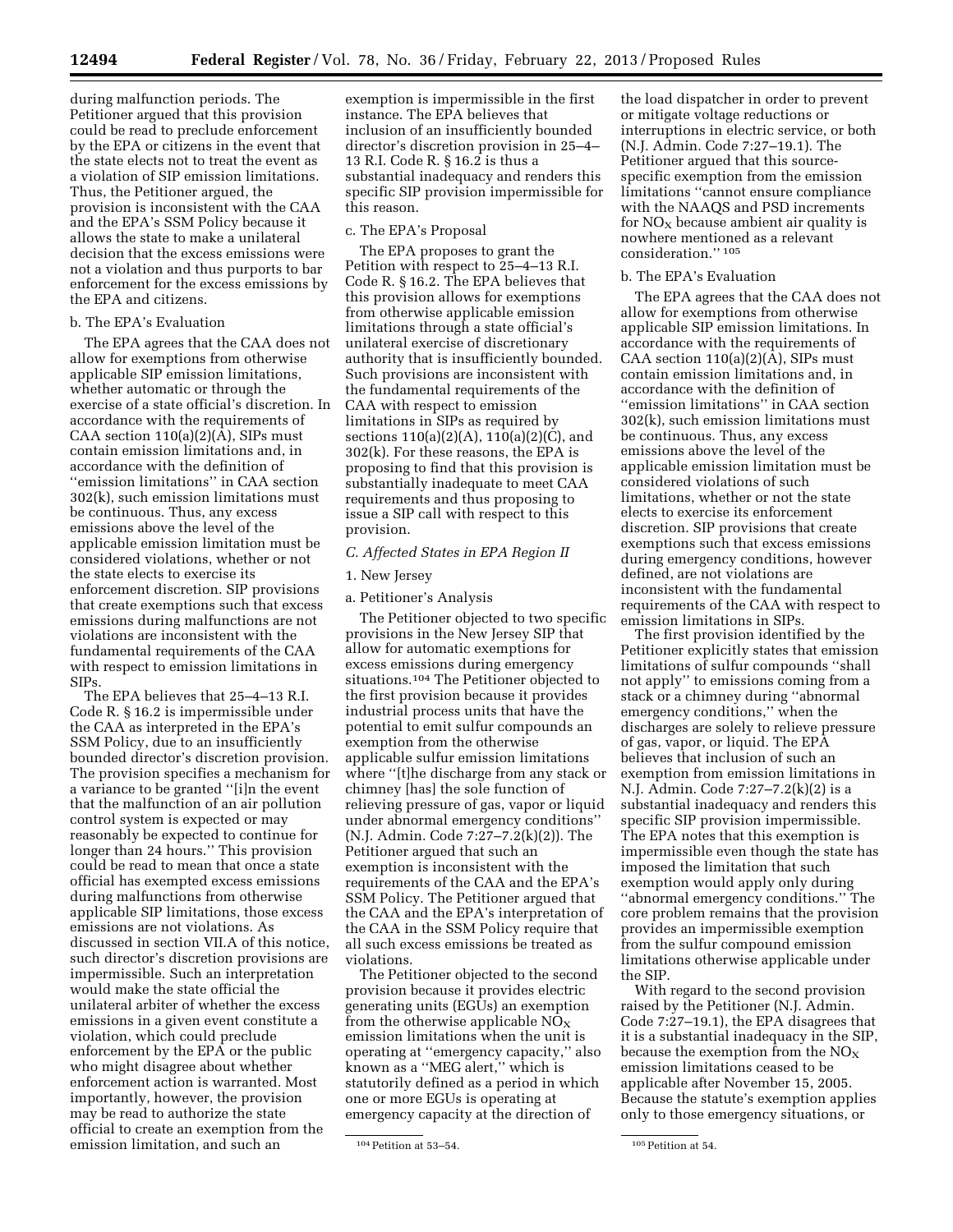during malfunction periods. The Petitioner argued that this provision could be read to preclude enforcement by the EPA or citizens in the event that the state elects not to treat the event as a violation of SIP emission limitations. Thus, the Petitioner argued, the provision is inconsistent with the CAA and the EPA's SSM Policy because it allows the state to make a unilateral decision that the excess emissions were not a violation and thus purports to bar enforcement for the excess emissions by the EPA and citizens.

b. The EPA's Evaluation

The EPA agrees that the CAA does not allow for exemptions from otherwise applicable SIP emission limitations, whether automatic or through the exercise of a state official's discretion. In accordance with the requirements of CAA section 110(a)(2)(A), SIPs must contain emission limitations and, in accordance with the definition of "emission limitations" in CAA section 302(k), such emission limitations must be continuous. Thus, any excess emissions above the level of the applicable emission limitation must be considered violations, whether or not the state elects to exercise its enforcement discretion. SIP provisions that create exemptions such that excess emissions during malfunctions are not violations are inconsistent with the fundamental requirements of the CAA with respect to emission limitations in SIPs.

The EPA believes that 25–4–13 R.I. Code R. § 16.2 is impermissible under the CAA as interpreted in the EPA's SSM Policy, due to an insufficiently bounded director's discretion provision. The provision specifies a mechanism for a variance to be granted "[i]n the event that the malfunction of an air pollution control system is expected or may reasonably be expected to continue for longer than 24 hours." This provision could be read to mean that once a state official has exempted excess emissions during malfunctions from otherwise applicable SIP limitations, those excess emissions are not violations. As discussed in section VII.A of this notice, such director's discretion provisions are impermissible. Such an interpretation would make the state official the unilateral arbiter of whether the excess emissions in a given event constitute a violation, which could preclude enforcement by the EPA or the public who might disagree about whether enforcement action is warranted. Most importantly, however, the provision may be read to authorize the state official to create an exemption from the emission limitation, and such an exemption is impermissible in the first instance. The EPA believes that inclusion of an insufficiently bounded director's discretion provision in 25–4–13 R.I. Code R. § 16.2 is thus a substantial inadequacy and renders this specific SIP provision impermissible for this reason.

c. The EPA's Proposal

The EPA proposes to grant the Petition with respect to 25–4–13 R.I. Code R. § 16.2. The EPA believes that this provision allows for exemptions from otherwise applicable emission limitations through a state official's unilateral exercise of discretionary authority that is insufficiently bounded. Such provisions are inconsistent with the fundamental requirements of the CAA with respect to emission limitations in SIPs as required by sections 110(a)(2)(A), 110(a)(2)(C), and 302(k). For these reasons, the EPA is proposing to find that this provision is substantially inadequate to meet CAA requirements and thus proposing to issue a SIP call with respect to this provision.

*C. Affected States in EPA Region II*

1. New Jersey

a. Petitioner's Analysis

The Petitioner objected to two specific provisions in the New Jersey SIP that allow for automatic exemptions for excess emissions during emergency situations.[104] The Petitioner objected to the first provision because it provides industrial process units that have the potential to emit sulfur compounds an exemption from the otherwise applicable sulfur emission limitations where "[t]he discharge from any stack or chimney [has] the sole function of relieving pressure of gas, vapor or liquid under abnormal emergency conditions" (N.J. Admin. Code 7:27–7.2(k)(2)). The Petitioner argued that such an exemption is inconsistent with the requirements of the CAA and the EPA's SSM Policy. The Petitioner argued that the CAA and the EPA's interpretation of the CAA in the SSM Policy require that all such excess emissions be treated as violations.

The Petitioner objected to the second provision because it provides electric generating units (EGUs) an exemption from the otherwise applicable $NO_X$ emission limitations when the unit is operating at "emergency capacity," also known as a "MEG alert," which is statutorily defined as a period in which one or more EGUs is operating at emergency capacity at the direction of the load dispatcher in order to prevent or mitigate voltage reductions or interruptions in electric service, or both (N.J. Admin. Code 7:27–19.1). The Petitioner argued that this source-specific exemption from the emission limitations "cannot ensure compliance with the NAAQS and PSD increments for $NO_X$ because ambient air quality is nowhere mentioned as a relevant consideration."[105]

b. The EPA's Evaluation

The EPA agrees that the CAA does not allow for exemptions from otherwise applicable SIP emission limitations. In accordance with the requirements of CAA section 110(a)(2)(A), SIPs must contain emission limitations and, in accordance with the definition of "emission limitations" in CAA section 302(k), such emission limitations must be continuous. Thus, any excess emissions above the level of the applicable emission limitation must be considered violations of such limitations, whether or not the state elects to exercise its enforcement discretion. SIP provisions that create exemptions such that excess emissions during emergency conditions, however defined, are not violations are inconsistent with the fundamental requirements of the CAA with respect to emission limitations in SIPs.

The first provision identified by the Petitioner explicitly states that emission limitations of sulfur compounds "shall not apply" to emissions coming from a stack or a chimney during "abnormal emergency conditions," when the discharges are solely to relieve pressure of gas, vapor, or liquid. The EPA believes that inclusion of such an exemption from emission limitations in N.J. Admin. Code 7:27–7.2(k)(2) is a substantial inadequacy and renders this specific SIP provision impermissible. The EPA notes that this exemption is impermissible even though the state has imposed the limitation that such exemption would apply only during "abnormal emergency conditions." The core problem remains that the provision provides an impermissible exemption from the sulfur compound emission limitations otherwise applicable under the SIP.

With regard to the second provision raised by the Petitioner (N.J. Admin. Code 7:27–19.1), the EPA disagrees that it is a substantial inadequacy in the SIP, because the exemption from the $NO_X$ emission limitations ceased to be applicable after November 15, 2005. Because the statute's exemption applies only to those emergency situations, or

[104] Petition at 53–54.

[105] Petition at 54.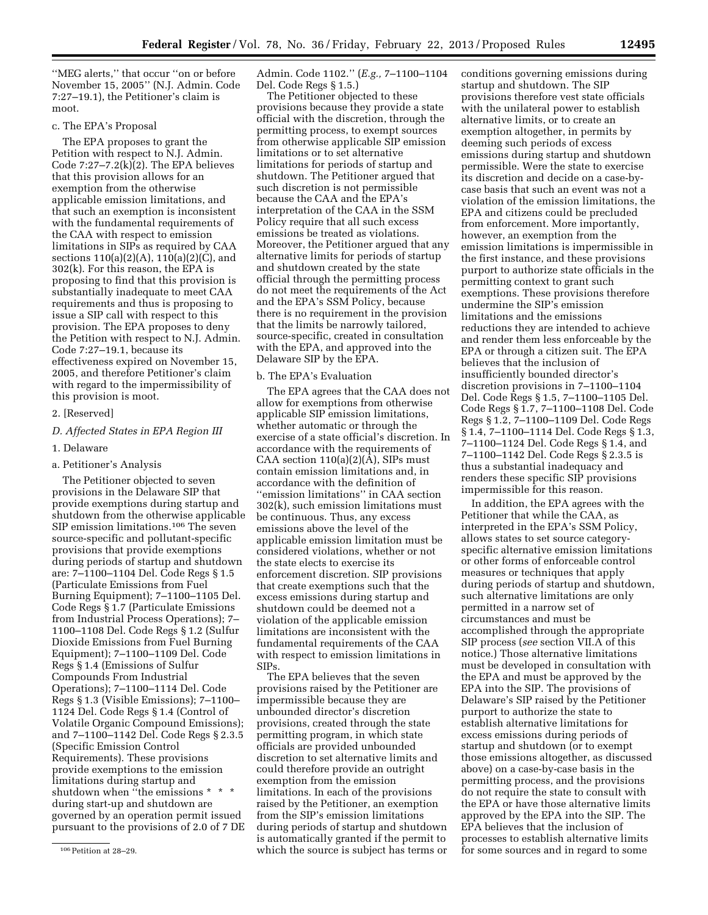''MEG alerts,'' that occur ''on or before November 15, 2005'' (N.J. Admin. Code 7:27–19.1), the Petitioner's claim is moot.

c. The EPA's Proposal

The EPA proposes to grant the Petition with respect to N.J. Admin. Code 7:27–7.2(k)(2). The EPA believes that this provision allows for an exemption from the otherwise applicable emission limitations, and that such an exemption is inconsistent with the fundamental requirements of the CAA with respect to emission limitations in SIPs as required by CAA sections 110(a)(2)(A), 110(a)(2)(C), and 302(k). For this reason, the EPA is proposing to find that this provision is substantially inadequate to meet CAA requirements and thus is proposing to issue a SIP call with respect to this provision. The EPA proposes to deny the Petition with respect to N.J. Admin. Code 7:27–19.1, because its effectiveness expired on November 15, 2005, and therefore Petitioner's claim with regard to the impermissibility of this provision is moot.

2. [Reserved]

*D. Affected States in EPA Region III*

1. Delaware

a. Petitioner's Analysis

The Petitioner objected to seven provisions in the Delaware SIP that provide exemptions during startup and shutdown from the otherwise applicable SIP emission limitations.[106] The seven source-specific and pollutant-specific provisions that provide exemptions during periods of startup and shutdown are: 7–1100–1104 Del. Code Regs § 1.5 (Particulate Emissions from Fuel Burning Equipment); 7–1100–1105 Del. Code Regs § 1.7 (Particulate Emissions from Industrial Process Operations); 7–1100–1108 Del. Code Regs § 1.2 (Sulfur Dioxide Emissions from Fuel Burning Equipment); 7–1100–1109 Del. Code Regs § 1.4 (Emissions of Sulfur Compounds From Industrial Operations); 7–1100–1114 Del. Code Regs § 1.3 (Visible Emissions); 7–1100–1124 Del. Code Regs § 1.4 (Control of Volatile Organic Compound Emissions); and 7–1100–1142 Del. Code Regs § 2.3.5 (Specific Emission Control Requirements). These provisions provide exemptions to the emission limitations during startup and shutdown when ''the emissions * * * during start-up and shutdown are governed by an operation permit issued pursuant to the provisions of 2.0 of 7 DE Admin. Code 1102.'' (*E.g.,* 7–1100–1104 Del. Code Regs § 1.5.)

The Petitioner objected to these provisions because they provide a state official with the discretion, through the permitting process, to exempt sources from otherwise applicable SIP emission limitations or to set alternative limitations for periods of startup and shutdown. The Petitioner argued that such discretion is not permissible because the CAA and the EPA's interpretation of the CAA in the SSM Policy require that all such excess emissions be treated as violations. Moreover, the Petitioner argued that any alternative limits for periods of startup and shutdown created by the state official through the permitting process do not meet the requirements of the Act and the EPA's SSM Policy, because there is no requirement in the provision that the limits be narrowly tailored, source-specific, created in consultation with the EPA, and approved into the Delaware SIP by the EPA.

b. The EPA's Evaluation

The EPA agrees that the CAA does not allow for exemptions from otherwise applicable SIP emission limitations, whether automatic or through the exercise of a state official's discretion. In accordance with the requirements of CAA section 110(a)(2)(A), SIPs must contain emission limitations and, in accordance with the definition of ''emission limitations'' in CAA section 302(k), such emission limitations must be continuous. Thus, any excess emissions above the level of the applicable emission limitation must be considered violations, whether or not the state elects to exercise its enforcement discretion. SIP provisions that create exemptions such that the excess emissions during startup and shutdown could be deemed not a violation of the applicable emission limitations are inconsistent with the fundamental requirements of the CAA with respect to emission limitations in SIPs.

The EPA believes that the seven provisions raised by the Petitioner are impermissible because they are unbounded director's discretion provisions, created through the state permitting program, in which state officials are provided unbounded discretion to set alternative limits and could therefore provide an outright exemption from the emission limitations. In each of the provisions raised by the Petitioner, an exemption from the SIP's emission limitations during periods of startup and shutdown is automatically granted if the permit to which the source is subject has terms or conditions governing emissions during startup and shutdown. The SIP provisions therefore vest state officials with the unilateral power to establish alternative limits, or to create an exemption altogether, in permits by deeming such periods of excess emissions during startup and shutdown permissible. Were the state to exercise its discretion and decide on a case-by-case basis that such an event was not a violation of the emission limitations, the EPA and citizens could be precluded from enforcement. More importantly, however, an exemption from the emission limitations is impermissible in the first instance, and these provisions purport to authorize state officials in the permitting context to grant such exemptions. These provisions therefore undermine the SIP's emission limitations and the emissions reductions they are intended to achieve and render them less enforceable by the EPA or through a citizen suit. The EPA believes that the inclusion of insufficiently bounded director's discretion provisions in 7–1100–1104 Del. Code Regs § 1.5, 7–1100–1105 Del. Code Regs § 1.7, 7–1100–1108 Del. Code Regs § 1.2, 7–1100–1109 Del. Code Regs § 1.4, 7–1100–1114 Del. Code Regs § 1.3, 7–1100–1124 Del. Code Regs § 1.4, and 7–1100–1142 Del. Code Regs § 2.3.5 is thus a substantial inadequacy and renders these specific SIP provisions impermissible for this reason.

In addition, the EPA agrees with the Petitioner that while the CAA, as interpreted in the EPA's SSM Policy, allows states to set source category-specific alternative emission limitations or other forms of enforceable control measures or techniques that apply during periods of startup and shutdown, such alternative limitations are only permitted in a narrow set of circumstances and must be accomplished through the appropriate SIP process (*see* section VII.A of this notice.) Those alternative limitations must be developed in consultation with the EPA and must be approved by the EPA into the SIP. The provisions of Delaware's SIP raised by the Petitioner purport to authorize the state to establish alternative limitations for excess emissions during periods of startup and shutdown (or to exempt those emissions altogether, as discussed above) on a case-by-case basis in the permitting process, and the provisions do not require the state to consult with the EPA or have those alternative limits approved by the EPA into the SIP. The EPA believes that the inclusion of processes to establish alternative limits for some sources and in regard to some

[106] Petition at 28–29.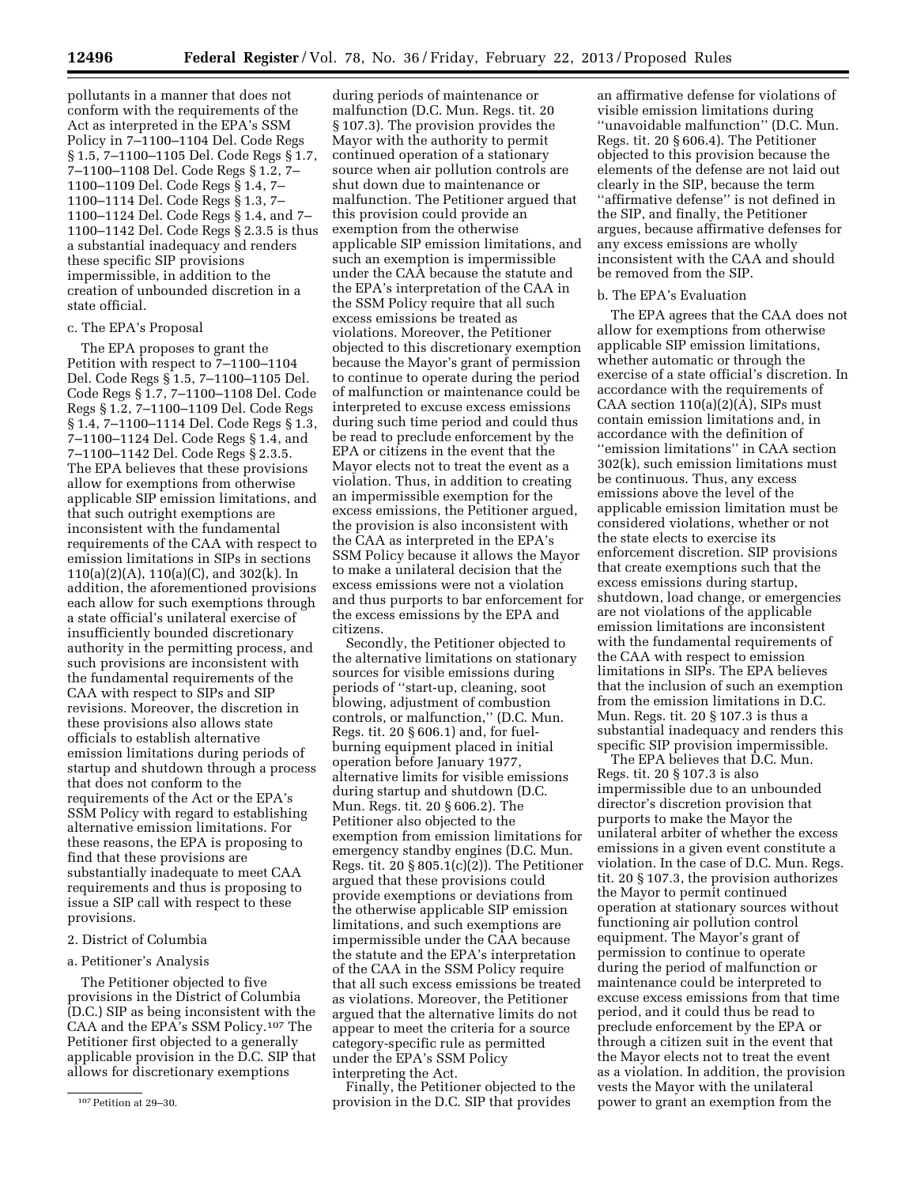pollutants in a manner that does not conform with the requirements of the Act as interpreted in the EPA's SSM Policy in 7–1100–1104 Del. Code Regs § 1.5, 7–1100–1105 Del. Code Regs § 1.7, 7–1100–1108 Del. Code Regs § 1.2, 7–1100–1109 Del. Code Regs § 1.4, 7–1100–1114 Del. Code Regs § 1.3, 7–1100–1124 Del. Code Regs § 1.4, and 7–1100–1142 Del. Code Regs § 2.3.5 is thus a substantial inadequacy and renders these specific SIP provisions impermissible, in addition to the creation of unbounded discretion in a state official.

c. The EPA's Proposal

The EPA proposes to grant the Petition with respect to 7–1100–1104 Del. Code Regs § 1.5, 7–1100–1105 Del. Code Regs § 1.7, 7–1100–1108 Del. Code Regs § 1.2, 7–1100–1109 Del. Code Regs § 1.4, 7–1100–1114 Del. Code Regs § 1.3, 7–1100–1124 Del. Code Regs § 1.4, and 7–1100–1142 Del. Code Regs § 2.3.5. The EPA believes that these provisions allow for exemptions from otherwise applicable SIP emission limitations, and that such outright exemptions are inconsistent with the fundamental requirements of the CAA with respect to emission limitations in SIPs in sections 110(a)(2)(A), 110(a)(C), and 302(k). In addition, the aforementioned provisions each allow for such exemptions through a state official's unilateral exercise of insufficiently bounded discretionary authority in the permitting process, and such provisions are inconsistent with the fundamental requirements of the CAA with respect to SIPs and SIP revisions. Moreover, the discretion in these provisions also allows state officials to establish alternative emission limitations during periods of startup and shutdown through a process that does not conform to the requirements of the Act or the EPA's SSM Policy with regard to establishing alternative emission limitations. For these reasons, the EPA is proposing to find that these provisions are substantially inadequate to meet CAA requirements and thus is proposing to issue a SIP call with respect to these provisions.

2. District of Columbia

a. Petitioner's Analysis

The Petitioner objected to five provisions in the District of Columbia (D.C.) SIP as being inconsistent with the CAA and the EPA's SSM Policy.[107] The Petitioner first objected to a generally applicable provision in the D.C. SIP that allows for discretionary exemptions during periods of maintenance or malfunction (D.C. Mun. Regs. tit. 20 § 107.3). The provision provides the Mayor with the authority to permit continued operation of a stationary source when air pollution controls are shut down due to maintenance or malfunction. The Petitioner argued that this provision could provide an exemption from the otherwise applicable SIP emission limitations, and such an exemption is impermissible under the CAA because the statute and the EPA's interpretation of the CAA in the SSM Policy require that all such excess emissions be treated as violations. Moreover, the Petitioner objected to this discretionary exemption because the Mayor's grant of permission to continue to operate during the period of malfunction or maintenance could be interpreted to excuse excess emissions during such time period and could thus be read to preclude enforcement by the EPA or citizens in the event that the Mayor elects not to treat the event as a violation. Thus, in addition to creating an impermissible exemption for the excess emissions, the Petitioner argued, the provision is also inconsistent with the CAA as interpreted in the EPA's SSM Policy because it allows the Mayor to make a unilateral decision that the excess emissions were not a violation and thus purports to bar enforcement for the excess emissions by the EPA and citizens.

Secondly, the Petitioner objected to the alternative limitations on stationary sources for visible emissions during periods of ''start-up, cleaning, soot blowing, adjustment of combustion controls, or malfunction,'' (D.C. Mun. Regs. tit. 20 § 606.1) and, for fuel-burning equipment placed in initial operation before January 1977, alternative limits for visible emissions during startup and shutdown (D.C. Mun. Regs. tit. 20 § 606.2). The Petitioner also objected to the exemption from emission limitations for emergency standby engines (D.C. Mun. Regs. tit. 20 § 805.1(c)(2)). The Petitioner argued that these provisions could provide exemptions or deviations from the otherwise applicable SIP emission limitations, and such exemptions are impermissible under the CAA because the statute and the EPA's interpretation of the CAA in the SSM Policy require that all such excess emissions be treated as violations. Moreover, the Petitioner argued that the alternative limits do not appear to meet the criteria for a source category-specific rule as permitted under the EPA's SSM Policy interpreting the Act.

Finally, the Petitioner objected to the provision in the D.C. SIP that provides an affirmative defense for violations of visible emission limitations during ''unavoidable malfunction'' (D.C. Mun. Regs. tit. 20 § 606.4). The Petitioner objected to this provision because the elements of the defense are not laid out clearly in the SIP, because the term ''affirmative defense'' is not defined in the SIP, and finally, the Petitioner argues, because affirmative defenses for any excess emissions are wholly inconsistent with the CAA and should be removed from the SIP.

b. The EPA's Evaluation

The EPA agrees that the CAA does not allow for exemptions from otherwise applicable SIP emission limitations, whether automatic or through the exercise of a state official's discretion. In accordance with the requirements of CAA section 110(a)(2)(A), SIPs must contain emission limitations and, in accordance with the definition of ''emission limitations'' in CAA section 302(k), such emission limitations must be continuous. Thus, any excess emissions above the level of the applicable emission limitation must be considered violations, whether or not the state elects to exercise its enforcement discretion. SIP provisions that create exemptions such that the excess emissions during startup, shutdown, load change, or emergencies are not violations of the applicable emission limitations are inconsistent with the fundamental requirements of the CAA with respect to emission limitations in SIPs. The EPA believes that the inclusion of such an exemption from the emission limitations in D.C. Mun. Regs. tit. 20 § 107.3 is thus a substantial inadequacy and renders this specific SIP provision impermissible.

The EPA believes that D.C. Mun. Regs. tit. 20 § 107.3 is also impermissible due to an unbounded director's discretion provision that purports to make the Mayor the unilateral arbiter of whether the excess emissions in a given event constitute a violation. In the case of D.C. Mun. Regs. tit. 20 § 107.3, the provision authorizes the Mayor to permit continued operation at stationary sources without functioning air pollution control equipment. The Mayor's grant of permission to continue to operate during the period of malfunction or maintenance could be interpreted to excuse excess emissions from that time period, and it could thus be read to preclude enforcement by the EPA or through a citizen suit in the event that the Mayor elects not to treat the event as a violation. In addition, the provision vests the Mayor with the unilateral power to grant an exemption from the

[107] Petition at 29–30.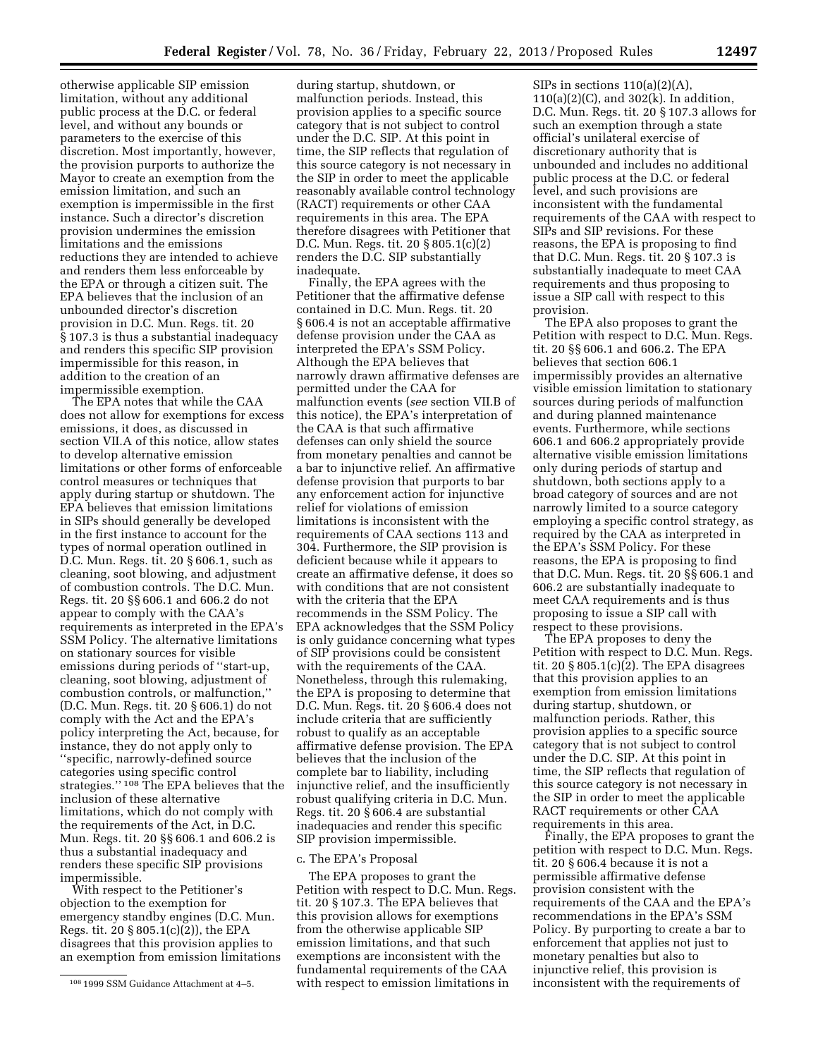otherwise applicable SIP emission limitation, without any additional public process at the D.C. or federal level, and without any bounds or parameters to the exercise of this discretion. Most importantly, however, the provision purports to authorize the Mayor to create an exemption from the emission limitation, and such an exemption is impermissible in the first instance. Such a director's discretion provision undermines the emission limitations and the emissions reductions they are intended to achieve and renders them less enforceable by the EPA or through a citizen suit. The EPA believes that the inclusion of an unbounded director's discretion provision in D.C. Mun. Regs. tit. 20 § 107.3 is thus a substantial inadequacy and renders this specific SIP provision impermissible for this reason, in addition to the creation of an impermissible exemption.

The EPA notes that while the CAA does not allow for exemptions for excess emissions, it does, as discussed in section VII.A of this notice, allow states to develop alternative emission limitations or other forms of enforceable control measures or techniques that apply during startup or shutdown. The EPA believes that emission limitations in SIPs should generally be developed in the first instance to account for the types of normal operation outlined in D.C. Mun. Regs. tit. 20 § 606.1, such as cleaning, soot blowing, and adjustment of combustion controls. The D.C. Mun. Regs. tit. 20 §§ 606.1 and 606.2 do not appear to comply with the CAA's requirements as interpreted in the EPA's SSM Policy. The alternative limitations on stationary sources for visible emissions during periods of ''start-up, cleaning, soot blowing, adjustment of combustion controls, or malfunction,'' (D.C. Mun. Regs. tit. 20 § 606.1) do not comply with the Act and the EPA's policy interpreting the Act, because, for instance, they do not apply only to ''specific, narrowly-defined source categories using specific control strategies.''[108] The EPA believes that the inclusion of these alternative limitations, which do not comply with the requirements of the Act, in D.C. Mun. Regs. tit. 20 §§ 606.1 and 606.2 is thus a substantial inadequacy and renders these specific SIP provisions impermissible.

With respect to the Petitioner's objection to the exemption for emergency standby engines (D.C. Mun. Regs. tit. 20 § 805.1(c)(2)), the EPA disagrees that this provision applies to an exemption from emission limitations during startup, shutdown, or malfunction periods. Instead, this provision applies to a specific source category that is not subject to control under the D.C. SIP. At this point in time, the SIP reflects that regulation of this source category is not necessary in the SIP in order to meet the applicable reasonably available control technology (RACT) requirements or other CAA requirements in this area. The EPA therefore disagrees with Petitioner that D.C. Mun. Regs. tit. 20 § 805.1(c)(2) renders the D.C. SIP substantially inadequate.

Finally, the EPA agrees with the Petitioner that the affirmative defense contained in D.C. Mun. Regs. tit. 20 § 606.4 is not an acceptable affirmative defense provision under the CAA as interpreted the EPA's SSM Policy. Although the EPA believes that narrowly drawn affirmative defenses are permitted under the CAA for malfunction events (*see* section VII.B of this notice), the EPA's interpretation of the CAA is that such affirmative defenses can only shield the source from monetary penalties and cannot be a bar to injunctive relief. An affirmative defense provision that purports to bar any enforcement action for injunctive relief for violations of emission limitations is inconsistent with the requirements of CAA sections 113 and 304. Furthermore, the SIP provision is deficient because while it appears to create an affirmative defense, it does so with conditions that are not consistent with the criteria that the EPA recommends in the SSM Policy. The EPA acknowledges that the SSM Policy is only guidance concerning what types of SIP provisions could be consistent with the requirements of the CAA. Nonetheless, through this rulemaking, the EPA is proposing to determine that D.C. Mun. Regs. tit. 20 § 606.4 does not include criteria that are sufficiently robust to qualify as an acceptable affirmative defense provision. The EPA believes that the inclusion of the complete bar to liability, including injunctive relief, and the insufficiently robust qualifying criteria in D.C. Mun. Regs. tit. 20 § 606.4 are substantial inadequacies and render this specific SIP provision impermissible.

c. The EPA's Proposal

The EPA proposes to grant the Petition with respect to D.C. Mun. Regs. tit. 20 § 107.3. The EPA believes that this provision allows for exemptions from the otherwise applicable SIP emission limitations, and that such exemptions are inconsistent with the fundamental requirements of the CAA with respect to emission limitations in SIPs in sections 110(a)(2)(A), 110(a)(2)(C), and 302(k). In addition, D.C. Mun. Regs. tit. 20 § 107.3 allows for such an exemption through a state official's unilateral exercise of discretionary authority that is unbounded and includes no additional public process at the D.C. or federal level, and such provisions are inconsistent with the fundamental requirements of the CAA with respect to SIPs and SIP revisions. For these reasons, the EPA is proposing to find that D.C. Mun. Regs. tit. 20 § 107.3 is substantially inadequate to meet CAA requirements and thus proposing to issue a SIP call with respect to this provision.

The EPA also proposes to grant the Petition with respect to D.C. Mun. Regs. tit. 20 §§ 606.1 and 606.2. The EPA believes that section 606.1 impermissibly provides an alternative visible emission limitation to stationary sources during periods of malfunction and during planned maintenance events. Furthermore, while sections 606.1 and 606.2 appropriately provide alternative visible emission limitations only during periods of startup and shutdown, both sections apply to a broad category of sources and are not narrowly limited to a source category employing a specific control strategy, as required by the CAA as interpreted in the EPA's SSM Policy. For these reasons, the EPA is proposing to find that D.C. Mun. Regs. tit. 20 §§ 606.1 and 606.2 are substantially inadequate to meet CAA requirements and is thus proposing to issue a SIP call with respect to these provisions.

The EPA proposes to deny the Petition with respect to D.C. Mun. Regs. tit. 20 § 805.1(c)(2). The EPA disagrees that this provision applies to an exemption from emission limitations during startup, shutdown, or malfunction periods. Rather, this provision applies to a specific source category that is not subject to control under the D.C. SIP. At this point in time, the SIP reflects that regulation of this source category is not necessary in the SIP in order to meet the applicable RACT requirements or other CAA requirements in this area.

Finally, the EPA proposes to grant the petition with respect to D.C. Mun. Regs. tit. 20 § 606.4 because it is not a permissible affirmative defense provision consistent with the requirements of the CAA and the EPA's recommendations in the EPA's SSM Policy. By purporting to create a bar to enforcement that applies not just to monetary penalties but also to injunctive relief, this provision is inconsistent with the requirements of

[108] 1999 SSM Guidance Attachment at 4–5.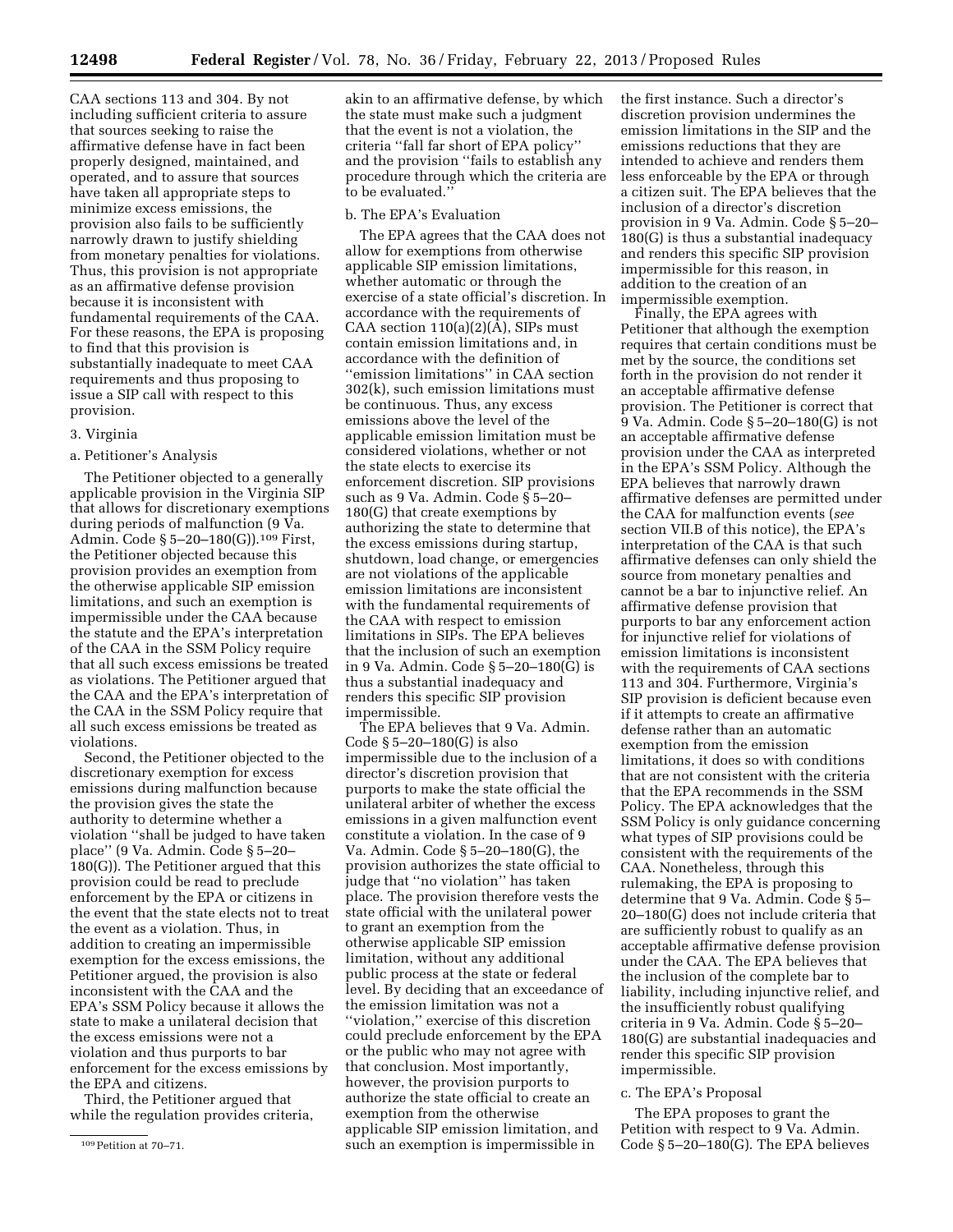CAA sections 113 and 304. By not including sufficient criteria to assure that sources seeking to raise the affirmative defense have in fact been properly designed, maintained, and operated, and to assure that sources have taken all appropriate steps to minimize excess emissions, the provision also fails to be sufficiently narrowly drawn to justify shielding from monetary penalties for violations. Thus, this provision is not appropriate as an affirmative defense provision because it is inconsistent with fundamental requirements of the CAA. For these reasons, the EPA is proposing to find that this provision is substantially inadequate to meet CAA requirements and thus proposing to issue a SIP call with respect to this provision.

3. Virginia

a. Petitioner's Analysis

The Petitioner objected to a generally applicable provision in the Virginia SIP that allows for discretionary exemptions during periods of malfunction (9 Va. Admin. Code § 5–20–180(G)).[109] First, the Petitioner objected because this provision provides an exemption from the otherwise applicable SIP emission limitations, and such an exemption is impermissible under the CAA because the statute and the EPA's interpretation of the CAA in the SSM Policy require that all such excess emissions be treated as violations. The Petitioner argued that the CAA and the EPA's interpretation of the CAA in the SSM Policy require that all such excess emissions be treated as violations.

Second, the Petitioner objected to the discretionary exemption for excess emissions during malfunction because the provision gives the state the authority to determine whether a violation ''shall be judged to have taken place'' (9 Va. Admin. Code § 5–20–180(G)). The Petitioner argued that this provision could be read to preclude enforcement by the EPA or citizens in the event that the state elects not to treat the event as a violation. Thus, in addition to creating an impermissible exemption for the excess emissions, the Petitioner argued, the provision is also inconsistent with the CAA and the EPA's SSM Policy because it allows the state to make a unilateral decision that the excess emissions were not a violation and thus purports to bar enforcement for the excess emissions by the EPA and citizens.

Third, the Petitioner argued that while the regulation provides criteria, akin to an affirmative defense, by which the state must make such a judgment that the event is not a violation, the criteria ''fall far short of EPA policy'' and the provision ''fails to establish any procedure through which the criteria are to be evaluated.''

b. The EPA's Evaluation

The EPA agrees that the CAA does not allow for exemptions from otherwise applicable SIP emission limitations, whether automatic or through the exercise of a state official's discretion. In accordance with the requirements of CAA section 110(a)(2)(A), SIPs must contain emission limitations and, in accordance with the definition of ''emission limitations'' in CAA section 302(k), such emission limitations must be continuous. Thus, any excess emissions above the level of the applicable emission limitation must be considered violations, whether or not the state elects to exercise its enforcement discretion. SIP provisions such as 9 Va. Admin. Code § 5–20–180(G) that create exemptions by authorizing the state to determine that the excess emissions during startup, shutdown, load change, or emergencies are not violations of the applicable emission limitations are inconsistent with the fundamental requirements of the CAA with respect to emission limitations in SIPs. The EPA believes that the inclusion of such an exemption in 9 Va. Admin. Code § 5–20–180(G) is thus a substantial inadequacy and renders this specific SIP provision impermissible.

The EPA believes that 9 Va. Admin. Code § 5–20–180(G) is also impermissible due to the inclusion of a director's discretion provision that purports to make the state official the unilateral arbiter of whether the excess emissions in a given malfunction event constitute a violation. In the case of 9 Va. Admin. Code § 5–20–180(G), the provision authorizes the state official to judge that ''no violation'' has taken place. The provision therefore vests the state official with the unilateral power to grant an exemption from the otherwise applicable SIP emission limitation, without any additional public process at the state or federal level. By deciding that an exceedance of the emission limitation was not a ''violation,'' exercise of this discretion could preclude enforcement by the EPA or the public who may not agree with that conclusion. Most importantly, however, the provision purports to authorize the state official to create an exemption from the otherwise applicable SIP emission limitation, and such an exemption is impermissible in the first instance. Such a director's discretion provision undermines the emission limitations in the SIP and the emissions reductions that they are intended to achieve and renders them less enforceable by the EPA or through a citizen suit. The EPA believes that the inclusion of a director's discretion provision in 9 Va. Admin. Code § 5–20–180(G) is thus a substantial inadequacy and renders this specific SIP provision impermissible for this reason, in addition to the creation of an impermissible exemption.

Finally, the EPA agrees with Petitioner that although the exemption requires that certain conditions must be met by the source, the conditions set forth in the provision do not render it an acceptable affirmative defense provision. The Petitioner is correct that 9 Va. Admin. Code § 5–20–180(G) is not an acceptable affirmative defense provision under the CAA as interpreted in the EPA's SSM Policy. Although the EPA believes that narrowly drawn affirmative defenses are permitted under the CAA for malfunction events (*see* section VII.B of this notice), the EPA's interpretation of the CAA is that such affirmative defenses can only shield the source from monetary penalties and cannot be a bar to injunctive relief. An affirmative defense provision that purports to bar any enforcement action for injunctive relief for violations of emission limitations is inconsistent with the requirements of CAA sections 113 and 304. Furthermore, Virginia's SIP provision is deficient because even if it attempts to create an affirmative defense rather than an automatic exemption from the emission limitations, it does so with conditions that are not consistent with the criteria that the EPA recommends in the SSM Policy. The EPA acknowledges that the SSM Policy is only guidance concerning what types of SIP provisions could be consistent with the requirements of the CAA. Nonetheless, through this rulemaking, the EPA is proposing to determine that 9 Va. Admin. Code § 5–20–180(G) does not include criteria that are sufficiently robust to qualify as an acceptable affirmative defense provision under the CAA. The EPA believes that the inclusion of the complete bar to liability, including injunctive relief, and the insufficiently robust qualifying criteria in 9 Va. Admin. Code § 5–20–180(G) are substantial inadequacies and render this specific SIP provision impermissible.

c. The EPA's Proposal

The EPA proposes to grant the Petition with respect to 9 Va. Admin. Code § 5–20–180(G). The EPA believes

[109] Petition at 70–71.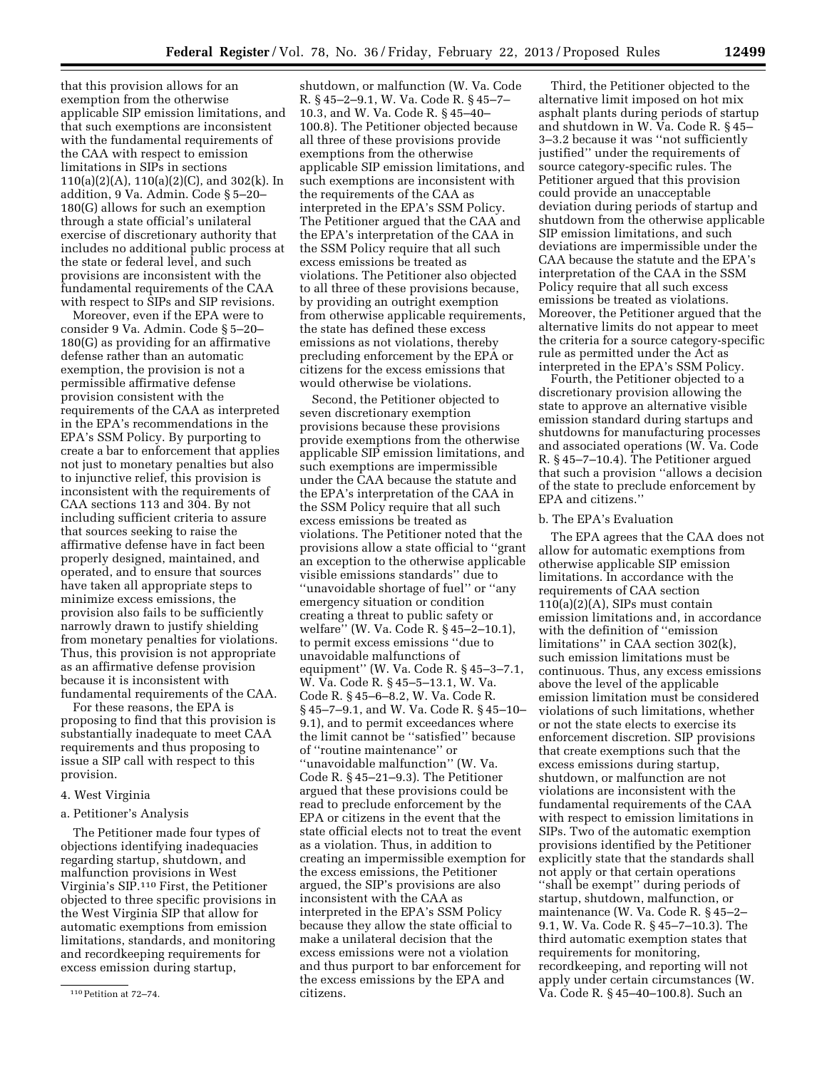that this provision allows for an exemption from the otherwise applicable SIP emission limitations, and that such exemptions are inconsistent with the fundamental requirements of the CAA with respect to emission limitations in SIPs in sections 110(a)(2)(A), 110(a)(2)(C), and 302(k). In addition, 9 Va. Admin. Code § 5–20–180(G) allows for such an exemption through a state official's unilateral exercise of discretionary authority that includes no additional public process at the state or federal level, and such provisions are inconsistent with the fundamental requirements of the CAA with respect to SIPs and SIP revisions.

Moreover, even if the EPA were to consider 9 Va. Admin. Code § 5–20–180(G) as providing for an affirmative defense rather than an automatic exemption, the provision is not a permissible affirmative defense provision consistent with the requirements of the CAA as interpreted in the EPA's recommendations in the EPA's SSM Policy. By purporting to create a bar to enforcement that applies not just to monetary penalties but also to injunctive relief, this provision is inconsistent with the requirements of CAA sections 113 and 304. By not including sufficient criteria to assure that sources seeking to raise the affirmative defense have in fact been properly designed, maintained, and operated, and to ensure that sources have taken all appropriate steps to minimize excess emissions, the provision also fails to be sufficiently narrowly drawn to justify shielding from monetary penalties for violations. Thus, this provision is not appropriate as an affirmative defense provision because it is inconsistent with fundamental requirements of the CAA.

For these reasons, the EPA is proposing to find that this provision is substantially inadequate to meet CAA requirements and thus proposing to issue a SIP call with respect to this provision.

4. West Virginia

a. Petitioner's Analysis

The Petitioner made four types of objections identifying inadequacies regarding startup, shutdown, and malfunction provisions in West Virginia's SIP.[110] First, the Petitioner objected to three specific provisions in the West Virginia SIP that allow for automatic exemptions from emission limitations, standards, and monitoring and recordkeeping requirements for excess emission during startup, shutdown, or malfunction (W. Va. Code R. § 45–2–9.1, W. Va. Code R. § 45–7–10.3, and W. Va. Code R. § 45–40–100.8). The Petitioner objected because all three of these provisions provide exemptions from the otherwise applicable SIP emission limitations, and such exemptions are inconsistent with the requirements of the CAA as interpreted in the EPA's SSM Policy. The Petitioner argued that the CAA and the EPA's interpretation of the CAA in the SSM Policy require that all such excess emissions be treated as violations. The Petitioner also objected to all three of these provisions because, by providing an outright exemption from otherwise applicable requirements, the state has defined these excess emissions as not violations, thereby precluding enforcement by the EPA or citizens for the excess emissions that would otherwise be violations.

Second, the Petitioner objected to seven discretionary exemption provisions because these provisions provide exemptions from the otherwise applicable SIP emission limitations, and such exemptions are impermissible under the CAA because the statute and the EPA's interpretation of the CAA in the SSM Policy require that all such excess emissions be treated as violations. The Petitioner noted that the provisions allow a state official to ''grant an exception to the otherwise applicable visible emissions standards'' due to ''unavoidable shortage of fuel'' or ''any emergency situation or condition creating a threat to public safety or welfare'' (W. Va. Code R. § 45–2–10.1), to permit excess emissions ''due to unavoidable malfunctions of equipment'' (W. Va. Code R. § 45–3–7.1, W. Va. Code R. § 45–5–13.1, W. Va. Code R. § 45–6–8.2, W. Va. Code R. § 45–7–9.1, and W. Va. Code R. § 45–10–9.1), and to permit exceedances where the limit cannot be ''satisfied'' because of ''routine maintenance'' or ''unavoidable malfunction'' (W. Va. Code R. § 45–21–9.3). The Petitioner argued that these provisions could be read to preclude enforcement by the EPA or citizens in the event that the state official elects not to treat the event as a violation. Thus, in addition to creating an impermissible exemption for the excess emissions, the Petitioner argued, the SIP's provisions are also inconsistent with the CAA as interpreted in the EPA's SSM Policy because they allow the state official to make a unilateral decision that the excess emissions were not a violation and thus purport to bar enforcement for the excess emissions by the EPA and citizens.

Third, the Petitioner objected to the alternative limit imposed on hot mix asphalt plants during periods of startup and shutdown in W. Va. Code R. § 45–3–3.2 because it was ''not sufficiently justified'' under the requirements of source category-specific rules. The Petitioner argued that this provision could provide an unacceptable deviation during periods of startup and shutdown from the otherwise applicable SIP emission limitations, and such deviations are impermissible under the CAA because the statute and the EPA's interpretation of the CAA in the SSM Policy require that all such excess emissions be treated as violations. Moreover, the Petitioner argued that the alternative limits do not appear to meet the criteria for a source category-specific rule as permitted under the Act as interpreted in the EPA's SSM Policy.

Fourth, the Petitioner objected to a discretionary provision allowing the state to approve an alternative visible emission standard during startups and shutdowns for manufacturing processes and associated operations (W. Va. Code R. § 45–7–10.4). The Petitioner argued that such a provision ''allows a decision of the state to preclude enforcement by EPA and citizens.''

b. The EPA's Evaluation

The EPA agrees that the CAA does not allow for automatic exemptions from otherwise applicable SIP emission limitations. In accordance with the requirements of CAA section 110(a)(2)(A), SIPs must contain emission limitations and, in accordance with the definition of ''emission limitations'' in CAA section 302(k), such emission limitations must be continuous. Thus, any excess emissions above the level of the applicable emission limitation must be considered violations of such limitations, whether or not the state elects to exercise its enforcement discretion. SIP provisions that create exemptions such that the excess emissions during startup, shutdown, or malfunction are not violations are inconsistent with the fundamental requirements of the CAA with respect to emission limitations in SIPs. Two of the automatic exemption provisions identified by the Petitioner explicitly state that the standards shall not apply or that certain operations ''shall be exempt'' during periods of startup, shutdown, malfunction, or maintenance (W. Va. Code R. § 45–2–9.1, W. Va. Code R. § 45–7–10.3). The third automatic exemption states that requirements for monitoring, recordkeeping, and reporting will not apply under certain circumstances (W. Va. Code R. § 45–40–100.8). Such an

[110] Petition at 72–74.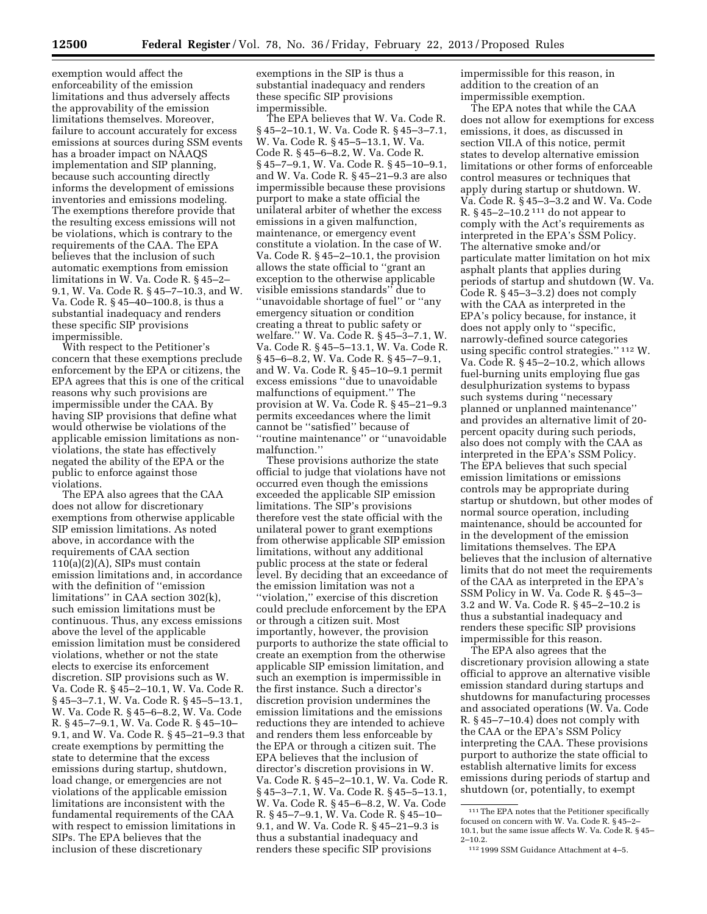exemption would affect the enforceability of the emission limitations and thus adversely affects the approvability of the emission limitations themselves. Moreover, failure to account accurately for excess emissions at sources during SSM events has a broader impact on NAAQS implementation and SIP planning, because such accounting directly informs the development of emissions inventories and emissions modeling. The exemptions therefore provide that the resulting excess emissions will not be violations, which is contrary to the requirements of the CAA. The EPA believes that the inclusion of such automatic exemptions from emission limitations in W. Va. Code R. § 45–2–9.1, W. Va. Code R. § 45–7–10.3, and W. Va. Code R. § 45–40–100.8, is thus a substantial inadequacy and renders these specific SIP provisions impermissible.

With respect to the Petitioner's concern that these exemptions preclude enforcement by the EPA or citizens, the EPA agrees that this is one of the critical reasons why such provisions are impermissible under the CAA. By having SIP provisions that define what would otherwise be violations of the applicable emission limitations as non-violations, the state has effectively negated the ability of the EPA or the public to enforce against those violations.

The EPA also agrees that the CAA does not allow for discretionary exemptions from otherwise applicable SIP emission limitations. As noted above, in accordance with the requirements of CAA section 110(a)(2)(A), SIPs must contain emission limitations and, in accordance with the definition of "emission limitations" in CAA section 302(k), such emission limitations must be continuous. Thus, any excess emissions above the level of the applicable emission limitation must be considered violations, whether or not the state elects to exercise its enforcement discretion. SIP provisions such as W. Va. Code R. § 45–2–10.1, W. Va. Code R. § 45–3–7.1, W. Va. Code R. § 45–5–13.1, W. Va. Code R. § 45–6–8.2, W. Va. Code R. § 45–7–9.1, W. Va. Code R. § 45–10–9.1, and W. Va. Code R. § 45–21–9.3 that create exemptions by permitting the state to determine that the excess emissions during startup, shutdown, load change, or emergencies are not violations of the applicable emission limitations are inconsistent with the fundamental requirements of the CAA with respect to emission limitations in SIPs. The EPA believes that the inclusion of these discretionary exemptions in the SIP is thus a substantial inadequacy and renders these specific SIP provisions impermissible.

The EPA believes that W. Va. Code R. § 45–2–10.1, W. Va. Code R. § 45–3–7.1, W. Va. Code R. § 45–5–13.1, W. Va. Code R. § 45–6–8.2, W. Va. Code R. § 45–7–9.1, W. Va. Code R. § 45–10–9.1, and W. Va. Code R. § 45–21–9.3 are also impermissible because these provisions purport to make a state official the unilateral arbiter of whether the excess emissions in a given malfunction, maintenance, or emergency event constitute a violation. In the case of W. Va. Code R. § 45–2–10.1, the provision allows the state official to "grant an exception to the otherwise applicable visible emissions standards" due to "unavoidable shortage of fuel" or "any emergency situation or condition creating a threat to public safety or welfare." W. Va. Code R. § 45–3–7.1, W. Va. Code R. § 45–5–13.1, W. Va. Code R. § 45–6–8.2, W. Va. Code R. § 45–7–9.1, and W. Va. Code R. § 45–10–9.1 permit excess emissions "due to unavoidable malfunctions of equipment." The provision at W. Va. Code R. § 45–21–9.3 permits exceedances where the limit cannot be "satisfied" because of "routine maintenance" or "unavoidable malfunction."

These provisions authorize the state official to judge that violations have not occurred even though the emissions exceeded the applicable SIP emission limitations. The SIP's provisions therefore vest the state official with the unilateral power to grant exemptions from otherwise applicable SIP emission limitations, without any additional public process at the state or federal level. By deciding that an exceedance of the emission limitation was not a "violation," exercise of this discretion could preclude enforcement by the EPA or through a citizen suit. Most importantly, however, the provision purports to authorize the state official to create an exemption from the otherwise applicable SIP emission limitation, and such an exemption is impermissible in the first instance. Such a director's discretion provision undermines the emission limitations and the emissions reductions they are intended to achieve and renders them less enforceable by the EPA or through a citizen suit. The EPA believes that the inclusion of director's discretion provisions in W. Va. Code R. § 45–2–10.1, W. Va. Code R. § 45–3–7.1, W. Va. Code R. § 45–5–13.1, W. Va. Code R. § 45–6–8.2, W. Va. Code R. § 45–7–9.1, W. Va. Code R. § 45–10–9.1, and W. Va. Code R. § 45–21–9.3 is thus a substantial inadequacy and renders these specific SIP provisions impermissible for this reason, in addition to the creation of an impermissible exemption.

The EPA notes that while the CAA does not allow for exemptions for excess emissions, it does, as discussed in section VII.A of this notice, permit states to develop alternative emission limitations or other forms of enforceable control measures or techniques that apply during startup or shutdown. W. Va. Code R. § 45–3–3.2 and W. Va. Code R. § 45–2–10.2 [111] do not appear to comply with the Act's requirements as interpreted in the EPA's SSM Policy. The alternative smoke and/or particulate matter limitation on hot mix asphalt plants that applies during periods of startup and shutdown (W. Va. Code R. § 45–3–3.2) does not comply with the CAA as interpreted in the EPA's policy because, for instance, it does not apply only to "specific, narrowly-defined source categories using specific control strategies." [112] W. Va. Code R. § 45–2–10.2, which allows fuel-burning units employing flue gas desulphurization systems to bypass such systems during "necessary planned or unplanned maintenance" and provides an alternative limit of 20-percent opacity during such periods, also does not comply with the CAA as interpreted in the EPA's SSM Policy. The EPA believes that such special emission limitations or emissions controls may be appropriate during startup or shutdown, but other modes of normal source operation, including maintenance, should be accounted for in the development of the emission limitations themselves. The EPA believes that the inclusion of alternative limits that do not meet the requirements of the CAA as interpreted in the EPA's SSM Policy in W. Va. Code R. § 45–3–3.2 and W. Va. Code R. § 45–2–10.2 is thus a substantial inadequacy and renders these specific SIP provisions impermissible for this reason.

The EPA also agrees that the discretionary provision allowing a state official to approve an alternative visible emission standard during startups and shutdowns for manufacturing processes and associated operations (W. Va. Code R. § 45–7–10.4) does not comply with the CAA or the EPA's SSM Policy interpreting the CAA. These provisions purport to authorize the state official to establish alternative limits for excess emissions during periods of startup and shutdown (or, potentially, to exempt

[111] The EPA notes that the Petitioner specifically focused on concern with W. Va. Code R. § 45–2–10.1, but the same issue affects W. Va. Code R. § 45–2–10.2.

[112] 1999 SSM Guidance Attachment at 4–5.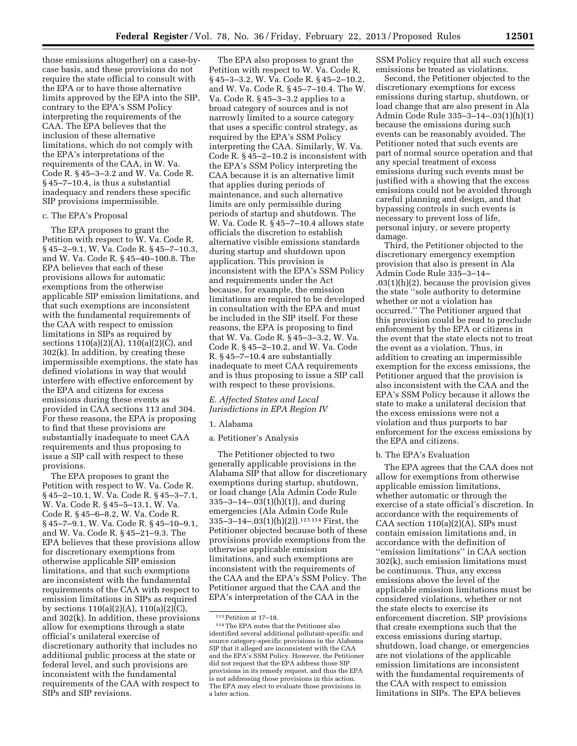those emissions altogether) on a case-by-case basis, and these provisions do not require the state official to consult with the EPA or to have those alternative limits approved by the EPA into the SIP, contrary to the EPA's SSM Policy interpreting the requirements of the CAA. The EPA believes that the inclusion of these alternative limitations, which do not comply with the EPA's interpretations of the requirements of the CAA, in W. Va. Code R. § 45–3–3.2 and W. Va. Code R. § 45–7–10.4, is thus a substantial inadequacy and renders these specific SIP provisions impermissible.

c. The EPA's Proposal

The EPA proposes to grant the Petition with respect to W. Va. Code R. § 45–2–9.1, W. Va. Code R. § 45–7–10.3, and W. Va. Code R. § 45–40–100.8. The EPA believes that each of these provisions allows for automatic exemptions from the otherwise applicable SIP emission limitations, and that such exemptions are inconsistent with the fundamental requirements of the CAA with respect to emission limitations in SIPs as required by sections 110(a)(2)(A), 110(a)(2)(C), and 302(k). In addition, by creating these impermissible exemptions, the state has defined violations in way that would interfere with effective enforcement by the EPA and citizens for excess emissions during these events as provided in CAA sections 113 and 304. For these reasons, the EPA is proposing to find that these provisions are substantially inadequate to meet CAA requirements and thus proposing to issue a SIP call with respect to these provisions.

The EPA proposes to grant the Petition with respect to W. Va. Code R. § 45–2–10.1, W. Va. Code R. § 45–3–7.1, W. Va. Code R. § 45–5–13.1, W. Va. Code R. § 45–6–8.2, W. Va. Code R. § 45–7–9.1, W. Va. Code R. § 45–10–9.1, and W. Va. Code R. § 45–21–9.3. The EPA believes that these provisions allow for discretionary exemptions from otherwise applicable SIP emission limitations, and that such exemptions are inconsistent with the fundamental requirements of the CAA with respect to emission limitations in SIPs as required by sections 110(a)(2)(A), 110(a)(2)(C), and 302(k). In addition, these provisions allow for exemptions through a state official's unilateral exercise of discretionary authority that includes no additional public process at the state or federal level, and such provisions are inconsistent with the fundamental requirements of the CAA with respect to SIPs and SIP revisions.

The EPA also proposes to grant the Petition with respect to W. Va. Code R. § 45–3–3.2, W. Va. Code R. § 45–2–10.2, and W. Va. Code R. § 45–7–10.4. The W. Va. Code R. § 45–3–3.2 applies to a broad category of sources and is not narrowly limited to a source category that uses a specific control strategy, as required by the EPA's SSM Policy interpreting the CAA. Similarly, W. Va. Code R. § 45–2–10.2 is inconsistent with the EPA's SSM Policy interpreting the CAA because it is an alternative limit that applies during periods of maintenance, and such alternative limits are only permissible during periods of startup and shutdown. The W. Va. Code R. § 45–7–10.4 allows state officials the discretion to establish alternative visible emissions standards during startup and shutdown upon application. This provision is inconsistent with the EPA's SSM Policy and requirements under the Act because, for example, the emission limitations are required to be developed in consultation with the EPA and must be included in the SIP itself. For these reasons, the EPA is proposing to find that W. Va. Code R. § 45–3–3.2, W. Va. Code R. § 45–2–10.2, and W. Va. Code R. § 45–7–10.4 are substantially inadequate to meet CAA requirements and is thus proposing to issue a SIP call with respect to these provisions.

### *E. Affected States and Local Jurisdictions in EPA Region IV*

1. Alabama

a. Petitioner's Analysis

The Petitioner objected to two generally applicable provisions in the Alabama SIP that allow for discretionary exemptions during startup, shutdown, or load change (Ala Admin Code Rule 335–3–14–.03(1)(h)(1)), and during emergencies (Ala Admin Code Rule 335–3–14–.03(1)(h)(2)).[113] [114] First, the Petitioner objected because both of these provisions provide exemptions from the otherwise applicable emission limitations, and such exemptions are inconsistent with the requirements of the CAA and the EPA's SSM Policy. The Petitioner argued that the CAA and the EPA's interpretation of the CAA in the SSM Policy require that all such excess emissions be treated as violations.

Second, the Petitioner objected to the discretionary exemptions for excess emissions during startup, shutdown, or load change that are also present in Ala Admin Code Rule 335–3–14–.03(1)(h)(1) because the emissions during such events can be reasonably avoided. The Petitioner noted that such events are part of normal source operation and that any special treatment of excess emissions during such events must be justified with a showing that the excess emissions could not be avoided through careful planning and design, and that bypassing controls in such events is necessary to prevent loss of life, personal injury, or severe property damage.

Third, the Petitioner objected to the discretionary emergency exemption provision that also is present in Ala Admin Code Rule 335–3–14–.03(1)(h)(2), because the provision gives the state ''sole authority to determine whether or not a violation has occurred.'' The Petitioner argued that this provision could be read to preclude enforcement by the EPA or citizens in the event that the state elects not to treat the event as a violation. Thus, in addition to creating an impermissible exemption for the excess emissions, the Petitioner argued that the provision is also inconsistent with the CAA and the EPA's SSM Policy because it allows the state to make a unilateral decision that the excess emissions were not a violation and thus purports to bar enforcement for the excess emissions by the EPA and citizens.

b. The EPA's Evaluation

The EPA agrees that the CAA does not allow for exemptions from otherwise applicable emission limitations, whether automatic or through the exercise of a state official's discretion. In accordance with the requirements of CAA section 110(a)(2)(A), SIPs must contain emission limitations and, in accordance with the definition of ''emission limitations'' in CAA section 302(k), such emission limitations must be continuous. Thus, any excess emissions above the level of the applicable emission limitations must be considered violations, whether or not the state elects to exercise its enforcement discretion. SIP provisions that create exemptions such that the excess emissions during startup, shutdown, load change, or emergencies are not violations of the applicable emission limitations are inconsistent with the fundamental requirements of the CAA with respect to emission limitations in SIPs. The EPA believes

---

[113] Petition at 17–18.

[114] The EPA notes that the Petitioner also identified several additional pollutant-specific and source category-specific provisions in the Alabama SIP that it alleged are inconsistent with the CAA and the EPA's SSM Policy. However, the Petitioner did not request that the EPA address those SIP provisions in its remedy request, and thus the EPA is not addressing those provisions in this action. The EPA may elect to evaluate those provisions in a later action.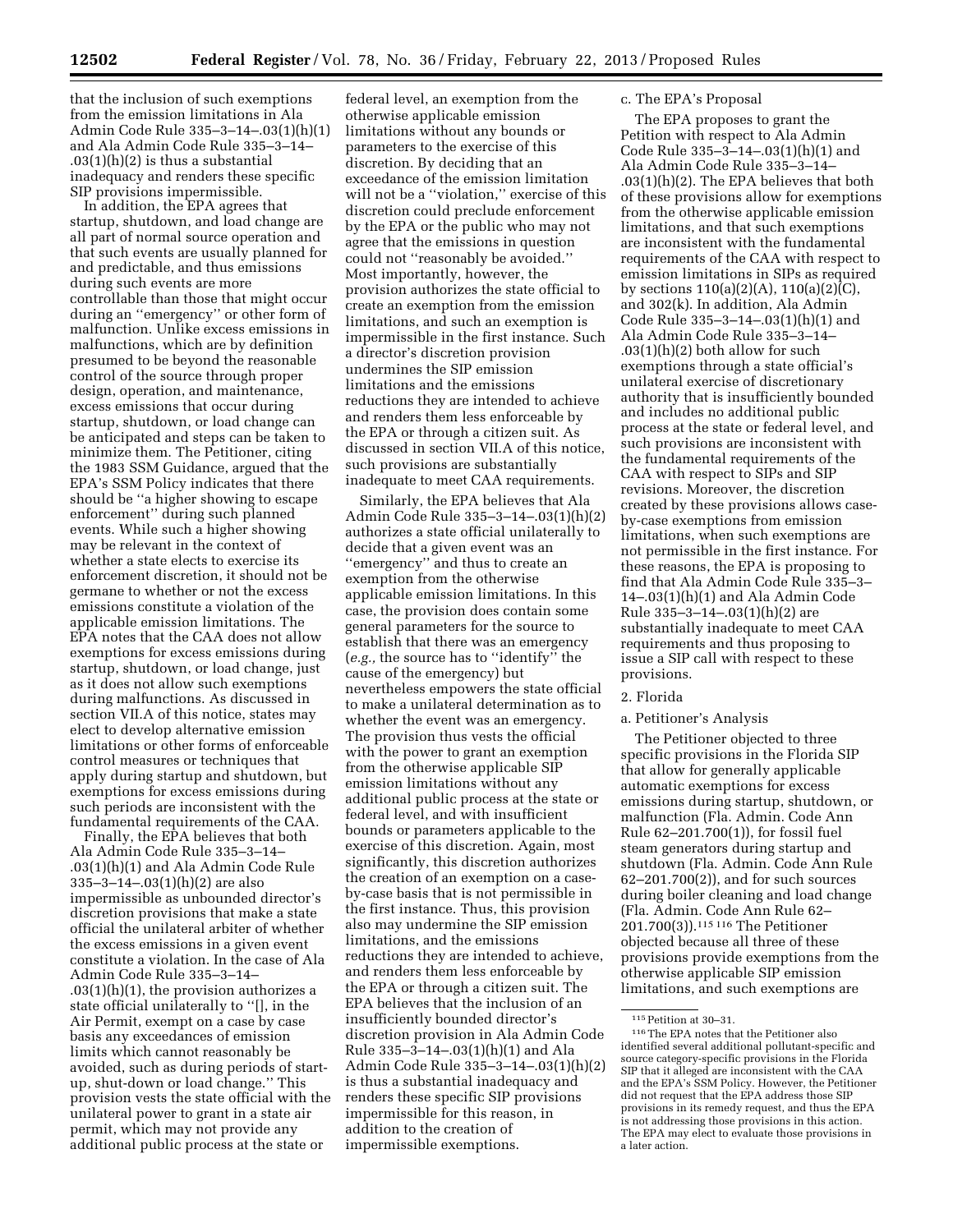that the inclusion of such exemptions from the emission limitations in Ala Admin Code Rule 335–3–14–.03(1)(h)(1) and Ala Admin Code Rule 335–3–14–.03(1)(h)(2) is thus a substantial inadequacy and renders these specific SIP provisions impermissible.

In addition, the EPA agrees that startup, shutdown, and load change are all part of normal source operation and that such events are usually planned for and predictable, and thus emissions during such events are more controllable than those that might occur during an ''emergency'' or other form of malfunction. Unlike excess emissions in malfunctions, which are by definition presumed to be beyond the reasonable control of the source through proper design, operation, and maintenance, excess emissions that occur during startup, shutdown, or load change can be anticipated and steps can be taken to minimize them. The Petitioner, citing the 1983 SSM Guidance, argued that the EPA's SSM Policy indicates that there should be ''a higher showing to escape enforcement'' during such planned events. While such a higher showing may be relevant in the context of whether a state elects to exercise its enforcement discretion, it should not be germane to whether or not the excess emissions constitute a violation of the applicable emission limitations. The EPA notes that the CAA does not allow exemptions for excess emissions during startup, shutdown, or load change, just as it does not allow such exemptions during malfunctions. As discussed in section VII.A of this notice, states may elect to develop alternative emission limitations or other forms of enforceable control measures or techniques that apply during startup and shutdown, but exemptions for excess emissions during such periods are inconsistent with the fundamental requirements of the CAA.

Finally, the EPA believes that both Ala Admin Code Rule 335–3–14–.03(1)(h)(1) and Ala Admin Code Rule 335–3–14–.03(1)(h)(2) are also impermissible as unbounded director's discretion provisions that make a state official the unilateral arbiter of whether the excess emissions in a given event constitute a violation. In the case of Ala Admin Code Rule 335–3–14–.03(1)(h)(1), the provision authorizes a state official unilaterally to ''[], in the Air Permit, exempt on a case by case basis any exceedances of emission limits which cannot reasonably be avoided, such as during periods of start-up, shut-down or load change.'' This provision vests the state official with the unilateral power to grant in a state air permit, which may not provide any additional public process at the state or federal level, an exemption from the otherwise applicable emission limitations without any bounds or parameters to the exercise of this discretion. By deciding that an exceedance of the emission limitation will not be a ''violation,'' exercise of this discretion could preclude enforcement by the EPA or the public who may not agree that the emissions in question could not ''reasonably be avoided.'' Most importantly, however, the provision authorizes the state official to create an exemption from the emission limitations, and such an exemption is impermissible in the first instance. Such a director's discretion provision undermines the SIP emission limitations and the emissions reductions they are intended to achieve and renders them less enforceable by the EPA or through a citizen suit. As discussed in section VII.A of this notice, such provisions are substantially inadequate to meet CAA requirements.

Similarly, the EPA believes that Ala Admin Code Rule 335–3–14–.03(1)(h)(2) authorizes a state official unilaterally to decide that a given event was an ''emergency'' and thus to create an exemption from the otherwise applicable emission limitations. In this case, the provision does contain some general parameters for the source to establish that there was an emergency (*e.g.,* the source has to ''identify'' the cause of the emergency) but nevertheless empowers the state official to make a unilateral determination as to whether the event was an emergency. The provision thus vests the official with the power to grant an exemption from the otherwise applicable SIP emission limitations without any additional public process at the state or federal level, and with insufficient bounds or parameters applicable to the exercise of this discretion. Again, most significantly, this discretion authorizes the creation of an exemption on a case-by-case basis that is not permissible in the first instance. Thus, this provision also may undermine the SIP emission limitations, and the emissions reductions they are intended to achieve, and renders them less enforceable by the EPA or through a citizen suit. The EPA believes that the inclusion of an insufficiently bounded director's discretion provision in Ala Admin Code Rule 335–3–14–.03(1)(h)(1) and Ala Admin Code Rule 335–3–14–.03(1)(h)(2) is thus a substantial inadequacy and renders these specific SIP provisions impermissible for this reason, in addition to the creation of impermissible exemptions.

c. The EPA's Proposal

The EPA proposes to grant the Petition with respect to Ala Admin Code Rule 335–3–14–.03(1)(h)(1) and Ala Admin Code Rule 335–3–14–.03(1)(h)(2). The EPA believes that both of these provisions allow for exemptions from the otherwise applicable emission limitations, and that such exemptions are inconsistent with the fundamental requirements of the CAA with respect to emission limitations in SIPs as required by sections 110(a)(2)(A), 110(a)(2)(C), and 302(k). In addition, Ala Admin Code Rule 335–3–14–.03(1)(h)(1) and Ala Admin Code Rule 335–3–14–.03(1)(h)(2) both allow for such exemptions through a state official's unilateral exercise of discretionary authority that is insufficiently bounded and includes no additional public process at the state or federal level, and such provisions are inconsistent with the fundamental requirements of the CAA with respect to SIPs and SIP revisions. Moreover, the discretion created by these provisions allows case-by-case exemptions from emission limitations, when such exemptions are not permissible in the first instance. For these reasons, the EPA is proposing to find that Ala Admin Code Rule 335–3–14–.03(1)(h)(1) and Ala Admin Code Rule 335–3–14–.03(1)(h)(2) are substantially inadequate to meet CAA requirements and thus proposing to issue a SIP call with respect to these provisions.

2. Florida

a. Petitioner's Analysis

The Petitioner objected to three specific provisions in the Florida SIP that allow for generally applicable automatic exemptions for excess emissions during startup, shutdown, or malfunction (Fla. Admin. Code Ann Rule 62–201.700(1)), for fossil fuel steam generators during startup and shutdown (Fla. Admin. Code Ann Rule 62–201.700(2)), and for such sources during boiler cleaning and load change (Fla. Admin. Code Ann Rule 62–201.700(3)).[115] [116] The Petitioner objected because all three of these provisions provide exemptions from the otherwise applicable SIP emission limitations, and such exemptions are

[115] Petition at 30–31.

[116] The EPA notes that the Petitioner also identified several additional pollutant-specific and source category-specific provisions in the Florida SIP that it alleged are inconsistent with the CAA and the EPA's SSM Policy. However, the Petitioner did not request that the EPA address those SIP provisions in its remedy request, and thus the EPA is not addressing those provisions in this action. The EPA may elect to evaluate those provisions in a later action.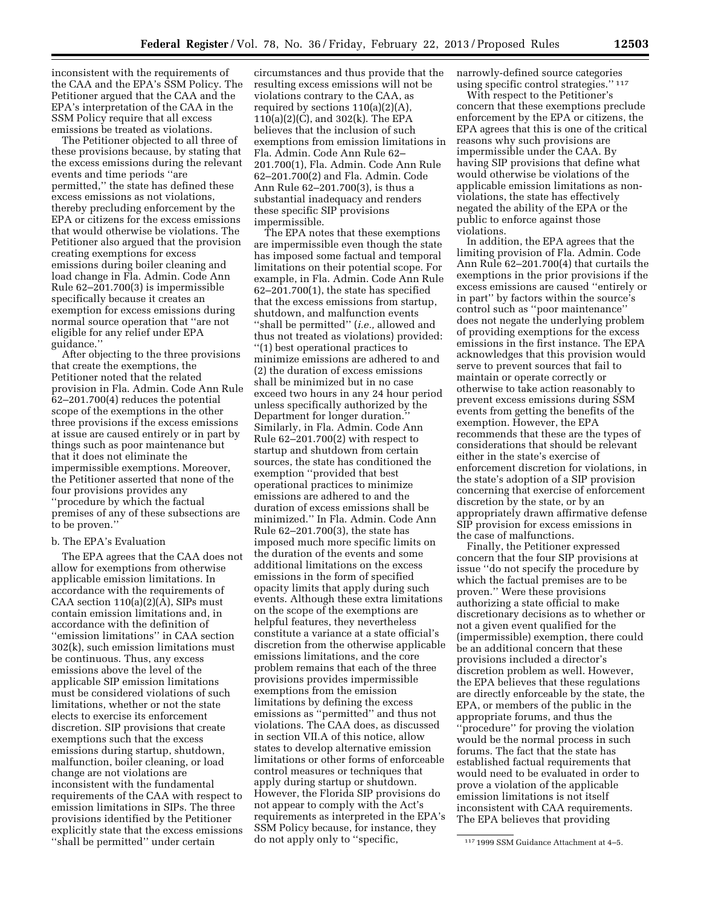inconsistent with the requirements of the CAA and the EPA's SSM Policy. The Petitioner argued that the CAA and the EPA's interpretation of the CAA in the SSM Policy require that all excess emissions be treated as violations.

The Petitioner objected to all three of these provisions because, by stating that the excess emissions during the relevant events and time periods ''are permitted,'' the state has defined these excess emissions as not violations, thereby precluding enforcement by the EPA or citizens for the excess emissions that would otherwise be violations. The Petitioner also argued that the provision creating exemptions for excess emissions during boiler cleaning and load change in Fla. Admin. Code Ann Rule 62–201.700(3) is impermissible specifically because it creates an exemption for excess emissions during normal source operation that ''are not eligible for any relief under EPA guidance.''

After objecting to the three provisions that create the exemptions, the Petitioner noted that the related provision in Fla. Admin. Code Ann Rule 62–201.700(4) reduces the potential scope of the exemptions in the other three provisions if the excess emissions at issue are caused entirely or in part by things such as poor maintenance but that it does not eliminate the impermissible exemptions. Moreover, the Petitioner asserted that none of the four provisions provides any ''procedure by which the factual premises of any of these subsections are to be proven.''

b. The EPA's Evaluation

The EPA agrees that the CAA does not allow for exemptions from otherwise applicable emission limitations. In accordance with the requirements of CAA section 110(a)(2)(A), SIPs must contain emission limitations and, in accordance with the definition of ''emission limitations'' in CAA section 302(k), such emission limitations must be continuous. Thus, any excess emissions above the level of the applicable SIP emission limitations must be considered violations of such limitations, whether or not the state elects to exercise its enforcement discretion. SIP provisions that create exemptions such that the excess emissions during startup, shutdown, malfunction, boiler cleaning, or load change are not violations are inconsistent with the fundamental requirements of the CAA with respect to emission limitations in SIPs. The three provisions identified by the Petitioner explicitly state that the excess emissions ''shall be permitted'' under certain circumstances and thus provide that the resulting excess emissions will not be violations contrary to the CAA, as required by sections 110(a)(2)(A), 110(a)(2)(C), and 302(k). The EPA believes that the inclusion of such exemptions from emission limitations in Fla. Admin. Code Ann Rule 62–201.700(1), Fla. Admin. Code Ann Rule 62–201.700(2) and Fla. Admin. Code Ann Rule 62–201.700(3), is thus a substantial inadequacy and renders these specific SIP provisions impermissible.

The EPA notes that these exemptions are impermissible even though the state has imposed some factual and temporal limitations on their potential scope. For example, in Fla. Admin. Code Ann Rule 62–201.700(1), the state has specified that the excess emissions from startup, shutdown, and malfunction events ''shall be permitted'' (*i.e.,* allowed and thus not treated as violations) provided: ''(1) best operational practices to minimize emissions are adhered to and (2) the duration of excess emissions shall be minimized but in no case exceed two hours in any 24 hour period unless specifically authorized by the Department for longer duration.'' Similarly, in Fla. Admin. Code Ann Rule 62–201.700(2) with respect to startup and shutdown from certain sources, the state has conditioned the exemption ''provided that best operational practices to minimize emissions are adhered to and the duration of excess emissions shall be minimized.'' In Fla. Admin. Code Ann Rule 62–201.700(3), the state has imposed much more specific limits on the duration of the events and some additional limitations on the excess emissions in the form of specified opacity limits that apply during such events. Although these extra limitations on the scope of the exemptions are helpful features, they nevertheless constitute a variance at a state official's discretion from the otherwise applicable emissions limitations, and the core problem remains that each of the three provisions provides impermissible exemptions from the emission limitations by defining the excess emissions as ''permitted'' and thus not violations. The CAA does, as discussed in section VII.A of this notice, allow states to develop alternative emission limitations or other forms of enforceable control measures or techniques that apply during startup or shutdown. However, the Florida SIP provisions do not appear to comply with the Act's requirements as interpreted in the EPA's SSM Policy because, for instance, they do not apply only to ''specific, narrowly-defined source categories using specific control strategies.''[117]

With respect to the Petitioner's concern that these exemptions preclude enforcement by the EPA or citizens, the EPA agrees that this is one of the critical reasons why such provisions are impermissible under the CAA. By having SIP provisions that define what would otherwise be violations of the applicable emission limitations as non-violations, the state has effectively negated the ability of the EPA or the public to enforce against those violations.

In addition, the EPA agrees that the limiting provision of Fla. Admin. Code Ann Rule 62–201.700(4) that curtails the exemptions in the prior provisions if the excess emissions are caused ''entirely or in part'' by factors within the source's control such as ''poor maintenance'' does not negate the underlying problem of providing exemptions for the excess emissions in the first instance. The EPA acknowledges that this provision would serve to prevent sources that fail to maintain or operate correctly or otherwise to take action reasonably to prevent excess emissions during SSM events from getting the benefits of the exemption. However, the EPA recommends that these are the types of considerations that should be relevant either in the state's exercise of enforcement discretion for violations, in the state's adoption of a SIP provision concerning that exercise of enforcement discretion by the state, or by an appropriately drawn affirmative defense SIP provision for excess emissions in the case of malfunctions.

Finally, the Petitioner expressed concern that the four SIP provisions at issue ''do not specify the procedure by which the factual premises are to be proven.'' Were these provisions authorizing a state official to make discretionary decisions as to whether or not a given event qualified for the (impermissible) exemption, there could be an additional concern that these provisions included a director's discretion problem as well. However, the EPA believes that these regulations are directly enforceable by the state, the EPA, or members of the public in the appropriate forums, and thus the ''procedure'' for proving the violation would be the normal process in such forums. The fact that the state has established factual requirements that would need to be evaluated in order to prove a violation of the applicable emission limitations is not itself inconsistent with CAA requirements. The EPA believes that providing

[117] 1999 SSM Guidance Attachment at 4–5.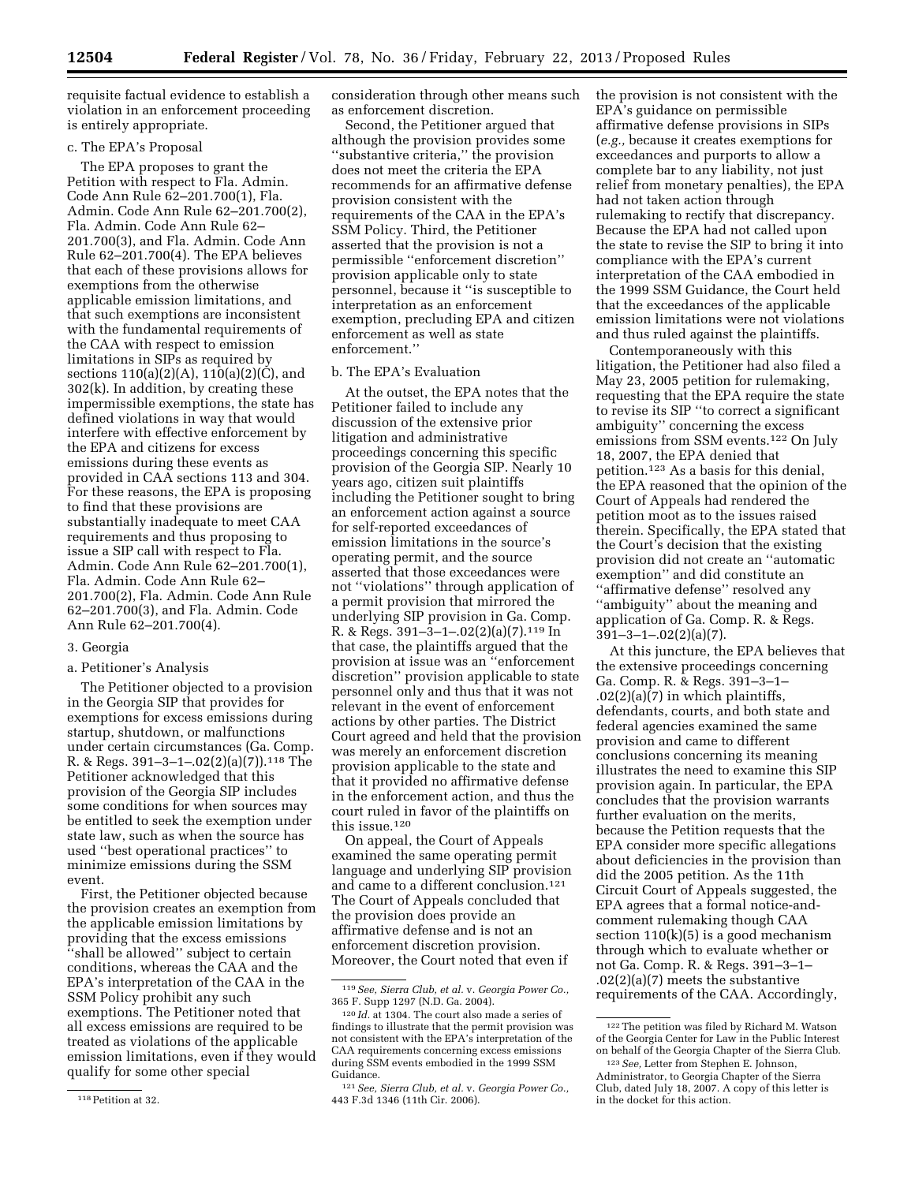requisite factual evidence to establish a violation in an enforcement proceeding is entirely appropriate.

c. The EPA's Proposal

The EPA proposes to grant the Petition with respect to Fla. Admin. Code Ann Rule 62–201.700(1), Fla. Admin. Code Ann Rule 62–201.700(2), Fla. Admin. Code Ann Rule 62–201.700(3), and Fla. Admin. Code Ann Rule 62–201.700(4). The EPA believes that each of these provisions allows for exemptions from the otherwise applicable emission limitations, and that such exemptions are inconsistent with the fundamental requirements of the CAA with respect to emission limitations in SIPs as required by sections 110(a)(2)(A), 110(a)(2)(C), and 302(k). In addition, by creating these impermissible exemptions, the state has defined violations in way that would interfere with effective enforcement by the EPA and citizens for excess emissions during these events as provided in CAA sections 113 and 304. For these reasons, the EPA is proposing to find that these provisions are substantially inadequate to meet CAA requirements and thus proposing to issue a SIP call with respect to Fla. Admin. Code Ann Rule 62–201.700(1), Fla. Admin. Code Ann Rule 62–201.700(2), Fla. Admin. Code Ann Rule 62–201.700(3), and Fla. Admin. Code Ann Rule 62–201.700(4).

3. Georgia

a. Petitioner's Analysis

The Petitioner objected to a provision in the Georgia SIP that provides for exemptions for excess emissions during startup, shutdown, or malfunctions under certain circumstances (Ga. Comp. R. & Regs. 391–3–1–.02(2)(a)(7)).[118] The Petitioner acknowledged that this provision of the Georgia SIP includes some conditions for when sources may be entitled to seek the exemption under state law, such as when the source has used ''best operational practices'' to minimize emissions during the SSM event.

First, the Petitioner objected because the provision creates an exemption from the applicable emission limitations by providing that the excess emissions ''shall be allowed'' subject to certain conditions, whereas the CAA and the EPA's interpretation of the CAA in the SSM Policy prohibit any such exemptions. The Petitioner noted that all excess emissions are required to be treated as violations of the applicable emission limitations, even if they would qualify for some other special consideration through other means such as enforcement discretion.

Second, the Petitioner argued that although the provision provides some ''substantive criteria,'' the provision does not meet the criteria the EPA recommends for an affirmative defense provision consistent with the requirements of the CAA in the EPA's SSM Policy. Third, the Petitioner asserted that the provision is not a permissible ''enforcement discretion'' provision applicable only to state personnel, because it ''is susceptible to interpretation as an enforcement exemption, precluding EPA and citizen enforcement as well as state enforcement.''

b. The EPA's Evaluation

At the outset, the EPA notes that the Petitioner failed to include any discussion of the extensive prior litigation and administrative proceedings concerning this specific provision of the Georgia SIP. Nearly 10 years ago, citizen suit plaintiffs including the Petitioner sought to bring an enforcement action against a source for self-reported exceedances of emission limitations in the source's operating permit, and the source asserted that those exceedances were not ''violations'' through application of a permit provision that mirrored the underlying SIP provision in Ga. Comp. R. & Regs. 391–3–1–.02(2)(a)(7).[119] In that case, the plaintiffs argued that the provision at issue was an ''enforcement discretion'' provision applicable to state personnel only and thus that it was not relevant in the event of enforcement actions by other parties. The District Court agreed and held that the provision was merely an enforcement discretion provision applicable to the state and that it provided no affirmative defense in the enforcement action, and thus the court ruled in favor of the plaintiffs on this issue.[120]

On appeal, the Court of Appeals examined the same operating permit language and underlying SIP provision and came to a different conclusion.[121] The Court of Appeals concluded that the provision does provide an affirmative defense and is not an enforcement discretion provision. Moreover, the Court noted that even if the provision is not consistent with the EPA's guidance on permissible affirmative defense provisions in SIPs (*e.g.,* because it creates exemptions for exceedances and purports to allow a complete bar to any liability, not just relief from monetary penalties), the EPA had not taken action through rulemaking to rectify that discrepancy. Because the EPA had not called upon the state to revise the SIP to bring it into compliance with the EPA's current interpretation of the CAA embodied in the 1999 SSM Guidance, the Court held that the exceedances of the applicable emission limitations were not violations and thus ruled against the plaintiffs.

Contemporaneously with this litigation, the Petitioner had also filed a May 23, 2005 petition for rulemaking, requesting that the EPA require the state to revise its SIP ''to correct a significant ambiguity'' concerning the excess emissions from SSM events.[122] On July 18, 2007, the EPA denied that petition.[123] As a basis for this denial, the EPA reasoned that the opinion of the Court of Appeals had rendered the petition moot as to the issues raised therein. Specifically, the EPA stated that the Court's decision that the existing provision did not create an ''automatic exemption'' and did constitute an ''affirmative defense'' resolved any ''ambiguity'' about the meaning and application of Ga. Comp. R. & Regs. 391–3–1–.02(2)(a)(7).

At this juncture, the EPA believes that the extensive proceedings concerning Ga. Comp. R. & Regs. 391–3–1–.02(2)(a)(7) in which plaintiffs, defendants, courts, and both state and federal agencies examined the same provision and came to different conclusions concerning its meaning illustrates the need to examine this SIP provision again. In particular, the EPA concludes that the provision warrants further evaluation on the merits, because the Petition requests that the EPA consider more specific allegations about deficiencies in the provision than did the 2005 petition. As the 11th Circuit Court of Appeals suggested, the EPA agrees that a formal notice-and-comment rulemaking though CAA section 110(k)(5) is a good mechanism through which to evaluate whether or not Ga. Comp. R. & Regs. 391–3–1–.02(2)(a)(7) meets the substantive requirements of the CAA. Accordingly,

[118] Petition at 32.

[119] *See, Sierra Club, et al.* v. *Georgia Power Co.,* 365 F. Supp 1297 (N.D. Ga. 2004).

[120] *Id.* at 1304. The court also made a series of findings to illustrate that the permit provision was not consistent with the EPA's interpretation of the CAA requirements concerning excess emissions during SSM events embodied in the 1999 SSM Guidance.

[121] *See, Sierra Club, et al.* v. *Georgia Power Co.,* 443 F.3d 1346 (11th Cir. 2006).

[122] The petition was filed by Richard M. Watson of the Georgia Center for Law in the Public Interest on behalf of the Georgia Chapter of the Sierra Club.

[123] *See,* Letter from Stephen E. Johnson, Administrator, to Georgia Chapter of the Sierra Club, dated July 18, 2007. A copy of this letter is in the docket for this action.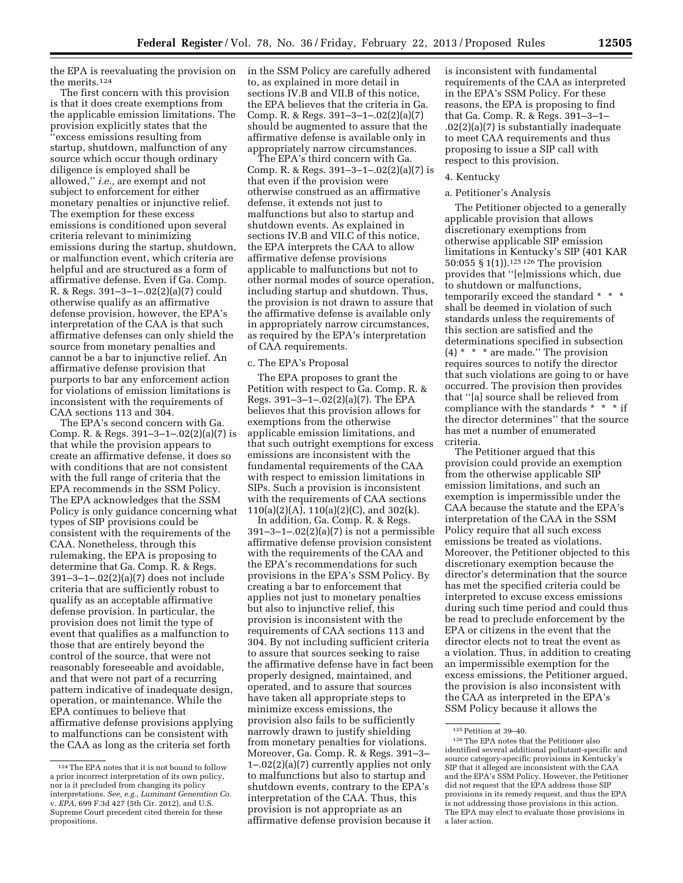the EPA is reevaluating the provision on the merits.[124]

The first concern with this provision is that it does create exemptions from the applicable emission limitations. The provision explicitly states that the ''excess emissions resulting from startup, shutdown, malfunction of any source which occur though ordinary diligence is employed shall be allowed,'' *i.e.,* are exempt and not subject to enforcement for either monetary penalties or injunctive relief. The exemption for these excess emissions is conditioned upon several criteria relevant to minimizing emissions during the startup, shutdown, or malfunction event, which criteria are helpful and are structured as a form of affirmative defense. Even if Ga. Comp. R. & Regs. 391–3–1–.02(2)(a)(7) could otherwise qualify as an affirmative defense provision, however, the EPA's interpretation of the CAA is that such affirmative defenses can only shield the source from monetary penalties and cannot be a bar to injunctive relief. An affirmative defense provision that purports to bar any enforcement action for violations of emission limitations is inconsistent with the requirements of CAA sections 113 and 304.

The EPA's second concern with Ga. Comp. R. & Regs. 391–3–1–.02(2)(a)(7) is that while the provision appears to create an affirmative defense, it does so with conditions that are not consistent with the full range of criteria that the EPA recommends in the SSM Policy. The EPA acknowledges that the SSM Policy is only guidance concerning what types of SIP provisions could be consistent with the requirements of the CAA. Nonetheless, through this rulemaking, the EPA is proposing to determine that Ga. Comp. R. & Regs. 391–3–1–.02(2)(a)(7) does not include criteria that are sufficiently robust to qualify as an acceptable affirmative defense provision. In particular, the provision does not limit the type of event that qualifies as a malfunction to those that are entirely beyond the control of the source, that were not reasonably foreseeable and avoidable, and that were not part of a recurring pattern indicative of inadequate design, operation, or maintenance. While the EPA continues to believe that affirmative defense provisions applying to malfunctions can be consistent with the CAA as long as the criteria set forth in the SSM Policy are carefully adhered to, as explained in more detail in sections IV.B and VII.B of this notice, the EPA believes that the criteria in Ga. Comp. R. & Regs. 391–3–1–.02(2)(a)(7) should be augmented to assure that the affirmative defense is available only in appropriately narrow circumstances.

The EPA's third concern with Ga. Comp. R. & Regs. 391–3–1–.02(2)(a)(7) is that even if the provision were otherwise construed as an affirmative defense, it extends not just to malfunctions but also to startup and shutdown events. As explained in sections IV.B and VII.C of this notice, the EPA interprets the CAA to allow affirmative defense provisions applicable to malfunctions but not to other normal modes of source operation, including startup and shutdown. Thus, the provision is not drawn to assure that the affirmative defense is available only in appropriately narrow circumstances, as required by the EPA's interpretation of CAA requirements.

c. The EPA's Proposal

The EPA proposes to grant the Petition with respect to Ga. Comp. R. & Regs. 391–3–1–.02(2)(a)(7). The EPA believes that this provision allows for exemptions from the otherwise applicable emission limitations, and that such outright exemptions for excess emissions are inconsistent with the fundamental requirements of the CAA with respect to emission limitations in SIPs. Such a provision is inconsistent with the requirements of CAA sections 110(a)(2)(A), 110(a)(2)(C), and 302(k).

In addition, Ga. Comp. R. & Regs. 391–3–1–.02(2)(a)(7) is not a permissible affirmative defense provision consistent with the requirements of the CAA and the EPA's recommendations for such provisions in the EPA's SSM Policy. By creating a bar to enforcement that applies not just to monetary penalties but also to injunctive relief, this provision is inconsistent with the requirements of CAA sections 113 and 304. By not including sufficient criteria to assure that sources seeking to raise the affirmative defense have in fact been properly designed, maintained, and operated, and to assure that sources have taken all appropriate steps to minimize excess emissions, the provision also fails to be sufficiently narrowly drawn to justify shielding from monetary penalties for violations. Moreover, Ga. Comp. R. & Regs. 391–3–1–.02(2)(a)(7) currently applies not only to malfunctions but also to startup and shutdown events, contrary to the EPA's interpretation of the CAA. Thus, this provision is not appropriate as an affirmative defense provision because it is inconsistent with fundamental requirements of the CAA as interpreted in the EPA's SSM Policy. For these reasons, the EPA is proposing to find that Ga. Comp. R. & Regs. 391–3–1–.02(2)(a)(7) is substantially inadequate to meet CAA requirements and thus proposing to issue a SIP call with respect to this provision.

4. Kentucky

a. Petitioner's Analysis

The Petitioner objected to a generally applicable provision that allows discretionary exemptions from otherwise applicable SIP emission limitations in Kentucky's SIP (401 KAR 50:055 § 1(1)).[125] [126] The provision provides that ''[e]missions which, due to shutdown or malfunctions, temporarily exceed the standard * * * shall be deemed in violation of such standards unless the requirements of this section are satisfied and the determinations specified in subsection (4) * * * are made.'' The provision requires sources to notify the director that such violations are going to or have occurred. The provision then provides that ''[a] source shall be relieved from compliance with the standards * * * if the director determines'' that the source has met a number of enumerated criteria.

The Petitioner argued that this provision could provide an exemption from the otherwise applicable SIP emission limitations, and such an exemption is impermissible under the CAA because the statute and the EPA's interpretation of the CAA in the SSM Policy require that all such excess emissions be treated as violations. Moreover, the Petitioner objected to this discretionary exemption because the director's determination that the source has met the specified criteria could be interpreted to excuse excess emissions during such time period and could thus be read to preclude enforcement by the EPA or citizens in the event that the director elects not to treat the event as a violation. Thus, in addition to creating an impermissible exemption for the excess emissions, the Petitioner argued, the provision is also inconsistent with the CAA as interpreted in the EPA's SSM Policy because it allows the

---

[124] The EPA notes that it is not bound to follow a prior incorrect interpretation of its own policy, nor is it prohibited from changing its policy interpretations. *See, e.g., Luminant Generation Co.* v. *EPA,* 699 F.3d 427 (5th Cir. 2012), and U.S. Supreme Court precedent cited therein for these propositions.

[125] Petition at 39–40.

[126] The EPA notes that the Petitioner also identified several additional pollutant-specific and source category-specific provisions in Kentucky's SIP that it alleged are inconsistent with the CAA and the EPA's SSM Policy. However, the Petitioner did not request that the EPA address those SIP provisions in its remedy request, and thus the EPA is not addressing those provisions in this action. The EPA may elect to evaluate those provisions in a later action.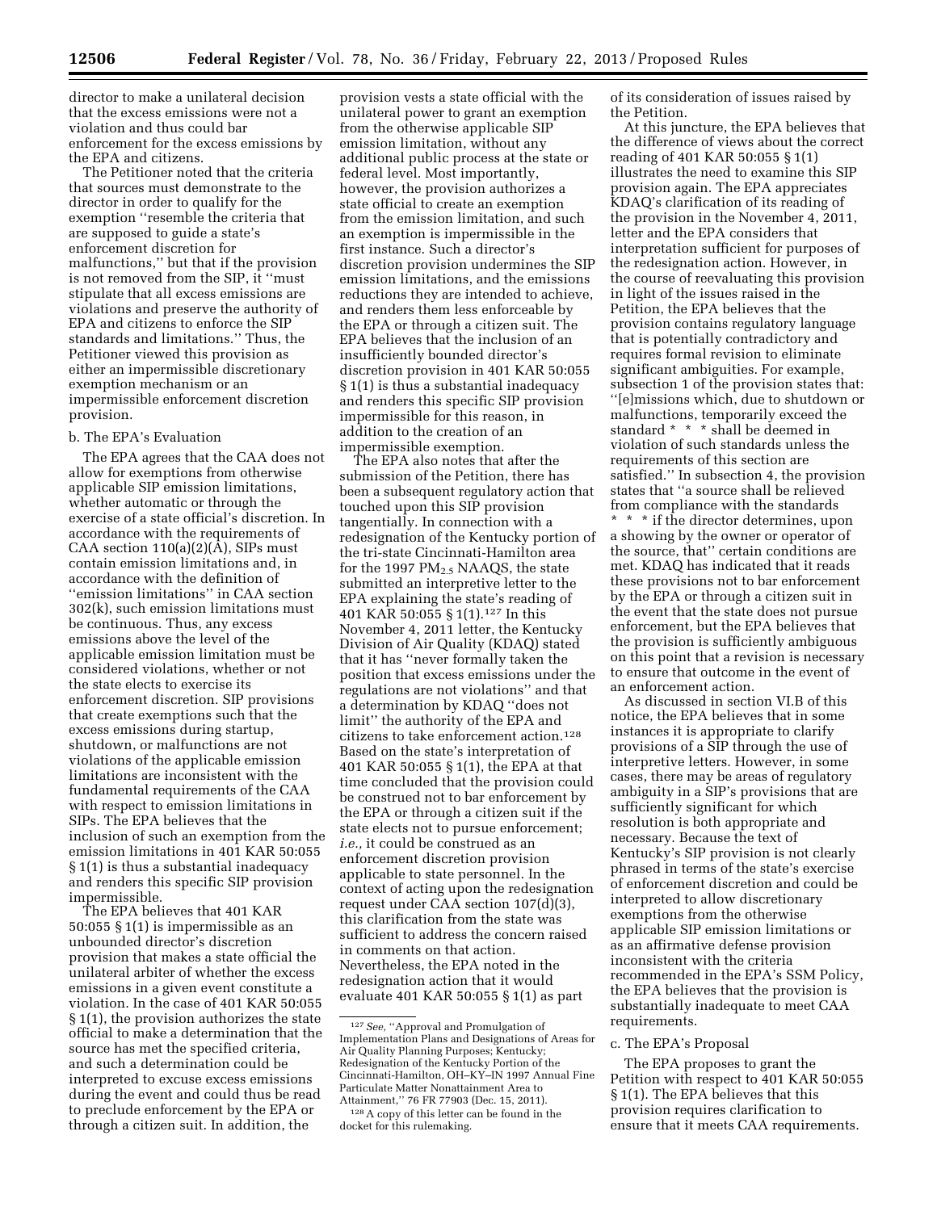director to make a unilateral decision that the excess emissions were not a violation and thus could bar enforcement for the excess emissions by the EPA and citizens.

The Petitioner noted that the criteria that sources must demonstrate to the director in order to qualify for the exemption ''resemble the criteria that are supposed to guide a state's enforcement discretion for malfunctions,'' but that if the provision is not removed from the SIP, it ''must stipulate that all excess emissions are violations and preserve the authority of EPA and citizens to enforce the SIP standards and limitations.'' Thus, the Petitioner viewed this provision as either an impermissible discretionary exemption mechanism or an impermissible enforcement discretion provision.

b. The EPA's Evaluation

The EPA agrees that the CAA does not allow for exemptions from otherwise applicable SIP emission limitations, whether automatic or through the exercise of a state official's discretion. In accordance with the requirements of CAA section 110(a)(2)(A), SIPs must contain emission limitations and, in accordance with the definition of ''emission limitations'' in CAA section 302(k), such emission limitations must be continuous. Thus, any excess emissions above the level of the applicable emission limitation must be considered violations, whether or not the state elects to exercise its enforcement discretion. SIP provisions that create exemptions such that the excess emissions during startup, shutdown, or malfunctions are not violations of the applicable emission limitations are inconsistent with the fundamental requirements of the CAA with respect to emission limitations in SIPs. The EPA believes that the inclusion of such an exemption from the emission limitations in 401 KAR 50:055 § 1(1) is thus a substantial inadequacy and renders this specific SIP provision impermissible.

The EPA believes that 401 KAR 50:055 § 1(1) is impermissible as an unbounded director's discretion provision that makes a state official the unilateral arbiter of whether the excess emissions in a given event constitute a violation. In the case of 401 KAR 50:055 § 1(1), the provision authorizes the state official to make a determination that the source has met the specified criteria, and such a determination could be interpreted to excuse excess emissions during the event and could thus be read to preclude enforcement by the EPA or through a citizen suit. In addition, the provision vests a state official with the unilateral power to grant an exemption from the otherwise applicable SIP emission limitation, without any additional public process at the state or federal level. Most importantly, however, the provision authorizes a state official to create an exemption from the emission limitation, and such an exemption is impermissible in the first instance. Such a director's discretion provision undermines the SIP emission limitations, and the emissions reductions they are intended to achieve, and renders them less enforceable by the EPA or through a citizen suit. The EPA believes that the inclusion of an insufficiently bounded director's discretion provision in 401 KAR 50:055 § 1(1) is thus a substantial inadequacy and renders this specific SIP provision impermissible for this reason, in addition to the creation of an impermissible exemption.

The EPA also notes that after the submission of the Petition, there has been a subsequent regulatory action that touched upon this SIP provision tangentially. In connection with a redesignation of the Kentucky portion of the tri-state Cincinnati-Hamilton area for the 1997 $PM_{2.5}$ NAAQS, the state submitted an interpretive letter to the EPA explaining the state's reading of 401 KAR 50:055 § 1(1).[127] In this November 4, 2011 letter, the Kentucky Division of Air Quality (KDAQ) stated that it has ''never formally taken the position that excess emissions under the regulations are not violations'' and that a determination by KDAQ ''does not limit'' the authority of the EPA and citizens to take enforcement action.[128] Based on the state's interpretation of 401 KAR 50:055 § 1(1), the EPA at that time concluded that the provision could be construed not to bar enforcement by the EPA or through a citizen suit if the state elects not to pursue enforcement; *i.e.,* it could be construed as an enforcement discretion provision applicable to state personnel. In the context of acting upon the redesignation request under CAA section 107(d)(3), this clarification from the state was sufficient to address the concern raised in comments on that action. Nevertheless, the EPA noted in the redesignation action that it would evaluate 401 KAR 50:055 § 1(1) as part of its consideration of issues raised by the Petition.

At this juncture, the EPA believes that the difference of views about the correct reading of 401 KAR 50:055 § 1(1) illustrates the need to examine this SIP provision again. The EPA appreciates KDAQ's clarification of its reading of the provision in the November 4, 2011, letter and the EPA considers that interpretation sufficient for purposes of the redesignation action. However, in the course of reevaluating this provision in light of the issues raised in the Petition, the EPA believes that the provision contains regulatory language that is potentially contradictory and requires formal revision to eliminate significant ambiguities. For example, subsection 1 of the provision states that: ''[e]missions which, due to shutdown or malfunctions, temporarily exceed the standard * * * shall be deemed in violation of such standards unless the requirements of this section are satisfied.'' In subsection 4, the provision states that ''a source shall be relieved from compliance with the standards * * * if the director determines, upon a showing by the owner or operator of the source, that'' certain conditions are met. KDAQ has indicated that it reads these provisions not to bar enforcement by the EPA or through a citizen suit in the event that the state does not pursue enforcement, but the EPA believes that the provision is sufficiently ambiguous on this point that a revision is necessary to ensure that outcome in the event of an enforcement action.

As discussed in section VI.B of this notice, the EPA believes that in some instances it is appropriate to clarify provisions of a SIP through the use of interpretive letters. However, in some cases, there may be areas of regulatory ambiguity in a SIP's provisions that are sufficiently significant for which resolution is both appropriate and necessary. Because the text of Kentucky's SIP provision is not clearly phrased in terms of the state's exercise of enforcement discretion and could be interpreted to allow discretionary exemptions from the otherwise applicable SIP emission limitations or as an affirmative defense provision inconsistent with the criteria recommended in the EPA's SSM Policy, the EPA believes that the provision is substantially inadequate to meet CAA requirements.

c. The EPA's Proposal

The EPA proposes to grant the Petition with respect to 401 KAR 50:055 § 1(1). The EPA believes that this provision requires clarification to ensure that it meets CAA requirements.

[127] *See,* ''Approval and Promulgation of Implementation Plans and Designations of Areas for Air Quality Planning Purposes; Kentucky; Redesignation of the Kentucky Portion of the Cincinnati-Hamilton, OH–KY–IN 1997 Annual Fine Particulate Matter Nonattainment Area to Attainment,'' 76 FR 77903 (Dec. 15, 2011).

[128] A copy of this letter can be found in the docket for this rulemaking.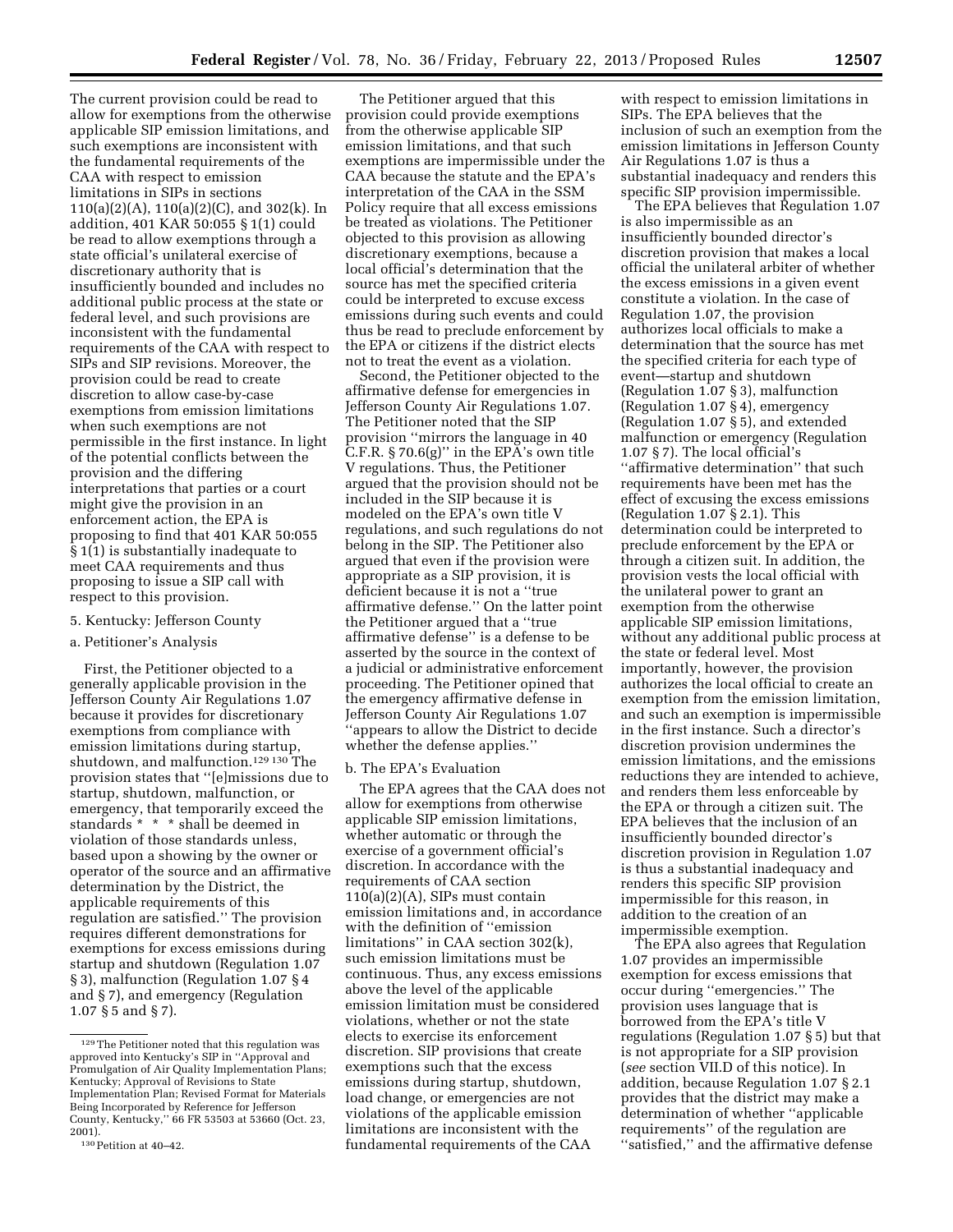The current provision could be read to allow for exemptions from the otherwise applicable SIP emission limitations, and such exemptions are inconsistent with the fundamental requirements of the CAA with respect to emission limitations in SIPs in sections 110(a)(2)(A), 110(a)(2)(C), and 302(k). In addition, 401 KAR 50:055 § 1(1) could be read to allow exemptions through a state official's unilateral exercise of discretionary authority that is insufficiently bounded and includes no additional public process at the state or federal level, and such provisions are inconsistent with the fundamental requirements of the CAA with respect to SIPs and SIP revisions. Moreover, the provision could be read to create discretion to allow case-by-case exemptions from emission limitations when such exemptions are not permissible in the first instance. In light of the potential conflicts between the provision and the differing interpretations that parties or a court might give the provision in an enforcement action, the EPA is proposing to find that 401 KAR 50:055 § 1(1) is substantially inadequate to meet CAA requirements and thus proposing to issue a SIP call with respect to this provision.

5. Kentucky: Jefferson County

a. Petitioner's Analysis

First, the Petitioner objected to a generally applicable provision in the Jefferson County Air Regulations 1.07 because it provides for discretionary exemptions from compliance with emission limitations during startup, shutdown, and malfunction.[129] [130] The provision states that ''[e]missions due to startup, shutdown, malfunction, or emergency, that temporarily exceed the standards * * * shall be deemed in violation of those standards unless, based upon a showing by the owner or operator of the source and an affirmative determination by the District, the applicable requirements of this regulation are satisfied.'' The provision requires different demonstrations for exemptions for excess emissions during startup and shutdown (Regulation 1.07 § 3), malfunction (Regulation 1.07 § 4 and § 7), and emergency (Regulation 1.07 § 5 and § 7).

The Petitioner argued that this provision could provide exemptions from the otherwise applicable SIP emission limitations, and that such exemptions are impermissible under the CAA because the statute and the EPA's interpretation of the CAA in the SSM Policy require that all excess emissions be treated as violations. The Petitioner objected to this provision as allowing discretionary exemptions, because a local official's determination that the source has met the specified criteria could be interpreted to excuse excess emissions during such events and could thus be read to preclude enforcement by the EPA or citizens if the district elects not to treat the event as a violation.

Second, the Petitioner objected to the affirmative defense for emergencies in Jefferson County Air Regulations 1.07. The Petitioner noted that the SIP provision ''mirrors the language in 40 C.F.R. § 70.6(g)'' in the EPA's own title V regulations. Thus, the Petitioner argued that the provision should not be included in the SIP because it is modeled on the EPA's own title V regulations, and such regulations do not belong in the SIP. The Petitioner also argued that even if the provision were appropriate as a SIP provision, it is deficient because it is not a ''true affirmative defense.'' On the latter point the Petitioner argued that a ''true affirmative defense'' is a defense to be asserted by the source in the context of a judicial or administrative enforcement proceeding. The Petitioner opined that the emergency affirmative defense in Jefferson County Air Regulations 1.07 ''appears to allow the District to decide whether the defense applies.''

b. The EPA's Evaluation

The EPA agrees that the CAA does not allow for exemptions from otherwise applicable SIP emission limitations, whether automatic or through the exercise of a government official's discretion. In accordance with the requirements of CAA section 110(a)(2)(A), SIPs must contain emission limitations and, in accordance with the definition of ''emission limitations'' in CAA section 302(k), such emission limitations must be continuous. Thus, any excess emissions above the level of the applicable emission limitation must be considered violations, whether or not the state elects to exercise its enforcement discretion. SIP provisions that create exemptions such that the excess emissions during startup, shutdown, load change, or emergencies are not violations of the applicable emission limitations are inconsistent with the fundamental requirements of the CAA with respect to emission limitations in SIPs. The EPA believes that the inclusion of such an exemption from the emission limitations in Jefferson County Air Regulations 1.07 is thus a substantial inadequacy and renders this specific SIP provision impermissible.

The EPA believes that Regulation 1.07 is also impermissible as an insufficiently bounded director's discretion provision that makes a local official the unilateral arbiter of whether the excess emissions in a given event constitute a violation. In the case of Regulation 1.07, the provision authorizes local officials to make a determination that the source has met the specified criteria for each type of event—startup and shutdown (Regulation 1.07 § 3), malfunction (Regulation 1.07 § 4), emergency (Regulation 1.07 § 5), and extended malfunction or emergency (Regulation 1.07 § 7). The local official's ''affirmative determination'' that such requirements have been met has the effect of excusing the excess emissions (Regulation 1.07 § 2.1). This determination could be interpreted to preclude enforcement by the EPA or through a citizen suit. In addition, the provision vests the local official with the unilateral power to grant an exemption from the otherwise applicable SIP emission limitations, without any additional public process at the state or federal level. Most importantly, however, the provision authorizes the local official to create an exemption from the emission limitation, and such an exemption is impermissible in the first instance. Such a director's discretion provision undermines the emission limitations, and the emissions reductions they are intended to achieve, and renders them less enforceable by the EPA or through a citizen suit. The EPA believes that the inclusion of an insufficiently bounded director's discretion provision in Regulation 1.07 is thus a substantial inadequacy and renders this specific SIP provision impermissible for this reason, in addition to the creation of an impermissible exemption.

The EPA also agrees that Regulation 1.07 provides an impermissible exemption for excess emissions that occur during ''emergencies.'' The provision uses language that is borrowed from the EPA's title V regulations (Regulation 1.07 § 5) but that is not appropriate for a SIP provision (*see* section VII.D of this notice). In addition, because Regulation 1.07 § 2.1 provides that the district may make a determination of whether ''applicable requirements'' of the regulation are ''satisfied,'' and the affirmative defense

---

[129] The Petitioner noted that this regulation was approved into Kentucky's SIP in ''Approval and Promulgation of Air Quality Implementation Plans; Kentucky; Approval of Revisions to State Implementation Plan; Revised Format for Materials Being Incorporated by Reference for Jefferson County, Kentucky,'' 66 FR 53503 at 53660 (Oct. 23, 2001).

[130] Petition at 40–42.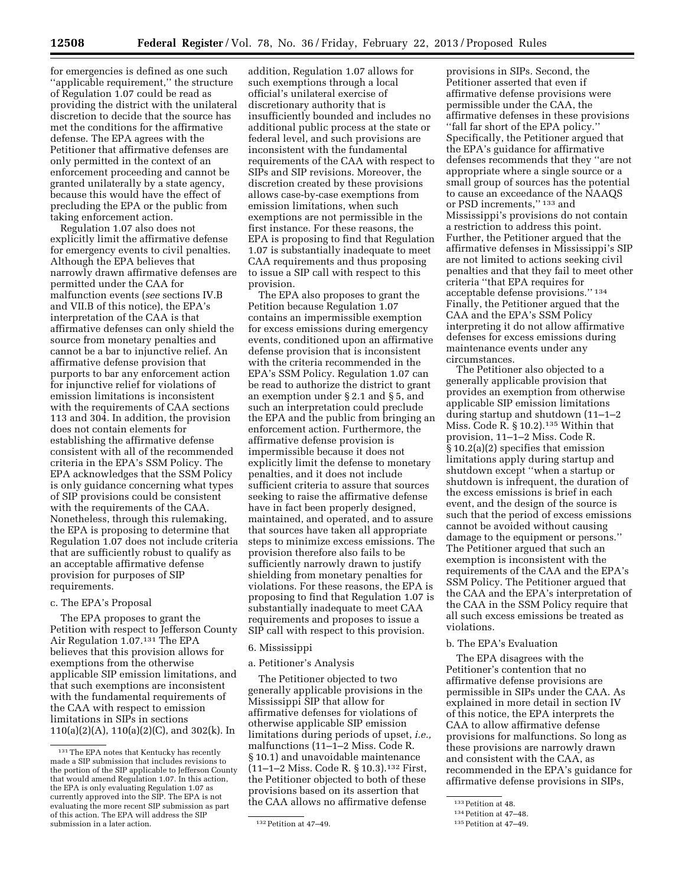for emergencies is defined as one such ''applicable requirement,'' the structure of Regulation 1.07 could be read as providing the district with the unilateral discretion to decide that the source has met the conditions for the affirmative defense. The EPA agrees with the Petitioner that affirmative defenses are only permitted in the context of an enforcement proceeding and cannot be granted unilaterally by a state agency, because this would have the effect of precluding the EPA or the public from taking enforcement action.

Regulation 1.07 also does not explicitly limit the affirmative defense for emergency events to civil penalties. Although the EPA believes that narrowly drawn affirmative defenses are permitted under the CAA for malfunction events (*see* sections IV.B and VII.B of this notice), the EPA's interpretation of the CAA is that affirmative defenses can only shield the source from monetary penalties and cannot be a bar to injunctive relief. An affirmative defense provision that purports to bar any enforcement action for injunctive relief for violations of emission limitations is inconsistent with the requirements of CAA sections 113 and 304. In addition, the provision does not contain elements for establishing the affirmative defense consistent with all of the recommended criteria in the EPA's SSM Policy. The EPA acknowledges that the SSM Policy is only guidance concerning what types of SIP provisions could be consistent with the requirements of the CAA. Nonetheless, through this rulemaking, the EPA is proposing to determine that Regulation 1.07 does not include criteria that are sufficiently robust to qualify as an acceptable affirmative defense provision for purposes of SIP requirements.

c. The EPA's Proposal

The EPA proposes to grant the Petition with respect to Jefferson County Air Regulation 1.07.[131] The EPA believes that this provision allows for exemptions from the otherwise applicable SIP emission limitations, and that such exemptions are inconsistent with the fundamental requirements of the CAA with respect to emission limitations in SIPs in sections 110(a)(2)(A), 110(a)(2)(C), and 302(k). In addition, Regulation 1.07 allows for such exemptions through a local official's unilateral exercise of discretionary authority that is insufficiently bounded and includes no additional public process at the state or federal level, and such provisions are inconsistent with the fundamental requirements of the CAA with respect to SIPs and SIP revisions. Moreover, the discretion created by these provisions allows case-by-case exemptions from emission limitations, when such exemptions are not permissible in the first instance. For these reasons, the EPA is proposing to find that Regulation 1.07 is substantially inadequate to meet CAA requirements and thus proposing to issue a SIP call with respect to this provision.

The EPA also proposes to grant the Petition because Regulation 1.07 contains an impermissible exemption for excess emissions during emergency events, conditioned upon an affirmative defense provision that is inconsistent with the criteria recommended in the EPA's SSM Policy. Regulation 1.07 can be read to authorize the district to grant an exemption under § 2.1 and § 5, and such an interpretation could preclude the EPA and the public from bringing an enforcement action. Furthermore, the affirmative defense provision is impermissible because it does not explicitly limit the defense to monetary penalties, and it does not include sufficient criteria to assure that sources seeking to raise the affirmative defense have in fact been properly designed, maintained, and operated, and to assure that sources have taken all appropriate steps to minimize excess emissions. The provision therefore also fails to be sufficiently narrowly drawn to justify shielding from monetary penalties for violations. For these reasons, the EPA is proposing to find that Regulation 1.07 is substantially inadequate to meet CAA requirements and proposes to issue a SIP call with respect to this provision.

6. Mississippi

a. Petitioner's Analysis

The Petitioner objected to two generally applicable provisions in the Mississippi SIP that allow for affirmative defenses for violations of otherwise applicable SIP emission limitations during periods of upset, *i.e.,* malfunctions (11–1–2 Miss. Code R. § 10.1) and unavoidable maintenance (11–1–2 Miss. Code R. § 10.3).[132] First, the Petitioner objected to both of these provisions based on its assertion that the CAA allows no affirmative defense provisions in SIPs. Second, the Petitioner asserted that even if affirmative defense provisions were permissible under the CAA, the affirmative defenses in these provisions ''fall far short of the EPA policy.'' Specifically, the Petitioner argued that the EPA's guidance for affirmative defenses recommends that they ''are not appropriate where a single source or a small group of sources has the potential to cause an exceedance of the NAAQS or PSD increments,'' [133] and Mississippi's provisions do not contain a restriction to address this point. Further, the Petitioner argued that the affirmative defenses in Mississippi's SIP are not limited to actions seeking civil penalties and that they fail to meet other criteria ''that EPA requires for acceptable defense provisions.'' [134] Finally, the Petitioner argued that the CAA and the EPA's SSM Policy interpreting it do not allow affirmative defenses for excess emissions during maintenance events under any circumstances.

The Petitioner also objected to a generally applicable provision that provides an exemption from otherwise applicable SIP emission limitations during startup and shutdown (11–1–2 Miss. Code R. § 10.2).[135] Within that provision, 11–1–2 Miss. Code R. § 10.2(a)(2) specifies that emission limitations apply during startup and shutdown except ''when a startup or shutdown is infrequent, the duration of the excess emissions is brief in each event, and the design of the source is such that the period of excess emissions cannot be avoided without causing damage to the equipment or persons.'' The Petitioner argued that such an exemption is inconsistent with the requirements of the CAA and the EPA's SSM Policy. The Petitioner argued that the CAA and the EPA's interpretation of the CAA in the SSM Policy require that all such excess emissions be treated as violations.

b. The EPA's Evaluation

The EPA disagrees with the Petitioner's contention that no affirmative defense provisions are permissible in SIPs under the CAA. As explained in more detail in section IV of this notice, the EPA interprets the CAA to allow affirmative defense provisions for malfunctions. So long as these provisions are narrowly drawn and consistent with the CAA, as recommended in the EPA's guidance for affirmative defense provisions in SIPs,

[131] The EPA notes that Kentucky has recently made a SIP submission that includes revisions to the portion of the SIP applicable to Jefferson County that would amend Regulation 1.07. In this action, the EPA is only evaluating Regulation 1.07 as currently approved into the SIP. The EPA is not evaluating the more recent SIP submission as part of this action. The EPA will address the SIP submission in a later action.

[132] Petition at 47–49.

[133] Petition at 48.

[134] Petition at 47–48.

[135] Petition at 47–49.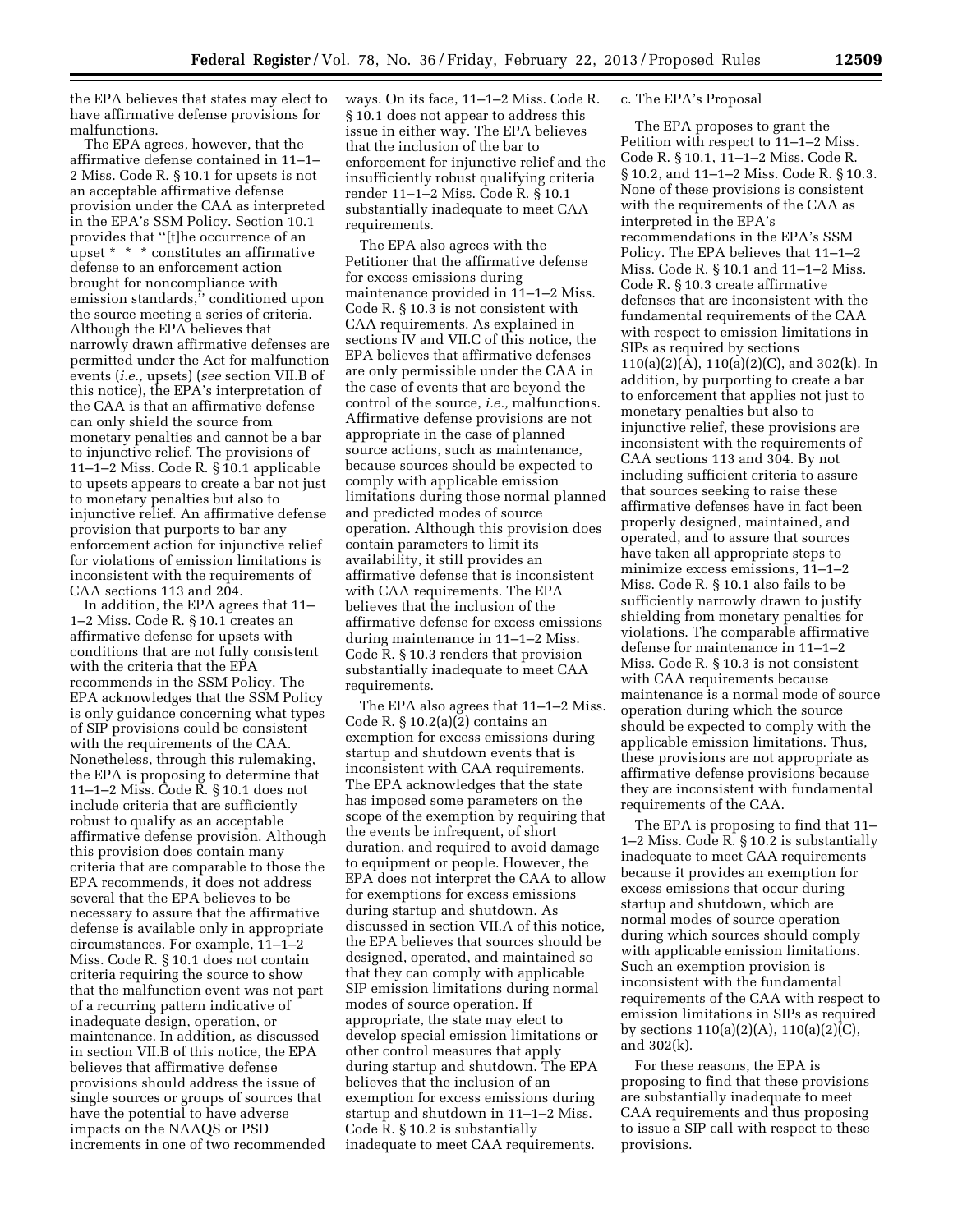the EPA believes that states may elect to have affirmative defense provisions for malfunctions.

The EPA agrees, however, that the affirmative defense contained in 11–1–2 Miss. Code R. § 10.1 for upsets is not an acceptable affirmative defense provision under the CAA as interpreted in the EPA's SSM Policy. Section 10.1 provides that ''[t]he occurrence of an upset * * * constitutes an affirmative defense to an enforcement action brought for noncompliance with emission standards,'' conditioned upon the source meeting a series of criteria. Although the EPA believes that narrowly drawn affirmative defenses are permitted under the Act for malfunction events (*i.e.,* upsets) (*see* section VII.B of this notice), the EPA's interpretation of the CAA is that an affirmative defense can only shield the source from monetary penalties and cannot be a bar to injunctive relief. The provisions of 11–1–2 Miss. Code R. § 10.1 applicable to upsets appears to create a bar not just to monetary penalties but also to injunctive relief. An affirmative defense provision that purports to bar any enforcement action for injunctive relief for violations of emission limitations is inconsistent with the requirements of CAA sections 113 and 204.

In addition, the EPA agrees that 11–1–2 Miss. Code R. § 10.1 creates an affirmative defense for upsets with conditions that are not fully consistent with the criteria that the EPA recommends in the SSM Policy. The EPA acknowledges that the SSM Policy is only guidance concerning what types of SIP provisions could be consistent with the requirements of the CAA. Nonetheless, through this rulemaking, the EPA is proposing to determine that 11–1–2 Miss. Code R. § 10.1 does not include criteria that are sufficiently robust to qualify as an acceptable affirmative defense provision. Although this provision does contain many criteria that are comparable to those the EPA recommends, it does not address several that the EPA believes to be necessary to assure that the affirmative defense is available only in appropriate circumstances. For example, 11–1–2 Miss. Code R. § 10.1 does not contain criteria requiring the source to show that the malfunction event was not part of a recurring pattern indicative of inadequate design, operation, or maintenance. In addition, as discussed in section VII.B of this notice, the EPA believes that affirmative defense provisions should address the issue of single sources or groups of sources that have the potential to have adverse impacts on the NAAQS or PSD increments in one of two recommended ways. On its face, 11–1–2 Miss. Code R. § 10.1 does not appear to address this issue in either way. The EPA believes that the inclusion of the bar to enforcement for injunctive relief and the insufficiently robust qualifying criteria render 11–1–2 Miss. Code R. § 10.1 substantially inadequate to meet CAA requirements.

The EPA also agrees with the Petitioner that the affirmative defense for excess emissions during maintenance provided in 11–1–2 Miss. Code R. § 10.3 is not consistent with CAA requirements. As explained in sections IV and VII.C of this notice, the EPA believes that affirmative defenses are only permissible under the CAA in the case of events that are beyond the control of the source, *i.e.,* malfunctions. Affirmative defense provisions are not appropriate in the case of planned source actions, such as maintenance, because sources should be expected to comply with applicable emission limitations during those normal planned and predicted modes of source operation. Although this provision does contain parameters to limit its availability, it still provides an affirmative defense that is inconsistent with CAA requirements. The EPA believes that the inclusion of the affirmative defense for excess emissions during maintenance in 11–1–2 Miss. Code R. § 10.3 renders that provision substantially inadequate to meet CAA requirements.

The EPA also agrees that 11–1–2 Miss. Code R. § 10.2(a)(2) contains an exemption for excess emissions during startup and shutdown events that is inconsistent with CAA requirements. The EPA acknowledges that the state has imposed some parameters on the scope of the exemption by requiring that the events be infrequent, of short duration, and required to avoid damage to equipment or people. However, the EPA does not interpret the CAA to allow for exemptions for excess emissions during startup and shutdown. As discussed in section VII.A of this notice, the EPA believes that sources should be designed, operated, and maintained so that they can comply with applicable SIP emission limitations during normal modes of source operation. If appropriate, the state may elect to develop special emission limitations or other control measures that apply during startup and shutdown. The EPA believes that the inclusion of an exemption for excess emissions during startup and shutdown in 11–1–2 Miss. Code R. § 10.2 is substantially inadequate to meet CAA requirements.

c. The EPA's Proposal

The EPA proposes to grant the Petition with respect to 11–1–2 Miss. Code R. § 10.1, 11–1–2 Miss. Code R. § 10.2, and 11–1–2 Miss. Code R. § 10.3. None of these provisions is consistent with the requirements of the CAA as interpreted in the EPA's recommendations in the EPA's SSM Policy. The EPA believes that 11–1–2 Miss. Code R. § 10.1 and 11–1–2 Miss. Code R. § 10.3 create affirmative defenses that are inconsistent with the fundamental requirements of the CAA with respect to emission limitations in SIPs as required by sections 110(a)(2)(A), 110(a)(2)(C), and 302(k). In addition, by purporting to create a bar to enforcement that applies not just to monetary penalties but also to injunctive relief, these provisions are inconsistent with the requirements of CAA sections 113 and 304. By not including sufficient criteria to assure that sources seeking to raise these affirmative defenses have in fact been properly designed, maintained, and operated, and to assure that sources have taken all appropriate steps to minimize excess emissions, 11–1–2 Miss. Code R. § 10.1 also fails to be sufficiently narrowly drawn to justify shielding from monetary penalties for violations. The comparable affirmative defense for maintenance in 11–1–2 Miss. Code R. § 10.3 is not consistent with CAA requirements because maintenance is a normal mode of source operation during which the source should be expected to comply with the applicable emission limitations. Thus, these provisions are not appropriate as affirmative defense provisions because they are inconsistent with fundamental requirements of the CAA.

The EPA is proposing to find that 11–1–2 Miss. Code R. § 10.2 is substantially inadequate to meet CAA requirements because it provides an exemption for excess emissions that occur during startup and shutdown, which are normal modes of source operation during which sources should comply with applicable emission limitations. Such an exemption provision is inconsistent with the fundamental requirements of the CAA with respect to emission limitations in SIPs as required by sections 110(a)(2)(A), 110(a)(2)(C), and 302(k).

For these reasons, the EPA is proposing to find that these provisions are substantially inadequate to meet CAA requirements and thus proposing to issue a SIP call with respect to these provisions.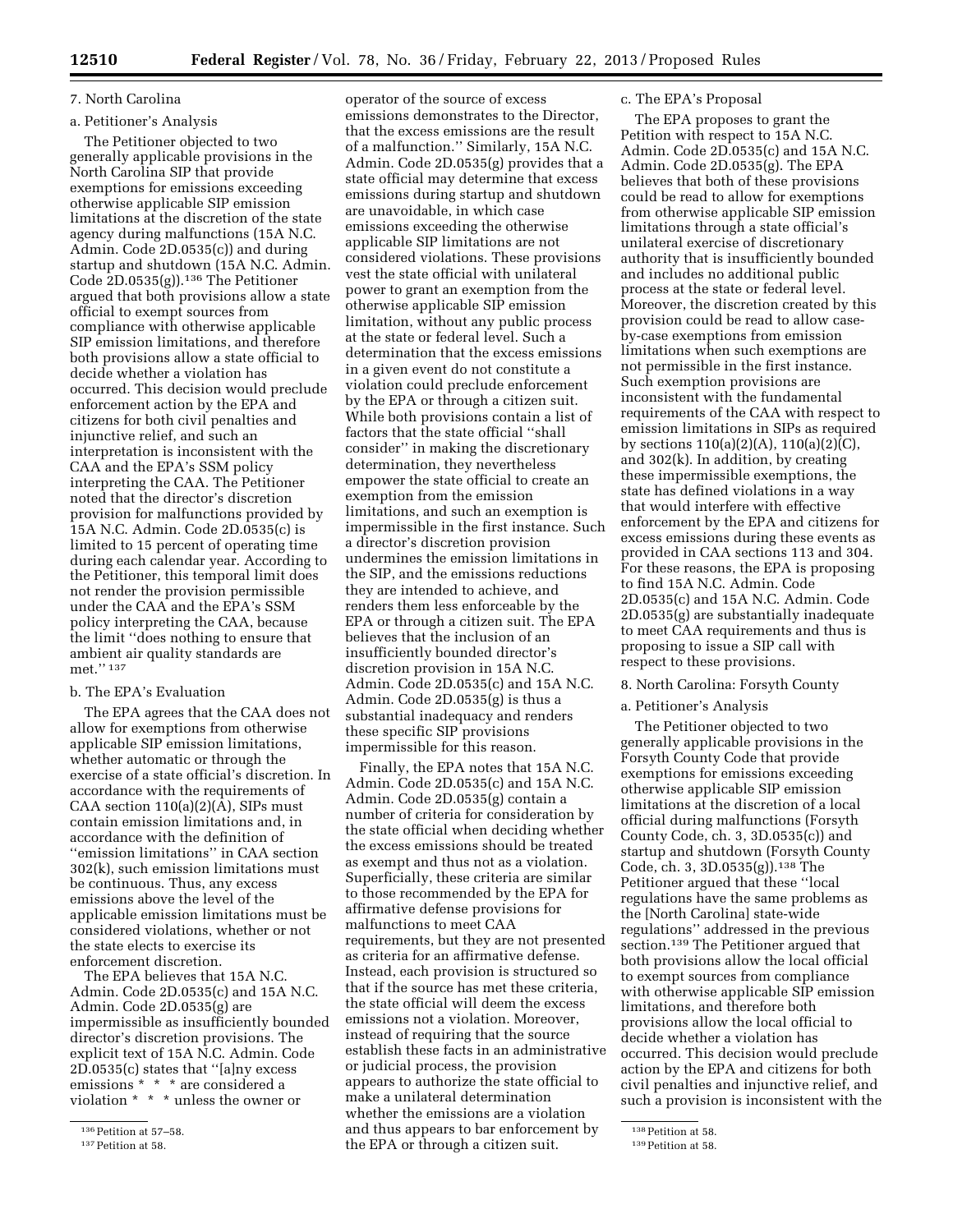### 7. North Carolina

#### a. Petitioner's Analysis

The Petitioner objected to two generally applicable provisions in the North Carolina SIP that provide exemptions for emissions exceeding otherwise applicable SIP emission limitations at the discretion of the state agency during malfunctions (15A N.C. Admin. Code 2D.0535(c)) and during startup and shutdown (15A N.C. Admin. Code 2D.0535(g)).[136] The Petitioner argued that both provisions allow a state official to exempt sources from compliance with otherwise applicable SIP emission limitations, and therefore both provisions allow a state official to decide whether a violation has occurred. This decision would preclude enforcement action by the EPA and citizens for both civil penalties and injunctive relief, and such an interpretation is inconsistent with the CAA and the EPA's SSM policy interpreting the CAA. The Petitioner noted that the director's discretion provision for malfunctions provided by 15A N.C. Admin. Code 2D.0535(c) is limited to 15 percent of operating time during each calendar year. According to the Petitioner, this temporal limit does not render the provision permissible under the CAA and the EPA's SSM policy interpreting the CAA, because the limit ''does nothing to ensure that ambient air quality standards are met.'' [137]

#### b. The EPA's Evaluation

The EPA agrees that the CAA does not allow for exemptions from otherwise applicable SIP emission limitations, whether automatic or through the exercise of a state official's discretion. In accordance with the requirements of CAA section 110(a)(2)(A), SIPs must contain emission limitations and, in accordance with the definition of ''emission limitations'' in CAA section 302(k), such emission limitations must be continuous. Thus, any excess emissions above the level of the applicable emission limitations must be considered violations, whether or not the state elects to exercise its enforcement discretion.

The EPA believes that 15A N.C. Admin. Code 2D.0535(c) and 15A N.C. Admin. Code 2D.0535(g) are impermissible as insufficiently bounded director's discretion provisions. The explicit text of 15A N.C. Admin. Code 2D.0535(c) states that ''[a]ny excess emissions * * * are considered a violation * * * unless the owner or operator of the source of excess emissions demonstrates to the Director, that the excess emissions are the result of a malfunction.'' Similarly, 15A N.C. Admin. Code 2D.0535(g) provides that a state official may determine that excess emissions during startup and shutdown are unavoidable, in which case emissions exceeding the otherwise applicable SIP limitations are not considered violations. These provisions vest the state official with unilateral power to grant an exemption from the otherwise applicable SIP emission limitation, without any public process at the state or federal level. Such a determination that the excess emissions in a given event do not constitute a violation could preclude enforcement by the EPA or through a citizen suit. While both provisions contain a list of factors that the state official ''shall consider'' in making the discretionary determination, they nevertheless empower the state official to create an exemption from the emission limitations, and such an exemption is impermissible in the first instance. Such a director's discretion provision undermines the emission limitations in the SIP, and the emissions reductions they are intended to achieve, and renders them less enforceable by the EPA or through a citizen suit. The EPA believes that the inclusion of an insufficiently bounded director's discretion provision in 15A N.C. Admin. Code 2D.0535(c) and 15A N.C. Admin. Code 2D.0535(g) is thus a substantial inadequacy and renders these specific SIP provisions impermissible for this reason.

Finally, the EPA notes that 15A N.C. Admin. Code 2D.0535(c) and 15A N.C. Admin. Code 2D.0535(g) contain a number of criteria for consideration by the state official when deciding whether the excess emissions should be treated as exempt and thus not as a violation. Superficially, these criteria are similar to those recommended by the EPA for affirmative defense provisions for malfunctions to meet CAA requirements, but they are not presented as criteria for an affirmative defense. Instead, each provision is structured so that if the source has met these criteria, the state official will deem the excess emissions not a violation. Moreover, instead of requiring that the source establish these facts in an administrative or judicial process, the provision appears to authorize the state official to make a unilateral determination whether the emissions are a violation and thus appears to bar enforcement by the EPA or through a citizen suit.

#### c. The EPA's Proposal

The EPA proposes to grant the Petition with respect to 15A N.C. Admin. Code 2D.0535(c) and 15A N.C. Admin. Code 2D.0535(g). The EPA believes that both of these provisions could be read to allow for exemptions from otherwise applicable SIP emission limitations through a state official's unilateral exercise of discretionary authority that is insufficiently bounded and includes no additional public process at the state or federal level. Moreover, the discretion created by this provision could be read to allow case-by-case exemptions from emission limitations when such exemptions are not permissible in the first instance. Such exemption provisions are inconsistent with the fundamental requirements of the CAA with respect to emission limitations in SIPs as required by sections 110(a)(2)(A), 110(a)(2)(C), and 302(k). In addition, by creating these impermissible exemptions, the state has defined violations in a way that would interfere with effective enforcement by the EPA and citizens for excess emissions during these events as provided in CAA sections 113 and 304. For these reasons, the EPA is proposing to find 15A N.C. Admin. Code 2D.0535(c) and 15A N.C. Admin. Code 2D.0535(g) are substantially inadequate to meet CAA requirements and thus is proposing to issue a SIP call with respect to these provisions.

### 8. North Carolina: Forsyth County

#### a. Petitioner's Analysis

The Petitioner objected to two generally applicable provisions in the Forsyth County Code that provide exemptions for emissions exceeding otherwise applicable SIP emission limitations at the discretion of a local official during malfunctions (Forsyth County Code, ch. 3, 3D.0535(c)) and startup and shutdown (Forsyth County Code, ch. 3, 3D.0535(g)).[138] The Petitioner argued that these ''local regulations have the same problems as the [North Carolina] state-wide regulations'' addressed in the previous section.[139] The Petitioner argued that both provisions allow the local official to exempt sources from compliance with otherwise applicable SIP emission limitations, and therefore both provisions allow the local official to decide whether a violation has occurred. This decision would preclude action by the EPA and citizens for both civil penalties and injunctive relief, and such a provision is inconsistent with the

[136] Petition at 57–58.

[137] Petition at 58.

[138] Petition at 58.

[139] Petition at 58.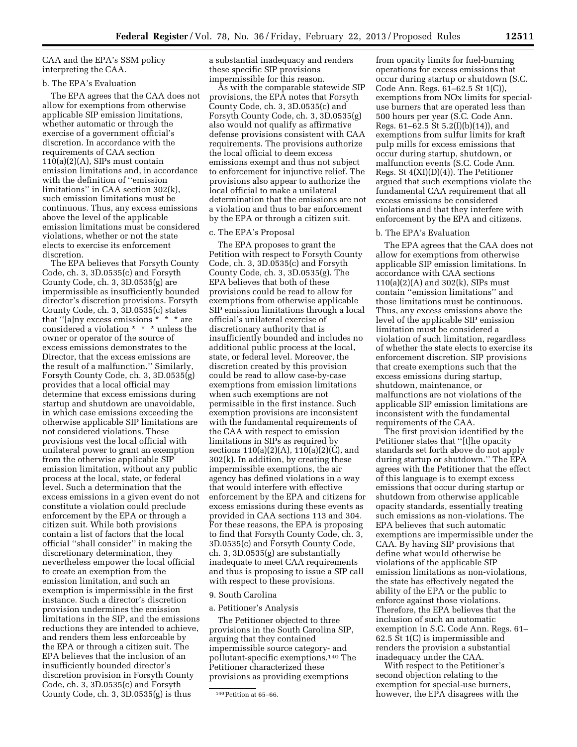CAA and the EPA's SSM policy interpreting the CAA.

b. The EPA's Evaluation

The EPA agrees that the CAA does not allow for exemptions from otherwise applicable SIP emission limitations, whether automatic or through the exercise of a government official's discretion. In accordance with the requirements of CAA section 110(a)(2)(A), SIPs must contain emission limitations and, in accordance with the definition of "emission limitations" in CAA section 302(k), such emission limitations must be continuous. Thus, any excess emissions above the level of the applicable emission limitations must be considered violations, whether or not the state elects to exercise its enforcement discretion.

The EPA believes that Forsyth County Code, ch. 3, 3D.0535(c) and Forsyth County Code, ch. 3, 3D.0535(g) are impermissible as insufficiently bounded director's discretion provisions. Forsyth County Code, ch. 3, 3D.0535(c) states that "[a]ny excess emissions * * * are considered a violation * * * unless the owner or operator of the source of excess emissions demonstrates to the Director, that the excess emissions are the result of a malfunction." Similarly, Forsyth County Code, ch. 3, 3D.0535(g) provides that a local official may determine that excess emissions during startup and shutdown are unavoidable, in which case emissions exceeding the otherwise applicable SIP limitations are not considered violations. These provisions vest the local official with unilateral power to grant an exemption from the otherwise applicable SIP emission limitation, without any public process at the local, state, or federal level. Such a determination that the excess emissions in a given event do not constitute a violation could preclude enforcement by the EPA or through a citizen suit. While both provisions contain a list of factors that the local official "shall consider" in making the discretionary determination, they nevertheless empower the local official to create an exemption from the emission limitation, and such an exemption is impermissible in the first instance. Such a director's discretion provision undermines the emission limitations in the SIP, and the emissions reductions they are intended to achieve, and renders them less enforceable by the EPA or through a citizen suit. The EPA believes that the inclusion of an insufficiently bounded director's discretion provision in Forsyth County Code, ch. 3, 3D.0535(c) and Forsyth County Code, ch. 3, 3D.0535(g) is thus a substantial inadequacy and renders these specific SIP provisions impermissible for this reason.

As with the comparable statewide SIP provisions, the EPA notes that Forsyth County Code, ch. 3, 3D.0535(c) and Forsyth County Code, ch. 3, 3D.0535(g) also would not qualify as affirmative defense provisions consistent with CAA requirements. The provisions authorize the local official to deem excess emissions exempt and thus not subject to enforcement for injunctive relief. The provisions also appear to authorize the local official to make a unilateral determination that the emissions are not a violation and thus to bar enforcement by the EPA or through a citizen suit.

c. The EPA's Proposal

The EPA proposes to grant the Petition with respect to Forsyth County Code, ch. 3, 3D.0535(c) and Forsyth County Code, ch. 3, 3D.0535(g). The EPA believes that both of these provisions could be read to allow for exemptions from otherwise applicable SIP emission limitations through a local official's unilateral exercise of discretionary authority that is insufficiently bounded and includes no additional public process at the local, state, or federal level. Moreover, the discretion created by this provision could be read to allow case-by-case exemptions from emission limitations when such exemptions are not permissible in the first instance. Such exemption provisions are inconsistent with the fundamental requirements of the CAA with respect to emission limitations in SIPs as required by sections 110(a)(2)(A), 110(a)(2)(C), and 302(k). In addition, by creating these impermissible exemptions, the air agency has defined violations in a way that would interfere with effective enforcement by the EPA and citizens for excess emissions during these events as provided in CAA sections 113 and 304. For these reasons, the EPA is proposing to find that Forsyth County Code, ch. 3, 3D.0535(c) and Forsyth County Code, ch. 3, 3D.0535(g) are substantially inadequate to meet CAA requirements and thus is proposing to issue a SIP call with respect to these provisions.

9. South Carolina

a. Petitioner's Analysis

The Petitioner objected to three provisions in the South Carolina SIP, arguing that they contained impermissible source category- and pollutant-specific exemptions.[140] The Petitioner characterized these provisions as providing exemptions from opacity limits for fuel-burning operations for excess emissions that occur during startup or shutdown (S.C. Code Ann. Regs. 61–62.5 St 1(C)), exemptions from NOx limits for special-use burners that are operated less than 500 hours per year (S.C. Code Ann. Regs. 61–62.5 St 5.2(I)(b)(14)), and exemptions from sulfur limits for kraft pulp mills for excess emissions that occur during startup, shutdown, or malfunction events (S.C. Code Ann. Regs. St 4(XI)(D)(4)). The Petitioner argued that such exemptions violate the fundamental CAA requirement that all excess emissions be considered violations and that they interfere with enforcement by the EPA and citizens.

b. The EPA's Evaluation

The EPA agrees that the CAA does not allow for exemptions from otherwise applicable SIP emission limitations. In accordance with CAA sections 110(a)(2)(A) and 302(k), SIPs must contain "emission limitations" and those limitations must be continuous. Thus, any excess emissions above the level of the applicable SIP emission limitation must be considered a violation of such limitation, regardless of whether the state elects to exercise its enforcement discretion. SIP provisions that create exemptions such that the excess emissions during startup, shutdown, maintenance, or malfunctions are not violations of the applicable SIP emission limitations are inconsistent with the fundamental requirements of the CAA.

The first provision identified by the Petitioner states that "[t]he opacity standards set forth above do not apply during startup or shutdown." The EPA agrees with the Petitioner that the effect of this language is to exempt excess emissions that occur during startup or shutdown from otherwise applicable opacity standards, essentially treating such emissions as non-violations. The EPA believes that such automatic exemptions are impermissible under the CAA. By having SIP provisions that define what would otherwise be violations of the applicable SIP emission limitations as non-violations, the state has effectively negated the ability of the EPA or the public to enforce against those violations. Therefore, the EPA believes that the inclusion of such an automatic exemption in S.C. Code Ann. Regs. 61–62.5 St 1(C) is impermissible and renders the provision a substantial inadequacy under the CAA.

With respect to the Petitioner's second objection relating to the exemption for special-use burners, however, the EPA disagrees with the

[140] Petition at 65–66.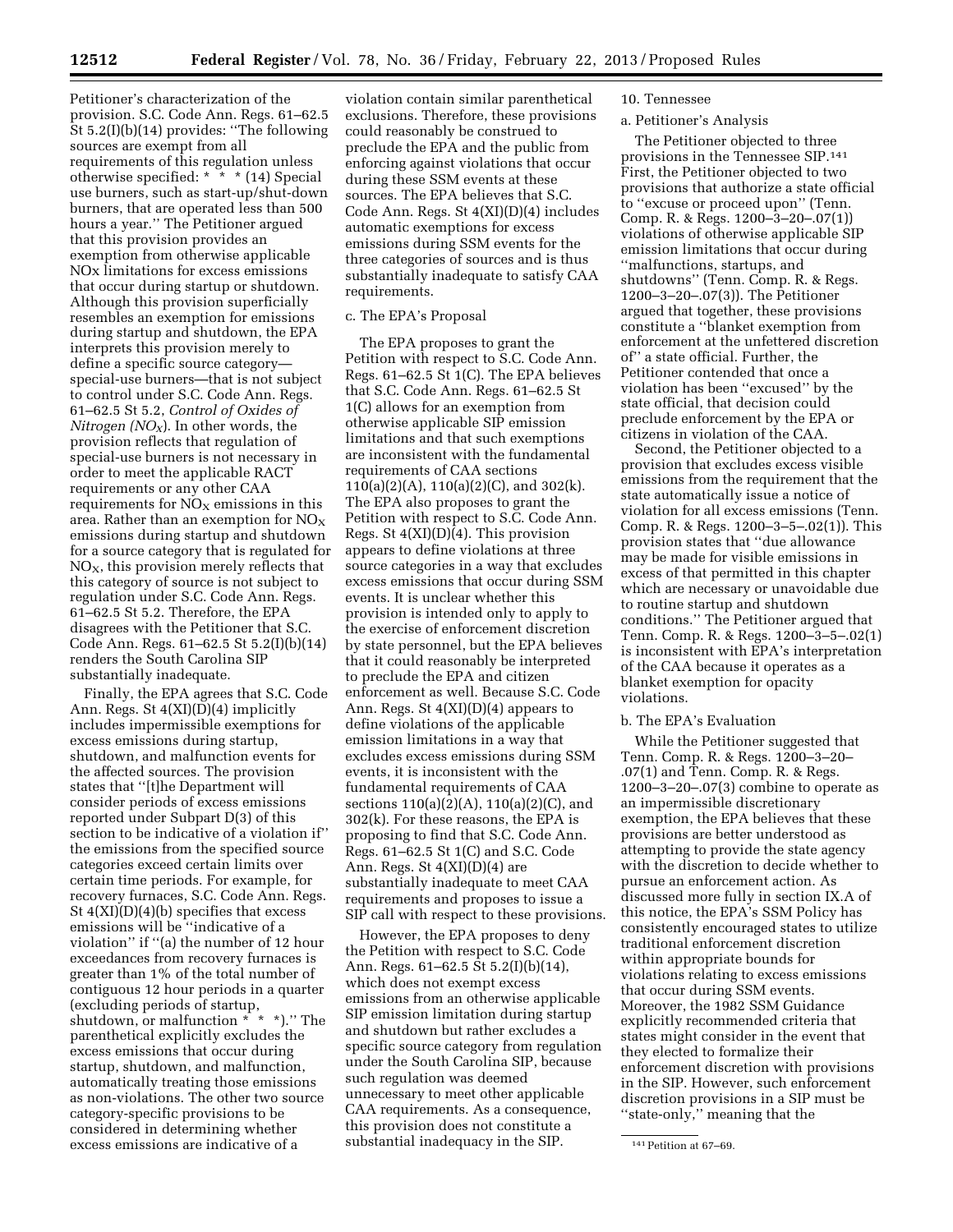Petitioner's characterization of the provision. S.C. Code Ann. Regs. 61–62.5 St 5.2(I)(b)(14) provides: ''The following sources are exempt from all requirements of this regulation unless otherwise specified: * * * (14) Special use burners, such as start-up/shut-down burners, that are operated less than 500 hours a year.'' The Petitioner argued that this provision provides an exemption from otherwise applicable NOx limitations for excess emissions that occur during startup or shutdown. Although this provision superficially resembles an exemption for emissions during startup and shutdown, the EPA interprets this provision merely to define a specific source category—special-use burners—that is not subject to control under S.C. Code Ann. Regs. 61–62.5 St 5.2, *Control of Oxides of Nitrogen ($NO_X$)*. In other words, the provision reflects that regulation of special-use burners is not necessary in order to meet the applicable RACT requirements or any other CAA requirements for $NO_X$ emissions in this area. Rather than an exemption for $NO_X$ emissions during startup and shutdown for a source category that is regulated for $NO_X$, this provision merely reflects that this category of source is not subject to regulation under S.C. Code Ann. Regs. 61–62.5 St 5.2. Therefore, the EPA disagrees with the Petitioner that S.C. Code Ann. Regs. 61–62.5 St 5.2(I)(b)(14) renders the South Carolina SIP substantially inadequate.

Finally, the EPA agrees that S.C. Code Ann. Regs. St 4(XI)(D)(4) implicitly includes impermissible exemptions for excess emissions during startup, shutdown, and malfunction events for the affected sources. The provision states that ''[t]he Department will consider periods of excess emissions reported under Subpart D(3) of this section to be indicative of a violation if'' the emissions from the specified source categories exceed certain limits over certain time periods. For example, for recovery furnaces, S.C. Code Ann. Regs. St 4(XI)(D)(4)(b) specifies that excess emissions will be ''indicative of a violation'' if ''(a) the number of 12 hour exceedances from recovery furnaces is greater than 1% of the total number of contiguous 12 hour periods in a quarter (excluding periods of startup, shutdown, or malfunction * * *).'' The parenthetical explicitly excludes the excess emissions that occur during startup, shutdown, and malfunction, automatically treating those emissions as non-violations. The other two source category-specific provisions to be considered in determining whether excess emissions are indicative of a violation contain similar parenthetical exclusions. Therefore, these provisions could reasonably be construed to preclude the EPA and the public from enforcing against violations that occur during these SSM events at these sources. The EPA believes that S.C. Code Ann. Regs. St 4(XI)(D)(4) includes automatic exemptions for excess emissions during SSM events for the three categories of sources and is thus substantially inadequate to satisfy CAA requirements.

c. The EPA's Proposal

The EPA proposes to grant the Petition with respect to S.C. Code Ann. Regs. 61–62.5 St 1(C). The EPA believes that S.C. Code Ann. Regs. 61–62.5 St 1(C) allows for an exemption from otherwise applicable SIP emission limitations and that such exemptions are inconsistent with the fundamental requirements of CAA sections 110(a)(2)(A), 110(a)(2)(C), and 302(k). The EPA also proposes to grant the Petition with respect to S.C. Code Ann. Regs. St 4(XI)(D)(4). This provision appears to define violations at three source categories in a way that excludes excess emissions that occur during SSM events. It is unclear whether this provision is intended only to apply to the exercise of enforcement discretion by state personnel, but the EPA believes that it could reasonably be interpreted to preclude the EPA and citizen enforcement as well. Because S.C. Code Ann. Regs. St 4(XI)(D)(4) appears to define violations of the applicable emission limitations in a way that excludes excess emissions during SSM events, it is inconsistent with the fundamental requirements of CAA sections 110(a)(2)(A), 110(a)(2)(C), and 302(k). For these reasons, the EPA is proposing to find that S.C. Code Ann. Regs. 61–62.5 St 1(C) and S.C. Code Ann. Regs. St 4(XI)(D)(4) are substantially inadequate to meet CAA requirements and proposes to issue a SIP call with respect to these provisions.

However, the EPA proposes to deny the Petition with respect to S.C. Code Ann. Regs. 61–62.5 St 5.2(I)(b)(14), which does not exempt excess emissions from an otherwise applicable SIP emission limitation during startup and shutdown but rather excludes a specific source category from regulation under the South Carolina SIP, because such regulation was deemed unnecessary to meet other applicable CAA requirements. As a consequence, this provision does not constitute a substantial inadequacy in the SIP.

10. Tennessee

a. Petitioner's Analysis

The Petitioner objected to three provisions in the Tennessee SIP.[141] First, the Petitioner objected to two provisions that authorize a state official to ''excuse or proceed upon'' (Tenn. Comp. R. & Regs. 1200–3–20–.07(1)) violations of otherwise applicable SIP emission limitations that occur during ''malfunctions, startups, and shutdowns'' (Tenn. Comp. R. & Regs. 1200–3–20–.07(3)). The Petitioner argued that together, these provisions constitute a ''blanket exemption from enforcement at the unfettered discretion of'' a state official. Further, the Petitioner contended that once a violation has been ''excused'' by the state official, that decision could preclude enforcement by the EPA or citizens in violation of the CAA.

Second, the Petitioner objected to a provision that excludes excess visible emissions from the requirement that the state automatically issue a notice of violation for all excess emissions (Tenn. Comp. R. & Regs. 1200–3–5–.02(1)). This provision states that ''due allowance may be made for visible emissions in excess of that permitted in this chapter which are necessary or unavoidable due to routine startup and shutdown conditions.'' The Petitioner argued that Tenn. Comp. R. & Regs. 1200–3–5–.02(1) is inconsistent with EPA's interpretation of the CAA because it operates as a blanket exemption for opacity violations.

b. The EPA's Evaluation

While the Petitioner suggested that Tenn. Comp. R. & Regs. 1200–3–20–.07(1) and Tenn. Comp. R. & Regs. 1200–3–20–.07(3) combine to operate as an impermissible discretionary exemption, the EPA believes that these provisions are better understood as attempting to provide the state agency with the discretion to decide whether to pursue an enforcement action. As discussed more fully in section IX.A of this notice, the EPA's SSM Policy has consistently encouraged states to utilize traditional enforcement discretion within appropriate bounds for violations relating to excess emissions that occur during SSM events. Moreover, the 1982 SSM Guidance explicitly recommended criteria that states might consider in the event that they elected to formalize their enforcement discretion with provisions in the SIP. However, such enforcement discretion provisions in a SIP must be ''state-only,'' meaning that the

[141] Petition at 67–69.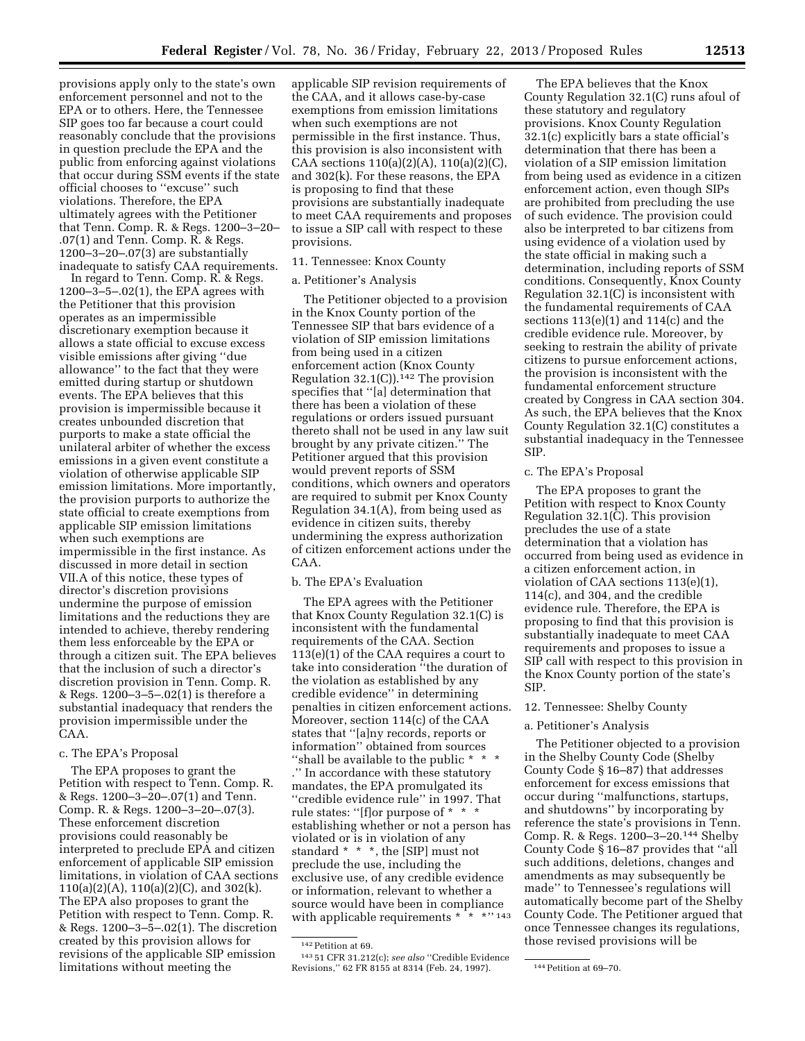provisions apply only to the state's own enforcement personnel and not to the EPA or to others. Here, the Tennessee SIP goes too far because a court could reasonably conclude that the provisions in question preclude the EPA and the public from enforcing against violations that occur during SSM events if the state official chooses to "excuse" such violations. Therefore, the EPA ultimately agrees with the Petitioner that Tenn. Comp. R. & Regs. 1200–3–20–.07(1) and Tenn. Comp. R. & Regs. 1200–3–20–.07(3) are substantially inadequate to satisfy CAA requirements.

In regard to Tenn. Comp. R. & Regs. 1200–3–5–.02(1), the EPA agrees with the Petitioner that this provision operates as an impermissible discretionary exemption because it allows a state official to excuse excess visible emissions after giving "due allowance" to the fact that they were emitted during startup or shutdown events. The EPA believes that this provision is impermissible because it creates unbounded discretion that purports to make a state official the unilateral arbiter of whether the excess emissions in a given event constitute a violation of otherwise applicable SIP emission limitations. More importantly, the provision purports to authorize the state official to create exemptions from applicable SIP emission limitations when such exemptions are impermissible in the first instance. As discussed in more detail in section VII.A of this notice, these types of director's discretion provisions undermine the purpose of emission limitations and the reductions they are intended to achieve, thereby rendering them less enforceable by the EPA or through a citizen suit. The EPA believes that the inclusion of such a director's discretion provision in Tenn. Comp. R. & Regs. 1200–3–5–.02(1) is therefore a substantial inadequacy that renders the provision impermissible under the CAA.

c. The EPA's Proposal

The EPA proposes to grant the Petition with respect to Tenn. Comp. R. & Regs. 1200–3–20–.07(1) and Tenn. Comp. R. & Regs. 1200–3–20–.07(3). These enforcement discretion provisions could reasonably be interpreted to preclude EPA and citizen enforcement of applicable SIP emission limitations, in violation of CAA sections 110(a)(2)(A), 110(a)(2)(C), and 302(k). The EPA also proposes to grant the Petition with respect to Tenn. Comp. R. & Regs. 1200–3–5–.02(1). The discretion created by this provision allows for revisions of the applicable SIP emission limitations without meeting the applicable SIP revision requirements of the CAA, and it allows case-by-case exemptions from emission limitations when such exemptions are not permissible in the first instance. Thus, this provision is also inconsistent with CAA sections 110(a)(2)(A), 110(a)(2)(C), and 302(k). For these reasons, the EPA is proposing to find that these provisions are substantially inadequate to meet CAA requirements and proposes to issue a SIP call with respect to these provisions.

11. Tennessee: Knox County

a. Petitioner's Analysis

The Petitioner objected to a provision in the Knox County portion of the Tennessee SIP that bars evidence of a violation of SIP emission limitations from being used in a citizen enforcement action (Knox County Regulation 32.1(C)).[142] The provision specifies that "[a] determination that there has been a violation of these regulations or orders issued pursuant thereto shall not be used in any law suit brought by any private citizen." The Petitioner argued that this provision would prevent reports of SSM conditions, which owners and operators are required to submit per Knox County Regulation 34.1(A), from being used as evidence in citizen suits, thereby undermining the express authorization of citizen enforcement actions under the CAA.

b. The EPA's Evaluation

The EPA agrees with the Petitioner that Knox County Regulation 32.1(C) is inconsistent with the fundamental requirements of the CAA. Section 113(e)(1) of the CAA requires a court to take into consideration "the duration of the violation as established by any credible evidence" in determining penalties in citizen enforcement actions. Moreover, section 114(c) of the CAA states that "[a]ny records, reports or information" obtained from sources "shall be available to the public * * * ." In accordance with these statutory mandates, the EPA promulgated its "credible evidence rule" in 1997. That rule states: "[f]or purpose of * * * establishing whether or not a person has violated or is in violation of any standard * * *, the [SIP] must not preclude the use, including the exclusive use, of any credible evidence or information, relevant to whether a source would have been in compliance with applicable requirements * * *"[143]

The EPA believes that the Knox County Regulation 32.1(C) runs afoul of these statutory and regulatory provisions. Knox County Regulation 32.1(c) explicitly bars a state official's determination that there has been a violation of a SIP emission limitation from being used as evidence in a citizen enforcement action, even though SIPs are prohibited from precluding the use of such evidence. The provision could also be interpreted to bar citizens from using evidence of a violation used by the state official in making such a determination, including reports of SSM conditions. Consequently, Knox County Regulation 32.1(C) is inconsistent with the fundamental requirements of CAA sections 113(e)(1) and 114(c) and the credible evidence rule. Moreover, by seeking to restrain the ability of private citizens to pursue enforcement actions, the provision is inconsistent with the fundamental enforcement structure created by Congress in CAA section 304. As such, the EPA believes that the Knox County Regulation 32.1(C) constitutes a substantial inadequacy in the Tennessee SIP.

c. The EPA's Proposal

The EPA proposes to grant the Petition with respect to Knox County Regulation 32.1(C). This provision precludes the use of a state determination that a violation has occurred from being used as evidence in a citizen enforcement action, in violation of CAA sections 113(e)(1), 114(c), and 304, and the credible evidence rule. Therefore, the EPA is proposing to find that this provision is substantially inadequate to meet CAA requirements and proposes to issue a SIP call with respect to this provision in the Knox County portion of the state's SIP.

12. Tennessee: Shelby County

a. Petitioner's Analysis

The Petitioner objected to a provision in the Shelby County Code (Shelby County Code § 16–87) that addresses enforcement for excess emissions that occur during "malfunctions, startups, and shutdowns" by incorporating by reference the state's provisions in Tenn. Comp. R. & Regs. 1200–3–20.[144] Shelby County Code § 16–87 provides that "all such additions, deletions, changes and amendments as may subsequently be made" to Tennessee's regulations will automatically become part of the Shelby County Code. The Petitioner argued that once Tennessee changes its regulations, those revised provisions will be

[142] Petition at 69.

[143] 51 CFR 31.212(c); *see also* "Credible Evidence Revisions," 62 FR 8155 at 8314 (Feb. 24, 1997).

[144] Petition at 69–70.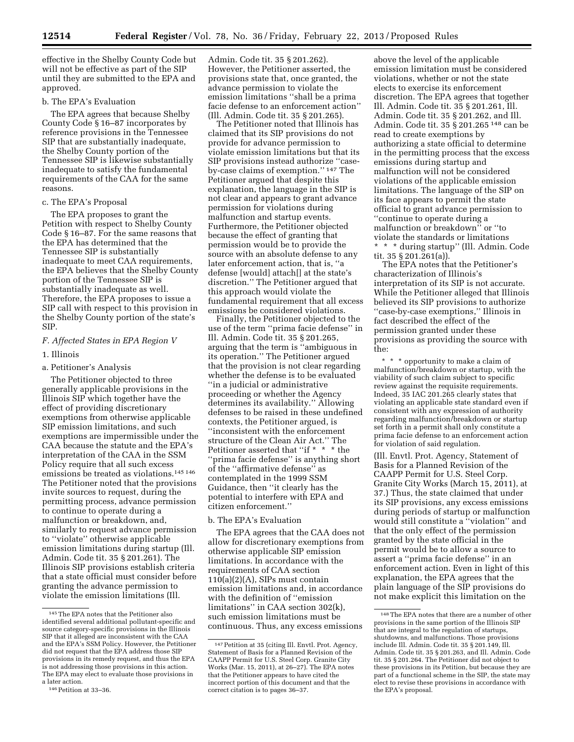effective in the Shelby County Code but will not be effective as part of the SIP until they are submitted to the EPA and approved.

b. The EPA's Evaluation

The EPA agrees that because Shelby County Code § 16–87 incorporates by reference provisions in the Tennessee SIP that are substantially inadequate, the Shelby County portion of the Tennessee SIP is likewise substantially inadequate to satisfy the fundamental requirements of the CAA for the same reasons.

c. The EPA's Proposal

The EPA proposes to grant the Petition with respect to Shelby County Code § 16–87. For the same reasons that the EPA has determined that the Tennessee SIP is substantially inadequate to meet CAA requirements, the EPA believes that the Shelby County portion of the Tennessee SIP is substantially inadequate as well. Therefore, the EPA proposes to issue a SIP call with respect to this provision in the Shelby County portion of the state's SIP.

*F. Affected States in EPA Region V*

1. Illinois

a. Petitioner's Analysis

The Petitioner objected to three generally applicable provisions in the Illinois SIP which together have the effect of providing discretionary exemptions from otherwise applicable SIP emission limitations, and such exemptions are impermissible under the CAA because the statute and the EPA's interpretation of the CAA in the SSM Policy require that all such excess emissions be treated as violations.[145] [146] The Petitioner noted that the provisions invite sources to request, during the permitting process, advance permission to continue to operate during a malfunction or breakdown, and, similarly to request advance permission to ''violate'' otherwise applicable emission limitations during startup (Ill. Admin. Code tit. 35 § 201.261). The Illinois SIP provisions establish criteria that a state official must consider before granting the advance permission to violate the emission limitations (Ill. Admin. Code tit. 35 § 201.262). However, the Petitioner asserted, the provisions state that, once granted, the advance permission to violate the emission limitations ''shall be a prima facie defense to an enforcement action'' (Ill. Admin. Code tit. 35 § 201.265).

The Petitioner noted that Illinois has claimed that its SIP provisions do not provide for advance permission to violate emission limitations but that its SIP provisions instead authorize ''case-by-case claims of exemption.'' [147] The Petitioner argued that despite this explanation, the language in the SIP is not clear and appears to grant advance permission for violations during malfunction and startup events. Furthermore, the Petitioner objected because the effect of granting that permission would be to provide the source with an absolute defense to any later enforcement action, that is, ''a defense [would] attach[] at the state's discretion.'' The Petitioner argued that this approach would violate the fundamental requirement that all excess emissions be considered violations.

Finally, the Petitioner objected to the use of the term ''prima facie defense'' in Ill. Admin. Code tit. 35 § 201.265, arguing that the term is ''ambiguous in its operation.'' The Petitioner argued that the provision is not clear regarding whether the defense is to be evaluated ''in a judicial or administrative proceeding or whether the Agency determines its availability.'' Allowing defenses to be raised in these undefined contexts, the Petitioner argued, is ''inconsistent with the enforcement structure of the Clean Air Act.'' The Petitioner asserted that ''if * * * the ''prima facie defense'' is anything short of the ''affirmative defense'' as contemplated in the 1999 SSM Guidance, then ''it clearly has the potential to interfere with EPA and citizen enforcement.''

b. The EPA's Evaluation

The EPA agrees that the CAA does not allow for discretionary exemptions from otherwise applicable SIP emission limitations. In accordance with the requirements of CAA section 110(a)(2)(A), SIPs must contain emission limitations and, in accordance with the definition of ''emission limitations'' in CAA section 302(k), such emission limitations must be continuous. Thus, any excess emissions above the level of the applicable emission limitation must be considered violations, whether or not the state elects to exercise its enforcement discretion. The EPA agrees that together Ill. Admin. Code tit. 35 § 201.261, Ill. Admin. Code tit. 35 § 201.262, and Ill. Admin. Code tit. 35 § 201.265 [148] can be read to create exemptions by authorizing a state official to determine in the permitting process that the excess emissions during startup and malfunction will not be considered violations of the applicable emission limitations. The language of the SIP on its face appears to permit the state official to grant advance permission to ''continue to operate during a malfunction or breakdown'' or ''to violate the standards or limitations * * * during startup'' (Ill. Admin. Code tit. 35 § 201.261(a)).

The EPA notes that the Petitioner's characterization of Illinois's interpretation of its SIP is not accurate. While the Petitioner alleged that Illinois believed its SIP provisions to authorize ''case-by-case exemptions,'' Illinois in fact described the effect of the permission granted under these provisions as providing the source with the:

> * * * opportunity to make a claim of malfunction/breakdown or startup, with the viability of such claim subject to specific review against the requisite requirements. Indeed, 35 IAC 201.265 clearly states that violating an applicable state standard even if consistent with any expression of authority regarding malfunction/breakdown or startup set forth in a permit shall only constitute a prima facie defense to an enforcement action for violation of said regulation.

(Ill. Envtl. Prot. Agency, Statement of Basis for a Planned Revision of the CAAPP Permit for U.S. Steel Corp. Granite City Works (March 15, 2011), at 37.) Thus, the state claimed that under its SIP provisions, any excess emissions during periods of startup or malfunction would still constitute a ''violation'' and that the only effect of the permission granted by the state official in the permit would be to allow a source to assert a ''prima facie defense'' in an enforcement action. Even in light of this explanation, the EPA agrees that the plain language of the SIP provisions do not make explicit this limitation on the

[145] The EPA notes that the Petitioner also identified several additional pollutant-specific and source category-specific provisions in the Illinois SIP that it alleged are inconsistent with the CAA and the EPA's SSM Policy. However, the Petitioner did not request that the EPA address those SIP provisions in its remedy request, and thus the EPA is not addressing those provisions in this action. The EPA may elect to evaluate those provisions in a later action.

[146] Petition at 33–36.

[147] Petition at 35 (citing Ill. Envtl. Prot. Agency, Statement of Basis for a Planned Revision of the CAAPP Permit for U.S. Steel Corp. Granite City Works (Mar. 15, 2011), at 26–27). The EPA notes that the Petitioner appears to have cited the incorrect portion of this document and that the correct citation is to pages 36–37.

[148] The EPA notes that there are a number of other provisions in the same portion of the Illinois SIP that are integral to the regulation of startups, shutdowns, and malfunctions. Those provisions include Ill. Admin. Code tit. 35 § 201.149, Ill. Admin. Code tit. 35 § 201.263, and Ill. Admin. Code tit. 35 § 201.264. The Petitioner did not object to these provisions in its Petition, but because they are part of a functional scheme in the SIP, the state may elect to revise these provisions in accordance with the EPA's proposal.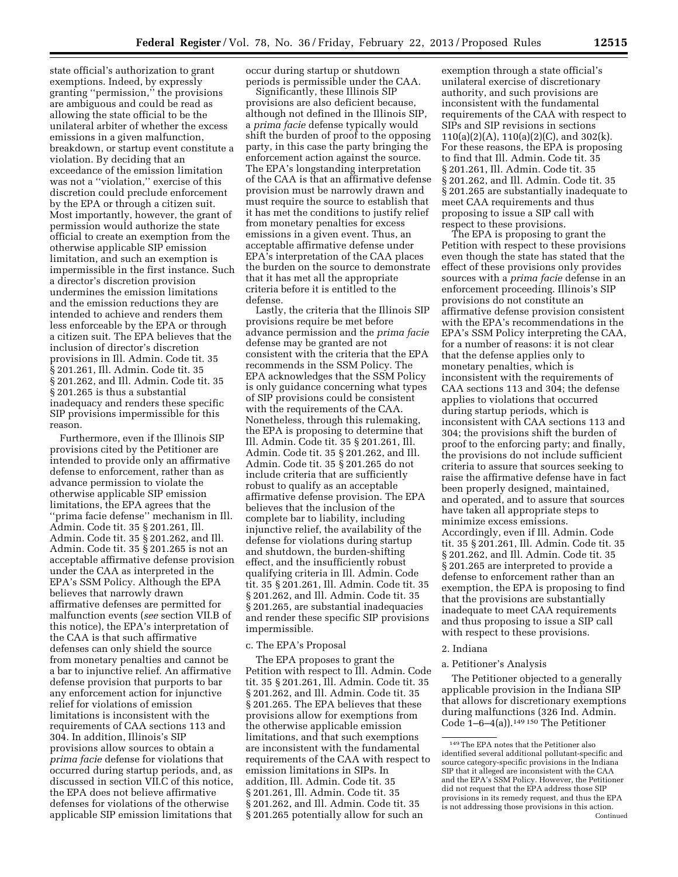state official's authorization to grant exemptions. Indeed, by expressly granting ''permission,'' the provisions are ambiguous and could be read as allowing the state official to be the unilateral arbiter of whether the excess emissions in a given malfunction, breakdown, or startup event constitute a violation. By deciding that an exceedance of the emission limitation was not a ''violation,'' exercise of this discretion could preclude enforcement by the EPA or through a citizen suit. Most importantly, however, the grant of permission would authorize the state official to create an exemption from the otherwise applicable SIP emission limitation, and such an exemption is impermissible in the first instance. Such a director's discretion provision undermines the emission limitations and the emission reductions they are intended to achieve and renders them less enforceable by the EPA or through a citizen suit. The EPA believes that the inclusion of director's discretion provisions in Ill. Admin. Code tit. 35 § 201.261, Ill. Admin. Code tit. 35 § 201.262, and Ill. Admin. Code tit. 35 § 201.265 is thus a substantial inadequacy and renders these specific SIP provisions impermissible for this reason.

Furthermore, even if the Illinois SIP provisions cited by the Petitioner are intended to provide only an affirmative defense to enforcement, rather than as advance permission to violate the otherwise applicable SIP emission limitations, the EPA agrees that the ''prima facie defense'' mechanism in Ill. Admin. Code tit. 35 § 201.261, Ill. Admin. Code tit. 35 § 201.262, and Ill. Admin. Code tit. 35 § 201.265 is not an acceptable affirmative defense provision under the CAA as interpreted in the EPA's SSM Policy. Although the EPA believes that narrowly drawn affirmative defenses are permitted for malfunction events (*see* section VII.B of this notice), the EPA's interpretation of the CAA is that such affirmative defenses can only shield the source from monetary penalties and cannot be a bar to injunctive relief. An affirmative defense provision that purports to bar any enforcement action for injunctive relief for violations of emission limitations is inconsistent with the requirements of CAA sections 113 and 304. In addition, Illinois's SIP provisions allow sources to obtain a *prima facie* defense for violations that occurred during startup periods, and, as discussed in section VII.C of this notice, the EPA does not believe affirmative defenses for violations of the otherwise applicable SIP emission limitations that occur during startup or shutdown periods is permissible under the CAA.

Significantly, these Illinois SIP provisions are also deficient because, although not defined in the Illinois SIP, a *prima facie* defense typically would shift the burden of proof to the opposing party, in this case the party bringing the enforcement action against the source. The EPA's longstanding interpretation of the CAA is that an affirmative defense provision must be narrowly drawn and must require the source to establish that it has met the conditions to justify relief from monetary penalties for excess emissions in a given event. Thus, an acceptable affirmative defense under EPA's interpretation of the CAA places the burden on the source to demonstrate that it has met all the appropriate criteria before it is entitled to the defense.

Lastly, the criteria that the Illinois SIP provisions require be met before advance permission and the *prima facie* defense may be granted are not consistent with the criteria that the EPA recommends in the SSM Policy. The EPA acknowledges that the SSM Policy is only guidance concerning what types of SIP provisions could be consistent with the requirements of the CAA. Nonetheless, through this rulemaking, the EPA is proposing to determine that Ill. Admin. Code tit. 35 § 201.261, Ill. Admin. Code tit. 35 § 201.262, and Ill. Admin. Code tit. 35 § 201.265 do not include criteria that are sufficiently robust to qualify as an acceptable affirmative defense provision. The EPA believes that the inclusion of the complete bar to liability, including injunctive relief, the availability of the defense for violations during startup and shutdown, the burden-shifting effect, and the insufficiently robust qualifying criteria in Ill. Admin Code tit. 35 § 201.261, Ill. Admin. Code tit. 35 § 201.262, and Ill. Admin. Code tit. 35 § 201.265, are substantial inadequacies and render these specific SIP provisions impermissible.

c. The EPA's Proposal

The EPA proposes to grant the Petition with respect to Ill. Admin. Code tit. 35 § 201.261, Ill. Admin. Code tit. 35 § 201.262, and Ill. Admin. Code tit. 35 § 201.265. The EPA believes that these provisions allow for exemptions from the otherwise applicable emission limitations, and that such exemptions are inconsistent with the fundamental requirements of the CAA with respect to emission limitations in SIPs. In addition, Ill. Admin. Code tit. 35 § 201.261, Ill. Admin. Code tit. 35 § 201.262, and Ill. Admin. Code tit. 35 § 201.265 potentially allow for such an exemption through a state official's unilateral exercise of discretionary authority, and such provisions are inconsistent with the fundamental requirements of the CAA with respect to SIPs and SIP revisions in sections 110(a)(2)(A), 110(a)(2)(C), and 302(k). For these reasons, the EPA is proposing to find that Ill. Admin. Code tit. 35 § 201.261, Ill. Admin. Code tit. 35 § 201.262, and Ill. Admin. Code tit. 35 § 201.265 are substantially inadequate to meet CAA requirements and thus proposing to issue a SIP call with respect to these provisions.

The EPA is proposing to grant the Petition with respect to these provisions even though the state has stated that the effect of these provisions only provides sources with a *prima facie* defense in an enforcement proceeding. Illinois's SIP provisions do not constitute an affirmative defense provision consistent with the EPA's recommendations in the EPA's SSM Policy interpreting the CAA, for a number of reasons: it is not clear that the defense applies only to monetary penalties, which is inconsistent with the requirements of CAA sections 113 and 304; the defense applies to violations that occurred during startup periods, which is inconsistent with CAA sections 113 and 304; the provisions shift the burden of proof to the enforcing party; and finally, the provisions do not include sufficient criteria to assure that sources seeking to raise the affirmative defense have in fact been properly designed, maintained, and operated, and to assure that sources have taken all appropriate steps to minimize excess emissions. Accordingly, even if Ill. Admin. Code tit. 35 § 201.261, Ill. Admin. Code tit. 35 § 201.262, and Ill. Admin. Code tit. 35 § 201.265 are interpreted to provide a defense to enforcement rather than an exemption, the EPA is proposing to find that the provisions are substantially inadequate to meet CAA requirements and thus proposing to issue a SIP call with respect to these provisions.

2. Indiana

a. Petitioner's Analysis

The Petitioner objected to a generally applicable provision in the Indiana SIP that allows for discretionary exemptions during malfunctions (326 Ind. Admin. Code 1–6–4(a)).[149] [150] The Petitioner

[149] The EPA notes that the Petitioner also identified several additional pollutant-specific and source category-specific provisions in the Indiana SIP that it alleged are inconsistent with the CAA and the EPA's SSM Policy. However, the Petitioner did not request that the EPA address those SIP provisions in its remedy request, and thus the EPA is not addressing those provisions in this action. Continued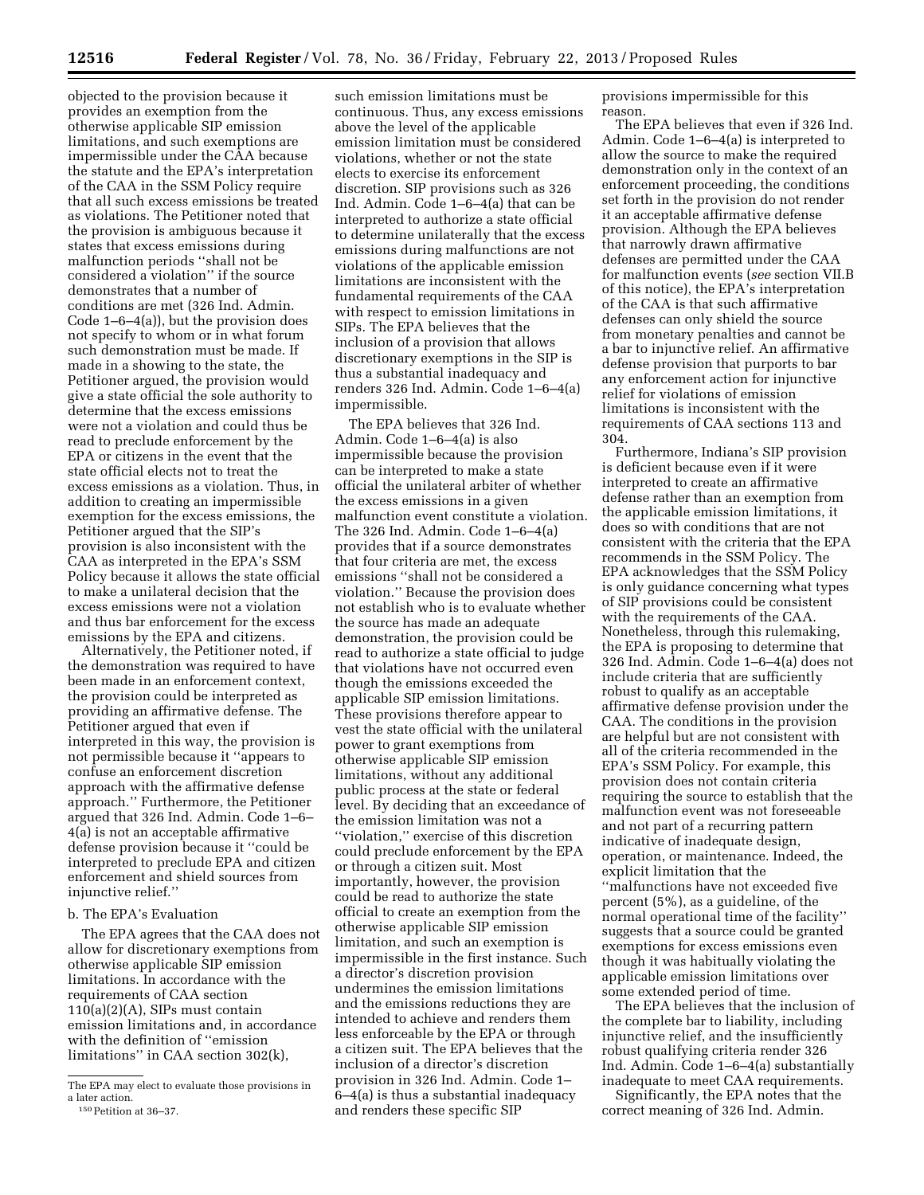objected to the provision because it provides an exemption from the otherwise applicable SIP emission limitations, and such exemptions are impermissible under the CAA because the statute and the EPA's interpretation of the CAA in the SSM Policy require that all such excess emissions be treated as violations. The Petitioner noted that the provision is ambiguous because it states that excess emissions during malfunction periods ''shall not be considered a violation'' if the source demonstrates that a number of conditions are met (326 Ind. Admin. Code 1–6–4(a)), but the provision does not specify to whom or in what forum such demonstration must be made. If made in a showing to the state, the Petitioner argued, the provision would give a state official the sole authority to determine that the excess emissions were not a violation and could thus be read to preclude enforcement by the EPA or citizens in the event that the state official elects not to treat the excess emissions as a violation. Thus, in addition to creating an impermissible exemption for the excess emissions, the Petitioner argued that the SIP's provision is also inconsistent with the CAA as interpreted in the EPA's SSM Policy because it allows the state official to make a unilateral decision that the excess emissions were not a violation and thus bar enforcement for the excess emissions by the EPA and citizens.

Alternatively, the Petitioner noted, if the demonstration was required to have been made in an enforcement context, the provision could be interpreted as providing an affirmative defense. The Petitioner argued that even if interpreted in this way, the provision is not permissible because it ''appears to confuse an enforcement discretion approach with the affirmative defense approach.'' Furthermore, the Petitioner argued that 326 Ind. Admin. Code 1–6–4(a) is not an acceptable affirmative defense provision because it ''could be interpreted to preclude EPA and citizen enforcement and shield sources from injunctive relief.''

b. The EPA's Evaluation

The EPA agrees that the CAA does not allow for discretionary exemptions from otherwise applicable SIP emission limitations. In accordance with the requirements of CAA section 110(a)(2)(A), SIPs must contain emission limitations and, in accordance with the definition of ''emission limitations'' in CAA section 302(k), such emission limitations must be continuous. Thus, any excess emissions above the level of the applicable emission limitation must be considered violations, whether or not the state elects to exercise its enforcement discretion. SIP provisions such as 326 Ind. Admin. Code 1–6–4(a) that can be interpreted to authorize a state official to determine unilaterally that the excess emissions during malfunctions are not violations of the applicable emission limitations are inconsistent with the fundamental requirements of the CAA with respect to emission limitations in SIPs. The EPA believes that the inclusion of a provision that allows discretionary exemptions in the SIP is thus a substantial inadequacy and renders 326 Ind. Admin. Code 1–6–4(a) impermissible.

The EPA believes that 326 Ind. Admin. Code 1–6–4(a) is also impermissible because the provision can be interpreted to make a state official the unilateral arbiter of whether the excess emissions in a given malfunction event constitute a violation. The 326 Ind. Admin. Code 1–6–4(a) provides that if a source demonstrates that four criteria are met, the excess emissions ''shall not be considered a violation.'' Because the provision does not establish who is to evaluate whether the source has made an adequate demonstration, the provision could be read to authorize a state official to judge that violations have not occurred even though the emissions exceeded the applicable SIP emission limitations. These provisions therefore appear to vest the state official with the unilateral power to grant exemptions from otherwise applicable SIP emission limitations, without any additional public process at the state or federal level. By deciding that an exceedance of the emission limitation was not a ''violation,'' exercise of this discretion could preclude enforcement by the EPA or through a citizen suit. Most importantly, however, the provision could be read to authorize the state official to create an exemption from the otherwise applicable SIP emission limitation, and such an exemption is impermissible in the first instance. Such a director's discretion provision undermines the emission limitations and the emissions reductions they are intended to achieve and renders them less enforceable by the EPA or through a citizen suit. The EPA believes that the inclusion of a director's discretion provision in 326 Ind. Admin. Code 1–6–4(a) is thus a substantial inadequacy and renders these specific SIP provisions impermissible for this reason.

The EPA believes that even if 326 Ind. Admin. Code 1–6–4(a) is interpreted to allow the source to make the required demonstration only in the context of an enforcement proceeding, the conditions set forth in the provision do not render it an acceptable affirmative defense provision. Although the EPA believes that narrowly drawn affirmative defenses are permitted under the CAA for malfunction events (*see* section VII.B of this notice), the EPA's interpretation of the CAA is that such affirmative defenses can only shield the source from monetary penalties and cannot be a bar to injunctive relief. An affirmative defense provision that purports to bar any enforcement action for injunctive relief for violations of emission limitations is inconsistent with the requirements of CAA sections 113 and 304.

Furthermore, Indiana's SIP provision is deficient because even if it were interpreted to create an affirmative defense rather than an exemption from the applicable emission limitations, it does so with conditions that are not consistent with the criteria that the EPA recommends in the SSM Policy. The EPA acknowledges that the SSM Policy is only guidance concerning what types of SIP provisions could be consistent with the requirements of the CAA. Nonetheless, through this rulemaking, the EPA is proposing to determine that 326 Ind. Admin. Code 1–6–4(a) does not include criteria that are sufficiently robust to qualify as an acceptable affirmative defense provision under the CAA. The conditions in the provision are helpful but are not consistent with all of the criteria recommended in the EPA's SSM Policy. For example, this provision does not contain criteria requiring the source to establish that the malfunction event was not foreseeable and not part of a recurring pattern indicative of inadequate design, operation, or maintenance. Indeed, the explicit limitation that the ''malfunctions have not exceeded five percent (5%), as a guideline, of the normal operational time of the facility'' suggests that a source could be granted exemptions for excess emissions even though it was habitually violating the applicable emission limitations over some extended period of time.

The EPA believes that the inclusion of the complete bar to liability, including injunctive relief, and the insufficiently robust qualifying criteria render 326 Ind. Admin. Code 1–6–4(a) substantially inadequate to meet CAA requirements.

Significantly, the EPA notes that the correct meaning of 326 Ind. Admin.

---

The EPA may elect to evaluate those provisions in a later action.

[150] Petition at 36–37.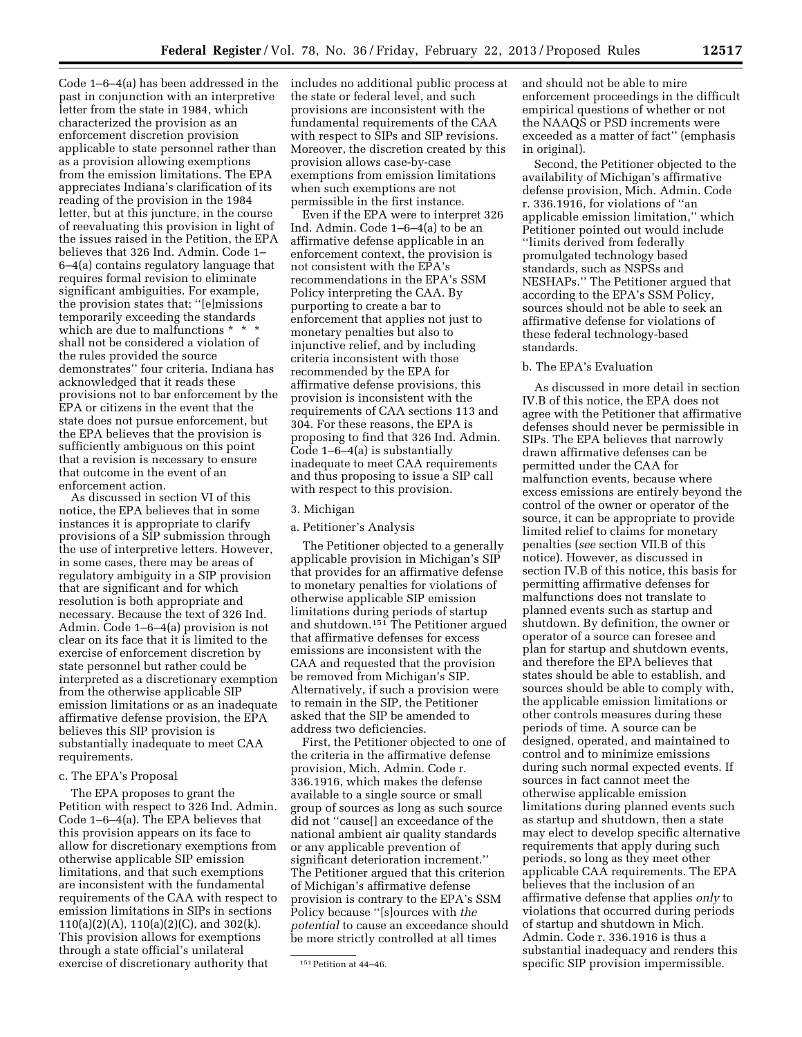Code 1–6–4(a) has been addressed in the past in conjunction with an interpretive letter from the state in 1984, which characterized the provision as an enforcement discretion provision applicable to state personnel rather than as a provision allowing exemptions from the emission limitations. The EPA appreciates Indiana's clarification of its reading of the provision in the 1984 letter, but at this juncture, in the course of reevaluating this provision in light of the issues raised in the Petition, the EPA believes that 326 Ind. Admin. Code 1–6–4(a) contains regulatory language that requires formal revision to eliminate significant ambiguities. For example, the provision states that: ''[e]missions temporarily exceeding the standards which are due to malfunctions * * * shall not be considered a violation of the rules provided the source demonstrates'' four criteria. Indiana has acknowledged that it reads these provisions not to bar enforcement by the EPA or citizens in the event that the state does not pursue enforcement, but the EPA believes that the provision is sufficiently ambiguous on this point that a revision is necessary to ensure that outcome in the event of an enforcement action.

As discussed in section VI of this notice, the EPA believes that in some instances it is appropriate to clarify provisions of a SIP submission through the use of interpretive letters. However, in some cases, there may be areas of regulatory ambiguity in a SIP provision that are significant and for which resolution is both appropriate and necessary. Because the text of 326 Ind. Admin. Code 1–6–4(a) provision is not clear on its face that it is limited to the exercise of enforcement discretion by state personnel but rather could be interpreted as a discretionary exemption from the otherwise applicable SIP emission limitations or as an inadequate affirmative defense provision, the EPA believes this SIP provision is substantially inadequate to meet CAA requirements.

c. The EPA's Proposal

The EPA proposes to grant the Petition with respect to 326 Ind. Admin. Code 1–6–4(a). The EPA believes that this provision appears on its face to allow for discretionary exemptions from otherwise applicable SIP emission limitations, and that such exemptions are inconsistent with the fundamental requirements of the CAA with respect to emission limitations in SIPs in sections 110(a)(2)(A), 110(a)(2)(C), and 302(k). This provision allows for exemptions through a state official's unilateral exercise of discretionary authority that includes no additional public process at the state or federal level, and such provisions are inconsistent with the fundamental requirements of the CAA with respect to SIPs and SIP revisions. Moreover, the discretion created by this provision allows case-by-case exemptions from emission limitations when such exemptions are not permissible in the first instance.

Even if the EPA were to interpret 326 Ind. Admin. Code 1–6–4(a) to be an affirmative defense applicable in an enforcement context, the provision is not consistent with the EPA's recommendations in the EPA's SSM Policy interpreting the CAA. By purporting to create a bar to enforcement that applies not just to monetary penalties but also to injunctive relief, and by including criteria inconsistent with those recommended by the EPA for affirmative defense provisions, this provision is inconsistent with the requirements of CAA sections 113 and 304. For these reasons, the EPA is proposing to find that 326 Ind. Admin. Code 1–6–4(a) is substantially inadequate to meet CAA requirements and thus proposing to issue a SIP call with respect to this provision.

3. Michigan

a. Petitioner's Analysis

The Petitioner objected to a generally applicable provision in Michigan's SIP that provides for an affirmative defense to monetary penalties for violations of otherwise applicable SIP emission limitations during periods of startup and shutdown.[151] The Petitioner argued that affirmative defenses for excess emissions are inconsistent with the CAA and requested that the provision be removed from Michigan's SIP. Alternatively, if such a provision were to remain in the SIP, the Petitioner asked that the SIP be amended to address two deficiencies.

First, the Petitioner objected to one of the criteria in the affirmative defense provision, Mich. Admin. Code r. 336.1916, which makes the defense available to a single source or small group of sources as long as such source did not ''cause[] an exceedance of the national ambient air quality standards or any applicable prevention of significant deterioration increment.'' The Petitioner argued that this criterion of Michigan's affirmative defense provision is contrary to the EPA's SSM Policy because ''[s]ources with *the potential* to cause an exceedance should be more strictly controlled at all times and should not be able to mire enforcement proceedings in the difficult empirical questions of whether or not the NAAQS or PSD increments were exceeded as a matter of fact'' (emphasis in original).

Second, the Petitioner objected to the availability of Michigan's affirmative defense provision, Mich. Admin. Code r. 336.1916, for violations of ''an applicable emission limitation,'' which Petitioner pointed out would include ''limits derived from federally promulgated technology based standards, such as NSPSs and NESHAPs.'' The Petitioner argued that according to the EPA's SSM Policy, sources should not be able to seek an affirmative defense for violations of these federal technology-based standards.

b. The EPA's Evaluation

As discussed in more detail in section IV.B of this notice, the EPA does not agree with the Petitioner that affirmative defenses should never be permissible in SIPs. The EPA believes that narrowly drawn affirmative defenses can be permitted under the CAA for malfunction events, because where excess emissions are entirely beyond the control of the owner or operator of the source, it can be appropriate to provide limited relief to claims for monetary penalties (*see* section VII.B of this notice). However, as discussed in section IV.B of this notice, this basis for permitting affirmative defenses for malfunctions does not translate to planned events such as startup and shutdown. By definition, the owner or operator of a source can foresee and plan for startup and shutdown events, and therefore the EPA believes that states should be able to establish, and sources should be able to comply with, the applicable emission limitations or other controls measures during these periods of time. A source can be designed, operated, and maintained to control and to minimize emissions during such normal expected events. If sources in fact cannot meet the otherwise applicable emission limitations during planned events such as startup and shutdown, then a state may elect to develop specific alternative requirements that apply during such periods, so long as they meet other applicable CAA requirements. The EPA believes that the inclusion of an affirmative defense that applies *only* to violations that occurred during periods of startup and shutdown in Mich. Admin. Code r. 336.1916 is thus a substantial inadequacy and renders this specific SIP provision impermissible.

[151] Petition at 44–46.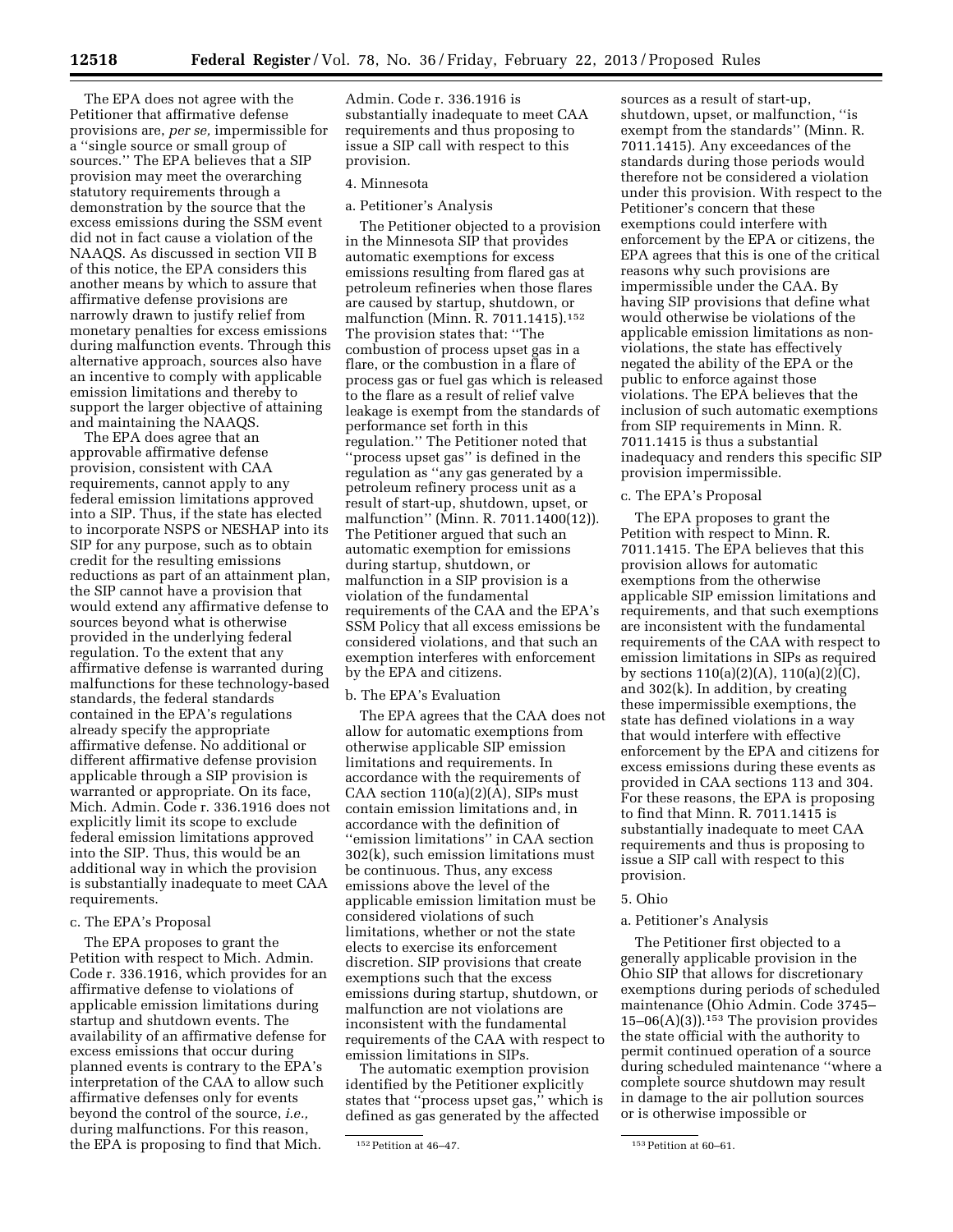The EPA does not agree with the Petitioner that affirmative defense provisions are, *per se,* impermissible for a ''single source or small group of sources.'' The EPA believes that a SIP provision may meet the overarching statutory requirements through a demonstration by the source that the excess emissions during the SSM event did not in fact cause a violation of the NAAQS. As discussed in section VII B of this notice, the EPA considers this another means by which to assure that affirmative defense provisions are narrowly drawn to justify relief from monetary penalties for excess emissions during malfunction events. Through this alternative approach, sources also have an incentive to comply with applicable emission limitations and thereby to support the larger objective of attaining and maintaining the NAAQS.

The EPA does agree that an approvable affirmative defense provision, consistent with CAA requirements, cannot apply to any federal emission limitations approved into a SIP. Thus, if the state has elected to incorporate NSPS or NESHAP into its SIP for any purpose, such as to obtain credit for the resulting emissions reductions as part of an attainment plan, the SIP cannot have a provision that would extend any affirmative defense to sources beyond what is otherwise provided in the underlying federal regulation. To the extent that any affirmative defense is warranted during malfunctions for these technology-based standards, the federal standards contained in the EPA's regulations already specify the appropriate affirmative defense. No additional or different affirmative defense provision applicable through a SIP provision is warranted or appropriate. On its face, Mich. Admin. Code r. 336.1916 does not explicitly limit its scope to exclude federal emission limitations approved into the SIP. Thus, this would be an additional way in which the provision is substantially inadequate to meet CAA requirements.

c. The EPA's Proposal

The EPA proposes to grant the Petition with respect to Mich. Admin. Code r. 336.1916, which provides for an affirmative defense to violations of applicable emission limitations during startup and shutdown events. The availability of an affirmative defense for excess emissions that occur during planned events is contrary to the EPA's interpretation of the CAA to allow such affirmative defenses only for events beyond the control of the source, *i.e.,* during malfunctions. For this reason, the EPA is proposing to find that Mich. Admin. Code r. 336.1916 is substantially inadequate to meet CAA requirements and thus proposing to issue a SIP call with respect to this provision.

4. Minnesota

a. Petitioner's Analysis

The Petitioner objected to a provision in the Minnesota SIP that provides automatic exemptions for excess emissions resulting from flared gas at petroleum refineries when those flares are caused by startup, shutdown, or malfunction (Minn. R. 7011.1415).[152] The provision states that: ''The combustion of process upset gas in a flare, or the combustion in a flare of process gas or fuel gas which is released to the flare as a result of relief valve leakage is exempt from the standards of performance set forth in this regulation.'' The Petitioner noted that ''process upset gas'' is defined in the regulation as ''any gas generated by a petroleum refinery process unit as a result of start-up, shutdown, upset, or malfunction'' (Minn. R. 7011.1400(12)). The Petitioner argued that such an automatic exemption for emissions during startup, shutdown, or malfunction in a SIP provision is a violation of the fundamental requirements of the CAA and the EPA's SSM Policy that all excess emissions be considered violations, and that such an exemption interferes with enforcement by the EPA and citizens.

b. The EPA's Evaluation

The EPA agrees that the CAA does not allow for automatic exemptions from otherwise applicable SIP emission limitations and requirements. In accordance with the requirements of CAA section 110(a)(2)(A), SIPs must contain emission limitations and, in accordance with the definition of ''emission limitations'' in CAA section 302(k), such emission limitations must be continuous. Thus, any excess emissions above the level of the applicable emission limitation must be considered violations of such limitations, whether or not the state elects to exercise its enforcement discretion. SIP provisions that create exemptions such that the excess emissions during startup, shutdown, or malfunction are not violations are inconsistent with the fundamental requirements of the CAA with respect to emission limitations in SIPs.

The automatic exemption provision identified by the Petitioner explicitly states that ''process upset gas,'' which is defined as gas generated by the affected sources as a result of start-up, shutdown, upset, or malfunction, ''is exempt from the standards'' (Minn. R. 7011.1415). Any exceedances of the standards during those periods would therefore not be considered a violation under this provision. With respect to the Petitioner's concern that these exemptions could interfere with enforcement by the EPA or citizens, the EPA agrees that this is one of the critical reasons why such provisions are impermissible under the CAA. By having SIP provisions that define what would otherwise be violations of the applicable emission limitations as non-violations, the state has effectively negated the ability of the EPA or the public to enforce against those violations. The EPA believes that the inclusion of such automatic exemptions from SIP requirements in Minn. R. 7011.1415 is thus a substantial inadequacy and renders this specific SIP provision impermissible.

c. The EPA's Proposal

The EPA proposes to grant the Petition with respect to Minn. R. 7011.1415. The EPA believes that this provision allows for automatic exemptions from the otherwise applicable SIP emission limitations and requirements, and that such exemptions are inconsistent with the fundamental requirements of the CAA with respect to emission limitations in SIPs as required by sections 110(a)(2)(A), 110(a)(2)(C), and 302(k). In addition, by creating these impermissible exemptions, the state has defined violations in a way that would interfere with effective enforcement by the EPA and citizens for excess emissions during these events as provided in CAA sections 113 and 304. For these reasons, the EPA is proposing to find that Minn. R. 7011.1415 is substantially inadequate to meet CAA requirements and thus is proposing to issue a SIP call with respect to this provision.

5. Ohio

a. Petitioner's Analysis

The Petitioner first objected to a generally applicable provision in the Ohio SIP that allows for discretionary exemptions during periods of scheduled maintenance (Ohio Admin. Code 3745–15–06(A)(3)).[153] The provision provides the state official with the authority to permit continued operation of a source during scheduled maintenance ''where a complete source shutdown may result in damage to the air pollution sources or is otherwise impossible or

[152] Petition at 46–47.

[153] Petition at 60–61.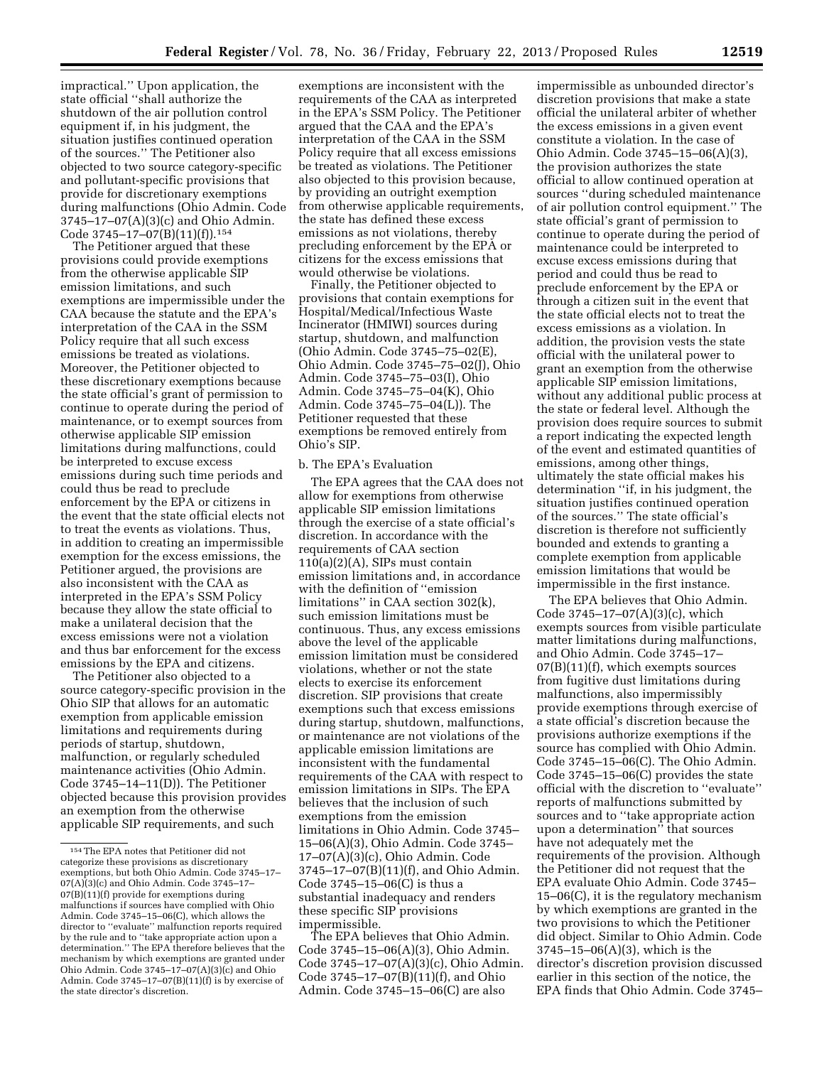impractical.'' Upon application, the state official ''shall authorize the shutdown of the air pollution control equipment if, in his judgment, the situation justifies continued operation of the sources.'' The Petitioner also objected to two source category-specific and pollutant-specific provisions that provide for discretionary exemptions during malfunctions (Ohio Admin. Code 3745–17–07(A)(3)(c) and Ohio Admin. Code 3745–17–07(B)(11)(f)).[154]

The Petitioner argued that these provisions could provide exemptions from the otherwise applicable SIP emission limitations, and such exemptions are impermissible under the CAA because the statute and the EPA's interpretation of the CAA in the SSM Policy require that all such excess emissions be treated as violations. Moreover, the Petitioner objected to these discretionary exemptions because the state official's grant of permission to continue to operate during the period of maintenance, or to exempt sources from otherwise applicable SIP emission limitations during malfunctions, could be interpreted to excuse excess emissions during such time periods and could thus be read to preclude enforcement by the EPA or citizens in the event that the state official elects not to treat the events as violations. Thus, in addition to creating an impermissible exemption for the excess emissions, the Petitioner argued, the provisions are also inconsistent with the CAA as interpreted in the EPA's SSM Policy because they allow the state official to make a unilateral decision that the excess emissions were not a violation and thus bar enforcement for the excess emissions by the EPA and citizens.

The Petitioner also objected to a source category-specific provision in the Ohio SIP that allows for an automatic exemption from applicable emission limitations and requirements during periods of startup, shutdown, malfunction, or regularly scheduled maintenance activities (Ohio Admin. Code 3745–14–11(D)). The Petitioner objected because this provision provides an exemption from the otherwise applicable SIP requirements, and such exemptions are inconsistent with the requirements of the CAA as interpreted in the EPA's SSM Policy. The Petitioner argued that the CAA and the EPA's interpretation of the CAA in the SSM Policy require that all excess emissions be treated as violations. The Petitioner also objected to this provision because, by providing an outright exemption from otherwise applicable requirements, the state has defined these excess emissions as not violations, thereby precluding enforcement by the EPA or citizens for the excess emissions that would otherwise be violations.

Finally, the Petitioner objected to provisions that contain exemptions for Hospital/Medical/Infectious Waste Incinerator (HMIWI) sources during startup, shutdown, and malfunction (Ohio Admin. Code 3745–75–02(E), Ohio Admin. Code 3745–75–02(J), Ohio Admin. Code 3745–75–03(I), Ohio Admin. Code 3745–75–04(K), Ohio Admin. Code 3745–75–04(L)). The Petitioner requested that these exemptions be removed entirely from Ohio's SIP.

b. The EPA's Evaluation

The EPA agrees that the CAA does not allow for exemptions from otherwise applicable SIP emission limitations through the exercise of a state official's discretion. In accordance with the requirements of CAA section 110(a)(2)(A), SIPs must contain emission limitations and, in accordance with the definition of ''emission limitations'' in CAA section 302(k), such emission limitations must be continuous. Thus, any excess emissions above the level of the applicable emission limitation must be considered violations, whether or not the state elects to exercise its enforcement discretion. SIP provisions that create exemptions such that excess emissions during startup, shutdown, malfunctions, or maintenance are not violations of the applicable emission limitations are inconsistent with the fundamental requirements of the CAA with respect to emission limitations in SIPs. The EPA believes that the inclusion of such exemptions from the emission limitations in Ohio Admin. Code 3745–15–06(A)(3), Ohio Admin. Code 3745–17–07(A)(3)(c), Ohio Admin. Code 3745–17–07(B)(11)(f), and Ohio Admin. Code 3745–15–06(C) is thus a substantial inadequacy and renders these specific SIP provisions impermissible.

The EPA believes that Ohio Admin. Code 3745–15–06(A)(3), Ohio Admin. Code 3745–17–07(A)(3)(c), Ohio Admin. Code 3745–17–07(B)(11)(f), and Ohio Admin. Code 3745–15–06(C) are also impermissible as unbounded director's discretion provisions that make a state official the unilateral arbiter of whether the excess emissions in a given event constitute a violation. In the case of Ohio Admin. Code 3745–15–06(A)(3), the provision authorizes the state official to allow continued operation at sources ''during scheduled maintenance of air pollution control equipment.'' The state official's grant of permission to continue to operate during the period of maintenance could be interpreted to excuse excess emissions during that period and could thus be read to preclude enforcement by the EPA or through a citizen suit in the event that the state official elects not to treat the excess emissions as a violation. In addition, the provision vests the state official with the unilateral power to grant an exemption from the otherwise applicable SIP emission limitations, without any additional public process at the state or federal level. Although the provision does require sources to submit a report indicating the expected length of the event and estimated quantities of emissions, among other things, ultimately the state official makes his determination ''if, in his judgment, the situation justifies continued operation of the sources.'' The state official's discretion is therefore not sufficiently bounded and extends to granting a complete exemption from applicable emission limitations that would be impermissible in the first instance.

The EPA believes that Ohio Admin. Code 3745–17–07(A)(3)(c), which exempts sources from visible particulate matter limitations during malfunctions, and Ohio Admin. Code 3745–17–07(B)(11)(f), which exempts sources from fugitive dust limitations during malfunctions, also impermissibly provide exemptions through exercise of a state official's discretion because the provisions authorize exemptions if the source has complied with Ohio Admin. Code 3745–15–06(C). The Ohio Admin. Code 3745–15–06(C) provides the state official with the discretion to ''evaluate'' reports of malfunctions submitted by sources and to ''take appropriate action upon a determination'' that sources have not adequately met the requirements of the provision. Although the Petitioner did not request that the EPA evaluate Ohio Admin. Code 3745–15–06(C), it is the regulatory mechanism by which exemptions are granted in the two provisions to which the Petitioner did object. Similar to Ohio Admin. Code 3745–15–06(A)(3), which is the director's discretion provision discussed earlier in this section of the notice, the EPA finds that Ohio Admin. Code 3745–

[154] The EPA notes that Petitioner did not categorize these provisions as discretionary exemptions, but both Ohio Admin. Code 3745–17–07(A)(3)(c) and Ohio Admin. Code 3745–17–07(B)(11)(f) provide for exemptions during malfunctions if sources have complied with Ohio Admin. Code 3745–15–06(C), which allows the director to ''evaluate'' malfunction reports required by the rule and to ''take appropriate action upon a determination.'' The EPA therefore believes that the mechanism by which exemptions are granted under Ohio Admin. Code 3745–17–07(A)(3)(c) and Ohio Admin. Code 3745–17–07(B)(11)(f) is by exercise of the state director's discretion.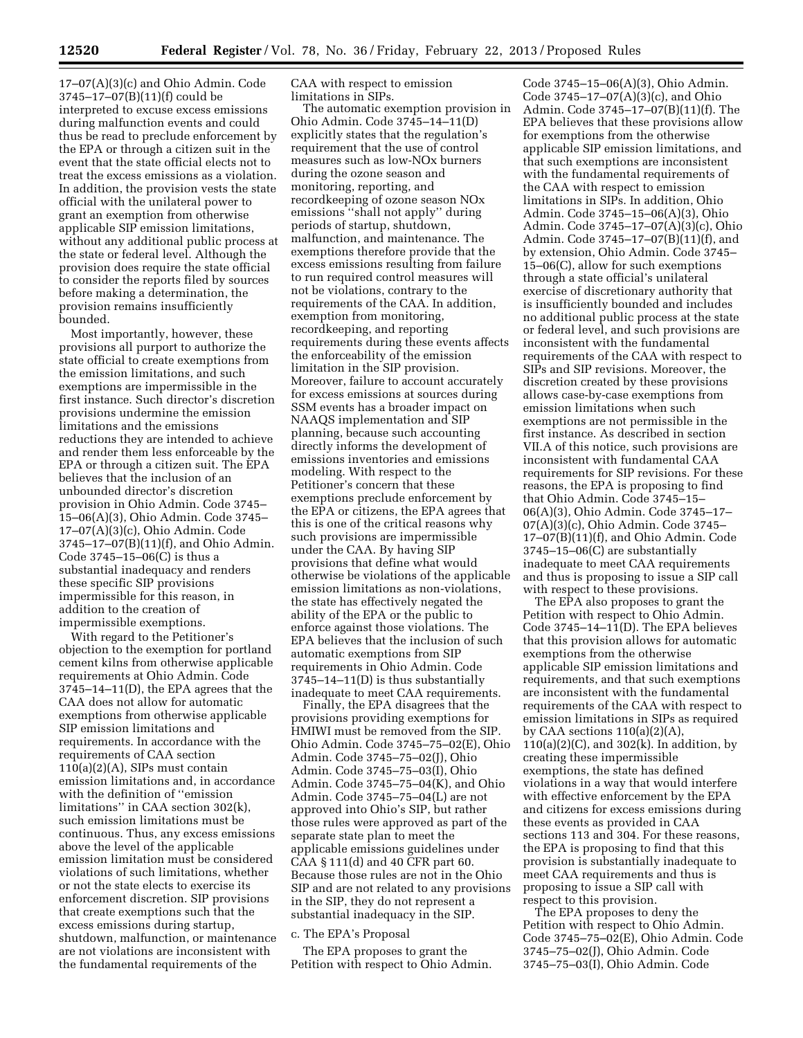17–07(A)(3)(c) and Ohio Admin. Code 3745–17–07(B)(11)(f) could be interpreted to excuse excess emissions during malfunction events and could thus be read to preclude enforcement by the EPA or through a citizen suit in the event that the state official elects not to treat the excess emissions as a violation. In addition, the provision vests the state official with the unilateral power to grant an exemption from otherwise applicable SIP emission limitations, without any additional public process at the state or federal level. Although the provision does require the state official to consider the reports filed by sources before making a determination, the provision remains insufficiently bounded.

Most importantly, however, these provisions all purport to authorize the state official to create exemptions from the emission limitations, and such exemptions are impermissible in the first instance. Such director's discretion provisions undermine the emission limitations and the emissions reductions they are intended to achieve and render them less enforceable by the EPA or through a citizen suit. The EPA believes that the inclusion of an unbounded director's discretion provision in Ohio Admin. Code 3745–15–06(A)(3), Ohio Admin. Code 3745–17–07(A)(3)(c), Ohio Admin. Code 3745–17–07(B)(11)(f), and Ohio Admin. Code 3745–15–06(C) is thus a substantial inadequacy and renders these specific SIP provisions impermissible for this reason, in addition to the creation of impermissible exemptions.

With regard to the Petitioner's objection to the exemption for portland cement kilns from otherwise applicable requirements at Ohio Admin. Code 3745–14–11(D), the EPA agrees that the CAA does not allow for automatic exemptions from otherwise applicable SIP emission limitations and requirements. In accordance with the requirements of CAA section 110(a)(2)(A), SIPs must contain emission limitations and, in accordance with the definition of ''emission limitations'' in CAA section 302(k), such emission limitations must be continuous. Thus, any excess emissions above the level of the applicable emission limitation must be considered violations of such limitations, whether or not the state elects to exercise its enforcement discretion. SIP provisions that create exemptions such that the excess emissions during startup, shutdown, malfunction, or maintenance are not violations are inconsistent with the fundamental requirements of the CAA with respect to emission limitations in SIPs.

The automatic exemption provision in Ohio Admin. Code 3745–14–11(D) explicitly states that the regulation's requirement that the use of control measures such as low-NOx burners during the ozone season and monitoring, reporting, and recordkeeping of ozone season NOx emissions ''shall not apply'' during periods of startup, shutdown, malfunction, and maintenance. The exemptions therefore provide that the excess emissions resulting from failure to run required control measures will not be violations, contrary to the requirements of the CAA. In addition, exemption from monitoring, recordkeeping, and reporting requirements during these events affects the enforceability of the emission limitation in the SIP provision. Moreover, failure to account accurately for excess emissions at sources during SSM events has a broader impact on NAAQS implementation and SIP planning, because such accounting directly informs the development of emissions inventories and emissions modeling. With respect to the Petitioner's concern that these exemptions preclude enforcement by the EPA or citizens, the EPA agrees that this is one of the critical reasons why such provisions are impermissible under the CAA. By having SIP provisions that define what would otherwise be violations of the applicable emission limitations as non-violations, the state has effectively negated the ability of the EPA or the public to enforce against those violations. The EPA believes that the inclusion of such automatic exemptions from SIP requirements in Ohio Admin. Code 3745–14–11(D) is thus substantially inadequate to meet CAA requirements.

Finally, the EPA disagrees that the provisions providing exemptions for HMIWI must be removed from the SIP. Ohio Admin. Code 3745–75–02(E), Ohio Admin. Code 3745–75–02(J), Ohio Admin. Code 3745–75–03(I), Ohio Admin. Code 3745–75–04(K), and Ohio Admin. Code 3745–75–04(L) are not approved into Ohio's SIP, but rather those rules were approved as part of the separate state plan to meet the applicable emissions guidelines under CAA § 111(d) and 40 CFR part 60. Because those rules are not in the Ohio SIP and are not related to any provisions in the SIP, they do not represent a substantial inadequacy in the SIP.

c. The EPA's Proposal

The EPA proposes to grant the Petition with respect to Ohio Admin. Code 3745–15–06(A)(3), Ohio Admin. Code 3745–17–07(A)(3)(c), and Ohio Admin. Code 3745–17–07(B)(11)(f). The EPA believes that these provisions allow for exemptions from the otherwise applicable SIP emission limitations, and that such exemptions are inconsistent with the fundamental requirements of the CAA with respect to emission limitations in SIPs. In addition, Ohio Admin. Code 3745–15–06(A)(3), Ohio Admin. Code 3745–17–07(A)(3)(c), Ohio Admin. Code 3745–17–07(B)(11)(f), and by extension, Ohio Admin. Code 3745–15–06(C), allow for such exemptions through a state official's unilateral exercise of discretionary authority that is insufficiently bounded and includes no additional public process at the state or federal level, and such provisions are inconsistent with the fundamental requirements of the CAA with respect to SIPs and SIP revisions. Moreover, the discretion created by these provisions allows case-by-case exemptions from emission limitations when such exemptions are not permissible in the first instance. As described in section VII.A of this notice, such provisions are inconsistent with fundamental CAA requirements for SIP revisions. For these reasons, the EPA is proposing to find that Ohio Admin. Code 3745–15–06(A)(3), Ohio Admin. Code 3745–17–07(A)(3)(c), Ohio Admin. Code 3745–17–07(B)(11)(f), and Ohio Admin. Code 3745–15–06(C) are substantially inadequate to meet CAA requirements and thus is proposing to issue a SIP call with respect to these provisions.

The EPA also proposes to grant the Petition with respect to Ohio Admin. Code 3745–14–11(D). The EPA believes that this provision allows for automatic exemptions from the otherwise applicable SIP emission limitations and requirements, and that such exemptions are inconsistent with the fundamental requirements of the CAA with respect to emission limitations in SIPs as required by CAA sections 110(a)(2)(A), 110(a)(2)(C), and 302(k). In addition, by creating these impermissible exemptions, the state has defined violations in a way that would interfere with effective enforcement by the EPA and citizens for excess emissions during these events as provided in CAA sections 113 and 304. For these reasons, the EPA is proposing to find that this provision is substantially inadequate to meet CAA requirements and thus is proposing to issue a SIP call with respect to this provision.

The EPA proposes to deny the Petition with respect to Ohio Admin. Code 3745–75–02(E), Ohio Admin. Code 3745–75–02(J), Ohio Admin. Code 3745–75–03(I), Ohio Admin. Code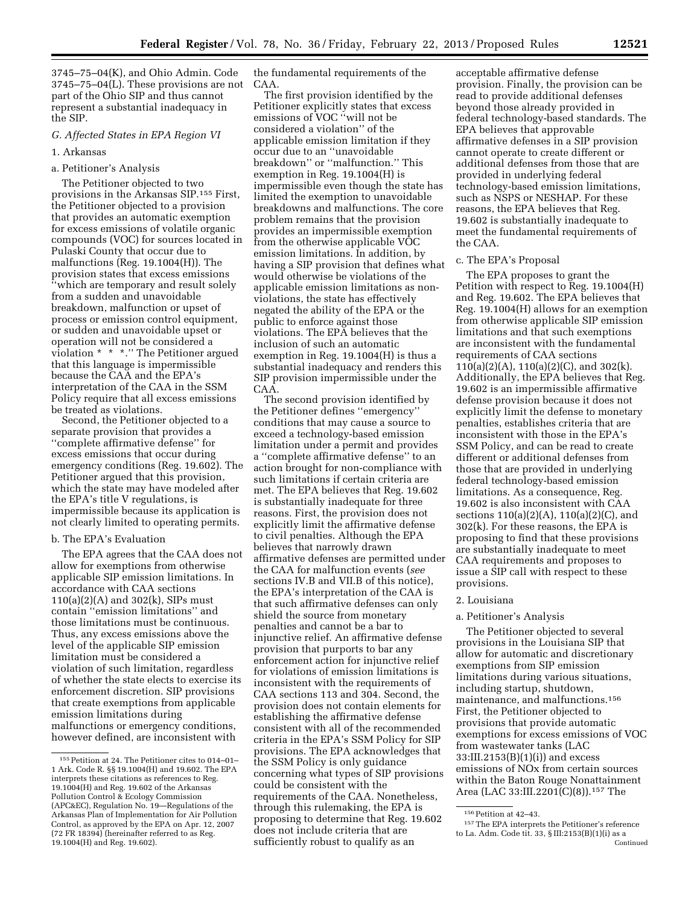3745–75–04(K), and Ohio Admin. Code 3745–75–04(L). These provisions are not part of the Ohio SIP and thus cannot represent a substantial inadequacy in the SIP.

### G. Affected States in EPA Region VI

#### 1. Arkansas

##### a. Petitioner's Analysis

The Petitioner objected to two provisions in the Arkansas SIP.[155] First, the Petitioner objected to a provision that provides an automatic exemption for excess emissions of volatile organic compounds (VOC) for sources located in Pulaski County that occur due to malfunctions (Reg. 19.1004(H)). The provision states that excess emissions ''which are temporary and result solely from a sudden and unavoidable breakdown, malfunction or upset of process or emission control equipment, or sudden and unavoidable upset or operation will not be considered a violation * * *.'' The Petitioner argued that this language is impermissible because the CAA and the EPA's interpretation of the CAA in the SSM Policy require that all excess emissions be treated as violations.

Second, the Petitioner objected to a separate provision that provides a ''complete affirmative defense'' for excess emissions that occur during emergency conditions (Reg. 19.602). The Petitioner argued that this provision, which the state may have modeled after the EPA's title V regulations, is impermissible because its application is not clearly limited to operating permits.

##### b. The EPA's Evaluation

The EPA agrees that the CAA does not allow for exemptions from otherwise applicable SIP emission limitations. In accordance with CAA sections 110(a)(2)(A) and 302(k), SIPs must contain ''emission limitations'' and those limitations must be continuous. Thus, any excess emissions above the level of the applicable SIP emission limitation must be considered a violation of such limitation, regardless of whether the state elects to exercise its enforcement discretion. SIP provisions that create exemptions from applicable emission limitations during malfunctions or emergency conditions, however defined, are inconsistent with the fundamental requirements of the CAA.

The first provision identified by the Petitioner explicitly states that excess emissions of VOC ''will not be considered a violation'' of the applicable emission limitation if they occur due to an ''unavoidable breakdown'' or ''malfunction.'' This exemption in Reg. 19.1004(H) is impermissible even though the state has limited the exemption to unavoidable breakdowns and malfunctions. The core problem remains that the provision provides an impermissible exemption from the otherwise applicable VOC emission limitations. In addition, by having a SIP provision that defines what would otherwise be violations of the applicable emission limitations as non-violations, the state has effectively negated the ability of the EPA or the public to enforce against those violations. The EPA believes that the inclusion of such an automatic exemption in Reg. 19.1004(H) is thus a substantial inadequacy and renders this SIP provision impermissible under the CAA.

The second provision identified by the Petitioner defines ''emergency'' conditions that may cause a source to exceed a technology-based emission limitation under a permit and provides a ''complete affirmative defense'' to an action brought for non-compliance with such limitations if certain criteria are met. The EPA believes that Reg. 19.602 is substantially inadequate for three reasons. First, the provision does not explicitly limit the affirmative defense to civil penalties. Although the EPA believes that narrowly drawn affirmative defenses are permitted under the CAA for malfunction events (*see* sections IV.B and VII.B of this notice), the EPA's interpretation of the CAA is that such affirmative defenses can only shield the source from monetary penalties and cannot be a bar to injunctive relief. An affirmative defense provision that purports to bar any enforcement action for injunctive relief for violations of emission limitations is inconsistent with the requirements of CAA sections 113 and 304. Second, the provision does not contain elements for establishing the affirmative defense consistent with all of the recommended criteria in the EPA's SSM Policy for SIP provisions. The EPA acknowledges that the SSM Policy is only guidance concerning what types of SIP provisions could be consistent with the requirements of the CAA. Nonetheless, through this rulemaking, the EPA is proposing to determine that Reg. 19.602 does not include criteria that are sufficiently robust to qualify as an acceptable affirmative defense provision. Finally, the provision can be read to provide additional defenses beyond those already provided in federal technology-based standards. The EPA believes that approvable affirmative defenses in a SIP provision cannot operate to create different or additional defenses from those that are provided in underlying federal technology-based emission limitations, such as NSPS or NESHAP. For these reasons, the EPA believes that Reg. 19.602 is substantially inadequate to meet the fundamental requirements of the CAA.

##### c. The EPA's Proposal

The EPA proposes to grant the Petition with respect to Reg. 19.1004(H) and Reg. 19.602. The EPA believes that Reg. 19.1004(H) allows for an exemption from otherwise applicable SIP emission limitations and that such exemptions are inconsistent with the fundamental requirements of CAA sections 110(a)(2)(A), 110(a)(2)(C), and 302(k). Additionally, the EPA believes that Reg. 19.602 is an impermissible affirmative defense provision because it does not explicitly limit the defense to monetary penalties, establishes criteria that are inconsistent with those in the EPA's SSM Policy, and can be read to create different or additional defenses from those that are provided in underlying federal technology-based emission limitations. As a consequence, Reg. 19.602 is also inconsistent with CAA sections 110(a)(2)(A), 110(a)(2)(C), and 302(k). For these reasons, the EPA is proposing to find that these provisions are substantially inadequate to meet CAA requirements and proposes to issue a SIP call with respect to these provisions.

#### 2. Louisiana

##### a. Petitioner's Analysis

The Petitioner objected to several provisions in the Louisiana SIP that allow for automatic and discretionary exemptions from SIP emission limitations during various situations, including startup, shutdown, maintenance, and malfunctions.[156] First, the Petitioner objected to provisions that provide automatic exemptions for excess emissions of VOC from wastewater tanks (LAC 33:III.2153(B)(1)(i)) and excess emissions of NOx from certain sources within the Baton Rouge Nonattainment Area (LAC 33:III.2201(C)(8)).[157] The

---

[155] Petition at 24. The Petitioner cites to 014–01–1 Ark. Code R. §§ 19.1004(H) and 19.602. The EPA interprets these citations as references to Reg. 19.1004(H) and Reg. 19.602 of the Arkansas Pollution Control & Ecology Commission (APC&EC), Regulation No. 19—Regulations of the Arkansas Plan of Implementation for Air Pollution Control, as approved by the EPA on Apr. 12, 2007 (72 FR 18394) (hereinafter referred to as Reg. 19.1004(H) and Reg. 19.602).

[156] Petition at 42–43.

[157] The EPA interprets the Petitioner's reference to La. Adm. Code tit. 33, § III:2153(B)(1)(i) as a

Continued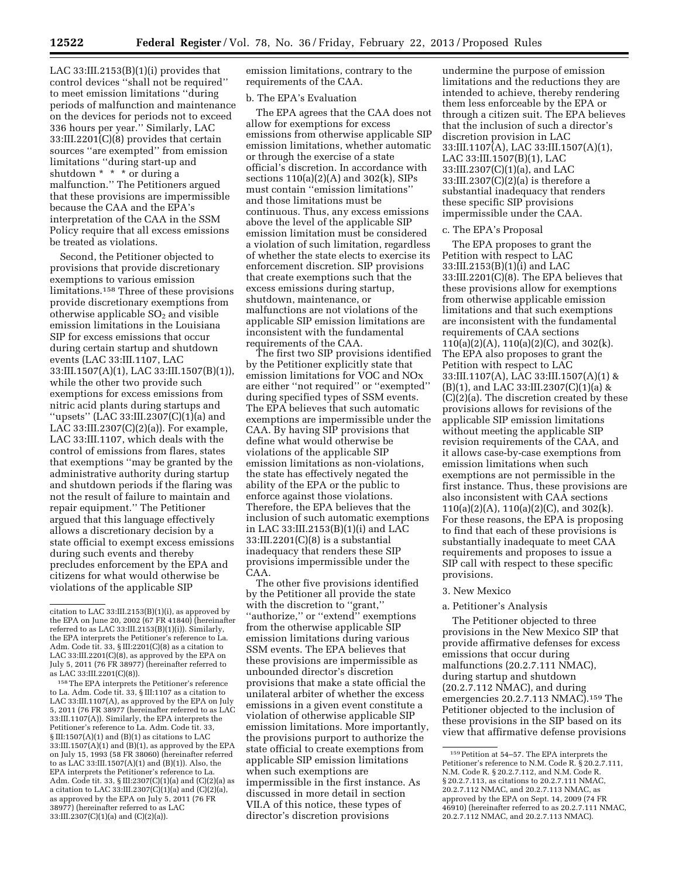LAC 33:III.2153(B)(1)(i) provides that control devices ''shall not be required'' to meet emission limitations ''during periods of malfunction and maintenance on the devices for periods not to exceed 336 hours per year.'' Similarly, LAC 33:III.2201(C)(8) provides that certain sources ''are exempted'' from emission limitations ''during start-up and shutdown * * * or during a malfunction.'' The Petitioners argued that these provisions are impermissible because the CAA and the EPA's interpretation of the CAA in the SSM Policy require that all excess emissions be treated as violations.

Second, the Petitioner objected to provisions that provide discretionary exemptions to various emission limitations.[158] Three of these provisions provide discretionary exemptions from otherwise applicable $SO_2$ and visible emission limitations in the Louisiana SIP for excess emissions that occur during certain startup and shutdown events (LAC 33:III.1107, LAC 33:III.1507(A)(1), LAC 33:III.1507(B)(1)), while the other two provide such exemptions for excess emissions from nitric acid plants during startups and ''upsets'' (LAC 33:III.2307(C)(1)(a) and LAC 33:III.2307(C)(2)(a)). For example, LAC 33:III.1107, which deals with the control of emissions from flares, states that exemptions ''may be granted by the administrative authority during startup and shutdown periods if the flaring was not the result of failure to maintain and repair equipment.'' The Petitioner argued that this language effectively allows a discretionary decision by a state official to exempt excess emissions during such events and thereby precludes enforcement by the EPA and citizens for what would otherwise be violations of the applicable SIP emission limitations, contrary to the requirements of the CAA.

b. The EPA's Evaluation

The EPA agrees that the CAA does not allow for exemptions for excess emissions from otherwise applicable SIP emission limitations, whether automatic or through the exercise of a state official's discretion. In accordance with sections 110(a)(2)(A) and 302(k), SIPs must contain ''emission limitations'' and those limitations must be continuous. Thus, any excess emissions above the level of the applicable SIP emission limitation must be considered a violation of such limitation, regardless of whether the state elects to exercise its enforcement discretion. SIP provisions that create exemptions such that the excess emissions during startup, shutdown, maintenance, or malfunctions are not violations of the applicable SIP emission limitations are inconsistent with the fundamental requirements of the CAA.

The first two SIP provisions identified by the Petitioner explicitly state that emission limitations for VOC and NOx are either ''not required'' or ''exempted'' during specified types of SSM events. The EPA believes that such automatic exemptions are impermissible under the CAA. By having SIP provisions that define what would otherwise be violations of the applicable SIP emission limitations as non-violations, the state has effectively negated the ability of the EPA or the public to enforce against those violations. Therefore, the EPA believes that the inclusion of such automatic exemptions in LAC 33:III.2153(B)(1)(i) and LAC 33:III.2201(C)(8) is a substantial inadequacy that renders these SIP provisions impermissible under the CAA.

The other five provisions identified by the Petitioner all provide the state with the discretion to ''grant,'' ''authorize,'' or ''extend'' exemptions from the otherwise applicable SIP emission limitations during various SSM events. The EPA believes that these provisions are impermissible as unbounded director's discretion provisions that make a state official the unilateral arbiter of whether the excess emissions in a given event constitute a violation of otherwise applicable SIP emission limitations. More importantly, the provisions purport to authorize the state official to create exemptions from applicable SIP emission limitations when such exemptions are impermissible in the first instance. As discussed in more detail in section VII.A of this notice, these types of director's discretion provisions undermine the purpose of emission limitations and the reductions they are intended to achieve, thereby rendering them less enforceable by the EPA or through a citizen suit. The EPA believes that the inclusion of such a director's discretion provision in LAC 33:III.1107(A), LAC 33:III.1507(A)(1), LAC 33:III.1507(B)(1), LAC 33:III.2307(C)(1)(a), and LAC 33:III.2307(C)(2)(a) is therefore a substantial inadequacy that renders these specific SIP provisions impermissible under the CAA.

c. The EPA's Proposal

The EPA proposes to grant the Petition with respect to LAC 33:III.2153(B)(1)(i) and LAC 33:III.2201(C)(8). The EPA believes that these provisions allow for exemptions from otherwise applicable emission limitations and that such exemptions are inconsistent with the fundamental requirements of CAA sections 110(a)(2)(A), 110(a)(2)(C), and 302(k). The EPA also proposes to grant the Petition with respect to LAC 33:III.1107(A), LAC 33:III.1507(A)(1) & (B)(1), and LAC 33:III.2307(C)(1)(a) & (C)(2)(a). The discretion created by these provisions allows for revisions of the applicable SIP emission limitations without meeting the applicable SIP revision requirements of the CAA, and it allows case-by-case exemptions from emission limitations when such exemptions are not permissible in the first instance. Thus, these provisions are also inconsistent with CAA sections 110(a)(2)(A), 110(a)(2)(C), and 302(k). For these reasons, the EPA is proposing to find that each of these provisions is substantially inadequate to meet CAA requirements and proposes to issue a SIP call with respect to these specific provisions.

3. New Mexico

a. Petitioner's Analysis

The Petitioner objected to three provisions in the New Mexico SIP that provide affirmative defenses for excess emissions that occur during malfunctions (20.2.7.111 NMAC), during startup and shutdown (20.2.7.112 NMAC), and during emergencies 20.2.7.113 NMAC).[159] The Petitioner objected to the inclusion of these provisions in the SIP based on its view that affirmative defense provisions

---

citation to LAC 33:III.2153(B)(1)(i), as approved by the EPA on June 20, 2002 (67 FR 41840) (hereinafter referred to as LAC 33:III.2153(B)(1)(i)). Similarly, the EPA interprets the Petitioner's reference to La. Adm. Code tit. 33, § III:2201(C)(8) as a citation to LAC 33:III.2201(C)(8), as approved by the EPA on July 5, 2011 (76 FR 38977) (hereinafter referred to as LAC 33:III.2201(C)(8)).

[158] The EPA interprets the Petitioner's reference to La. Adm. Code tit. 33, § III:1107 as a citation to LAC 33:III.1107(A), as approved by the EPA on July 5, 2011 (76 FR 38977 (hereinafter referred to as LAC 33:III.1107(A)). Similarly, the EPA interprets the Petitioner's reference to La. Adm. Code tit. 33, § III:1507(A)(1) and (B)(1) as citations to LAC 33:III.1507(A)(1) and (B)(1), as approved by the EPA on July 15, 1993 (58 FR 38060) (hereinafter referred to as LAC 33:III.1507(A)(1) and (B)(1)). Also, the EPA interprets the Petitioner's reference to La. Adm. Code tit. 33, § III:2307(C)(1)(a) and (C)(2)(a) as a citation to LAC 33:III.2307(C)(1)(a) and (C)(2)(a), as approved by the EPA on July 5, 2011 (76 FR 38977) (hereinafter referred to as LAC 33:III.2307(C)(1)(a) and (C)(2)(a)).

[159] Petition at 54–57. The EPA interprets the Petitioner's reference to N.M. Code R. § 20.2.7.111, N.M. Code R. § 20.2.7.112, and N.M. Code R. § 20.2.7.113 NMAC, as citations to 20.2.7.111 NMAC, 20.2.7.112 NMAC, and 20.2.7.113 NMAC, as approved by the EPA on Sept. 14, 2009 (74 FR 46910) (hereinafter referred to as 20.2.7.111 NMAC, 20.2.7.112 NMAC, and 20.2.7.113 NMAC).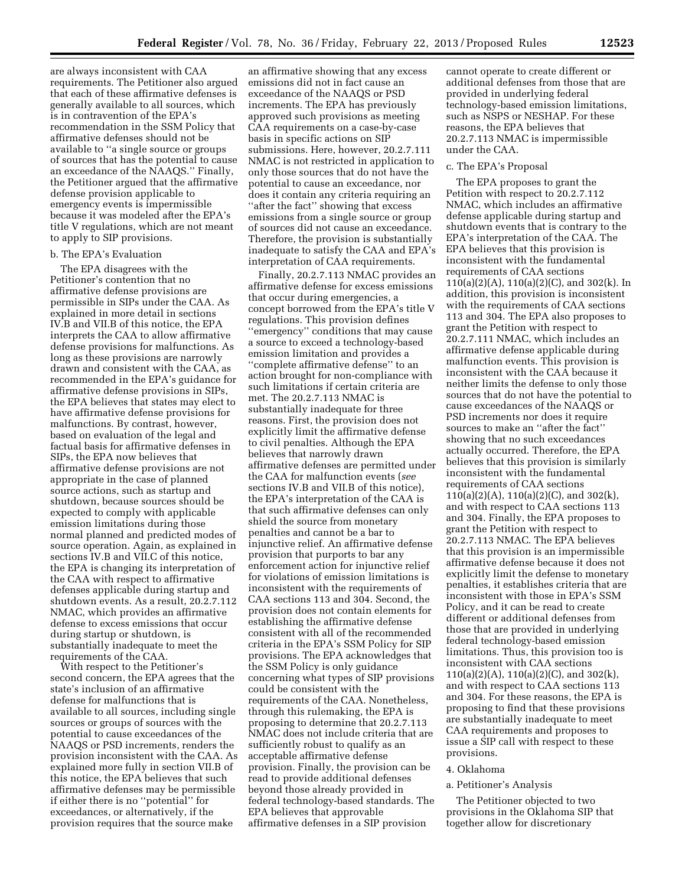are always inconsistent with CAA requirements. The Petitioner also argued that each of these affirmative defenses is generally available to all sources, which is in contravention of the EPA's recommendation in the SSM Policy that affirmative defenses should not be available to ''a single source or groups of sources that has the potential to cause an exceedance of the NAAQS.'' Finally, the Petitioner argued that the affirmative defense provision applicable to emergency events is impermissible because it was modeled after the EPA's title V regulations, which are not meant to apply to SIP provisions.

b. The EPA's Evaluation

The EPA disagrees with the Petitioner's contention that no affirmative defense provisions are permissible in SIPs under the CAA. As explained in more detail in sections IV.B and VII.B of this notice, the EPA interprets the CAA to allow affirmative defense provisions for malfunctions. As long as these provisions are narrowly drawn and consistent with the CAA, as recommended in the EPA's guidance for affirmative defense provisions in SIPs, the EPA believes that states may elect to have affirmative defense provisions for malfunctions. By contrast, however, based on evaluation of the legal and factual basis for affirmative defenses in SIPs, the EPA now believes that affirmative defense provisions are not appropriate in the case of planned source actions, such as startup and shutdown, because sources should be expected to comply with applicable emission limitations during those normal planned and predicted modes of source operation. Again, as explained in sections IV.B and VII.C of this notice, the EPA is changing its interpretation of the CAA with respect to affirmative defenses applicable during startup and shutdown events. As a result, 20.2.7.112 NMAC, which provides an affirmative defense to excess emissions that occur during startup or shutdown, is substantially inadequate to meet the requirements of the CAA.

With respect to the Petitioner's second concern, the EPA agrees that the state's inclusion of an affirmative defense for malfunctions that is available to all sources, including single sources or groups of sources with the potential to cause exceedances of the NAAQS or PSD increments, renders the provision inconsistent with the CAA. As explained more fully in section VII.B of this notice, the EPA believes that such affirmative defenses may be permissible if either there is no ''potential'' for exceedances, or alternatively, if the provision requires that the source make an affirmative showing that any excess emissions did not in fact cause an exceedance of the NAAQS or PSD increments. The EPA has previously approved such provisions as meeting CAA requirements on a case-by-case basis in specific actions on SIP submissions. Here, however, 20.2.7.111 NMAC is not restricted in application to only those sources that do not have the potential to cause an exceedance, nor does it contain any criteria requiring an ''after the fact'' showing that excess emissions from a single source or group of sources did not cause an exceedance. Therefore, the provision is substantially inadequate to satisfy the CAA and EPA's interpretation of CAA requirements.

Finally, 20.2.7.113 NMAC provides an affirmative defense for excess emissions that occur during emergencies, a concept borrowed from the EPA's title V regulations. This provision defines ''emergency'' conditions that may cause a source to exceed a technology-based emission limitation and provides a ''complete affirmative defense'' to an action brought for non-compliance with such limitations if certain criteria are met. The 20.2.7.113 NMAC is substantially inadequate for three reasons. First, the provision does not explicitly limit the affirmative defense to civil penalties. Although the EPA believes that narrowly drawn affirmative defenses are permitted under the CAA for malfunction events (*see* sections IV.B and VII.B of this notice), the EPA's interpretation of the CAA is that such affirmative defenses can only shield the source from monetary penalties and cannot be a bar to injunctive relief. An affirmative defense provision that purports to bar any enforcement action for injunctive relief for violations of emission limitations is inconsistent with the requirements of CAA sections 113 and 304. Second, the provision does not contain elements for establishing the affirmative defense consistent with all of the recommended criteria in the EPA's SSM Policy for SIP provisions. The EPA acknowledges that the SSM Policy is only guidance concerning what types of SIP provisions could be consistent with the requirements of the CAA. Nonetheless, through this rulemaking, the EPA is proposing to determine that 20.2.7.113 NMAC does not include criteria that are sufficiently robust to qualify as an acceptable affirmative defense provision. Finally, the provision can be read to provide additional defenses beyond those already provided in federal technology-based standards. The EPA believes that approvable affirmative defenses in a SIP provision cannot operate to create different or additional defenses from those that are provided in underlying federal technology-based emission limitations, such as NSPS or NESHAP. For these reasons, the EPA believes that 20.2.7.113 NMAC is impermissible under the CAA.

c. The EPA's Proposal

The EPA proposes to grant the Petition with respect to 20.2.7.112 NMAC, which includes an affirmative defense applicable during startup and shutdown events that is contrary to the EPA's interpretation of the CAA. The EPA believes that this provision is inconsistent with the fundamental requirements of CAA sections 110(a)(2)(A), 110(a)(2)(C), and 302(k). In addition, this provision is inconsistent with the requirements of CAA sections 113 and 304. The EPA also proposes to grant the Petition with respect to 20.2.7.111 NMAC, which includes an affirmative defense applicable during malfunction events. This provision is inconsistent with the CAA because it neither limits the defense to only those sources that do not have the potential to cause exceedances of the NAAQS or PSD increments nor does it require sources to make an ''after the fact'' showing that no such exceedances actually occurred. Therefore, the EPA believes that this provision is similarly inconsistent with the fundamental requirements of CAA sections 110(a)(2)(A), 110(a)(2)(C), and 302(k), and with respect to CAA sections 113 and 304. Finally, the EPA proposes to grant the Petition with respect to 20.2.7.113 NMAC. The EPA believes that this provision is an impermissible affirmative defense because it does not explicitly limit the defense to monetary penalties, it establishes criteria that are inconsistent with those in EPA's SSM Policy, and it can be read to create different or additional defenses from those that are provided in underlying federal technology-based emission limitations. Thus, this provision too is inconsistent with CAA sections 110(a)(2)(A), 110(a)(2)(C), and 302(k), and with respect to CAA sections 113 and 304. For these reasons, the EPA is proposing to find that these provisions are substantially inadequate to meet CAA requirements and proposes to issue a SIP call with respect to these provisions.

4. Oklahoma

a. Petitioner's Analysis

The Petitioner objected to two provisions in the Oklahoma SIP that together allow for discretionary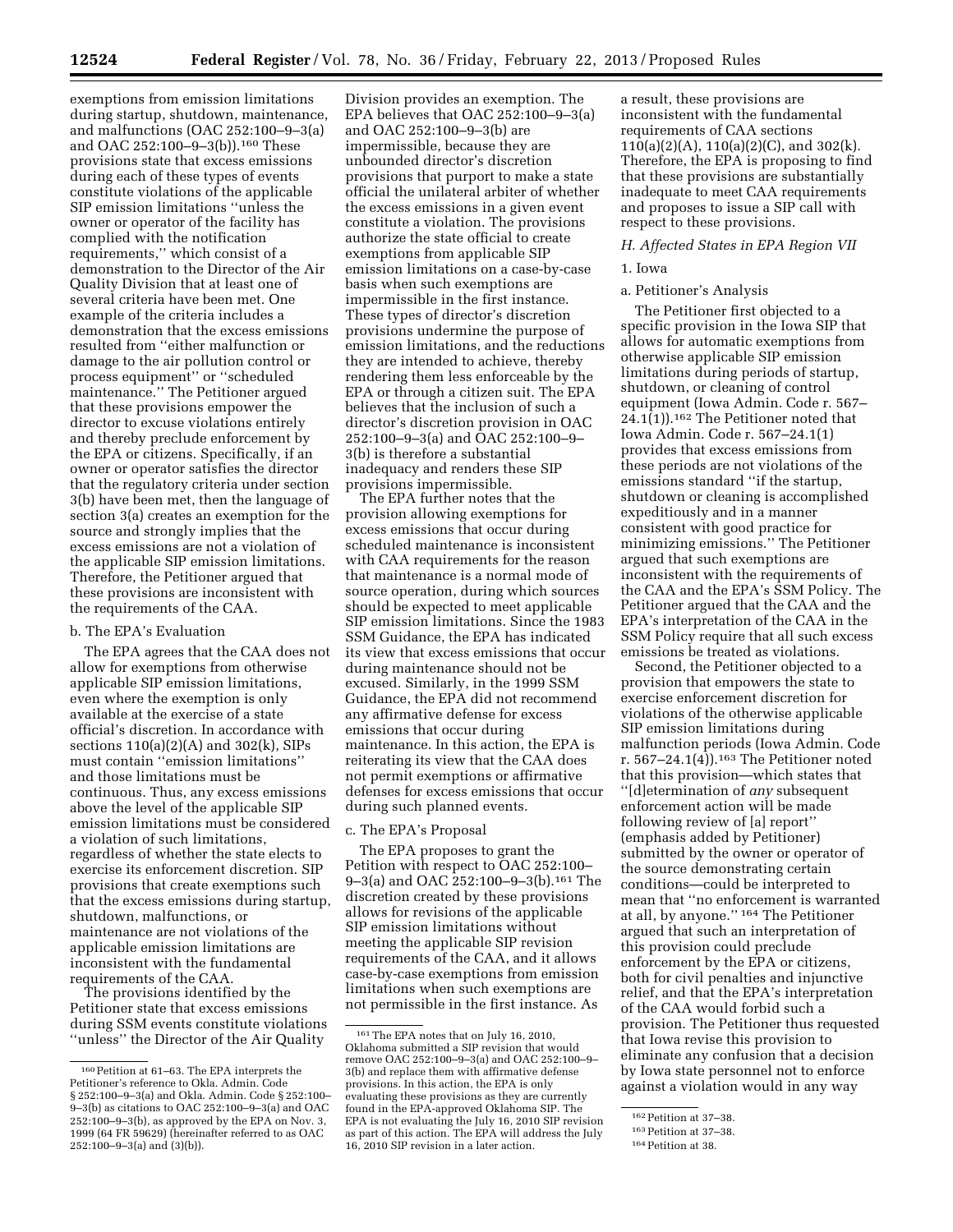exemptions from emission limitations during startup, shutdown, maintenance, and malfunctions (OAC 252:100–9–3(a) and OAC 252:100–9–3(b)).[160] These provisions state that excess emissions during each of these types of events constitute violations of the applicable SIP emission limitations ''unless the owner or operator of the facility has complied with the notification requirements,'' which consist of a demonstration to the Director of the Air Quality Division that at least one of several criteria have been met. One example of the criteria includes a demonstration that the excess emissions resulted from ''either malfunction or damage to the air pollution control or process equipment'' or ''scheduled maintenance.'' The Petitioner argued that these provisions empower the director to excuse violations entirely and thereby preclude enforcement by the EPA or citizens. Specifically, if an owner or operator satisfies the director that the regulatory criteria under section 3(b) have been met, then the language of section 3(a) creates an exemption for the source and strongly implies that the excess emissions are not a violation of the applicable SIP emission limitations. Therefore, the Petitioner argued that these provisions are inconsistent with the requirements of the CAA.

b. The EPA's Evaluation

The EPA agrees that the CAA does not allow for exemptions from otherwise applicable SIP emission limitations, even where the exemption is only available at the exercise of a state official's discretion. In accordance with sections 110(a)(2)(A) and 302(k), SIPs must contain ''emission limitations'' and those limitations must be continuous. Thus, any excess emissions above the level of the applicable SIP emission limitations must be considered a violation of such limitations, regardless of whether the state elects to exercise its enforcement discretion. SIP provisions that create exemptions such that the excess emissions during startup, shutdown, malfunctions, or maintenance are not violations of the applicable emission limitations are inconsistent with the fundamental requirements of the CAA.

The provisions identified by the Petitioner state that excess emissions during SSM events constitute violations ''unless'' the Director of the Air Quality Division provides an exemption. The EPA believes that OAC 252:100–9–3(a) and OAC 252:100–9–3(b) are impermissible, because they are unbounded director's discretion provisions that purport to make a state official the unilateral arbiter of whether the excess emissions in a given event constitute a violation. The provisions authorize the state official to create exemptions from applicable SIP emission limitations on a case-by-case basis when such exemptions are impermissible in the first instance. These types of director's discretion provisions undermine the purpose of emission limitations, and the reductions they are intended to achieve, thereby rendering them less enforceable by the EPA or through a citizen suit. The EPA believes that the inclusion of such a director's discretion provision in OAC 252:100–9–3(a) and OAC 252:100–9–3(b) is therefore a substantial inadequacy and renders these SIP provisions impermissible.

The EPA further notes that the provision allowing exemptions for excess emissions that occur during scheduled maintenance is inconsistent with CAA requirements for the reason that maintenance is a normal mode of source operation, during which sources should be expected to meet applicable SIP emission limitations. Since the 1983 SSM Guidance, the EPA has indicated its view that excess emissions that occur during maintenance should not be excused. Similarly, in the 1999 SSM Guidance, the EPA did not recommend any affirmative defense for excess emissions that occur during maintenance. In this action, the EPA is reiterating its view that the CAA does not permit exemptions or affirmative defenses for excess emissions that occur during such planned events.

c. The EPA's Proposal

The EPA proposes to grant the Petition with respect to OAC 252:100–9–3(a) and OAC 252:100–9–3(b).[161] The discretion created by these provisions allows for revisions of the applicable SIP emission limitations without meeting the applicable SIP revision requirements of the CAA, and it allows case-by-case exemptions from emission limitations when such exemptions are not permissible in the first instance. As a result, these provisions are inconsistent with the fundamental requirements of CAA sections 110(a)(2)(A), 110(a)(2)(C), and 302(k). Therefore, the EPA is proposing to find that these provisions are substantially inadequate to meet CAA requirements and proposes to issue a SIP call with respect to these provisions.

*H. Affected States in EPA Region VII*

1. Iowa

a. Petitioner's Analysis

The Petitioner first objected to a specific provision in the Iowa SIP that allows for automatic exemptions from otherwise applicable SIP emission limitations during periods of startup, shutdown, or cleaning of control equipment (Iowa Admin. Code r. 567–24.1(1)).[162] The Petitioner noted that Iowa Admin. Code r. 567–24.1(1) provides that excess emissions from these periods are not violations of the emissions standard ''if the startup, shutdown or cleaning is accomplished expeditiously and in a manner consistent with good practice for minimizing emissions.'' The Petitioner argued that such exemptions are inconsistent with the requirements of the CAA and the EPA's SSM Policy. The Petitioner argued that the CAA and the EPA's interpretation of the CAA in the SSM Policy require that all such excess emissions be treated as violations.

Second, the Petitioner objected to a provision that empowers the state to exercise enforcement discretion for violations of the otherwise applicable SIP emission limitations during malfunction periods (Iowa Admin. Code r. 567–24.1(4)).[163] The Petitioner noted that this provision—which states that ''[d]etermination of *any* subsequent enforcement action will be made following review of [a] report'' (emphasis added by Petitioner) submitted by the owner or operator of the source demonstrating certain conditions—could be interpreted to mean that ''no enforcement is warranted at all, by anyone.'' [164] The Petitioner argued that such an interpretation of this provision could preclude enforcement by the EPA or citizens, both for civil penalties and injunctive relief, and that the EPA's interpretation of the CAA would forbid such a provision. The Petitioner thus requested that Iowa revise this provision to eliminate any confusion that a decision by Iowa state personnel not to enforce against a violation would in any way

---

[160] Petition at 61–63. The EPA interprets the Petitioner's reference to Okla. Admin. Code § 252:100–9–3(a) and Okla. Admin. Code § 252:100–9–3(b) as citations to OAC 252:100–9–3(a) and OAC 252:100–9–3(b), as approved by the EPA on Nov. 3, 1999 (64 FR 59629) (hereinafter referred to as OAC 252:100–9–3(a) and (3)(b)).

[161] The EPA notes that on July 16, 2010, Oklahoma submitted a SIP revision that would remove OAC 252:100–9–3(a) and OAC 252:100–9–3(b) and replace them with affirmative defense provisions. In this action, the EPA is only evaluating these provisions as they are currently found in the EPA-approved Oklahoma SIP. The EPA is not evaluating the July 16, 2010 SIP revision as part of this action. The EPA will address the July 16, 2010 SIP revision in a later action.

[162] Petition at 37–38.

[163] Petition at 37–38.

[164] Petition at 38.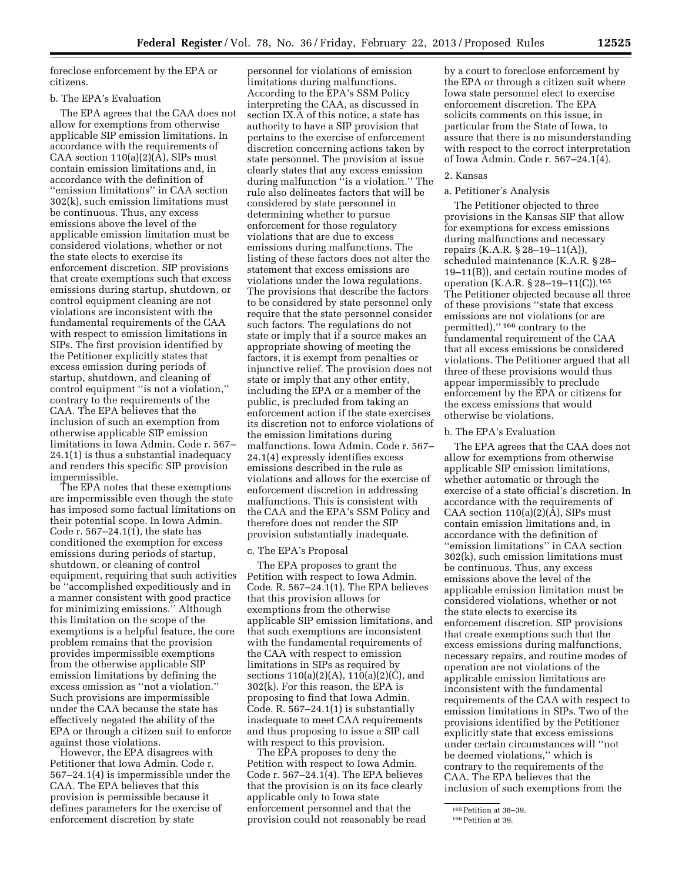foreclose enforcement by the EPA or citizens.

b. The EPA's Evaluation

The EPA agrees that the CAA does not allow for exemptions from otherwise applicable SIP emission limitations. In accordance with the requirements of CAA section 110(a)(2)(A), SIPs must contain emission limitations and, in accordance with the definition of ''emission limitations'' in CAA section 302(k), such emission limitations must be continuous. Thus, any excess emissions above the level of the applicable emission limitation must be considered violations, whether or not the state elects to exercise its enforcement discretion. SIP provisions that create exemptions such that excess emissions during startup, shutdown, or control equipment cleaning are not violations are inconsistent with the fundamental requirements of the CAA with respect to emission limitations in SIPs. The first provision identified by the Petitioner explicitly states that excess emission during periods of startup, shutdown, and cleaning of control equipment ''is not a violation,'' contrary to the requirements of the CAA. The EPA believes that the inclusion of such an exemption from otherwise applicable SIP emission limitations in Iowa Admin. Code r. 567–24.1(1) is thus a substantial inadequacy and renders this specific SIP provision impermissible.

The EPA notes that these exemptions are impermissible even though the state has imposed some factual limitations on their potential scope. In Iowa Admin. Code r. 567–24.1(1), the state has conditioned the exemption for excess emissions during periods of startup, shutdown, or cleaning of control equipment, requiring that such activities be ''accomplished expeditiously and in a manner consistent with good practice for minimizing emissions.'' Although this limitation on the scope of the exemptions is a helpful feature, the core problem remains that the provision provides impermissible exemptions from the otherwise applicable SIP emission limitations by defining the excess emission as ''not a violation.'' Such provisions are impermissible under the CAA because the state has effectively negated the ability of the EPA or through a citizen suit to enforce against those violations.

However, the EPA disagrees with Petitioner that Iowa Admin. Code r. 567–24.1(4) is impermissible under the CAA. The EPA believes that this provision is permissible because it defines parameters for the exercise of enforcement discretion by state personnel for violations of emission limitations during malfunctions. According to the EPA's SSM Policy interpreting the CAA, as discussed in section IX.A of this notice, a state has authority to have a SIP provision that pertains to the exercise of enforcement discretion concerning actions taken by state personnel. The provision at issue clearly states that any excess emission during malfunction ''is a violation.'' The rule also delineates factors that will be considered by state personnel in determining whether to pursue enforcement for those regulatory violations that are due to excess emissions during malfunctions. The listing of these factors does not alter the statement that excess emissions are violations under the Iowa regulations. The provisions that describe the factors to be considered by state personnel only require that the state personnel consider such factors. The regulations do not state or imply that if a source makes an appropriate showing of meeting the factors, it is exempt from penalties or injunctive relief. The provision does not state or imply that any other entity, including the EPA or a member of the public, is precluded from taking an enforcement action if the state exercises its discretion not to enforce violations of the emission limitations during malfunctions. Iowa Admin. Code r. 567–24.1(4) expressly identifies excess emissions described in the rule as violations and allows for the exercise of enforcement discretion in addressing malfunctions. This is consistent with the CAA and the EPA's SSM Policy and therefore does not render the SIP provision substantially inadequate.

c. The EPA's Proposal

The EPA proposes to grant the Petition with respect to Iowa Admin. Code. R. 567–24.1(1). The EPA believes that this provision allows for exemptions from the otherwise applicable SIP emission limitations, and that such exemptions are inconsistent with the fundamental requirements of the CAA with respect to emission limitations in SIPs as required by sections 110(a)(2)(A), 110(a)(2)(C), and 302(k). For this reason, the EPA is proposing to find that Iowa Admin. Code. R. 567–24.1(1) is substantially inadequate to meet CAA requirements and thus proposing to issue a SIP call with respect to this provision.

The EPA proposes to deny the Petition with respect to Iowa Admin. Code r. 567–24.1(4). The EPA believes that the provision is on its face clearly applicable only to Iowa state enforcement personnel and that the provision could not reasonably be read by a court to foreclose enforcement by the EPA or through a citizen suit where Iowa state personnel elect to exercise enforcement discretion. The EPA solicits comments on this issue, in particular from the State of Iowa, to assure that there is no misunderstanding with respect to the correct interpretation of Iowa Admin. Code r. 567–24.1(4).

2. Kansas

a. Petitioner's Analysis

The Petitioner objected to three provisions in the Kansas SIP that allow for exemptions for excess emissions during malfunctions and necessary repairs (K.A.R. § 28–19–11(A)), scheduled maintenance (K.A.R. § 28–19–11(B)), and certain routine modes of operation (K.A.R. § 28–19–11(C)).[165] The Petitioner objected because all three of these provisions ''state that excess emissions are not violations (or are permitted),''[166] contrary to the fundamental requirement of the CAA that all excess emissions be considered violations. The Petitioner argued that all three of these provisions would thus appear impermissibly to preclude enforcement by the EPA or citizens for the excess emissions that would otherwise be violations.

b. The EPA's Evaluation

The EPA agrees that the CAA does not allow for exemptions from otherwise applicable SIP emission limitations, whether automatic or through the exercise of a state official's discretion. In accordance with the requirements of CAA section 110(a)(2)(A), SIPs must contain emission limitations and, in accordance with the definition of ''emission limitations'' in CAA section 302(k), such emission limitations must be continuous. Thus, any excess emissions above the level of the applicable emission limitation must be considered violations, whether or not the state elects to exercise its enforcement discretion. SIP provisions that create exemptions such that the excess emissions during malfunctions, necessary repairs, and routine modes of operation are not violations of the applicable emission limitations are inconsistent with the fundamental requirements of the CAA with respect to emission limitations in SIPs. Two of the provisions identified by the Petitioner explicitly state that excess emissions under certain circumstances will ''not be deemed violations,'' which is contrary to the requirements of the CAA. The EPA believes that the inclusion of such exemptions from the

[165] Petition at 38–39.

[166] Petition at 39.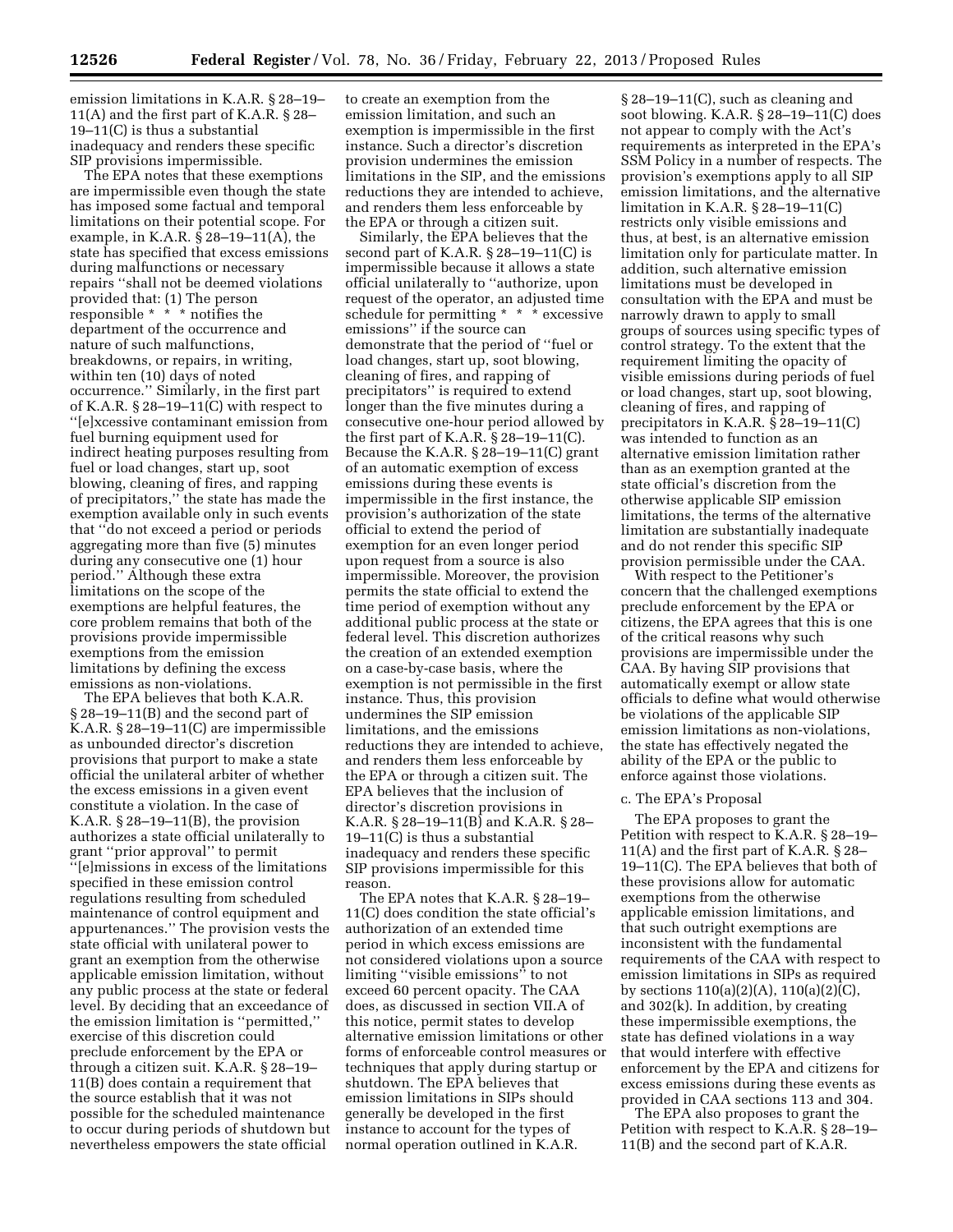emission limitations in K.A.R. § 28–19–11(A) and the first part of K.A.R. § 28–19–11(C) is thus a substantial inadequacy and renders these specific SIP provisions impermissible.

The EPA notes that these exemptions are impermissible even though the state has imposed some factual and temporal limitations on their potential scope. For example, in K.A.R. § 28–19–11(A), the state has specified that excess emissions during malfunctions or necessary repairs ''shall not be deemed violations provided that: (1) The person responsible * * * notifies the department of the occurrence and nature of such malfunctions, breakdowns, or repairs, in writing, within ten (10) days of noted occurrence.'' Similarly, in the first part of K.A.R. § 28–19–11(C) with respect to ''[e]xcessive contaminant emission from fuel burning equipment used for indirect heating purposes resulting from fuel or load changes, start up, soot blowing, cleaning of fires, and rapping of precipitators,'' the state has made the exemption available only in such events that ''do not exceed a period or periods aggregating more than five (5) minutes during any consecutive one (1) hour period.'' Although these extra limitations on the scope of the exemptions are helpful features, the core problem remains that both of the provisions provide impermissible exemptions from the emission limitations by defining the excess emissions as non-violations.

The EPA believes that both K.A.R. § 28–19–11(B) and the second part of K.A.R. § 28–19–11(C) are impermissible as unbounded director's discretion provisions that purport to make a state official the unilateral arbiter of whether the excess emissions in a given event constitute a violation. In the case of K.A.R. § 28–19–11(B), the provision authorizes a state official unilaterally to grant ''prior approval'' to permit ''[e]missions in excess of the limitations specified in these emission control regulations resulting from scheduled maintenance of control equipment and appurtenances.'' The provision vests the state official with unilateral power to grant an exemption from the otherwise applicable emission limitation, without any public process at the state or federal level. By deciding that an exceedance of the emission limitation is ''permitted,'' exercise of this discretion could preclude enforcement by the EPA or through a citizen suit. K.A.R. § 28–19–11(B) does contain a requirement that the source establish that it was not possible for the scheduled maintenance to occur during periods of shutdown but nevertheless empowers the state official to create an exemption from the emission limitation, and such an exemption is impermissible in the first instance. Such a director's discretion provision undermines the emission limitations in the SIP, and the emissions reductions they are intended to achieve, and renders them less enforceable by the EPA or through a citizen suit.

Similarly, the EPA believes that the second part of K.A.R. § 28–19–11(C) is impermissible because it allows a state official unilaterally to ''authorize, upon request of the operator, an adjusted time schedule for permitting * * * excessive emissions'' if the source can demonstrate that the period of ''fuel or load changes, start up, soot blowing, cleaning of fires, and rapping of precipitators'' is required to extend longer than the five minutes during a consecutive one-hour period allowed by the first part of K.A.R. § 28–19–11(C). Because the K.A.R. § 28–19–11(C) grant of an automatic exemption of excess emissions during these events is impermissible in the first instance, the provision's authorization of the state official to extend the period of exemption for an even longer period upon request from a source is also impermissible. Moreover, the provision permits the state official to extend the time period of exemption without any additional public process at the state or federal level. This discretion authorizes the creation of an extended exemption on a case-by-case basis, where the exemption is not permissible in the first instance. Thus, this provision undermines the SIP emission limitations, and the emissions reductions they are intended to achieve, and renders them less enforceable by the EPA or through a citizen suit. The EPA believes that the inclusion of director's discretion provisions in K.A.R. § 28–19–11(B) and K.A.R. § 28–19–11(C) is thus a substantial inadequacy and renders these specific SIP provisions impermissible for this reason.

The EPA notes that K.A.R. § 28–19–11(C) does condition the state official's authorization of an extended time period in which excess emissions are not considered violations upon a source limiting ''visible emissions'' to not exceed 60 percent opacity. The CAA does, as discussed in section VII.A of this notice, permit states to develop alternative emission limitations or other forms of enforceable control measures or techniques that apply during startup or shutdown. The EPA believes that emission limitations in SIPs should generally be developed in the first instance to account for the types of normal operation outlined in K.A.R. § 28–19–11(C), such as cleaning and soot blowing. K.A.R. § 28–19–11(C) does not appear to comply with the Act's requirements as interpreted in the EPA's SSM Policy in a number of respects. The provision's exemptions apply to all SIP emission limitations, and the alternative limitation in K.A.R. § 28–19–11(C) restricts only visible emissions and thus, at best, is an alternative emission limitation only for particulate matter. In addition, such alternative emission limitations must be developed in consultation with the EPA and must be narrowly drawn to apply to small groups of sources using specific types of control strategy. To the extent that the requirement limiting the opacity of visible emissions during periods of fuel or load changes, start up, soot blowing, cleaning of fires, and rapping of precipitators in K.A.R. § 28–19–11(C) was intended to function as an alternative emission limitation rather than as an exemption granted at the state official's discretion from the otherwise applicable SIP emission limitations, the terms of the alternative limitation are substantially inadequate and do not render this specific SIP provision permissible under the CAA.

With respect to the Petitioner's concern that the challenged exemptions preclude enforcement by the EPA or citizens, the EPA agrees that this is one of the critical reasons why such provisions are impermissible under the CAA. By having SIP provisions that automatically exempt or allow state officials to define what would otherwise be violations of the applicable SIP emission limitations as non-violations, the state has effectively negated the ability of the EPA or the public to enforce against those violations.

c. The EPA's Proposal

The EPA proposes to grant the Petition with respect to K.A.R. § 28–19–11(A) and the first part of K.A.R. § 28–19–11(C). The EPA believes that both of these provisions allow for automatic exemptions from the otherwise applicable emission limitations, and that such outright exemptions are inconsistent with the fundamental requirements of the CAA with respect to emission limitations in SIPs as required by sections 110(a)(2)(A), 110(a)(2)(C), and 302(k). In addition, by creating these impermissible exemptions, the state has defined violations in a way that would interfere with effective enforcement by the EPA and citizens for excess emissions during these events as provided in CAA sections 113 and 304.

The EPA also proposes to grant the Petition with respect to K.A.R. § 28–19–11(B) and the second part of K.A.R.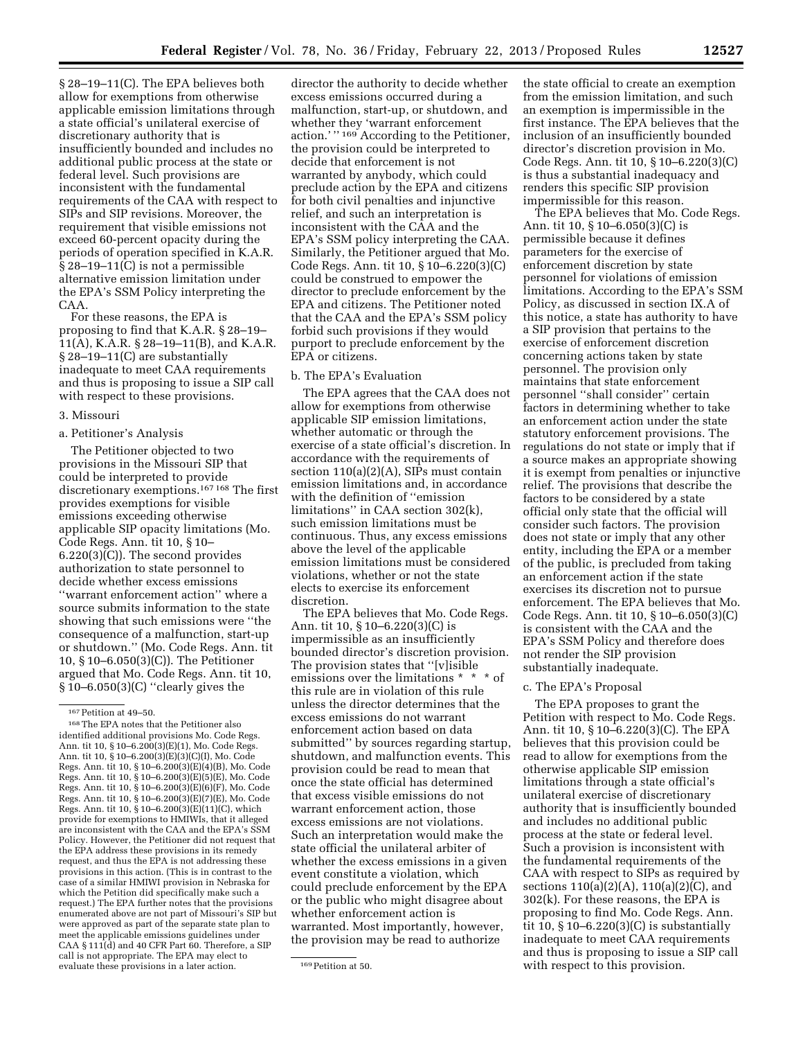§ 28–19–11(C). The EPA believes both allow for exemptions from otherwise applicable emission limitations through a state official's unilateral exercise of discretionary authority that is insufficiently bounded and includes no additional public process at the state or federal level. Such provisions are inconsistent with the fundamental requirements of the CAA with respect to SIPs and SIP revisions. Moreover, the requirement that visible emissions not exceed 60-percent opacity during the periods of operation specified in K.A.R. § 28–19–11(C) is not a permissible alternative emission limitation under the EPA's SSM Policy interpreting the CAA.

For these reasons, the EPA is proposing to find that K.A.R. § 28–19–11(A), K.A.R. § 28–19–11(B), and K.A.R. § 28–19–11(C) are substantially inadequate to meet CAA requirements and thus is proposing to issue a SIP call with respect to these provisions.

### 3. Missouri

#### a. Petitioner's Analysis

The Petitioner objected to two provisions in the Missouri SIP that could be interpreted to provide discretionary exemptions.[167] [168] The first provides exemptions for visible emissions exceeding otherwise applicable SIP opacity limitations (Mo. Code Regs. Ann. tit 10, § 10–6.220(3)(C)). The second provides authorization to state personnel to decide whether excess emissions ''warrant enforcement action'' where a source submits information to the state showing that such emissions were ''the consequence of a malfunction, start-up or shutdown.'' (Mo. Code Regs. Ann. tit 10, § 10–6.050(3)(C)). The Petitioner argued that Mo. Code Regs. Ann. tit 10, § 10–6.050(3)(C) ''clearly gives the director the authority to decide whether excess emissions occurred during a malfunction, start-up, or shutdown, and whether they 'warrant enforcement action.' ''[169] According to the Petitioner, the provision could be interpreted to decide that enforcement is not warranted by anybody, which could preclude action by the EPA and citizens for both civil penalties and injunctive relief, and such an interpretation is inconsistent with the CAA and the EPA's SSM policy interpreting the CAA. Similarly, the Petitioner argued that Mo. Code Regs. Ann. tit 10, § 10–6.220(3)(C) could be construed to empower the director to preclude enforcement by the EPA and citizens. The Petitioner noted that the CAA and the EPA's SSM policy forbid such provisions if they would purport to preclude enforcement by the EPA or citizens.

#### b. The EPA's Evaluation

The EPA agrees that the CAA does not allow for exemptions from otherwise applicable SIP emission limitations, whether automatic or through the exercise of a state official's discretion. In accordance with the requirements of section 110(a)(2)(A), SIPs must contain emission limitations and, in accordance with the definition of ''emission limitations'' in CAA section 302(k), such emission limitations must be continuous. Thus, any excess emissions above the level of the applicable emission limitations must be considered violations, whether or not the state elects to exercise its enforcement discretion.

The EPA believes that Mo. Code Regs. Ann. tit 10, § 10–6.220(3)(C) is impermissible as an insufficiently bounded director's discretion provision. The provision states that ''[v]isible emissions over the limitations * * * of this rule are in violation of this rule unless the director determines that the excess emissions do not warrant enforcement action based on data submitted'' by sources regarding startup, shutdown, and malfunction events. This provision could be read to mean that once the state official has determined that excess visible emissions do not warrant enforcement action, those excess emissions are not violations. Such an interpretation would make the state official the unilateral arbiter of whether the excess emissions in a given event constitute a violation, which could preclude enforcement by the EPA or the public who might disagree about whether enforcement action is warranted. Most importantly, however, the provision may be read to authorize the state official to create an exemption from the emission limitation, and such an exemption is impermissible in the first instance. The EPA believes that the inclusion of an insufficiently bounded director's discretion provision in Mo. Code Regs. Ann. tit 10, § 10–6.220(3)(C) is thus a substantial inadequacy and renders this specific SIP provision impermissible for this reason.

The EPA believes that Mo. Code Regs. Ann. tit 10, § 10–6.050(3)(C) is permissible because it defines parameters for the exercise of enforcement discretion by state personnel for violations of emission limitations. According to the EPA's SSM Policy, as discussed in section IX.A of this notice, a state has authority to have a SIP provision that pertains to the exercise of enforcement discretion concerning actions taken by state personnel. The provision only maintains that state enforcement personnel ''shall consider'' certain factors in determining whether to take an enforcement action under the state statutory enforcement provisions. The regulations do not state or imply that if a source makes an appropriate showing it is exempt from penalties or injunctive relief. The provisions that describe the factors to be considered by a state official only state that the official will consider such factors. The provision does not state or imply that any other entity, including the EPA or a member of the public, is precluded from taking an enforcement action if the state exercises its discretion not to pursue enforcement. The EPA believes that Mo. Code Regs. Ann. tit 10, § 10–6.050(3)(C) is consistent with the CAA and the EPA's SSM Policy and therefore does not render the SIP provision substantially inadequate.

#### c. The EPA's Proposal

The EPA proposes to grant the Petition with respect to Mo. Code Regs. Ann. tit 10, § 10–6.220(3)(C). The EPA believes that this provision could be read to allow for exemptions from the otherwise applicable SIP emission limitations through a state official's unilateral exercise of discretionary authority that is insufficiently bounded and includes no additional public process at the state or federal level. Such a provision is inconsistent with the fundamental requirements of the CAA with respect to SIPs as required by sections 110(a)(2)(A), 110(a)(2)(C), and 302(k). For these reasons, the EPA is proposing to find Mo. Code Regs. Ann. tit 10, § 10–6.220(3)(C) is substantially inadequate to meet CAA requirements and thus is proposing to issue a SIP call with respect to this provision.

---

[167] Petition at 49–50.

[168] The EPA notes that the Petitioner also identified additional provisions Mo. Code Regs. Ann. tit 10, § 10–6.200(3)(E)(1), Mo. Code Regs. Ann. tit 10, § 10–6.200(3)(E)(3)(C)(I), Mo. Code Regs. Ann. tit 10, § 10–6.200(3)(E)(4)(B), Mo. Code Regs. Ann. tit 10, § 10–6.200(3)(E)(5)(E), Mo. Code Regs. Ann. tit 10, § 10–6.200(3)(E)(6)(F), Mo. Code Regs. Ann. tit 10, § 10–6.200(3)(E)(7)(E), Mo. Code Regs. Ann. tit 10, § 10–6.200(3)(E)(11)(C), which provide for exemptions to HMIWIs, that it alleged are inconsistent with the CAA and the EPA's SSM Policy. However, the Petitioner did not request that the EPA address these provisions in its remedy request, and thus the EPA is not addressing these provisions in this action. (This is in contrast to the case of a similar HMIWI provision in Nebraska for which the Petition did specifically make such a request.) The EPA further notes that the provisions enumerated above are not part of Missouri's SIP but were approved as part of the separate state plan to meet the applicable emissions guidelines under CAA § 111(d) and 40 CFR Part 60. Therefore, a SIP call is not appropriate. The EPA may elect to evaluate these provisions in a later action.

[169] Petition at 50.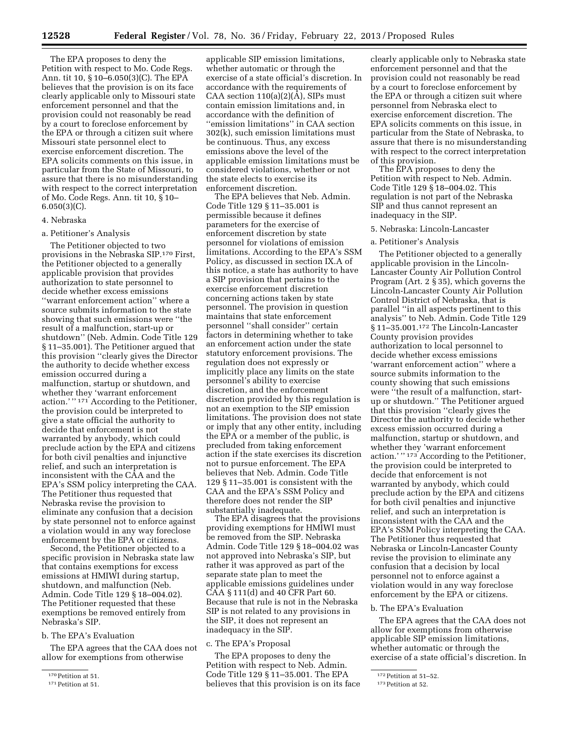The EPA proposes to deny the Petition with respect to Mo. Code Regs. Ann. tit 10, § 10–6.050(3)(C). The EPA believes that the provision is on its face clearly applicable only to Missouri state enforcement personnel and that the provision could not reasonably be read by a court to foreclose enforcement by the EPA or through a citizen suit where Missouri state personnel elect to exercise enforcement discretion. The EPA solicits comments on this issue, in particular from the State of Missouri, to assure that there is no misunderstanding with respect to the correct interpretation of Mo. Code Regs. Ann. tit 10, § 10–6.050(3)(C).

4. Nebraska

a. Petitioner's Analysis

The Petitioner objected to two provisions in the Nebraska SIP.[170] First, the Petitioner objected to a generally applicable provision that provides authorization to state personnel to decide whether excess emissions ''warrant enforcement action'' where a source submits information to the state showing that such emissions were ''the result of a malfunction, start-up or shutdown'' (Neb. Admin. Code Title 129 § 11–35.001). The Petitioner argued that this provision ''clearly gives the Director the authority to decide whether excess emission occurred during a malfunction, startup or shutdown, and whether they 'warrant enforcement action.' ''[171] According to the Petitioner, the provision could be interpreted to give a state official the authority to decide that enforcement is not warranted by anybody, which could preclude action by the EPA and citizens for both civil penalties and injunctive relief, and such an interpretation is inconsistent with the CAA and the EPA's SSM policy interpreting the CAA. The Petitioner thus requested that Nebraska revise the provision to eliminate any confusion that a decision by state personnel not to enforce against a violation would in any way foreclose enforcement by the EPA or citizens.

Second, the Petitioner objected to a specific provision in Nebraska state law that contains exemptions for excess emissions at HMIWI during startup, shutdown, and malfunction (Neb. Admin. Code Title 129 § 18–004.02). The Petitioner requested that these exemptions be removed entirely from Nebraska's SIP.

b. The EPA's Evaluation

The EPA agrees that the CAA does not allow for exemptions from otherwise applicable SIP emission limitations, whether automatic or through the exercise of a state official's discretion. In accordance with the requirements of CAA section 110(a)(2)(A), SIPs must contain emission limitations and, in accordance with the definition of ''emission limitations'' in CAA section 302(k), such emission limitations must be continuous. Thus, any excess emissions above the level of the applicable emission limitations must be considered violations, whether or not the state elects to exercise its enforcement discretion.

The EPA believes that Neb. Admin. Code Title 129 § 11–35.001 is permissible because it defines parameters for the exercise of enforcement discretion by state personnel for violations of emission limitations. According to the EPA's SSM Policy, as discussed in section IX.A of this notice, a state has authority to have a SIP provision that pertains to the exercise enforcement discretion concerning actions taken by state personnel. The provision in question maintains that state enforcement personnel ''shall consider'' certain factors in determining whether to take an enforcement action under the state statutory enforcement provisions. The regulation does not expressly or implicitly place any limits on the state personnel's ability to exercise discretion, and the enforcement discretion provided by this regulation is not an exemption to the SIP emission limitations. The provision does not state or imply that any other entity, including the EPA or a member of the public, is precluded from taking enforcement action if the state exercises its discretion not to pursue enforcement. The EPA believes that Neb. Admin. Code Title 129 § 11–35.001 is consistent with the CAA and the EPA's SSM Policy and therefore does not render the SIP substantially inadequate.

The EPA disagrees that the provisions providing exemptions for HMIWI must be removed from the SIP. Nebraska Admin. Code Title 129 § 18–004.02 was not approved into Nebraska's SIP, but rather it was approved as part of the separate state plan to meet the applicable emissions guidelines under CAA § 111(d) and 40 CFR Part 60. Because that rule is not in the Nebraska SIP is not related to any provisions in the SIP, it does not represent an inadequacy in the SIP.

c. The EPA's Proposal

The EPA proposes to deny the Petition with respect to Neb. Admin. Code Title 129 § 11–35.001. The EPA believes that this provision is on its face clearly applicable only to Nebraska state enforcement personnel and that the provision could not reasonably be read by a court to foreclose enforcement by the EPA or through a citizen suit where personnel from Nebraska elect to exercise enforcement discretion. The EPA solicits comments on this issue, in particular from the State of Nebraska, to assure that there is no misunderstanding with respect to the correct interpretation of this provision.

The EPA proposes to deny the Petition with respect to Neb. Admin. Code Title 129 § 18–004.02. This regulation is not part of the Nebraska SIP and thus cannot represent an inadequacy in the SIP.

5. Nebraska: Lincoln-Lancaster

a. Petitioner's Analysis

The Petitioner objected to a generally applicable provision in the Lincoln-Lancaster County Air Pollution Control Program (Art. 2 § 35), which governs the Lincoln-Lancaster County Air Pollution Control District of Nebraska, that is parallel ''in all aspects pertinent to this analysis'' to Neb. Admin. Code Title 129 § 11–35.001.[172] The Lincoln-Lancaster County provision provides authorization to local personnel to decide whether excess emissions 'warrant enforcement action'' where a source submits information to the county showing that such emissions were ''the result of a malfunction, start-up or shutdown.'' The Petitioner argued that this provision ''clearly gives the Director the authority to decide whether excess emission occurred during a malfunction, startup or shutdown, and whether they 'warrant enforcement action.' ''[173] According to the Petitioner, the provision could be interpreted to decide that enforcement is not warranted by anybody, which could preclude action by the EPA and citizens for both civil penalties and injunctive relief, and such an interpretation is inconsistent with the CAA and the EPA's SSM Policy interpreting the CAA. The Petitioner thus requested that Nebraska or Lincoln-Lancaster County revise the provision to eliminate any confusion that a decision by local personnel not to enforce against a violation would in any way foreclose enforcement by the EPA or citizens.

b. The EPA's Evaluation

The EPA agrees that the CAA does not allow for exemptions from otherwise applicable SIP emission limitations, whether automatic or through the exercise of a state official's discretion. In

---

[170] Petition at 51.

[171] Petition at 51.

[172] Petition at 51–52.

[173] Petition at 52.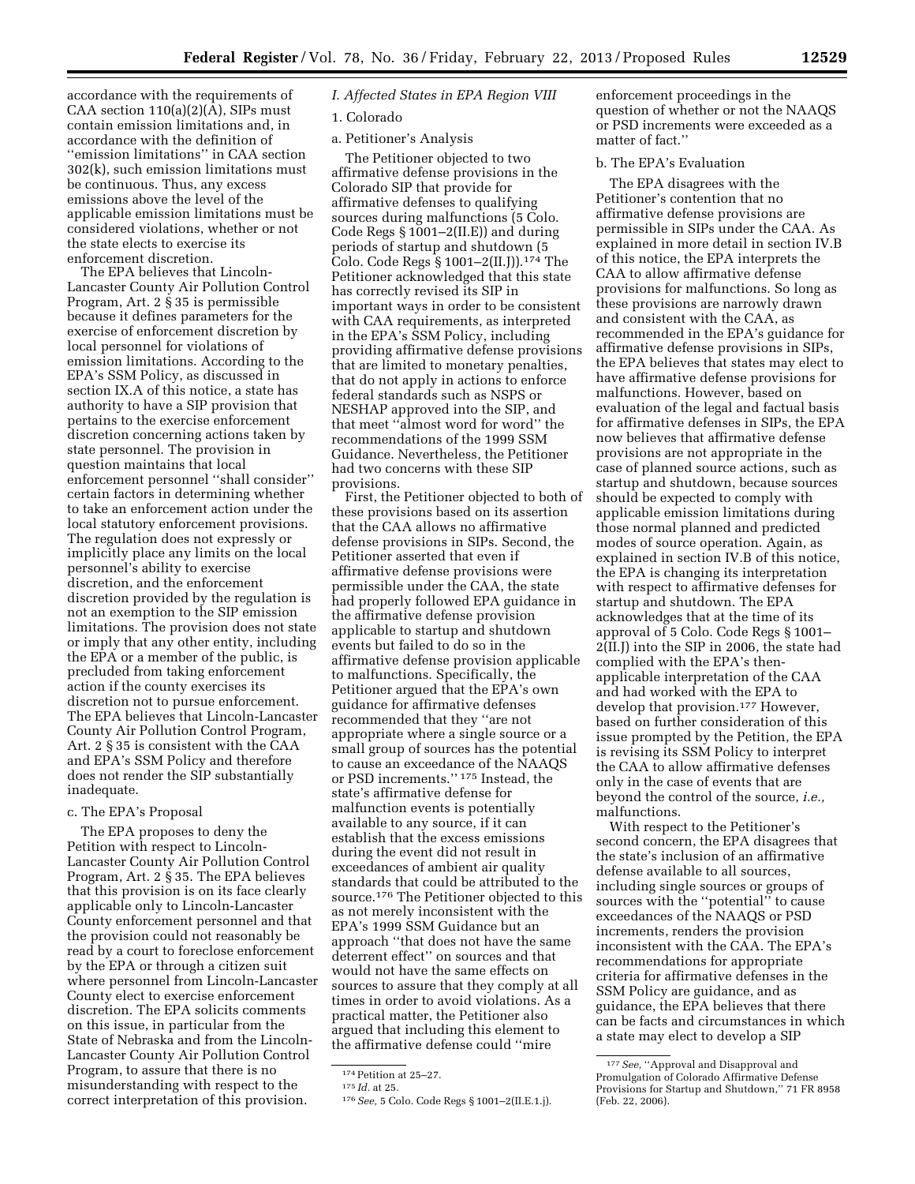accordance with the requirements of CAA section 110(a)(2)(A), SIPs must contain emission limitations and, in accordance with the definition of ''emission limitations'' in CAA section 302(k), such emission limitations must be continuous. Thus, any excess emissions above the level of the applicable emission limitations must be considered violations, whether or not the state elects to exercise its enforcement discretion.

The EPA believes that Lincoln-Lancaster County Air Pollution Control Program, Art. 2 § 35 is permissible because it defines parameters for the exercise of enforcement discretion by local personnel for violations of emission limitations. According to the EPA's SSM Policy, as discussed in section IX.A of this notice, a state has authority to have a SIP provision that pertains to the exercise enforcement discretion concerning actions taken by state personnel. The provision in question maintains that local enforcement personnel ''shall consider'' certain factors in determining whether to take an enforcement action under the local statutory enforcement provisions. The regulation does not expressly or implicitly place any limits on the local personnel's ability to exercise discretion, and the enforcement discretion provided by the regulation is not an exemption to the SIP emission limitations. The provision does not state or imply that any other entity, including the EPA or a member of the public, is precluded from taking enforcement action if the county exercises its discretion not to pursue enforcement. The EPA believes that Lincoln-Lancaster County Air Pollution Control Program, Art. 2 § 35 is consistent with the CAA and EPA's SSM Policy and therefore does not render the SIP substantially inadequate.

c. The EPA's Proposal

The EPA proposes to deny the Petition with respect to Lincoln-Lancaster County Air Pollution Control Program, Art. 2 § 35. The EPA believes that this provision is on its face clearly applicable only to Lincoln-Lancaster County enforcement personnel and that the provision could not reasonably be read by a court to foreclose enforcement by the EPA or through a citizen suit where personnel from Lincoln-Lancaster County elect to exercise enforcement discretion. The EPA solicits comments on this issue, in particular from the State of Nebraska and from the Lincoln-Lancaster County Air Pollution Control Program, to assure that there is no misunderstanding with respect to the correct interpretation of this provision.

*I. Affected States in EPA Region VIII*

1. Colorado

a. Petitioner's Analysis

The Petitioner objected to two affirmative defense provisions in the Colorado SIP that provide for affirmative defenses to qualifying sources during malfunctions (5 Colo. Code Regs § 1001–2(II.E)) and during periods of startup and shutdown (5 Colo. Code Regs § 1001–2(II.J)).[174] The Petitioner acknowledged that this state has correctly revised its SIP in important ways in order to be consistent with CAA requirements, as interpreted in the EPA's SSM Policy, including providing affirmative defense provisions that are limited to monetary penalties, that do not apply in actions to enforce federal standards such as NSPS or NESHAP approved into the SIP, and that meet ''almost word for word'' the recommendations of the 1999 SSM Guidance. Nevertheless, the Petitioner had two concerns with these SIP provisions.

First, the Petitioner objected to both of these provisions based on its assertion that the CAA allows no affirmative defense provisions in SIPs. Second, the Petitioner asserted that even if affirmative defense provisions were permissible under the CAA, the state had properly followed EPA guidance in the affirmative defense provision applicable to startup and shutdown events but failed to do so in the affirmative defense provision applicable to malfunctions. Specifically, the Petitioner argued that the EPA's own guidance for affirmative defenses recommended that they ''are not appropriate where a single source or a small group of sources has the potential to cause an exceedance of the NAAQS or PSD increments.''[175] Instead, the state's affirmative defense for malfunction events is potentially available to any source, if it can establish that the excess emissions during the event did not result in exceedances of ambient air quality standards that could be attributed to the source.[176] The Petitioner objected to this as not merely inconsistent with the EPA's 1999 SSM Guidance but an approach ''that does not have the same deterrent effect'' on sources and that would not have the same effects on sources to assure that they comply at all times in order to avoid violations. As a practical matter, the Petitioner also argued that including this element to the affirmative defense could ''mire enforcement proceedings in the question of whether or not the NAAQS or PSD increments were exceeded as a matter of fact.''

b. The EPA's Evaluation

The EPA disagrees with the Petitioner's contention that no affirmative defense provisions are permissible in SIPs under the CAA. As explained in more detail in section IV.B of this notice, the EPA interprets the CAA to allow affirmative defense provisions for malfunctions. So long as these provisions are narrowly drawn and consistent with the CAA, as recommended in the EPA's guidance for affirmative defense provisions in SIPs, the EPA believes that states may elect to have affirmative defense provisions for malfunctions. However, based on evaluation of the legal and factual basis for affirmative defenses in SIPs, the EPA now believes that affirmative defense provisions are not appropriate in the case of planned source actions, such as startup and shutdown, because sources should be expected to comply with applicable emission limitations during those normal planned and predicted modes of source operation. Again, as explained in section IV.B of this notice, the EPA is changing its interpretation with respect to affirmative defenses for startup and shutdown. The EPA acknowledges that at the time of its approval of 5 Colo. Code Regs § 1001–2(II.J) into the SIP in 2006, the state had complied with the EPA's then-applicable interpretation of the CAA and had worked with the EPA to develop that provision.[177] However, based on further consideration of this issue prompted by the Petition, the EPA is revising its SSM Policy to interpret the CAA to allow affirmative defenses only in the case of events that are beyond the control of the source, *i.e.,* malfunctions.

With respect to the Petitioner's second concern, the EPA disagrees that the state's inclusion of an affirmative defense available to all sources, including single sources or groups of sources with the ''potential'' to cause exceedances of the NAAQS or PSD increments, renders the provision inconsistent with the CAA. The EPA's recommendations for appropriate criteria for affirmative defenses in the SSM Policy are guidance, and as guidance, the EPA believes that there can be facts and circumstances in which a state may elect to develop a SIP

[174] Petition at 25–27.

[175] *Id.* at 25.

[176] *See,* 5 Colo. Code Regs § 1001–2(II.E.1.j).

[177] *See,* ''Approval and Disapproval and Promulgation of Colorado Affirmative Defense Provisions for Startup and Shutdown,'' 71 FR 8958 (Feb. 22, 2006).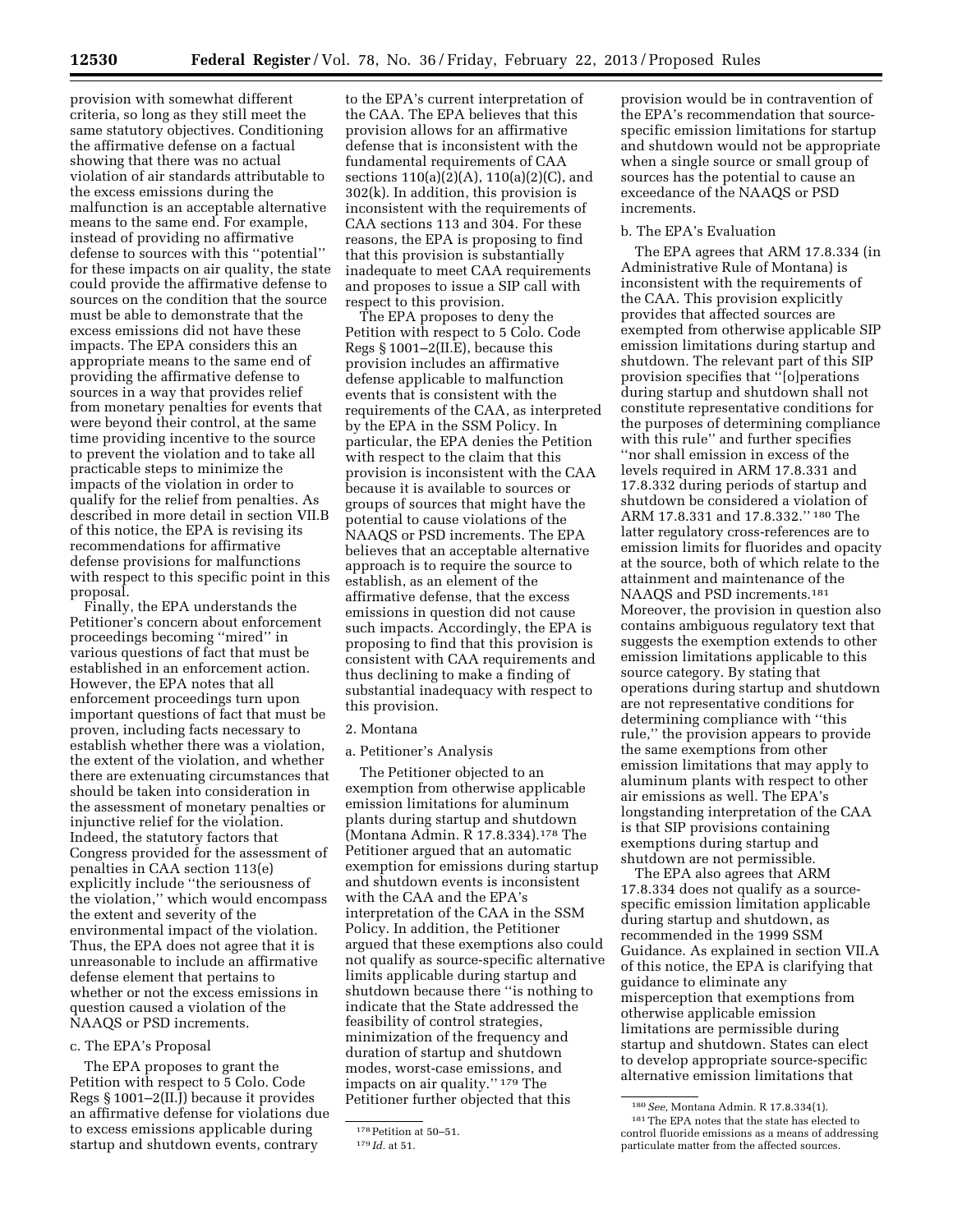provision with somewhat different criteria, so long as they still meet the same statutory objectives. Conditioning the affirmative defense on a factual showing that there was no actual violation of air standards attributable to the excess emissions during the malfunction is an acceptable alternative means to the same end. For example, instead of providing no affirmative defense to sources with this ''potential'' for these impacts on air quality, the state could provide the affirmative defense to sources on the condition that the source must be able to demonstrate that the excess emissions did not have these impacts. The EPA considers this an appropriate means to the same end of providing the affirmative defense to sources in a way that provides relief from monetary penalties for events that were beyond their control, at the same time providing incentive to the source to prevent the violation and to take all practicable steps to minimize the impacts of the violation in order to qualify for the relief from penalties. As described in more detail in section VII.B of this notice, the EPA is revising its recommendations for affirmative defense provisions for malfunctions with respect to this specific point in this proposal.

Finally, the EPA understands the Petitioner's concern about enforcement proceedings becoming ''mired'' in various questions of fact that must be established in an enforcement action. However, the EPA notes that all enforcement proceedings turn upon important questions of fact that must be proven, including facts necessary to establish whether there was a violation, the extent of the violation, and whether there are extenuating circumstances that should be taken into consideration in the assessment of monetary penalties or injunctive relief for the violation. Indeed, the statutory factors that Congress provided for the assessment of penalties in CAA section 113(e) explicitly include ''the seriousness of the violation,'' which would encompass the extent and severity of the environmental impact of the violation. Thus, the EPA does not agree that it is unreasonable to include an affirmative defense element that pertains to whether or not the excess emissions in question caused a violation of the NAAQS or PSD increments.

c. The EPA's Proposal

The EPA proposes to grant the Petition with respect to 5 Colo. Code Regs § 1001–2(II.J) because it provides an affirmative defense for violations due to excess emissions applicable during startup and shutdown events, contrary to the EPA's current interpretation of the CAA. The EPA believes that this provision allows for an affirmative defense that is inconsistent with the fundamental requirements of CAA sections 110(a)(2)(A), 110(a)(2)(C), and 302(k). In addition, this provision is inconsistent with the requirements of CAA sections 113 and 304. For these reasons, the EPA is proposing to find that this provision is substantially inadequate to meet CAA requirements and proposes to issue a SIP call with respect to this provision.

The EPA proposes to deny the Petition with respect to 5 Colo. Code Regs § 1001–2(II.E), because this provision includes an affirmative defense applicable to malfunction events that is consistent with the requirements of the CAA, as interpreted by the EPA in the SSM Policy. In particular, the EPA denies the Petition with respect to the claim that this provision is inconsistent with the CAA because it is available to sources or groups of sources that might have the potential to cause violations of the NAAQS or PSD increments. The EPA believes that an acceptable alternative approach is to require the source to establish, as an element of the affirmative defense, that the excess emissions in question did not cause such impacts. Accordingly, the EPA is proposing to find that this provision is consistent with CAA requirements and thus declining to make a finding of substantial inadequacy with respect to this provision.

2. Montana

a. Petitioner's Analysis

The Petitioner objected to an exemption from otherwise applicable emission limitations for aluminum plants during startup and shutdown (Montana Admin. R 17.8.334).[178] The Petitioner argued that an automatic exemption for emissions during startup and shutdown events is inconsistent with the CAA and the EPA's interpretation of the CAA in the SSM Policy. In addition, the Petitioner argued that these exemptions also could not qualify as source-specific alternative limits applicable during startup and shutdown because there ''is nothing to indicate that the State addressed the feasibility of control strategies, minimization of the frequency and duration of startup and shutdown modes, worst-case emissions, and impacts on air quality.'' [179] The Petitioner further objected that this provision would be in contravention of the EPA's recommendation that source-specific emission limitations for startup and shutdown would not be appropriate when a single source or small group of sources has the potential to cause an exceedance of the NAAQS or PSD increments.

b. The EPA's Evaluation

The EPA agrees that ARM 17.8.334 (in Administrative Rule of Montana) is inconsistent with the requirements of the CAA. This provision explicitly provides that affected sources are exempted from otherwise applicable SIP emission limitations during startup and shutdown. The relevant part of this SIP provision specifies that ''[o]perations during startup and shutdown shall not constitute representative conditions for the purposes of determining compliance with this rule'' and further specifies ''nor shall emission in excess of the levels required in ARM 17.8.331 and 17.8.332 during periods of startup and shutdown be considered a violation of ARM 17.8.331 and 17.8.332.'' [180] The latter regulatory cross-references are to emission limits for fluorides and opacity at the source, both of which relate to the attainment and maintenance of the NAAQS and PSD increments.[181] Moreover, the provision in question also contains ambiguous regulatory text that suggests the exemption extends to other emission limitations applicable to this source category. By stating that operations during startup and shutdown are not representative conditions for determining compliance with ''this rule,'' the provision appears to provide the same exemptions from other emission limitations that may apply to aluminum plants with respect to other air emissions as well. The EPA's longstanding interpretation of the CAA is that SIP provisions containing exemptions during startup and shutdown are not permissible.

The EPA also agrees that ARM 17.8.334 does not qualify as a source-specific emission limitation applicable during startup and shutdown, as recommended in the 1999 SSM Guidance. As explained in section VII.A of this notice, the EPA is clarifying that guidance to eliminate any misperception that exemptions from otherwise applicable emission limitations are permissible during startup and shutdown. States can elect to develop appropriate source-specific alternative emission limitations that

[178] Petition at 50–51.

[179] *Id.* at 51.

[180] *See,* Montana Admin. R 17.8.334(1).

[181] The EPA notes that the state has elected to control fluoride emissions as a means of addressing particulate matter from the affected sources.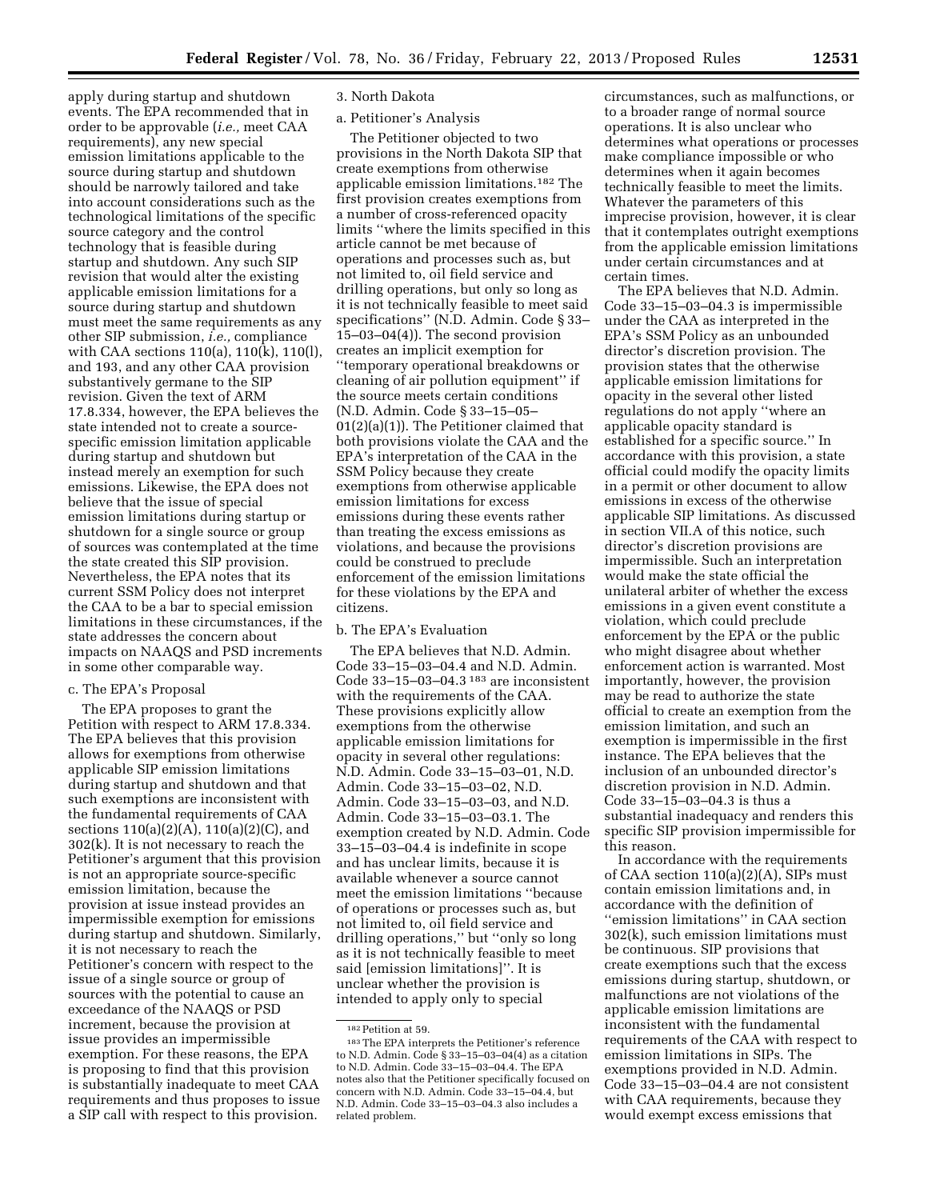apply during startup and shutdown events. The EPA recommended that in order to be approvable (*i.e.,* meet CAA requirements), any new special emission limitations applicable to the source during startup and shutdown should be narrowly tailored and take into account considerations such as the technological limitations of the specific source category and the control technology that is feasible during startup and shutdown. Any such SIP revision that would alter the existing applicable emission limitations for a source during startup and shutdown must meet the same requirements as any other SIP submission, *i.e.,* compliance with CAA sections 110(a), 110(k), 110(l), and 193, and any other CAA provision substantively germane to the SIP revision. Given the text of ARM 17.8.334, however, the EPA believes the state intended not to create a source-specific emission limitation applicable during startup and shutdown but instead merely an exemption for such emissions. Likewise, the EPA does not believe that the issue of special emission limitations during startup or shutdown for a single source or group of sources was contemplated at the time the state created this SIP provision. Nevertheless, the EPA notes that its current SSM Policy does not interpret the CAA to be a bar to special emission limitations in these circumstances, if the state addresses the concern about impacts on NAAQS and PSD increments in some other comparable way.

c. The EPA's Proposal

The EPA proposes to grant the Petition with respect to ARM 17.8.334. The EPA believes that this provision allows for exemptions from otherwise applicable SIP emission limitations during startup and shutdown and that such exemptions are inconsistent with the fundamental requirements of CAA sections 110(a)(2)(A), 110(a)(2)(C), and 302(k). It is not necessary to reach the Petitioner's argument that this provision is not an appropriate source-specific emission limitation, because the provision at issue instead provides an impermissible exemption for emissions during startup and shutdown. Similarly, it is not necessary to reach the Petitioner's concern with respect to the issue of a single source or group of sources with the potential to cause an exceedance of the NAAQS or PSD increment, because the provision at issue provides an impermissible exemption. For these reasons, the EPA is proposing to find that this provision is substantially inadequate to meet CAA requirements and thus proposes to issue a SIP call with respect to this provision.

3. North Dakota

a. Petitioner's Analysis

The Petitioner objected to two provisions in the North Dakota SIP that create exemptions from otherwise applicable emission limitations.[182] The first provision creates exemptions from a number of cross-referenced opacity limits ''where the limits specified in this article cannot be met because of operations and processes such as, but not limited to, oil field service and drilling operations, but only so long as it is not technically feasible to meet said specifications'' (N.D. Admin. Code § 33–15–03–04(4)). The second provision creates an implicit exemption for ''temporary operational breakdowns or cleaning of air pollution equipment'' if the source meets certain conditions (N.D. Admin. Code § 33–15–05–01(2)(a)(1)). The Petitioner claimed that both provisions violate the CAA and the EPA's interpretation of the CAA in the SSM Policy because they create exemptions from otherwise applicable emission limitations for excess emissions during these events rather than treating the excess emissions as violations, and because the provisions could be construed to preclude enforcement of the emission limitations for these violations by the EPA and citizens.

b. The EPA's Evaluation

The EPA believes that N.D. Admin. Code 33–15–03–04.4 and N.D. Admin. Code 33–15–03–04.3 [183] are inconsistent with the requirements of the CAA. These provisions explicitly allow exemptions from the otherwise applicable emission limitations for opacity in several other regulations: N.D. Admin. Code 33–15–03–01, N.D. Admin. Code 33–15–03–02, N.D. Admin. Code 33–15–03–03, and N.D. Admin. Code 33–15–03–03.1. The exemption created by N.D. Admin. Code 33–15–03–04.4 is indefinite in scope and has unclear limits, because it is available whenever a source cannot meet the emission limitations ''because of operations or processes such as, but not limited to, oil field service and drilling operations,'' but ''only so long as it is not technically feasible to meet said [emission limitations]''. It is unclear whether the provision is intended to apply only to special circumstances, such as malfunctions, or to a broader range of normal source operations. It is also unclear who determines what operations or processes make compliance impossible or who determines when it again becomes technically feasible to meet the limits. Whatever the parameters of this imprecise provision, however, it is clear that it contemplates outright exemptions from the applicable emission limitations under certain circumstances and at certain times.

The EPA believes that N.D. Admin. Code 33–15–03–04.3 is impermissible under the CAA as interpreted in the EPA's SSM Policy as an unbounded director's discretion provision. The provision states that the otherwise applicable emission limitations for opacity in the several other listed regulations do not apply ''where an applicable opacity standard is established for a specific source.'' In accordance with this provision, a state official could modify the opacity limits in a permit or other document to allow emissions in excess of the otherwise applicable SIP limitations. As discussed in section VII.A of this notice, such director's discretion provisions are impermissible. Such an interpretation would make the state official the unilateral arbiter of whether the excess emissions in a given event constitute a violation, which could preclude enforcement by the EPA or the public who might disagree about whether enforcement action is warranted. Most importantly, however, the provision may be read to authorize the state official to create an exemption from the emission limitation, and such an exemption is impermissible in the first instance. The EPA believes that the inclusion of an unbounded director's discretion provision in N.D. Admin. Code 33–15–03–04.3 is thus a substantial inadequacy and renders this specific SIP provision impermissible for this reason.

In accordance with the requirements of CAA section 110(a)(2)(A), SIPs must contain emission limitations and, in accordance with the definition of ''emission limitations'' in CAA section 302(k), such emission limitations must be continuous. SIP provisions that create exemptions such that the excess emissions during startup, shutdown, or malfunctions are not violations of the applicable emission limitations are inconsistent with the fundamental requirements of the CAA with respect to emission limitations in SIPs. The exemptions provided in N.D. Admin. Code 33–15–03–04.4 are not consistent with CAA requirements, because they would exempt excess emissions that

[182] Petition at 59.

[183] The EPA interprets the Petitioner's reference to N.D. Admin. Code § 33–15–03–04(4) as a citation to N.D. Admin. Code 33–15–03–04.4. The EPA notes also that the Petitioner specifically focused on concern with N.D. Admin. Code 33–15–04.4, but N.D. Admin. Code 33–15–03–04.3 also includes a related problem.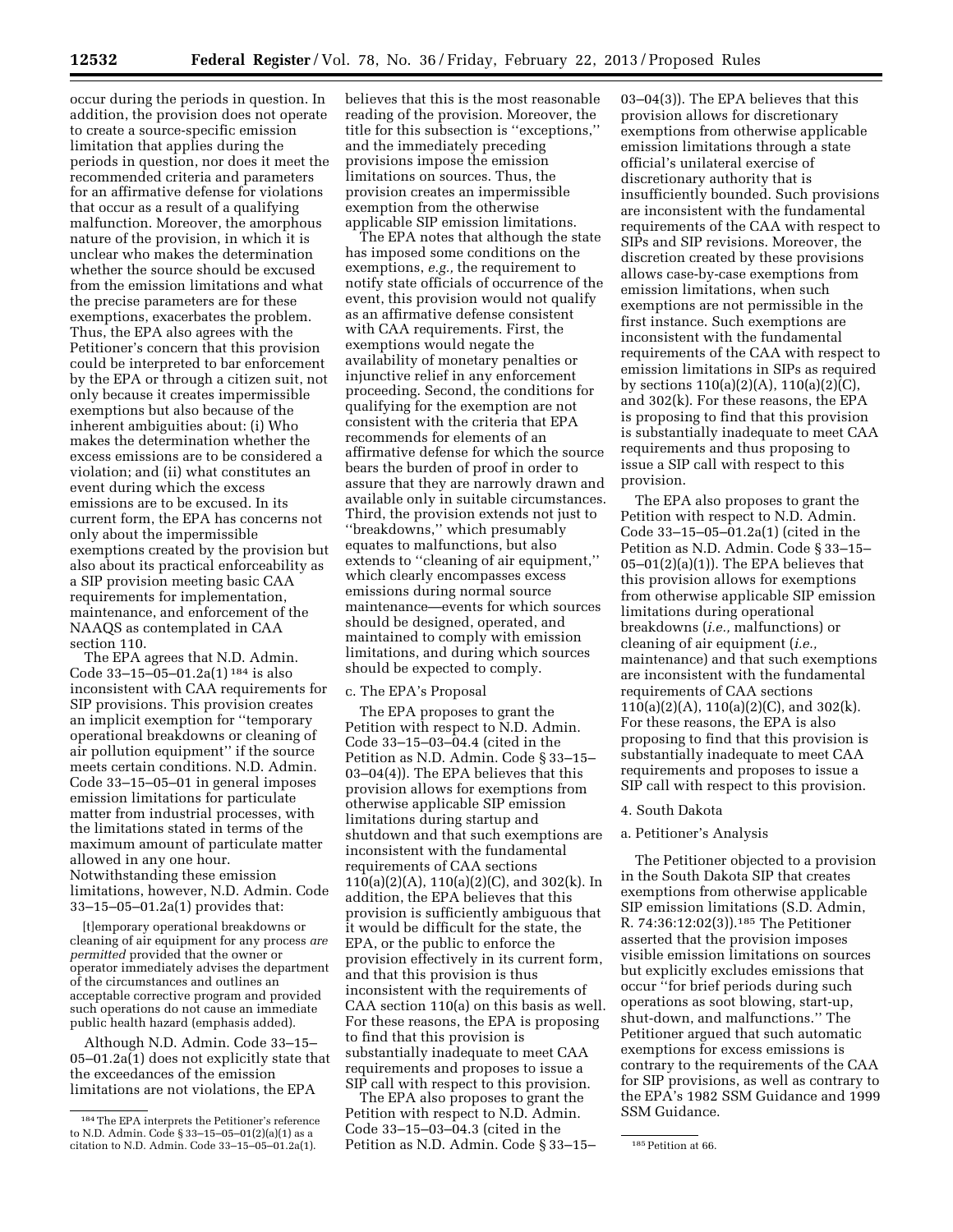occur during the periods in question. In addition, the provision does not operate to create a source-specific emission limitation that applies during the periods in question, nor does it meet the recommended criteria and parameters for an affirmative defense for violations that occur as a result of a qualifying malfunction. Moreover, the amorphous nature of the provision, in which it is unclear who makes the determination whether the source should be excused from the emission limitations and what the precise parameters are for these exemptions, exacerbates the problem. Thus, the EPA also agrees with the Petitioner's concern that this provision could be interpreted to bar enforcement by the EPA or through a citizen suit, not only because it creates impermissible exemptions but also because of the inherent ambiguities about: (i) Who makes the determination whether the excess emissions are to be considered a violation; and (ii) what constitutes an event during which the excess emissions are to be excused. In its current form, the EPA has concerns not only about the impermissible exemptions created by the provision but also about its practical enforceability as a SIP provision meeting basic CAA requirements for implementation, maintenance, and enforcement of the NAAQS as contemplated in CAA section 110.

The EPA agrees that N.D. Admin. Code 33–15–05–01.2a(1) [184] is also inconsistent with CAA requirements for SIP provisions. This provision creates an implicit exemption for ''temporary operational breakdowns or cleaning of air pollution equipment'' if the source meets certain conditions. N.D. Admin. Code 33–15–05–01 in general imposes emission limitations for particulate matter from industrial processes, with the limitations stated in terms of the maximum amount of particulate matter allowed in any one hour. Notwithstanding these emission limitations, however, N.D. Admin. Code 33–15–05–01.2a(1) provides that:

> [t]emporary operational breakdowns or cleaning of air equipment for any process *are permitted* provided that the owner or operator immediately advises the department of the circumstances and outlines an acceptable corrective program and provided such operations do not cause an immediate public health hazard (emphasis added).

Although N.D. Admin. Code 33–15–05–01.2a(1) does not explicitly state that the exceedances of the emission limitations are not violations, the EPA believes that this is the most reasonable reading of the provision. Moreover, the title for this subsection is ''exceptions,'' and the immediately preceding provisions impose the emission limitations on sources. Thus, the provision creates an impermissible exemption from the otherwise applicable SIP emission limitations.

The EPA notes that although the state has imposed some conditions on the exemptions, *e.g.,* the requirement to notify state officials of occurrence of the event, this provision would not qualify as an affirmative defense consistent with CAA requirements. First, the exemptions would negate the availability of monetary penalties or injunctive relief in any enforcement proceeding. Second, the conditions for qualifying for the exemption are not consistent with the criteria that EPA recommends for elements of an affirmative defense for which the source bears the burden of proof in order to assure that they are narrowly drawn and available only in suitable circumstances. Third, the provision extends not just to ''breakdowns,'' which presumably equates to malfunctions, but also extends to ''cleaning of air equipment,'' which clearly encompasses excess emissions during normal source maintenance—events for which sources should be designed, operated, and maintained to comply with emission limitations, and during which sources should be expected to comply.

c. The EPA's Proposal

The EPA proposes to grant the Petition with respect to N.D. Admin. Code 33–15–03–04.4 (cited in the Petition as N.D. Admin. Code § 33–15–03–04(4)). The EPA believes that this provision allows for exemptions from otherwise applicable SIP emission limitations during startup and shutdown and that such exemptions are inconsistent with the fundamental requirements of CAA sections 110(a)(2)(A), 110(a)(2)(C), and 302(k). In addition, the EPA believes that this provision is sufficiently ambiguous that it would be difficult for the state, the EPA, or the public to enforce the provision effectively in its current form, and that this provision is thus inconsistent with the requirements of CAA section 110(a) on this basis as well. For these reasons, the EPA is proposing to find that this provision is substantially inadequate to meet CAA requirements and proposes to issue a SIP call with respect to this provision.

The EPA also proposes to grant the Petition with respect to N.D. Admin. Code 33–15–03–04.3 (cited in the Petition as N.D. Admin. Code § 33–15–03–04(3)). The EPA believes that this provision allows for discretionary exemptions from otherwise applicable emission limitations through a state official's unilateral exercise of discretionary authority that is insufficiently bounded. Such provisions are inconsistent with the fundamental requirements of the CAA with respect to SIPs and SIP revisions. Moreover, the discretion created by these provisions allows case-by-case exemptions from emission limitations, when such exemptions are not permissible in the first instance. Such exemptions are inconsistent with the fundamental requirements of the CAA with respect to emission limitations in SIPs as required by sections 110(a)(2)(A), 110(a)(2)(C), and 302(k). For these reasons, the EPA is proposing to find that this provision is substantially inadequate to meet CAA requirements and thus proposing to issue a SIP call with respect to this provision.

The EPA also proposes to grant the Petition with respect to N.D. Admin. Code 33–15–05–01.2a(1) (cited in the Petition as N.D. Admin. Code § 33–15–05–01(2)(a)(1)). The EPA believes that this provision allows for exemptions from otherwise applicable SIP emission limitations during operational breakdowns (*i.e.,* malfunctions) or cleaning of air equipment (*i.e.,* maintenance) and that such exemptions are inconsistent with the fundamental requirements of CAA sections 110(a)(2)(A), 110(a)(2)(C), and 302(k). For these reasons, the EPA is also proposing to find that this provision is substantially inadequate to meet CAA requirements and proposes to issue a SIP call with respect to this provision.

4. South Dakota

a. Petitioner's Analysis

The Petitioner objected to a provision in the South Dakota SIP that creates exemptions from otherwise applicable SIP emission limitations (S.D. Admin, R. 74:36:12:02(3)).[185] The Petitioner asserted that the provision imposes visible emission limitations on sources but explicitly excludes emissions that occur ''for brief periods during such operations as soot blowing, start-up, shut-down, and malfunctions.'' The Petitioner argued that such automatic exemptions for excess emissions is contrary to the requirements of the CAA for SIP provisions, as well as contrary to the EPA's 1982 SSM Guidance and 1999 SSM Guidance.

---

[184] The EPA interprets the Petitioner's reference to N.D. Admin. Code § 33–15–05–01(2)(a)(1) as a citation to N.D. Admin. Code 33–15–05–01.2a(1).

[185] Petition at 66.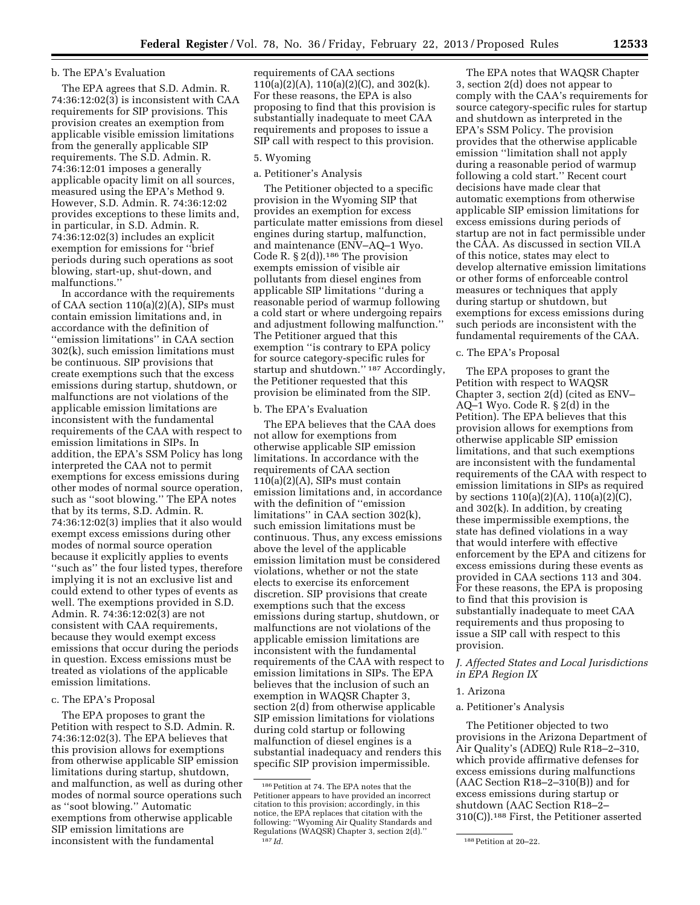b. The EPA's Evaluation

The EPA agrees that S.D. Admin. R. 74:36:12:02(3) is inconsistent with CAA requirements for SIP provisions. This provision creates an exemption from applicable visible emission limitations from the generally applicable SIP requirements. The S.D. Admin. R. 74:36:12:01 imposes a generally applicable opacity limit on all sources, measured using the EPA's Method 9. However, S.D. Admin. R. 74:36:12:02 provides exceptions to these limits and, in particular, in S.D. Admin. R. 74:36:12:02(3) includes an explicit exemption for emissions for ''brief periods during such operations as soot blowing, start-up, shut-down, and malfunctions.''

In accordance with the requirements of CAA section 110(a)(2)(A), SIPs must contain emission limitations and, in accordance with the definition of ''emission limitations'' in CAA section 302(k), such emission limitations must be continuous. SIP provisions that create exemptions such that the excess emissions during startup, shutdown, or malfunctions are not violations of the applicable emission limitations are inconsistent with the fundamental requirements of the CAA with respect to emission limitations in SIPs. In addition, the EPA's SSM Policy has long interpreted the CAA not to permit exemptions for excess emissions during other modes of normal source operation, such as ''soot blowing.'' The EPA notes that by its terms, S.D. Admin. R. 74:36:12:02(3) implies that it also would exempt excess emissions during other modes of normal source operation because it explicitly applies to events ''such as'' the four listed types, therefore implying it is not an exclusive list and could extend to other types of events as well. The exemptions provided in S.D. Admin. R. 74:36:12:02(3) are not consistent with CAA requirements, because they would exempt excess emissions that occur during the periods in question. Excess emissions must be treated as violations of the applicable emission limitations.

c. The EPA's Proposal

The EPA proposes to grant the Petition with respect to S.D. Admin. R. 74:36:12:02(3). The EPA believes that this provision allows for exemptions from otherwise applicable SIP emission limitations during startup, shutdown, and malfunction, as well as during other modes of normal source operations such as ''soot blowing.'' Automatic exemptions from otherwise applicable SIP emission limitations are inconsistent with the fundamental requirements of CAA sections 110(a)(2)(A), 110(a)(2)(C), and 302(k). For these reasons, the EPA is also proposing to find that this provision is substantially inadequate to meet CAA requirements and proposes to issue a SIP call with respect to this provision.

5. Wyoming

a. Petitioner's Analysis

The Petitioner objected to a specific provision in the Wyoming SIP that provides an exemption for excess particulate matter emissions from diesel engines during startup, malfunction, and maintenance (ENV–AQ–1 Wyo. Code R. § 2(d)).[186] The provision exempts emission of visible air pollutants from diesel engines from applicable SIP limitations ''during a reasonable period of warmup following a cold start or where undergoing repairs and adjustment following malfunction.'' The Petitioner argued that this exemption ''is contrary to EPA policy for source category-specific rules for startup and shutdown.''[187] Accordingly, the Petitioner requested that this provision be eliminated from the SIP.

b. The EPA's Evaluation

The EPA believes that the CAA does not allow for exemptions from otherwise applicable SIP emission limitations. In accordance with the requirements of CAA section 110(a)(2)(A), SIPs must contain emission limitations and, in accordance with the definition of ''emission limitations'' in CAA section 302(k), such emission limitations must be continuous. Thus, any excess emissions above the level of the applicable emission limitation must be considered violations, whether or not the state elects to exercise its enforcement discretion. SIP provisions that create exemptions such that the excess emissions during startup, shutdown, or malfunctions are not violations of the applicable emission limitations are inconsistent with the fundamental requirements of the CAA with respect to emission limitations in SIPs. The EPA believes that the inclusion of such an exemption in WAQSR Chapter 3, section 2(d) from otherwise applicable SIP emission limitations for violations during cold startup or following malfunction of diesel engines is a substantial inadequacy and renders this specific SIP provision impermissible.

The EPA notes that WAQSR Chapter 3, section 2(d) does not appear to comply with the CAA's requirements for source category-specific rules for startup and shutdown as interpreted in the EPA's SSM Policy. The provision provides that the otherwise applicable emission ''limitation shall not apply during a reasonable period of warmup following a cold start.'' Recent court decisions have made clear that automatic exemptions from otherwise applicable SIP emission limitations for excess emissions during periods of startup are not in fact permissible under the CAA. As discussed in section VII.A of this notice, states may elect to develop alternative emission limitations or other forms of enforceable control measures or techniques that apply during startup or shutdown, but exemptions for excess emissions during such periods are inconsistent with the fundamental requirements of the CAA.

c. The EPA's Proposal

The EPA proposes to grant the Petition with respect to WAQSR Chapter 3, section 2(d) (cited as ENV–AQ–1 Wyo. Code R. § 2(d) in the Petition). The EPA believes that this provision allows for exemptions from otherwise applicable SIP emission limitations, and that such exemptions are inconsistent with the fundamental requirements of the CAA with respect to emission limitations in SIPs as required by sections 110(a)(2)(A), 110(a)(2)(C), and 302(k). In addition, by creating these impermissible exemptions, the state has defined violations in a way that would interfere with effective enforcement by the EPA and citizens for excess emissions during these events as provided in CAA sections 113 and 304. For these reasons, the EPA is proposing to find that this provision is substantially inadequate to meet CAA requirements and thus proposing to issue a SIP call with respect to this provision.

### *J. Affected States and Local Jurisdictions in EPA Region IX*

1. Arizona

a. Petitioner's Analysis

The Petitioner objected to two provisions in the Arizona Department of Air Quality's (ADEQ) Rule R18–2–310, which provide affirmative defenses for excess emissions during malfunctions (AAC Section R18–2–310(B)) and for excess emissions during startup or shutdown (AAC Section R18–2–310(C)).[188] First, the Petitioner asserted

[186] Petition at 74. The EPA notes that the Petitioner appears to have provided an incorrect citation to this provision; accordingly, in this notice, the EPA replaces that citation with the following: ''Wyoming Air Quality Standards and Regulations (WAQSR) Chapter 3, section 2(d).''

[187] *Id.*

[188] Petition at 20–22.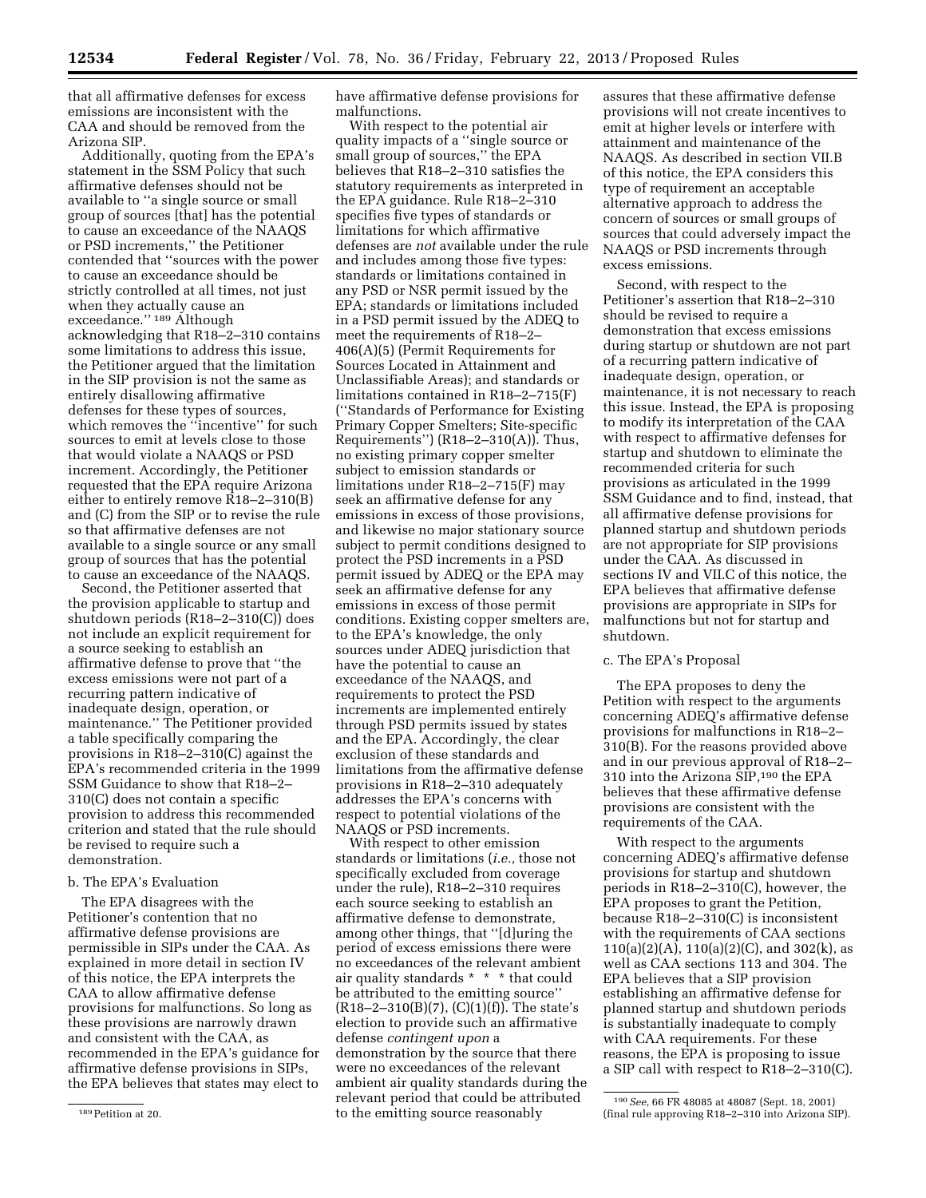that all affirmative defenses for excess emissions are inconsistent with the CAA and should be removed from the Arizona SIP.

Additionally, quoting from the EPA's statement in the SSM Policy that such affirmative defenses should not be available to ''a single source or small group of sources [that] has the potential to cause an exceedance of the NAAQS or PSD increments,'' the Petitioner contended that ''sources with the power to cause an exceedance should be strictly controlled at all times, not just when they actually cause an exceedance.'' [189] Although acknowledging that R18–2–310 contains some limitations to address this issue, the Petitioner argued that the limitation in the SIP provision is not the same as entirely disallowing affirmative defenses for these types of sources, which removes the ''incentive'' for such sources to emit at levels close to those that would violate a NAAQS or PSD increment. Accordingly, the Petitioner requested that the EPA require Arizona either to entirely remove R18–2–310(B) and (C) from the SIP or to revise the rule so that affirmative defenses are not available to a single source or any small group of sources that has the potential to cause an exceedance of the NAAQS.

Second, the Petitioner asserted that the provision applicable to startup and shutdown periods (R18–2–310(C)) does not include an explicit requirement for a source seeking to establish an affirmative defense to prove that ''the excess emissions were not part of a recurring pattern indicative of inadequate design, operation, or maintenance.'' The Petitioner provided a table specifically comparing the provisions in R18–2–310(C) against the EPA's recommended criteria in the 1999 SSM Guidance to show that R18–2–310(C) does not contain a specific provision to address this recommended criterion and stated that the rule should be revised to require such a demonstration.

b. The EPA's Evaluation

The EPA disagrees with the Petitioner's contention that no affirmative defense provisions are permissible in SIPs under the CAA. As explained in more detail in section IV of this notice, the EPA interprets the CAA to allow affirmative defense provisions for malfunctions. So long as these provisions are narrowly drawn and consistent with the CAA, as recommended in the EPA's guidance for affirmative defense provisions in SIPs, the EPA believes that states may elect to have affirmative defense provisions for malfunctions.

With respect to the potential air quality impacts of a ''single source or small group of sources,'' the EPA believes that R18–2–310 satisfies the statutory requirements as interpreted in the EPA guidance. Rule R18–2–310 specifies five types of standards or limitations for which affirmative defenses are *not* available under the rule and includes among those five types: standards or limitations contained in any PSD or NSR permit issued by the EPA; standards or limitations included in a PSD permit issued by the ADEQ to meet the requirements of R18–2–406(A)(5) (Permit Requirements for Sources Located in Attainment and Unclassifiable Areas); and standards or limitations contained in R18–2–715(F) (''Standards of Performance for Existing Primary Copper Smelters; Site-specific Requirements'') (R18–2–310(A)). Thus, no existing primary copper smelter subject to emission standards or limitations under R18–2–715(F) may seek an affirmative defense for any emissions in excess of those provisions, and likewise no major stationary source subject to permit conditions designed to protect the PSD increments in a PSD permit issued by ADEQ or the EPA may seek an affirmative defense for any emissions in excess of those permit conditions. Existing copper smelters are, to the EPA's knowledge, the only sources under ADEQ jurisdiction that have the potential to cause an exceedance of the NAAQS, and requirements to protect the PSD increments are implemented entirely through PSD permits issued by states and the EPA. Accordingly, the clear exclusion of these standards and limitations from the affirmative defense provisions in R18–2–310 adequately addresses the EPA's concerns with respect to potential violations of the NAAQS or PSD increments.

With respect to other emission standards or limitations (*i.e.,* those not specifically excluded from coverage under the rule), R18–2–310 requires each source seeking to establish an affirmative defense to demonstrate, among other things, that ''[d]uring the period of excess emissions there were no exceedances of the relevant ambient air quality standards * * * that could be attributed to the emitting source'' (R18–2–310(B)(7), (C)(1)(f)). The state's election to provide such an affirmative defense *contingent upon* a demonstration by the source that there were no exceedances of the relevant ambient air quality standards during the relevant period that could be attributed to the emitting source reasonably assures that these affirmative defense provisions will not create incentives to emit at higher levels or interfere with attainment and maintenance of the NAAQS. As described in section VII.B of this notice, the EPA considers this type of requirement an acceptable alternative approach to address the concern of sources or small groups of sources that could adversely impact the NAAQS or PSD increments through excess emissions.

Second, with respect to the Petitioner's assertion that R18–2–310 should be revised to require a demonstration that excess emissions during startup or shutdown are not part of a recurring pattern indicative of inadequate design, operation, or maintenance, it is not necessary to reach this issue. Instead, the EPA is proposing to modify its interpretation of the CAA with respect to affirmative defenses for startup and shutdown to eliminate the recommended criteria for such provisions as articulated in the 1999 SSM Guidance and to find, instead, that all affirmative defense provisions for planned startup and shutdown periods are not appropriate for SIP provisions under the CAA. As discussed in sections IV and VII.C of this notice, the EPA believes that affirmative defense provisions are appropriate in SIPs for malfunctions but not for startup and shutdown.

c. The EPA's Proposal

The EPA proposes to deny the Petition with respect to the arguments concerning ADEQ's affirmative defense provisions for malfunctions in R18–2–310(B). For the reasons provided above and in our previous approval of R18–2–310 into the Arizona SIP,[190] the EPA believes that these affirmative defense provisions are consistent with the requirements of the CAA.

With respect to the arguments concerning ADEQ's affirmative defense provisions for startup and shutdown periods in R18–2–310(C), however, the EPA proposes to grant the Petition, because R18–2–310(C) is inconsistent with the requirements of CAA sections 110(a)(2)(A), 110(a)(2)(C), and 302(k), as well as CAA sections 113 and 304. The EPA believes that a SIP provision establishing an affirmative defense for planned startup and shutdown periods is substantially inadequate to comply with CAA requirements. For these reasons, the EPA is proposing to issue a SIP call with respect to R18–2–310(C).

[189] Petition at 20.

[190] *See,* 66 FR 48085 at 48087 (Sept. 18, 2001) (final rule approving R18–2–310 into Arizona SIP).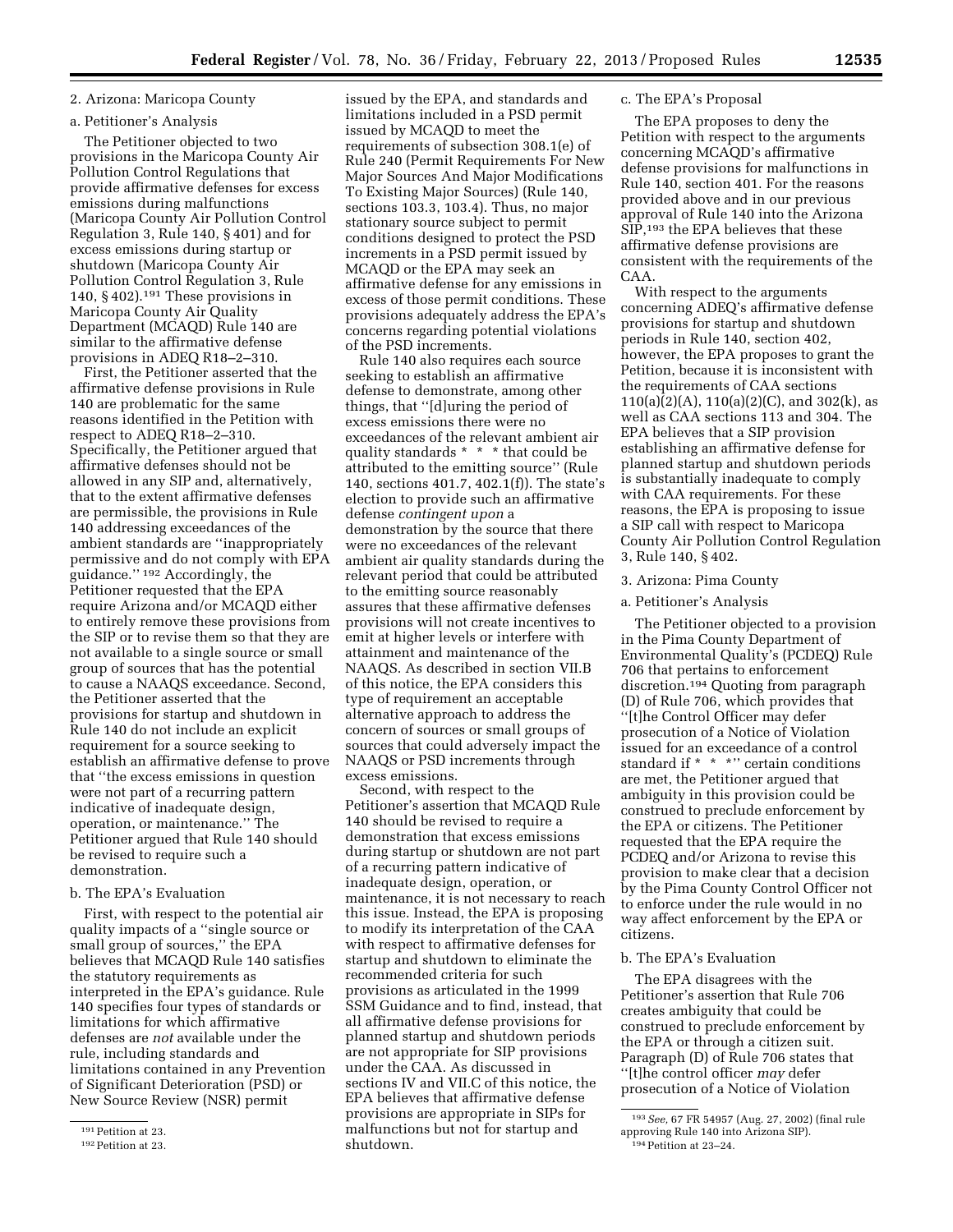### 2. Arizona: Maricopa County

#### a. Petitioner's Analysis

The Petitioner objected to two provisions in the Maricopa County Air Pollution Control Regulations that provide affirmative defenses for excess emissions during malfunctions (Maricopa County Air Pollution Control Regulation 3, Rule 140, § 401) and for excess emissions during startup or shutdown (Maricopa County Air Pollution Control Regulation 3, Rule 140, § 402).[191] These provisions in Maricopa County Air Quality Department (MCAQD) Rule 140 are similar to the affirmative defense provisions in ADEQ R18–2–310.

First, the Petitioner asserted that the affirmative defense provisions in Rule 140 are problematic for the same reasons identified in the Petition with respect to ADEQ R18–2–310. Specifically, the Petitioner argued that affirmative defenses should not be allowed in any SIP and, alternatively, that to the extent affirmative defenses are permissible, the provisions in Rule 140 addressing exceedances of the ambient standards are ''inappropriately permissive and do not comply with EPA guidance.''[192] Accordingly, the Petitioner requested that the EPA require Arizona and/or MCAQD either to entirely remove these provisions from the SIP or to revise them so that they are not available to a single source or small group of sources that has the potential to cause a NAAQS exceedance. Second, the Petitioner asserted that the provisions for startup and shutdown in Rule 140 do not include an explicit requirement for a source seeking to establish an affirmative defense to prove that ''the excess emissions in question were not part of a recurring pattern indicative of inadequate design, operation, or maintenance.'' The Petitioner argued that Rule 140 should be revised to require such a demonstration.

#### b. The EPA's Evaluation

First, with respect to the potential air quality impacts of a ''single source or small group of sources,'' the EPA believes that MCAQD Rule 140 satisfies the statutory requirements as interpreted in the EPA's guidance. Rule 140 specifies four types of standards or limitations for which affirmative defenses are *not* available under the rule, including standards and limitations contained in any Prevention of Significant Deterioration (PSD) or New Source Review (NSR) permit issued by the EPA, and standards and limitations included in a PSD permit issued by MCAQD to meet the requirements of subsection 308.1(e) of Rule 240 (Permit Requirements For New Major Sources And Major Modifications To Existing Major Sources) (Rule 140, sections 103.3, 103.4). Thus, no major stationary source subject to permit conditions designed to protect the PSD increments in a PSD permit issued by MCAQD or the EPA may seek an affirmative defense for any emissions in excess of those permit conditions. These provisions adequately address the EPA's concerns regarding potential violations of the PSD increments.

Rule 140 also requires each source seeking to establish an affirmative defense to demonstrate, among other things, that ''[d]uring the period of excess emissions there were no exceedances of the relevant ambient air quality standards * * * that could be attributed to the emitting source'' (Rule 140, sections 401.7, 402.1(f)). The state's election to provide such an affirmative defense *contingent upon* a demonstration by the source that there were no exceedances of the relevant ambient air quality standards during the relevant period that could be attributed to the emitting source reasonably assures that these affirmative defenses provisions will not create incentives to emit at higher levels or interfere with attainment and maintenance of the NAAQS. As described in section VII.B of this notice, the EPA considers this type of requirement an acceptable alternative approach to address the concern of sources or small groups of sources that could adversely impact the NAAQS or PSD increments through excess emissions.

Second, with respect to the Petitioner's assertion that MCAQD Rule 140 should be revised to require a demonstration that excess emissions during startup or shutdown are not part of a recurring pattern indicative of inadequate design, operation, or maintenance, it is not necessary to reach this issue. Instead, the EPA is proposing to modify its interpretation of the CAA with respect to affirmative defenses for startup and shutdown to eliminate the recommended criteria for such provisions as articulated in the 1999 SSM Guidance and to find, instead, that all affirmative defense provisions for planned startup and shutdown periods are not appropriate for SIP provisions under the CAA. As discussed in sections IV and VII.C of this notice, the EPA believes that affirmative defense provisions are appropriate in SIPs for malfunctions but not for startup and shutdown.

#### c. The EPA's Proposal

The EPA proposes to deny the Petition with respect to the arguments concerning MCAQD's affirmative defense provisions for malfunctions in Rule 140, section 401. For the reasons provided above and in our previous approval of Rule 140 into the Arizona SIP,[193] the EPA believes that these affirmative defense provisions are consistent with the requirements of the CAA.

With respect to the arguments concerning ADEQ's affirmative defense provisions for startup and shutdown periods in Rule 140, section 402, however, the EPA proposes to grant the Petition, because it is inconsistent with the requirements of CAA sections 110(a)(2)(A), 110(a)(2)(C), and 302(k), as well as CAA sections 113 and 304. The EPA believes that a SIP provision establishing an affirmative defense for planned startup and shutdown periods is substantially inadequate to comply with CAA requirements. For these reasons, the EPA is proposing to issue a SIP call with respect to Maricopa County Air Pollution Control Regulation 3, Rule 140, § 402.

### 3. Arizona: Pima County

#### a. Petitioner's Analysis

The Petitioner objected to a provision in the Pima County Department of Environmental Quality's (PCDEQ) Rule 706 that pertains to enforcement discretion.[194] Quoting from paragraph (D) of Rule 706, which provides that ''[t]he Control Officer may defer prosecution of a Notice of Violation issued for an exceedance of a control standard if * * *'' certain conditions are met, the Petitioner argued that ambiguity in this provision could be construed to preclude enforcement by the EPA or citizens. The Petitioner requested that the EPA require the PCDEQ and/or Arizona to revise this provision to make clear that a decision by the Pima County Control Officer not to enforce under the rule would in no way affect enforcement by the EPA or citizens.

#### b. The EPA's Evaluation

The EPA disagrees with the Petitioner's assertion that Rule 706 creates ambiguity that could be construed to preclude enforcement by the EPA or through a citizen suit. Paragraph (D) of Rule 706 states that ''[t]he control officer *may* defer prosecution of a Notice of Violation

---

[191] Petition at 23.

[192] Petition at 23.

[193] *See,* 67 FR 54957 (Aug. 27, 2002) (final rule approving Rule 140 into Arizona SIP).

[194] Petition at 23–24.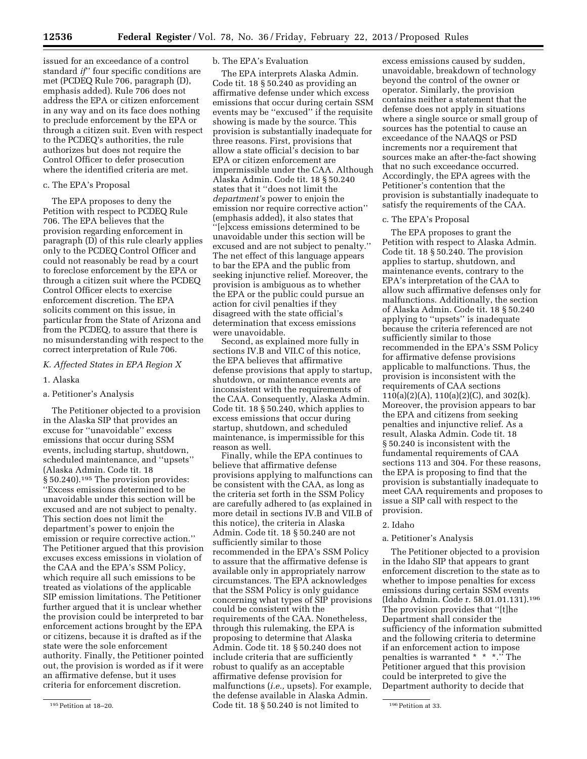issued for an exceedance of a control standard *if*'' four specific conditions are met (PCDEQ Rule 706, paragraph (D), emphasis added). Rule 706 does not address the EPA or citizen enforcement in any way and on its face does nothing to preclude enforcement by the EPA or through a citizen suit. Even with respect to the PCDEQ's authorities, the rule authorizes but does not require the Control Officer to defer prosecution where the identified criteria are met.

c. The EPA's Proposal

The EPA proposes to deny the Petition with respect to PCDEQ Rule 706. The EPA believes that the provision regarding enforcement in paragraph (D) of this rule clearly applies only to the PCDEQ Control Officer and could not reasonably be read by a court to foreclose enforcement by the EPA or through a citizen suit where the PCDEQ Control Officer elects to exercise enforcement discretion. The EPA solicits comment on this issue, in particular from the State of Arizona and from the PCDEQ, to assure that there is no misunderstanding with respect to the correct interpretation of Rule 706.

### *K. Affected States in EPA Region X*

1. Alaska

a. Petitioner's Analysis

The Petitioner objected to a provision in the Alaska SIP that provides an excuse for ''unavoidable'' excess emissions that occur during SSM events, including startup, shutdown, scheduled maintenance, and ''upsets'' (Alaska Admin. Code tit. 18 § 50.240).[195] The provision provides: ''Excess emissions determined to be unavoidable under this section will be excused and are not subject to penalty. This section does not limit the department's power to enjoin the emission or require corrective action.'' The Petitioner argued that this provision excuses excess emissions in violation of the CAA and the EPA's SSM Policy, which require all such emissions to be treated as violations of the applicable SIP emission limitations. The Petitioner further argued that it is unclear whether the provision could be interpreted to bar enforcement actions brought by the EPA or citizens, because it is drafted as if the state were the sole enforcement authority. Finally, the Petitioner pointed out, the provision is worded as if it were an affirmative defense, but it uses criteria for enforcement discretion.

b. The EPA's Evaluation

The EPA interprets Alaska Admin. Code tit. 18 § 50.240 as providing an affirmative defense under which excess emissions that occur during certain SSM events may be ''excused'' if the requisite showing is made by the source. This provision is substantially inadequate for three reasons. First, provisions that allow a state official's decision to bar EPA or citizen enforcement are impermissible under the CAA. Although Alaska Admin. Code tit. 18 § 50.240 states that it ''does not limit the *department's* power to enjoin the emission nor require corrective action'' (emphasis added), it also states that ''[e]xcess emissions determined to be unavoidable under this section will be excused and are not subject to penalty.'' The net effect of this language appears to bar the EPA and the public from seeking injunctive relief. Moreover, the provision is ambiguous as to whether the EPA or the public could pursue an action for civil penalties if they disagreed with the state official's determination that excess emissions were unavoidable.

Second, as explained more fully in sections IV.B and VII.C of this notice, the EPA believes that affirmative defense provisions that apply to startup, shutdown, or maintenance events are inconsistent with the requirements of the CAA. Consequently, Alaska Admin. Code tit. 18 § 50.240, which applies to excess emissions that occur during startup, shutdown, and scheduled maintenance, is impermissible for this reason as well.

Finally, while the EPA continues to believe that affirmative defense provisions applying to malfunctions can be consistent with the CAA, as long as the criteria set forth in the SSM Policy are carefully adhered to (as explained in more detail in sections IV.B and VII.B of this notice), the criteria in Alaska Admin. Code tit. 18 § 50.240 are not sufficiently similar to those recommended in the EPA's SSM Policy to assure that the affirmative defense is available only in appropriately narrow circumstances. The EPA acknowledges that the SSM Policy is only guidance concerning what types of SIP provisions could be consistent with the requirements of the CAA. Nonetheless, through this rulemaking, the EPA is proposing to determine that Alaska Admin. Code tit. 18 § 50.240 does not include criteria that are sufficiently robust to qualify as an acceptable affirmative defense provision for malfunctions (*i.e.,* upsets). For example, the defense available in Alaska Admin. Code tit. 18 § 50.240 is not limited to excess emissions caused by sudden, unavoidable, breakdown of technology beyond the control of the owner or operator. Similarly, the provision contains neither a statement that the defense does not apply in situations where a single source or small group of sources has the potential to cause an exceedance of the NAAQS or PSD increments nor a requirement that sources make an after-the-fact showing that no such exceedance occurred. Accordingly, the EPA agrees with the Petitioner's contention that the provision is substantially inadequate to satisfy the requirements of the CAA.

c. The EPA's Proposal

The EPA proposes to grant the Petition with respect to Alaska Admin. Code tit. 18 § 50.240. The provision applies to startup, shutdown, and maintenance events, contrary to the EPA's interpretation of the CAA to allow such affirmative defenses only for malfunctions. Additionally, the section of Alaska Admin. Code tit. 18 § 50.240 applying to ''upsets'' is inadequate because the criteria referenced are not sufficiently similar to those recommended in the EPA's SSM Policy for affirmative defense provisions applicable to malfunctions. Thus, the provision is inconsistent with the requirements of CAA sections 110(a)(2)(A), 110(a)(2)(C), and 302(k). Moreover, the provision appears to bar the EPA and citizens from seeking penalties and injunctive relief. As a result, Alaska Admin. Code tit. 18 § 50.240 is inconsistent with the fundamental requirements of CAA sections 113 and 304. For these reasons, the EPA is proposing to find that the provision is substantially inadequate to meet CAA requirements and proposes to issue a SIP call with respect to the provision.

2. Idaho

a. Petitioner's Analysis

The Petitioner objected to a provision in the Idaho SIP that appears to grant enforcement discretion to the state as to whether to impose penalties for excess emissions during certain SSM events (Idaho Admin. Code r. 58.01.01.131).[196] The provision provides that ''[t]he Department shall consider the sufficiency of the information submitted and the following criteria to determine if an enforcement action to impose penalties is warranted * * *.'' The Petitioner argued that this provision could be interpreted to give the Department authority to decide that

[195] Petition at 18–20.

[196] Petition at 33.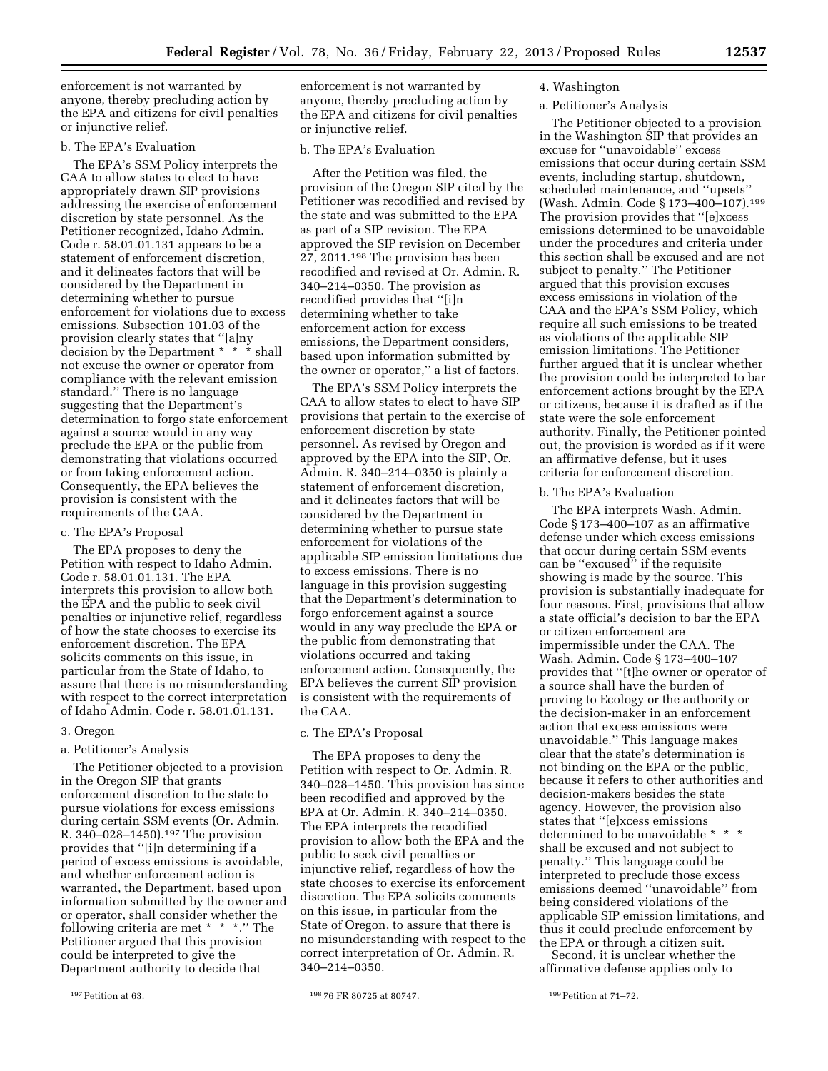enforcement is not warranted by anyone, thereby precluding action by the EPA and citizens for civil penalties or injunctive relief.

b. The EPA's Evaluation

The EPA's SSM Policy interprets the CAA to allow states to elect to have appropriately drawn SIP provisions addressing the exercise of enforcement discretion by state personnel. As the Petitioner recognized, Idaho Admin. Code r. 58.01.01.131 appears to be a statement of enforcement discretion, and it delineates factors that will be considered by the Department in determining whether to pursue enforcement for violations due to excess emissions. Subsection 101.03 of the provision clearly states that ''[a]ny decision by the Department * * * shall not excuse the owner or operator from compliance with the relevant emission standard.'' There is no language suggesting that the Department's determination to forgo state enforcement against a source would in any way preclude the EPA or the public from demonstrating that violations occurred or from taking enforcement action. Consequently, the EPA believes the provision is consistent with the requirements of the CAA.

c. The EPA's Proposal

The EPA proposes to deny the Petition with respect to Idaho Admin. Code r. 58.01.01.131. The EPA interprets this provision to allow both the EPA and the public to seek civil penalties or injunctive relief, regardless of how the state chooses to exercise its enforcement discretion. The EPA solicits comments on this issue, in particular from the State of Idaho, to assure that there is no misunderstanding with respect to the correct interpretation of Idaho Admin. Code r. 58.01.01.131.

3. Oregon

a. Petitioner's Analysis

The Petitioner objected to a provision in the Oregon SIP that grants enforcement discretion to the state to pursue violations for excess emissions during certain SSM events (Or. Admin. R. 340–028–1450).[197] The provision provides that ''[i]n determining if a period of excess emissions is avoidable, and whether enforcement action is warranted, the Department, based upon information submitted by the owner and or operator, shall consider whether the following criteria are met * * *.'' The Petitioner argued that this provision could be interpreted to give the Department authority to decide that enforcement is not warranted by anyone, thereby precluding action by the EPA and citizens for civil penalties or injunctive relief.

b. The EPA's Evaluation

After the Petition was filed, the provision of the Oregon SIP cited by the Petitioner was recodified and revised by the state and was submitted to the EPA as part of a SIP revision. The EPA approved the SIP revision on December 27, 2011.[198] The provision has been recodified and revised at Or. Admin. R. 340–214–0350. The provision as recodified provides that ''[i]n determining whether to take enforcement action for excess emissions, the Department considers, based upon information submitted by the owner or operator,'' a list of factors.

The EPA's SSM Policy interprets the CAA to allow states to elect to have SIP provisions that pertain to the exercise of enforcement discretion by state personnel. As revised by Oregon and approved by the EPA into the SIP, Or. Admin. R. 340–214–0350 is plainly a statement of enforcement discretion, and it delineates factors that will be considered by the Department in determining whether to pursue state enforcement for violations of the applicable SIP emission limitations due to excess emissions. There is no language in this provision suggesting that the Department's determination to forgo enforcement against a source would in any way preclude the EPA or the public from demonstrating that violations occurred and taking enforcement action. Consequently, the EPA believes the current SIP provision is consistent with the requirements of the CAA.

c. The EPA's Proposal

The EPA proposes to deny the Petition with respect to Or. Admin. R. 340–028–1450. This provision has since been recodified and approved by the EPA at Or. Admin. R. 340–214–0350. The EPA interprets the recodified provision to allow both the EPA and the public to seek civil penalties or injunctive relief, regardless of how the state chooses to exercise its enforcement discretion. The EPA solicits comments on this issue, in particular from the State of Oregon, to assure that there is no misunderstanding with respect to the correct interpretation of Or. Admin. R. 340–214–0350.

4. Washington

a. Petitioner's Analysis

The Petitioner objected to a provision in the Washington SIP that provides an excuse for ''unavoidable'' excess emissions that occur during certain SSM events, including startup, shutdown, scheduled maintenance, and ''upsets'' (Wash. Admin. Code § 173–400–107).[199] The provision provides that ''[e]xcess emissions determined to be unavoidable under the procedures and criteria under this section shall be excused and are not subject to penalty.'' The Petitioner argued that this provision excuses excess emissions in violation of the CAA and the EPA's SSM Policy, which require all such emissions to be treated as violations of the applicable SIP emission limitations. The Petitioner further argued that it is unclear whether the provision could be interpreted to bar enforcement actions brought by the EPA or citizens, because it is drafted as if the state were the sole enforcement authority. Finally, the Petitioner pointed out, the provision is worded as if it were an affirmative defense, but it uses criteria for enforcement discretion.

b. The EPA's Evaluation

The EPA interprets Wash. Admin. Code § 173–400–107 as an affirmative defense under which excess emissions that occur during certain SSM events can be ''excused'' if the requisite showing is made by the source. This provision is substantially inadequate for four reasons. First, provisions that allow a state official's decision to bar the EPA or citizen enforcement are impermissible under the CAA. The Wash. Admin. Code § 173–400–107 provides that ''[t]he owner or operator of a source shall have the burden of proving to Ecology or the authority or the decision-maker in an enforcement action that excess emissions were unavoidable.'' This language makes clear that the state's determination is not binding on the EPA or the public, because it refers to other authorities and decision-makers besides the state agency. However, the provision also states that ''[e]xcess emissions determined to be unavoidable * * * shall be excused and not subject to penalty.'' This language could be interpreted to preclude those excess emissions deemed ''unavoidable'' from being considered violations of the applicable SIP emission limitations, and thus it could preclude enforcement by the EPA or through a citizen suit.

Second, it is unclear whether the affirmative defense applies only to

[197] Petition at 63.

[198] 76 FR 80725 at 80747.

[199] Petition at 71–72.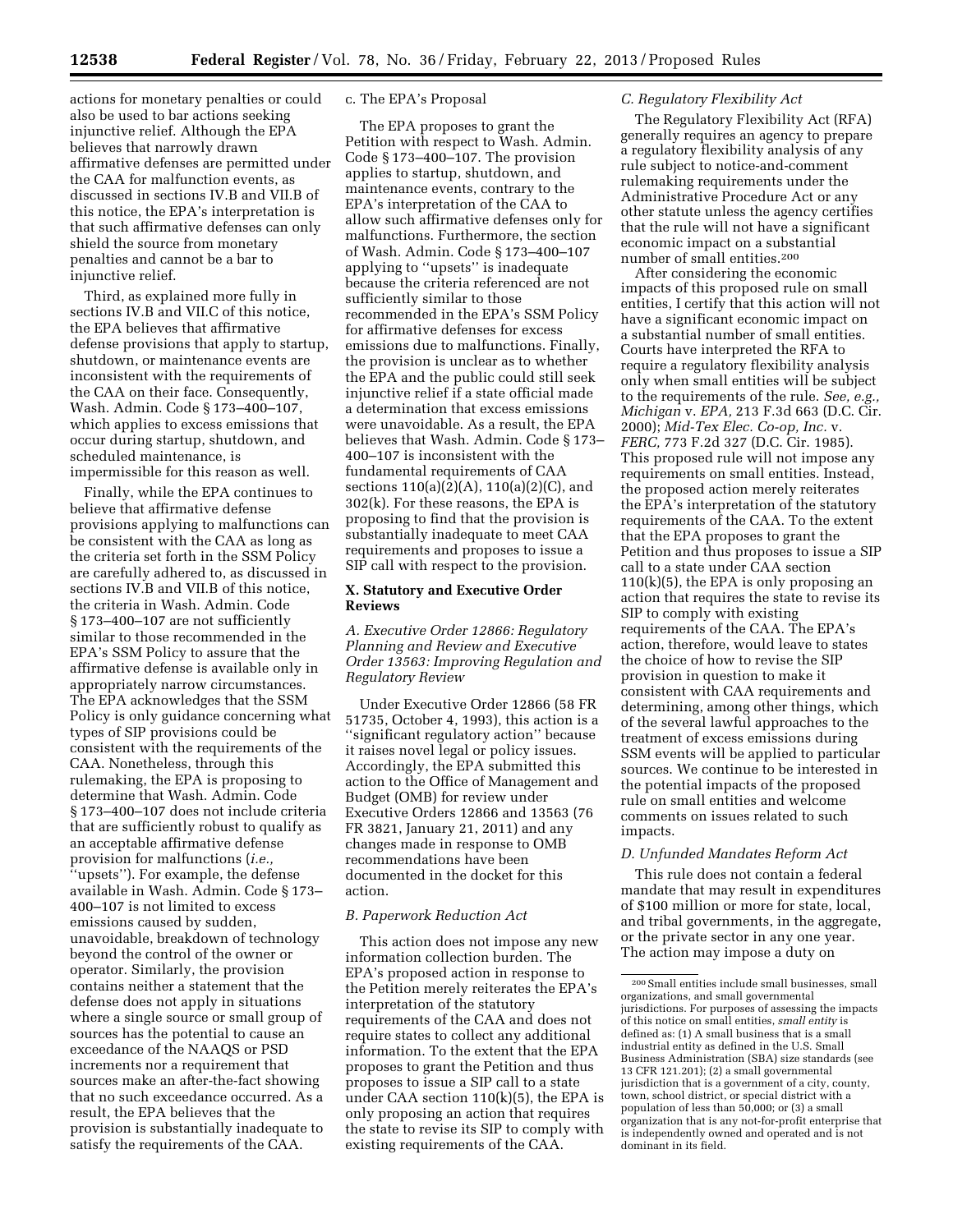actions for monetary penalties or could also be used to bar actions seeking injunctive relief. Although the EPA believes that narrowly drawn affirmative defenses are permitted under the CAA for malfunction events, as discussed in sections IV.B and VII.B of this notice, the EPA's interpretation is that such affirmative defenses can only shield the source from monetary penalties and cannot be a bar to injunctive relief.

Third, as explained more fully in sections IV.B and VII.C of this notice, the EPA believes that affirmative defense provisions that apply to startup, shutdown, or maintenance events are inconsistent with the requirements of the CAA on their face. Consequently, Wash. Admin. Code § 173–400–107, which applies to excess emissions that occur during startup, shutdown, and scheduled maintenance, is impermissible for this reason as well.

Finally, while the EPA continues to believe that affirmative defense provisions applying to malfunctions can be consistent with the CAA as long as the criteria set forth in the SSM Policy are carefully adhered to, as discussed in sections IV.B and VII.B of this notice, the criteria in Wash. Admin. Code § 173–400–107 are not sufficiently similar to those recommended in the EPA's SSM Policy to assure that the affirmative defense is available only in appropriately narrow circumstances. The EPA acknowledges that the SSM Policy is only guidance concerning what types of SIP provisions could be consistent with the requirements of the CAA. Nonetheless, through this rulemaking, the EPA is proposing to determine that Wash. Admin. Code § 173–400–107 does not include criteria that are sufficiently robust to qualify as an acceptable affirmative defense provision for malfunctions (*i.e.,* ''upsets''). For example, the defense available in Wash. Admin. Code § 173–400–107 is not limited to excess emissions caused by sudden, unavoidable, breakdown of technology beyond the control of the owner or operator. Similarly, the provision contains neither a statement that the defense does not apply in situations where a single source or small group of sources has the potential to cause an exceedance of the NAAQS or PSD increments nor a requirement that sources make an after-the-fact showing that no such exceedance occurred. As a result, the EPA believes that the provision is substantially inadequate to satisfy the requirements of the CAA.

c. The EPA's Proposal

The EPA proposes to grant the Petition with respect to Wash. Admin. Code § 173–400–107. The provision applies to startup, shutdown, and maintenance events, contrary to the EPA's interpretation of the CAA to allow such affirmative defenses only for malfunctions. Furthermore, the section of Wash. Admin. Code § 173–400–107 applying to ''upsets'' is inadequate because the criteria referenced are not sufficiently similar to those recommended in the EPA's SSM Policy for affirmative defenses for excess emissions due to malfunctions. Finally, the provision is unclear as to whether the EPA and the public could still seek injunctive relief if a state official made a determination that excess emissions were unavoidable. As a result, the EPA believes that Wash. Admin. Code § 173–400–107 is inconsistent with the fundamental requirements of CAA sections 110(a)(2)(A), 110(a)(2)(C), and 302(k). For these reasons, the EPA is proposing to find that the provision is substantially inadequate to meet CAA requirements and proposes to issue a SIP call with respect to the provision.

## X. Statutory and Executive Order Reviews

### *A. Executive Order 12866: Regulatory Planning and Review and Executive Order 13563: Improving Regulation and Regulatory Review*

Under Executive Order 12866 (58 FR 51735, October 4, 1993), this action is a ''significant regulatory action'' because it raises novel legal or policy issues. Accordingly, the EPA submitted this action to the Office of Management and Budget (OMB) for review under Executive Orders 12866 and 13563 (76 FR 3821, January 21, 2011) and any changes made in response to OMB recommendations have been documented in the docket for this action.

### *B. Paperwork Reduction Act*

This action does not impose any new information collection burden. The EPA's proposed action in response to the Petition merely reiterates the EPA's interpretation of the statutory requirements of the CAA and does not require states to collect any additional information. To the extent that the EPA proposes to grant the Petition and thus proposes to issue a SIP call to a state under CAA section 110(k)(5), the EPA is only proposing an action that requires the state to revise its SIP to comply with existing requirements of the CAA.

### *C. Regulatory Flexibility Act*

The Regulatory Flexibility Act (RFA) generally requires an agency to prepare a regulatory flexibility analysis of any rule subject to notice-and-comment rulemaking requirements under the Administrative Procedure Act or any other statute unless the agency certifies that the rule will not have a significant economic impact on a substantial number of small entities.[200]

After considering the economic impacts of this proposed rule on small entities, I certify that this action will not have a significant economic impact on a substantial number of small entities. Courts have interpreted the RFA to require a regulatory flexibility analysis only when small entities will be subject to the requirements of the rule. *See, e.g., Michigan* v. *EPA,* 213 F.3d 663 (D.C. Cir. 2000); *Mid-Tex Elec. Co-op, Inc.* v. *FERC,* 773 F.2d 327 (D.C. Cir. 1985). This proposed rule will not impose any requirements on small entities. Instead, the proposed action merely reiterates the EPA's interpretation of the statutory requirements of the CAA. To the extent that the EPA proposes to grant the Petition and thus proposes to issue a SIP call to a state under CAA section 110(k)(5), the EPA is only proposing an action that requires the state to revise its SIP to comply with existing requirements of the CAA. The EPA's action, therefore, would leave to states the choice of how to revise the SIP provision in question to make it consistent with CAA requirements and determining, among other things, which of the several lawful approaches to the treatment of excess emissions during SSM events will be applied to particular sources. We continue to be interested in the potential impacts of the proposed rule on small entities and welcome comments on issues related to such impacts.

### *D. Unfunded Mandates Reform Act*

This rule does not contain a federal mandate that may result in expenditures of $100 million or more for state, local, and tribal governments, in the aggregate, or the private sector in any one year. The action may impose a duty on

[200] Small entities include small businesses, small organizations, and small governmental jurisdictions. For purposes of assessing the impacts of this notice on small entities, *small entity* is defined as: (1) A small business that is a small industrial entity as defined in the U.S. Small Business Administration (SBA) size standards (see 13 CFR 121.201); (2) a small governmental jurisdiction that is a government of a city, county, town, school district, or special district with a population of less than 50,000; or (3) a small organization that is any not-for-profit enterprise that is independently owned and operated and is not dominant in its field.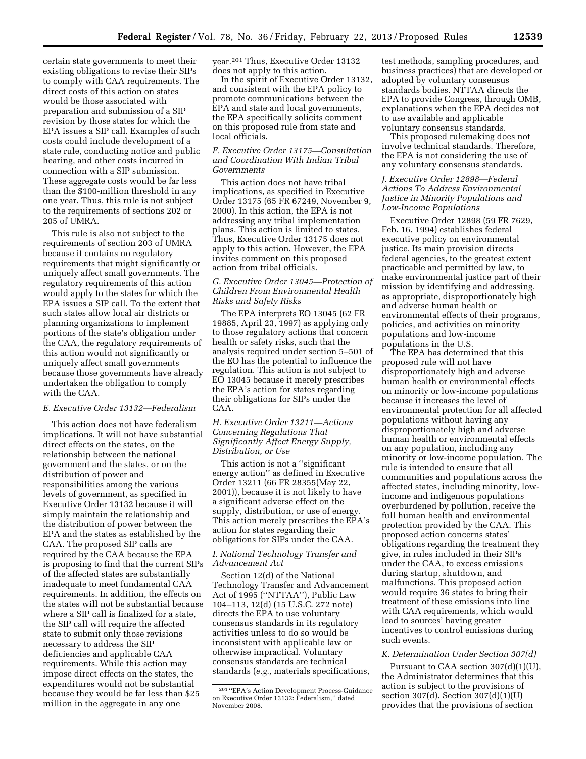certain state governments to meet their existing obligations to revise their SIPs to comply with CAA requirements. The direct costs of this action on states would be those associated with preparation and submission of a SIP revision by those states for which the EPA issues a SIP call. Examples of such costs could include development of a state rule, conducting notice and public hearing, and other costs incurred in connection with a SIP submission. These aggregate costs would be far less than the $100-million threshold in any one year. Thus, this rule is not subject to the requirements of sections 202 or 205 of UMRA.

This rule is also not subject to the requirements of section 203 of UMRA because it contains no regulatory requirements that might significantly or uniquely affect small governments. The regulatory requirements of this action would apply to the states for which the EPA issues a SIP call. To the extent that such states allow local air districts or planning organizations to implement portions of the state's obligation under the CAA, the regulatory requirements of this action would not significantly or uniquely affect small governments because those governments have already undertaken the obligation to comply with the CAA.

### *E. Executive Order 13132—Federalism*

This action does not have federalism implications. It will not have substantial direct effects on the states, on the relationship between the national government and the states, or on the distribution of power and responsibilities among the various levels of government, as specified in Executive Order 13132 because it will simply maintain the relationship and the distribution of power between the EPA and the states as established by the CAA. The proposed SIP calls are required by the CAA because the EPA is proposing to find that the current SIPs of the affected states are substantially inadequate to meet fundamental CAA requirements. In addition, the effects on the states will not be substantial because where a SIP call is finalized for a state, the SIP call will require the affected state to submit only those revisions necessary to address the SIP deficiencies and applicable CAA requirements. While this action may impose direct effects on the states, the expenditures would not be substantial because they would be far less than $25 million in the aggregate in any one year.[201] Thus, Executive Order 13132 does not apply to this action.

In the spirit of Executive Order 13132, and consistent with the EPA policy to promote communications between the EPA and state and local governments, the EPA specifically solicits comment on this proposed rule from state and local officials.

### *F. Executive Order 13175—Consultation and Coordination With Indian Tribal Governments*

This action does not have tribal implications, as specified in Executive Order 13175 (65 FR 67249, November 9, 2000). In this action, the EPA is not addressing any tribal implementation plans. This action is limited to states. Thus, Executive Order 13175 does not apply to this action. However, the EPA invites comment on this proposed action from tribal officials.

### *G. Executive Order 13045—Protection of Children From Environmental Health Risks and Safety Risks*

The EPA interprets EO 13045 (62 FR 19885, April 23, 1997) as applying only to those regulatory actions that concern health or safety risks, such that the analysis required under section 5–501 of the EO has the potential to influence the regulation. This action is not subject to EO 13045 because it merely prescribes the EPA's action for states regarding their obligations for SIPs under the CAA.

### *H. Executive Order 13211—Actions Concerning Regulations That Significantly Affect Energy Supply, Distribution, or Use*

This action is not a ''significant energy action'' as defined in Executive Order 13211 (66 FR 28355(May 22, 2001)), because it is not likely to have a significant adverse effect on the supply, distribution, or use of energy. This action merely prescribes the EPA's action for states regarding their obligations for SIPs under the CAA.

### *I. National Technology Transfer and Advancement Act*

Section 12(d) of the National Technology Transfer and Advancement Act of 1995 (''NTTAA''), Public Law 104–113, 12(d) (15 U.S.C. 272 note) directs the EPA to use voluntary consensus standards in its regulatory activities unless to do so would be inconsistent with applicable law or otherwise impractical. Voluntary consensus standards are technical standards (*e.g.,* materials specifications, test methods, sampling procedures, and business practices) that are developed or adopted by voluntary consensus standards bodies. NTTAA directs the EPA to provide Congress, through OMB, explanations when the EPA decides not to use available and applicable voluntary consensus standards.

This proposed rulemaking does not involve technical standards. Therefore, the EPA is not considering the use of any voluntary consensus standards.

### *J. Executive Order 12898—Federal Actions To Address Environmental Justice in Minority Populations and Low-Income Populations*

Executive Order 12898 (59 FR 7629, Feb. 16, 1994) establishes federal executive policy on environmental justice. Its main provision directs federal agencies, to the greatest extent practicable and permitted by law, to make environmental justice part of their mission by identifying and addressing, as appropriate, disproportionately high and adverse human health or environmental effects of their programs, policies, and activities on minority populations and low-income populations in the U.S.

The EPA has determined that this proposed rule will not have disproportionately high and adverse human health or environmental effects on minority or low-income populations because it increases the level of environmental protection for all affected populations without having any disproportionately high and adverse human health or environmental effects on any population, including any minority or low-income population. The rule is intended to ensure that all communities and populations across the affected states, including minority, low-income and indigenous populations overburdened by pollution, receive the full human health and environmental protection provided by the CAA. This proposed action concerns states' obligations regarding the treatment they give, in rules included in their SIPs under the CAA, to excess emissions during startup, shutdown, and malfunctions. This proposed action would require 36 states to bring their treatment of these emissions into line with CAA requirements, which would lead to sources' having greater incentives to control emissions during such events.

### *K. Determination Under Section 307(d)*

Pursuant to CAA section 307(d)(1)(U), the Administrator determines that this action is subject to the provisions of section 307(d). Section 307(d)(1)(U) provides that the provisions of section

---

[201] ''EPA's Action Development Process-Guidance on Executive Order 13132: Federalism,'' dated November 2008.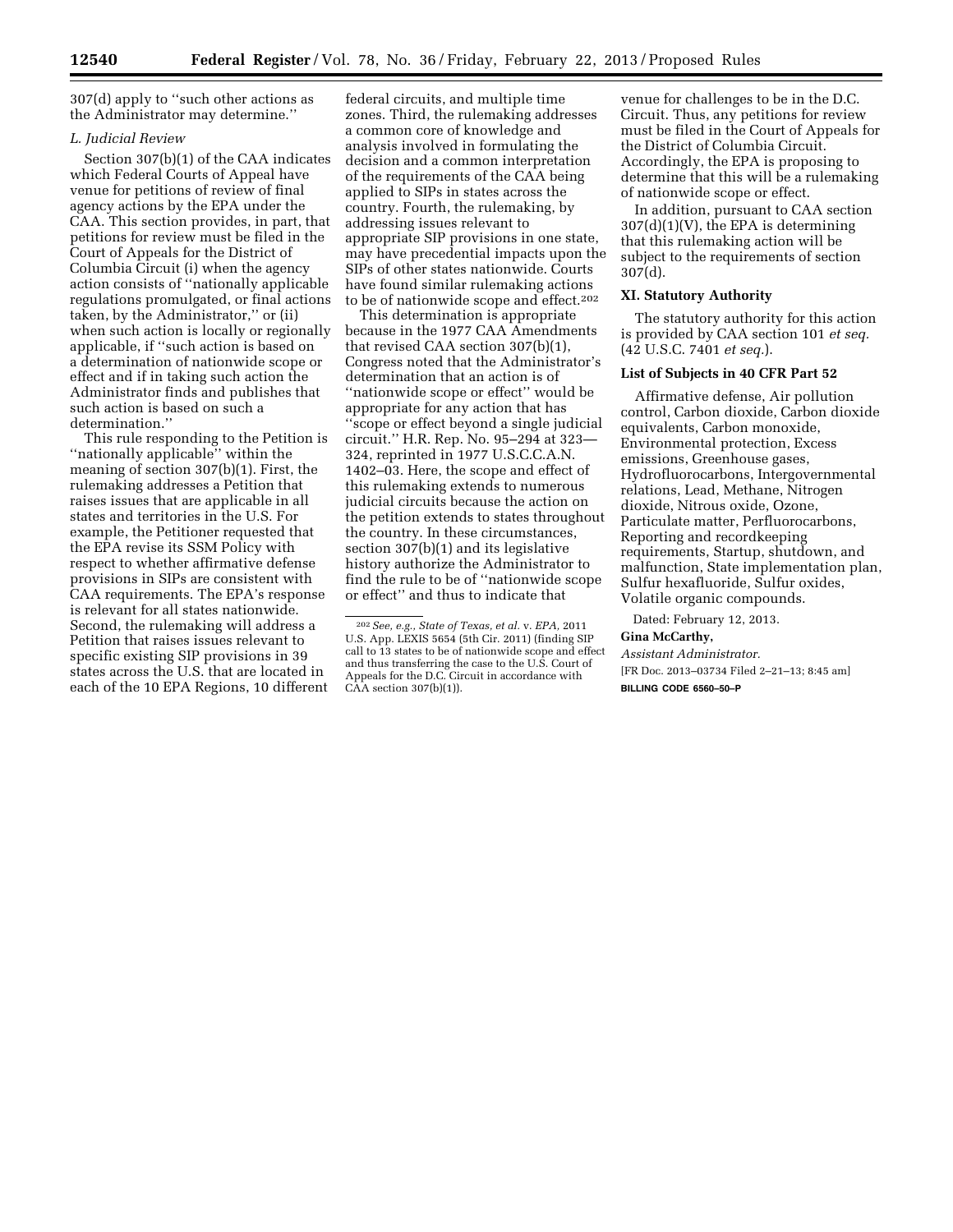307(d) apply to ''such other actions as the Administrator may determine.''

### L. Judicial Review

Section 307(b)(1) of the CAA indicates which Federal Courts of Appeal have venue for petitions of review of final agency actions by the EPA under the CAA. This section provides, in part, that petitions for review must be filed in the Court of Appeals for the District of Columbia Circuit (i) when the agency action consists of ''nationally applicable regulations promulgated, or final actions taken, by the Administrator,'' or (ii) when such action is locally or regionally applicable, if ''such action is based on a determination of nationwide scope or effect and if in taking such action the Administrator finds and publishes that such action is based on such a determination.''

This rule responding to the Petition is ''nationally applicable'' within the meaning of section 307(b)(1). First, the rulemaking addresses a Petition that raises issues that are applicable in all states and territories in the U.S. For example, the Petitioner requested that the EPA revise its SSM Policy with respect to whether affirmative defense provisions in SIPs are consistent with CAA requirements. The EPA's response is relevant for all states nationwide. Second, the rulemaking will address a Petition that raises issues relevant to specific existing SIP provisions in 39 states across the U.S. that are located in each of the 10 EPA Regions, 10 different federal circuits, and multiple time zones. Third, the rulemaking addresses a common core of knowledge and analysis involved in formulating the decision and a common interpretation of the requirements of the CAA being applied to SIPs in states across the country. Fourth, the rulemaking, by addressing issues relevant to appropriate SIP provisions in one state, may have precedential impacts upon the SIPs of other states nationwide. Courts have found similar rulemaking actions to be of nationwide scope and effect.[202]

This determination is appropriate because in the 1977 CAA Amendments that revised CAA section 307(b)(1), Congress noted that the Administrator's determination that an action is of ''nationwide scope or effect'' would be appropriate for any action that has ''scope or effect beyond a single judicial circuit.'' H.R. Rep. No. 95–294 at 323—324, reprinted in 1977 U.S.C.C.A.N. 1402–03. Here, the scope and effect of this rulemaking extends to numerous judicial circuits because the action on the petition extends to states throughout the country. In these circumstances, section 307(b)(1) and its legislative history authorize the Administrator to find the rule to be of ''nationwide scope or effect'' and thus to indicate that venue for challenges to be in the D.C. Circuit. Thus, any petitions for review must be filed in the Court of Appeals for the District of Columbia Circuit. Accordingly, the EPA is proposing to determine that this will be a rulemaking of nationwide scope or effect.

In addition, pursuant to CAA section 307(d)(1)(V), the EPA is determining that this rulemaking action will be subject to the requirements of section 307(d).

[202] *See, e.g., State of Texas, et al.* v. *EPA,* 2011 U.S. App. LEXIS 5654 (5th Cir. 2011) (finding SIP call to 13 states to be of nationwide scope and effect and thus transferring the case to the U.S. Court of Appeals for the D.C. Circuit in accordance with CAA section 307(b)(1)).

## XI. Statutory Authority

The statutory authority for this action is provided by CAA section 101 *et seq.* (42 U.S.C. 7401 *et seq.*).

## List of Subjects in 40 CFR Part 52

Affirmative defense, Air pollution control, Carbon dioxide, Carbon dioxide equivalents, Carbon monoxide, Environmental protection, Excess emissions, Greenhouse gases, Hydrofluorocarbons, Intergovernmental relations, Lead, Methane, Nitrogen dioxide, Nitrous oxide, Ozone, Particulate matter, Perfluorocarbons, Reporting and recordkeeping requirements, Startup, shutdown, and malfunction, State implementation plan, Sulfur hexafluoride, Sulfur oxides, Volatile organic compounds.

Dated: February 12, 2013.

**Gina McCarthy,**

*Assistant Administrator.*

[FR Doc. 2013–03734 Filed 2–21–13; 8:45 am]

**BILLING CODE 6560–50–P**